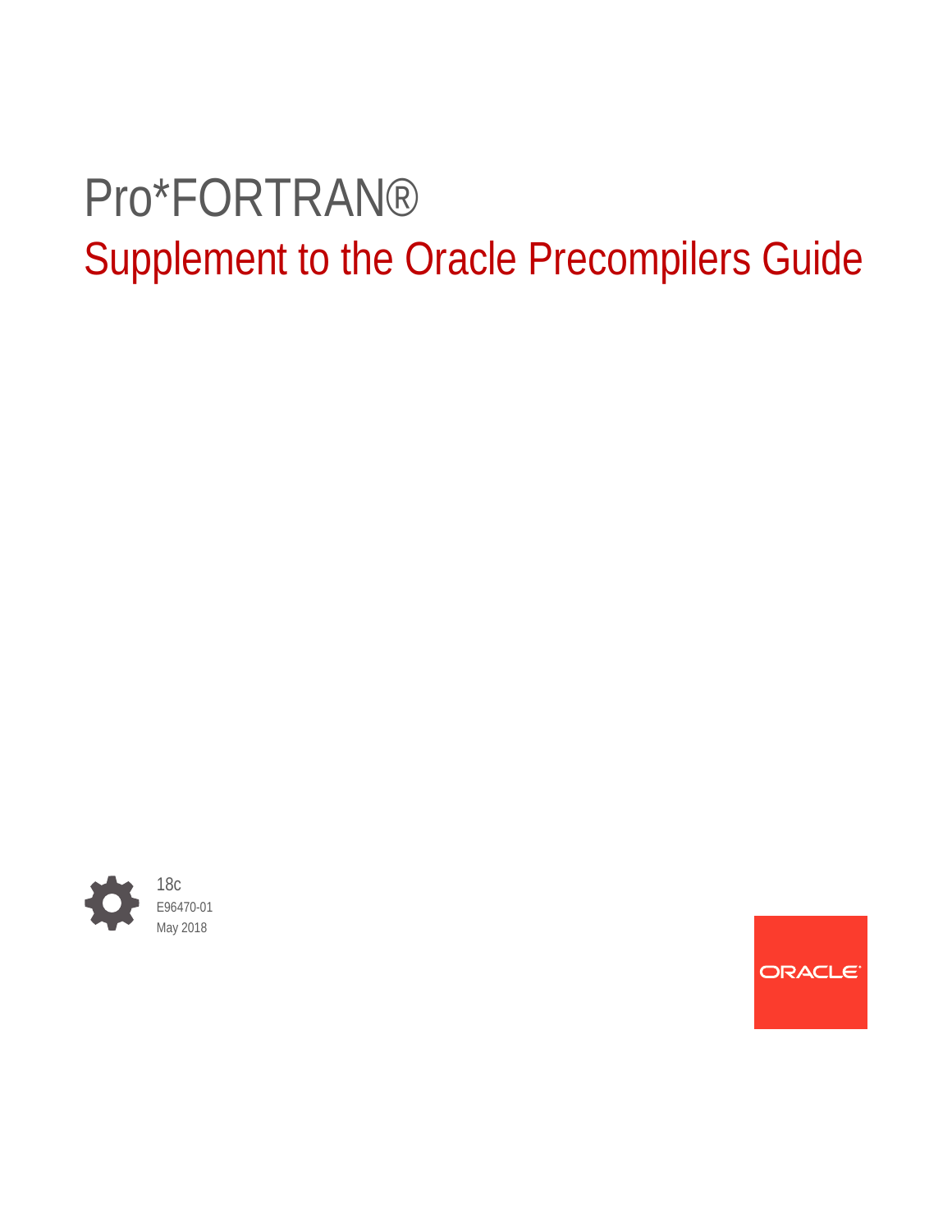# Pro*FORTRAN®

## Supplement to the Oracle Precompilers Guide

18c
E96470-01
May 2018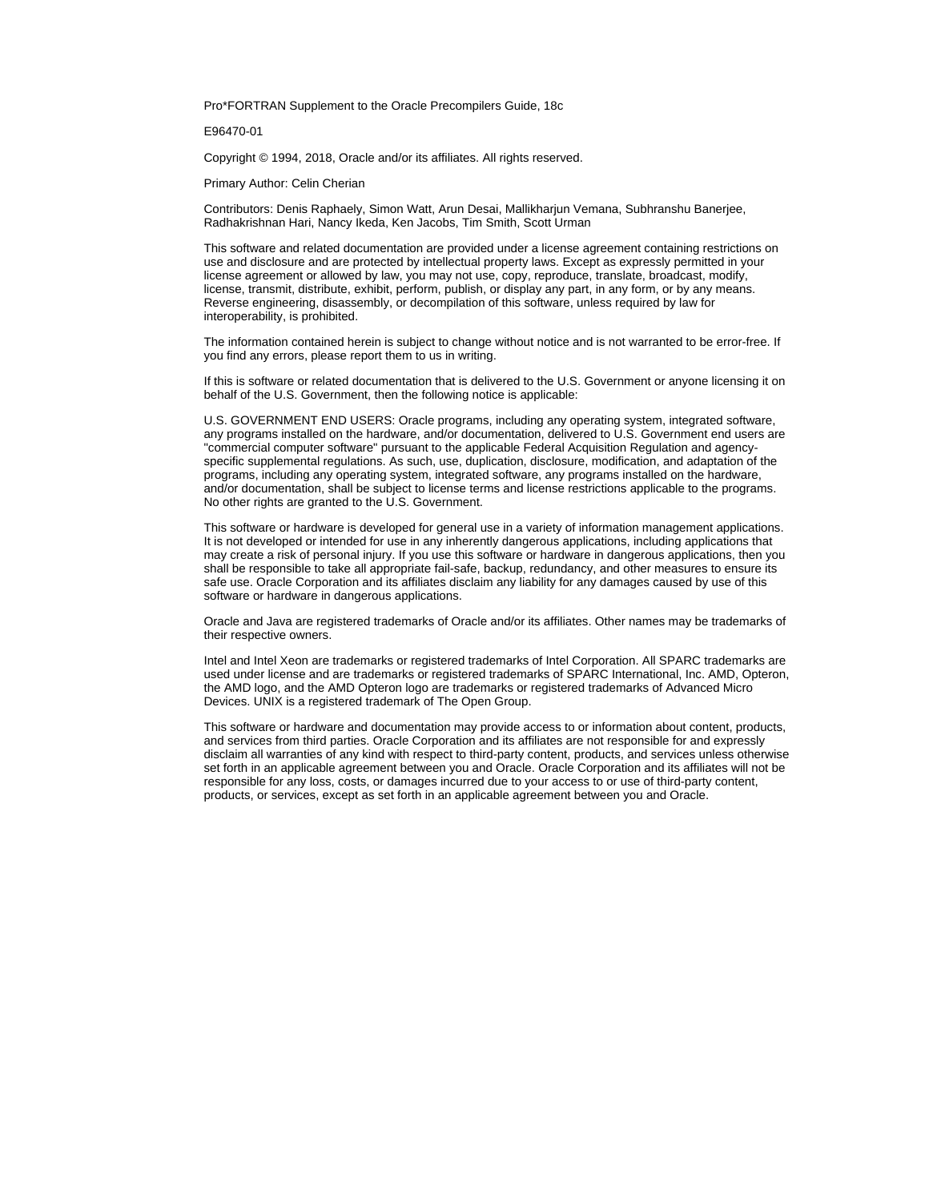Pro*FORTRAN Supplement to the Oracle Precompilers Guide, 18c

E96470-01

Copyright © 1994, 2018, Oracle and/or its affiliates. All rights reserved.

Primary Author: Celin Cherian

Contributors: Denis Raphaely, Simon Watt, Arun Desai, Mallikharjun Vemana, Subhranshu Banerjee, Radhakrishnan Hari, Nancy Ikeda, Ken Jacobs, Tim Smith, Scott Urman

This software and related documentation are provided under a license agreement containing restrictions on use and disclosure and are protected by intellectual property laws. Except as expressly permitted in your license agreement or allowed by law, you may not use, copy, reproduce, translate, broadcast, modify, license, transmit, distribute, exhibit, perform, publish, or display any part, in any form, or by any means. Reverse engineering, disassembly, or decompilation of this software, unless required by law for interoperability, is prohibited.

The information contained herein is subject to change without notice and is not warranted to be error-free. If you find any errors, please report them to us in writing.

If this is software or related documentation that is delivered to the U.S. Government or anyone licensing it on behalf of the U.S. Government, then the following notice is applicable:

U.S. GOVERNMENT END USERS: Oracle programs, including any operating system, integrated software, any programs installed on the hardware, and/or documentation, delivered to U.S. Government end users are "commercial computer software" pursuant to the applicable Federal Acquisition Regulation and agency-specific supplemental regulations. As such, use, duplication, disclosure, modification, and adaptation of the programs, including any operating system, integrated software, any programs installed on the hardware, and/or documentation, shall be subject to license terms and license restrictions applicable to the programs. No other rights are granted to the U.S. Government.

This software or hardware is developed for general use in a variety of information management applications. It is not developed or intended for use in any inherently dangerous applications, including applications that may create a risk of personal injury. If you use this software or hardware in dangerous applications, then you shall be responsible to take all appropriate fail-safe, backup, redundancy, and other measures to ensure its safe use. Oracle Corporation and its affiliates disclaim any liability for any damages caused by use of this software or hardware in dangerous applications.

Oracle and Java are registered trademarks of Oracle and/or its affiliates. Other names may be trademarks of their respective owners.

Intel and Intel Xeon are trademarks or registered trademarks of Intel Corporation. All SPARC trademarks are used under license and are trademarks or registered trademarks of SPARC International, Inc. AMD, Opteron, the AMD logo, and the AMD Opteron logo are trademarks or registered trademarks of Advanced Micro Devices. UNIX is a registered trademark of The Open Group.

This software or hardware and documentation may provide access to or information about content, products, and services from third parties. Oracle Corporation and its affiliates are not responsible for and expressly disclaim all warranties of any kind with respect to third-party content, products, and services unless otherwise set forth in an applicable agreement between you and Oracle. Oracle Corporation and its affiliates will not be responsible for any loss, costs, or damages incurred due to your access to or use of third-party content, products, or services, except as set forth in an applicable agreement between you and Oracle.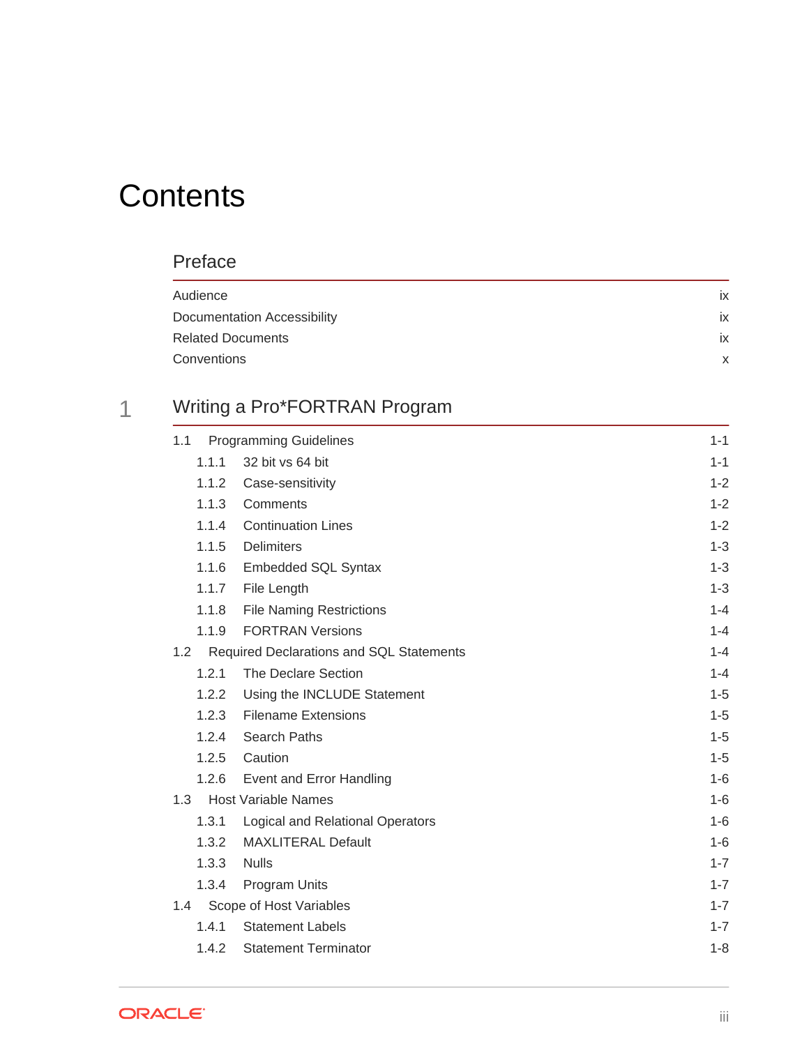# Contents

## Preface

| | |
|---|---|
| Audience | ix |
| Documentation Accessibility | ix |
| Related Documents | ix |
| Conventions | x |

## 1 Writing a Pro*FORTRAN Program

| | | |
|---|---|---|
| 1.1 | Programming Guidelines | 1-1 |
| 1.1.1 | 32 bit vs 64 bit | 1-1 |
| 1.1.2 | Case-sensitivity | 1-2 |
| 1.1.3 | Comments | 1-2 |
| 1.1.4 | Continuation Lines | 1-2 |
| 1.1.5 | Delimiters | 1-3 |
| 1.1.6 | Embedded SQL Syntax | 1-3 |
| 1.1.7 | File Length | 1-3 |
| 1.1.8 | File Naming Restrictions | 1-4 |
| 1.1.9 | FORTRAN Versions | 1-4 |
| 1.2 | Required Declarations and SQL Statements | 1-4 |
| 1.2.1 | The Declare Section | 1-4 |
| 1.2.2 | Using the INCLUDE Statement | 1-5 |
| 1.2.3 | Filename Extensions | 1-5 |
| 1.2.4 | Search Paths | 1-5 |
| 1.2.5 | Caution | 1-5 |
| 1.2.6 | Event and Error Handling | 1-6 |
| 1.3 | Host Variable Names | 1-6 |
| 1.3.1 | Logical and Relational Operators | 1-6 |
| 1.3.2 | MAXLITERAL Default | 1-6 |
| 1.3.3 | Nulls | 1-7 |
| 1.3.4 | Program Units | 1-7 |
| 1.4 | Scope of Host Variables | 1-7 |
| 1.4.1 | Statement Labels | 1-7 |
| 1.4.2 | Statement Terminator | 1-8 |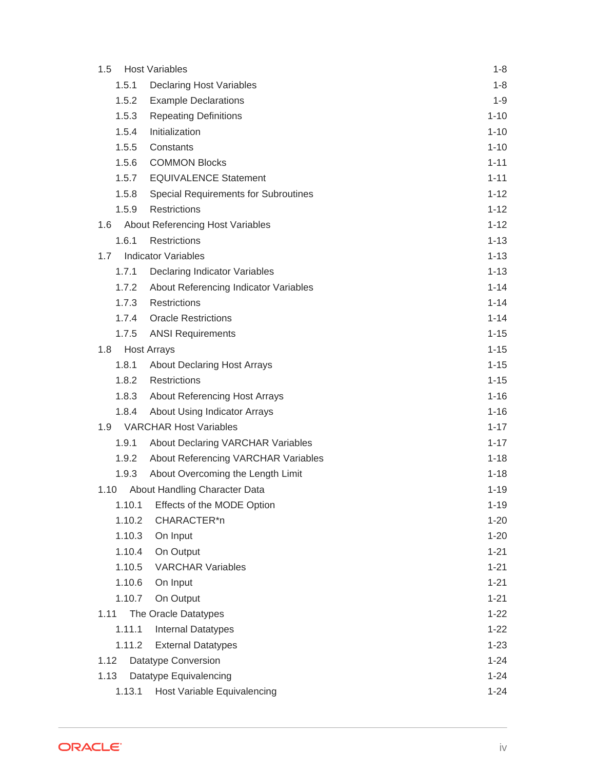- 1.5 Host Variables 1-8
  - 1.5.1 Declaring Host Variables 1-8
  - 1.5.2 Example Declarations 1-9
  - 1.5.3 Repeating Definitions 1-10
  - 1.5.4 Initialization 1-10
  - 1.5.5 Constants 1-10
  - 1.5.6 COMMON Blocks 1-11
  - 1.5.7 EQUIVALENCE Statement 1-11
  - 1.5.8 Special Requirements for Subroutines 1-12
  - 1.5.9 Restrictions 1-12
- 1.6 About Referencing Host Variables 1-12
  - 1.6.1 Restrictions 1-13
- 1.7 Indicator Variables 1-13
  - 1.7.1 Declaring Indicator Variables 1-13
  - 1.7.2 About Referencing Indicator Variables 1-14
  - 1.7.3 Restrictions 1-14
  - 1.7.4 Oracle Restrictions 1-14
  - 1.7.5 ANSI Requirements 1-15
- 1.8 Host Arrays 1-15
  - 1.8.1 About Declaring Host Arrays 1-15
  - 1.8.2 Restrictions 1-15
  - 1.8.3 About Referencing Host Arrays 1-16
  - 1.8.4 About Using Indicator Arrays 1-16
- 1.9 VARCHAR Host Variables 1-17
  - 1.9.1 About Declaring VARCHAR Variables 1-17
  - 1.9.2 About Referencing VARCHAR Variables 1-18
  - 1.9.3 About Overcoming the Length Limit 1-18
- 1.10 About Handling Character Data 1-19
  - 1.10.1 Effects of the MODE Option 1-19
  - 1.10.2 CHARACTER*n 1-20
  - 1.10.3 On Input 1-20
  - 1.10.4 On Output 1-21
  - 1.10.5 VARCHAR Variables 1-21
  - 1.10.6 On Input 1-21
  - 1.10.7 On Output 1-21
- 1.11 The Oracle Datatypes 1-22
  - 1.11.1 Internal Datatypes 1-22
  - 1.11.2 External Datatypes 1-23
- 1.12 Datatype Conversion 1-24
- 1.13 Datatype Equivalencing 1-24
  - 1.13.1 Host Variable Equivalencing 1-24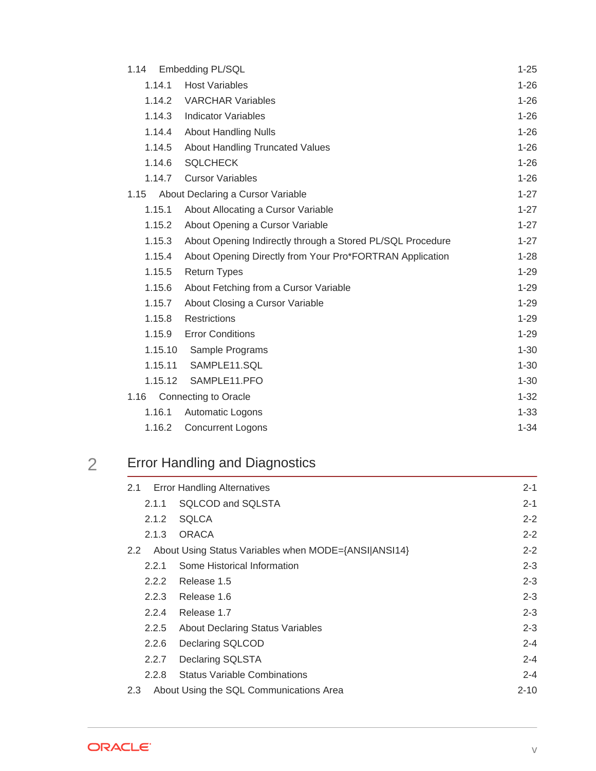1.14 Embedding PL/SQL 1-25

 1.14.1 Host Variables 1-26

 1.14.2 VARCHAR Variables 1-26

 1.14.3 Indicator Variables 1-26

 1.14.4 About Handling Nulls 1-26

 1.14.5 About Handling Truncated Values 1-26

 1.14.6 SQLCHECK 1-26

 1.14.7 Cursor Variables 1-26

1.15 About Declaring a Cursor Variable 1-27

 1.15.1 About Allocating a Cursor Variable 1-27

 1.15.2 About Opening a Cursor Variable 1-27

 1.15.3 About Opening Indirectly through a Stored PL/SQL Procedure 1-27

 1.15.4 About Opening Directly from Your Pro*FORTRAN Application 1-28

 1.15.5 Return Types 1-29

 1.15.6 About Fetching from a Cursor Variable 1-29

 1.15.7 About Closing a Cursor Variable 1-29

 1.15.8 Restrictions 1-29

 1.15.9 Error Conditions 1-29

 1.15.10 Sample Programs 1-30

 1.15.11 SAMPLE11.SQL 1-30

 1.15.12 SAMPLE11.PFO 1-30

1.16 Connecting to Oracle 1-32

 1.16.1 Automatic Logons 1-33

 1.16.2 Concurrent Logons 1-34

## 2 Error Handling and Diagnostics

2.1 Error Handling Alternatives 2-1

 2.1.1 SQLCOD and SQLSTA 2-1

 2.1.2 SQLCA 2-2

 2.1.3 ORACA 2-2

2.2 About Using Status Variables when MODE={ANSI|ANSI14} 2-2

 2.2.1 Some Historical Information 2-3

 2.2.2 Release 1.5 2-3

 2.2.3 Release 1.6 2-3

 2.2.4 Release 1.7 2-3

 2.2.5 About Declaring Status Variables 2-3

 2.2.6 Declaring SQLCOD 2-4

 2.2.7 Declaring SQLSTA 2-4

 2.2.8 Status Variable Combinations 2-4

2.3 About Using the SQL Communications Area 2-10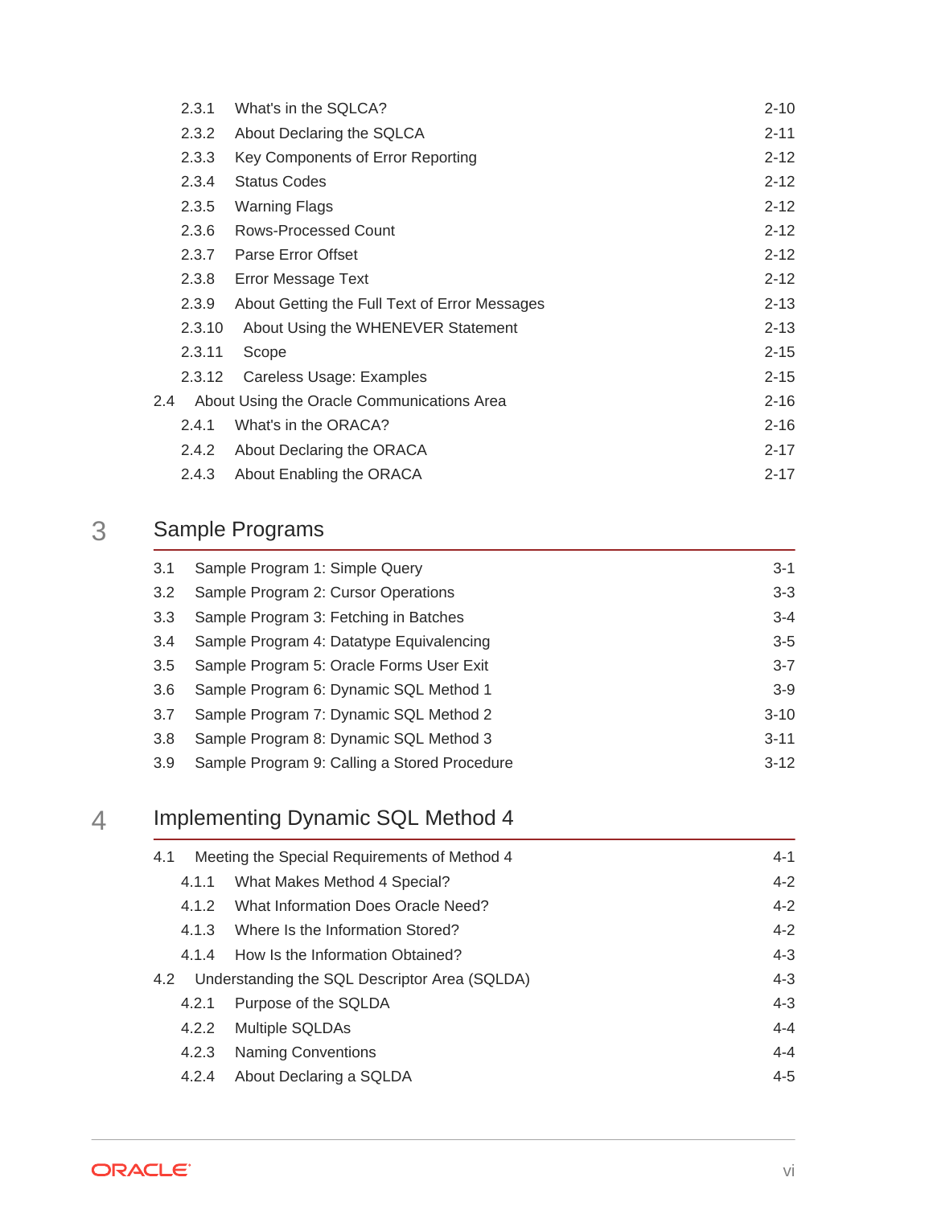2.3.1 What's in the SQLCA? 2-10

2.3.2 About Declaring the SQLCA 2-11

2.3.3 Key Components of Error Reporting 2-12

2.3.4 Status Codes 2-12

2.3.5 Warning Flags 2-12

2.3.6 Rows-Processed Count 2-12

2.3.7 Parse Error Offset 2-12

2.3.8 Error Message Text 2-12

2.3.9 About Getting the Full Text of Error Messages 2-13

2.3.10 About Using the WHENEVER Statement 2-13

2.3.11 Scope 2-15

2.3.12 Careless Usage: Examples 2-15

2.4 About Using the Oracle Communications Area 2-16

2.4.1 What's in the ORACA? 2-16

2.4.2 About Declaring the ORACA 2-17

2.4.3 About Enabling the ORACA 2-17

## 3 Sample Programs

3.1 Sample Program 1: Simple Query 3-1

3.2 Sample Program 2: Cursor Operations 3-3

3.3 Sample Program 3: Fetching in Batches 3-4

3.4 Sample Program 4: Datatype Equivalencing 3-5

3.5 Sample Program 5: Oracle Forms User Exit 3-7

3.6 Sample Program 6: Dynamic SQL Method 1 3-9

3.7 Sample Program 7: Dynamic SQL Method 2 3-10

3.8 Sample Program 8: Dynamic SQL Method 3 3-11

3.9 Sample Program 9: Calling a Stored Procedure 3-12

## 4 Implementing Dynamic SQL Method 4

4.1 Meeting the Special Requirements of Method 4 4-1

4.1.1 What Makes Method 4 Special? 4-2

4.1.2 What Information Does Oracle Need? 4-2

4.1.3 Where Is the Information Stored? 4-2

4.1.4 How Is the Information Obtained? 4-3

4.2 Understanding the SQL Descriptor Area (SQLDA) 4-3

4.2.1 Purpose of the SQLDA 4-3

4.2.2 Multiple SQLDAs 4-4

4.2.3 Naming Conventions 4-4

4.2.4 About Declaring a SQLDA 4-5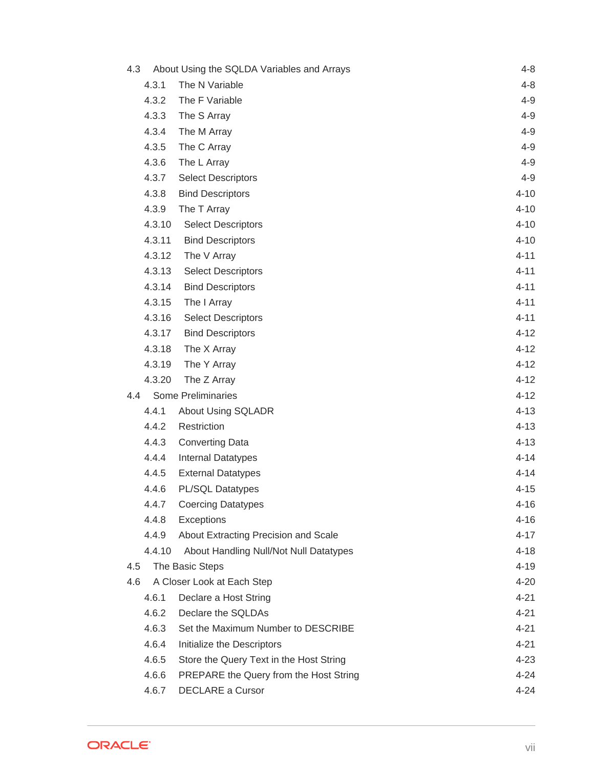- 4.3 About Using the SQLDA Variables and Arrays 4-8
  - 4.3.1 The N Variable 4-8
  - 4.3.2 The F Variable 4-9
  - 4.3.3 The S Array 4-9
  - 4.3.4 The M Array 4-9
  - 4.3.5 The C Array 4-9
  - 4.3.6 The L Array 4-9
  - 4.3.7 Select Descriptors 4-9
  - 4.3.8 Bind Descriptors 4-10
  - 4.3.9 The T Array 4-10
  - 4.3.10 Select Descriptors 4-10
  - 4.3.11 Bind Descriptors 4-10
  - 4.3.12 The V Array 4-11
  - 4.3.13 Select Descriptors 4-11
  - 4.3.14 Bind Descriptors 4-11
  - 4.3.15 The I Array 4-11
  - 4.3.16 Select Descriptors 4-11
  - 4.3.17 Bind Descriptors 4-12
  - 4.3.18 The X Array 4-12
  - 4.3.19 The Y Array 4-12
  - 4.3.20 The Z Array 4-12
- 4.4 Some Preliminaries 4-12
  - 4.4.1 About Using SQLADR 4-13
  - 4.4.2 Restriction 4-13
  - 4.4.3 Converting Data 4-13
  - 4.4.4 Internal Datatypes 4-14
  - 4.4.5 External Datatypes 4-14
  - 4.4.6 PL/SQL Datatypes 4-15
  - 4.4.7 Coercing Datatypes 4-16
  - 4.4.8 Exceptions 4-16
  - 4.4.9 About Extracting Precision and Scale 4-17
  - 4.4.10 About Handling Null/Not Null Datatypes 4-18
- 4.5 The Basic Steps 4-19
- 4.6 A Closer Look at Each Step 4-20
  - 4.6.1 Declare a Host String 4-21
  - 4.6.2 Declare the SQLDAs 4-21
  - 4.6.3 Set the Maximum Number to DESCRIBE 4-21
  - 4.6.4 Initialize the Descriptors 4-21
  - 4.6.5 Store the Query Text in the Host String 4-23
  - 4.6.6 PREPARE the Query from the Host String 4-24
  - 4.6.7 DECLARE a Cursor 4-24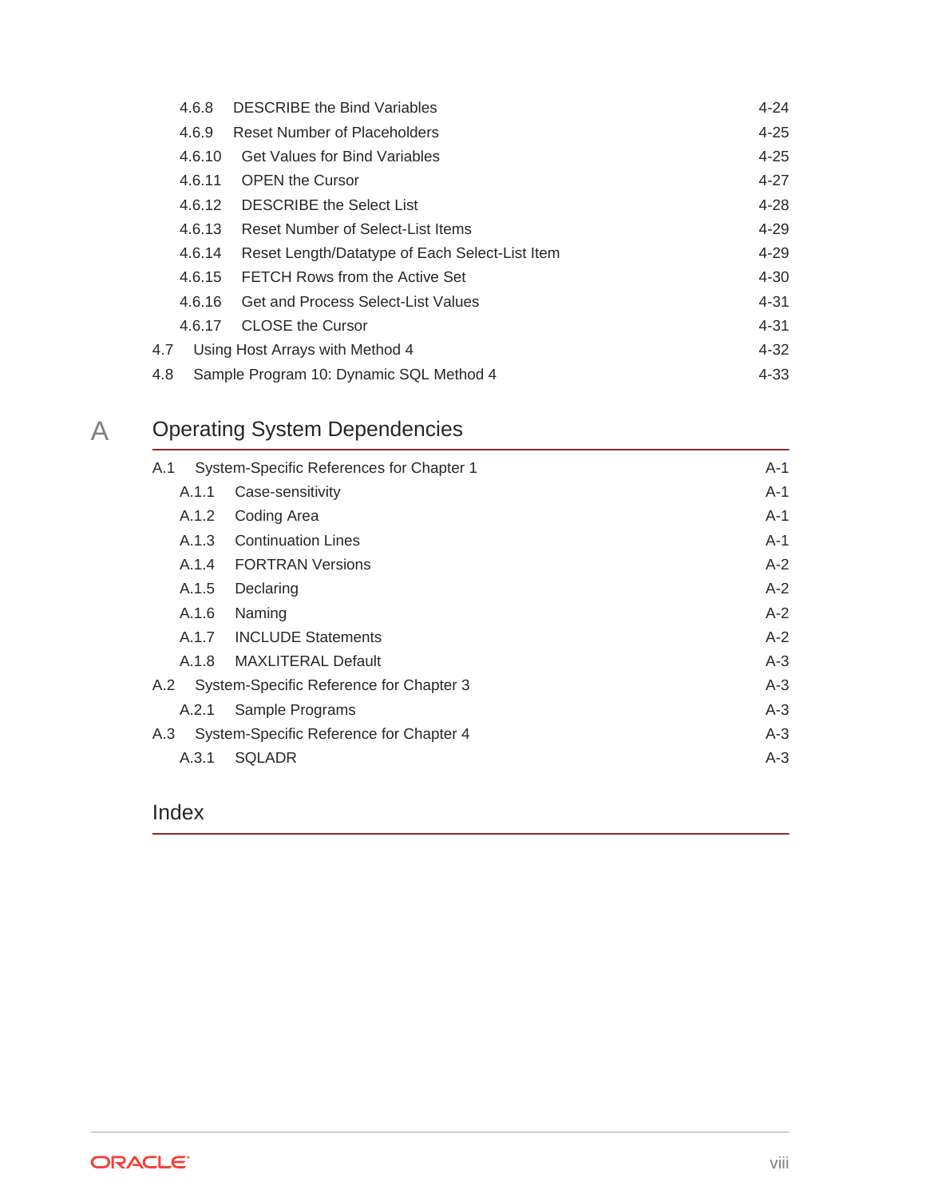4.6.8 DESCRIBE the Bind Variables 4-24
4.6.9 Reset Number of Placeholders 4-25
4.6.10 Get Values for Bind Variables 4-25
4.6.11 OPEN the Cursor 4-27
4.6.12 DESCRIBE the Select List 4-28
4.6.13 Reset Number of Select-List Items 4-29
4.6.14 Reset Length/Datatype of Each Select-List Item 4-29
4.6.15 FETCH Rows from the Active Set 4-30
4.6.16 Get and Process Select-List Values 4-31
4.6.17 CLOSE the Cursor 4-31
4.7 Using Host Arrays with Method 4 4-32
4.8 Sample Program 10: Dynamic SQL Method 4 4-33

## A Operating System Dependencies

A.1 System-Specific References for Chapter 1 A-1
A.1.1 Case-sensitivity A-1
A.1.2 Coding Area A-1
A.1.3 Continuation Lines A-1
A.1.4 FORTRAN Versions A-2
A.1.5 Declaring A-2
A.1.6 Naming A-2
A.1.7 INCLUDE Statements A-2
A.1.8 MAXLITERAL Default A-3
A.2 System-Specific Reference for Chapter 3 A-3
A.2.1 Sample Programs A-3
A.3 System-Specific Reference for Chapter 4 A-3
A.3.1 SQLADR A-3

## Index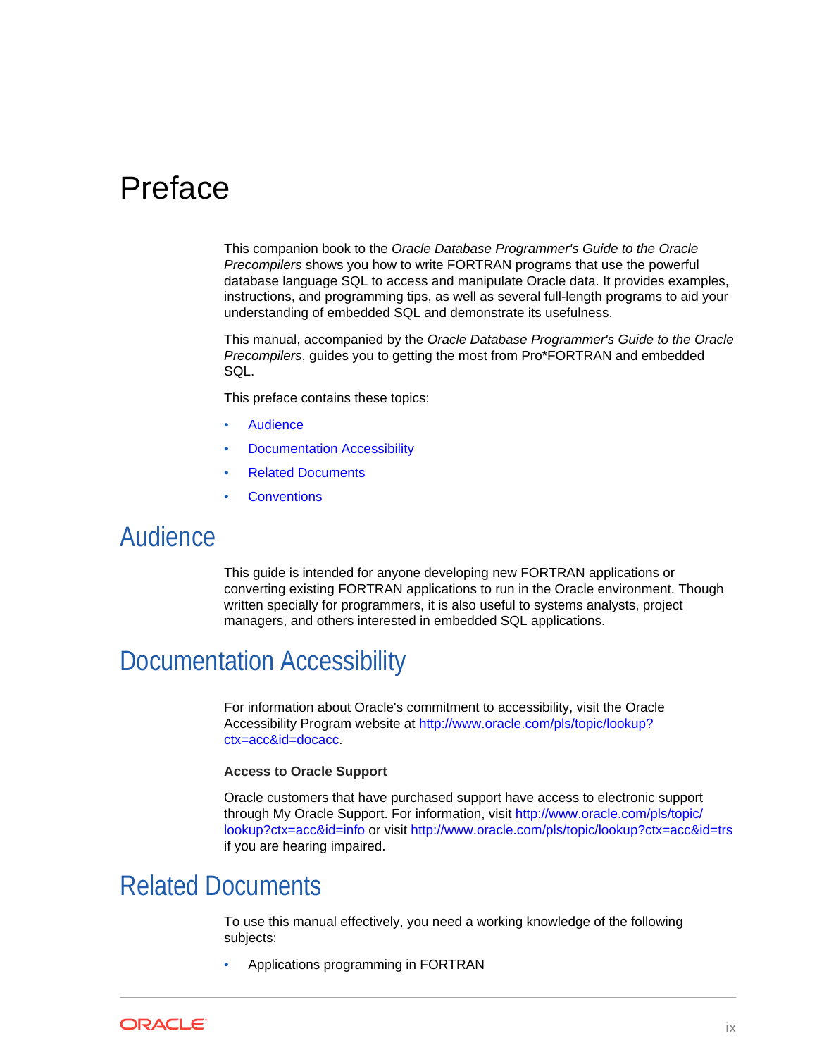# Preface

This companion book to the *Oracle Database Programmer's Guide to the Oracle Precompilers* shows you how to write FORTRAN programs that use the powerful database language SQL to access and manipulate Oracle data. It provides examples, instructions, and programming tips, as well as several full-length programs to aid your understanding of embedded SQL and demonstrate its usefulness.

This manual, accompanied by the *Oracle Database Programmer's Guide to the Oracle Precompilers*, guides you to getting the most from Pro*FORTRAN and embedded SQL.

This preface contains these topics:

- Audience
- Documentation Accessibility
- Related Documents
- Conventions

## Audience

This guide is intended for anyone developing new FORTRAN applications or converting existing FORTRAN applications to run in the Oracle environment. Though written specially for programmers, it is also useful to systems analysts, project managers, and others interested in embedded SQL applications.

## Documentation Accessibility

For information about Oracle's commitment to accessibility, visit the Oracle Accessibility Program website at http://www.oracle.com/pls/topic/lookup?ctx=acc&id=docacc.

**Access to Oracle Support**

Oracle customers that have purchased support have access to electronic support through My Oracle Support. For information, visit http://www.oracle.com/pls/topic/lookup?ctx=acc&id=info or visit http://www.oracle.com/pls/topic/lookup?ctx=acc&id=trs if you are hearing impaired.

## Related Documents

To use this manual effectively, you need a working knowledge of the following subjects:

- Applications programming in FORTRAN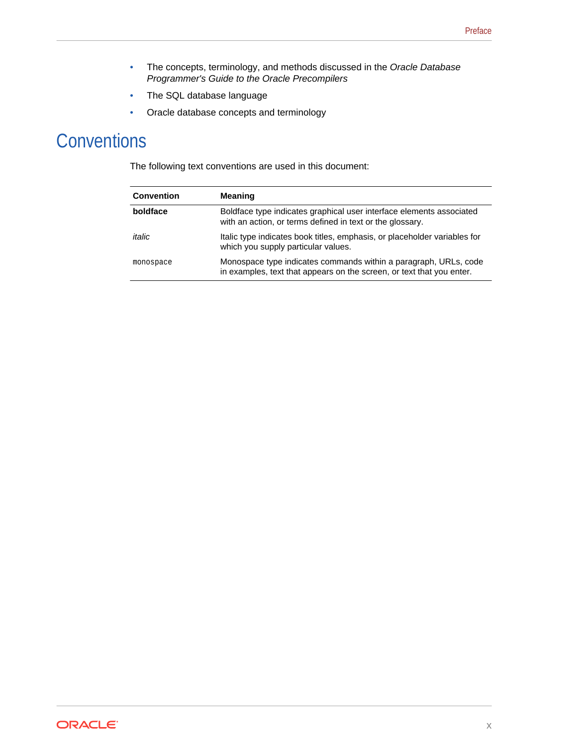- The concepts, terminology, and methods discussed in the *Oracle Database Programmer's Guide to the Oracle Precompilers*
- The SQL database language
- Oracle database concepts and terminology

## Conventions

The following text conventions are used in this document:

| Convention | Meaning |
| --- | --- |
| **boldface** | Boldface type indicates graphical user interface elements associated with an action, or terms defined in text or the glossary. |
| *italic* | Italic type indicates book titles, emphasis, or placeholder variables for which you supply particular values. |
| `monospace` | Monospace type indicates commands within a paragraph, URLs, code in examples, text that appears on the screen, or text that you enter. |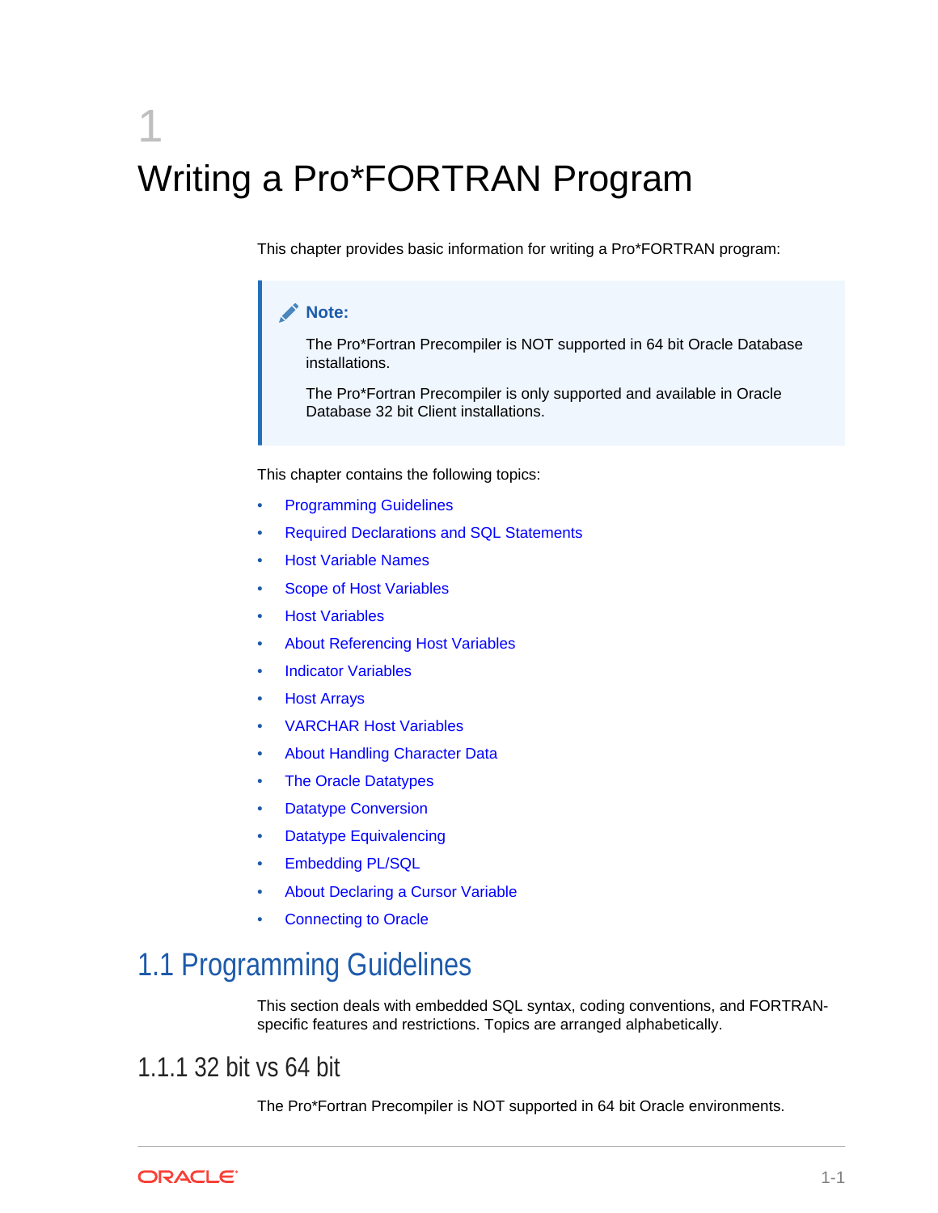# 1 Writing a Pro*FORTRAN Program

This chapter provides basic information for writing a Pro*FORTRAN program:

> **Note:**
>
> The Pro*Fortran Precompiler is NOT supported in 64 bit Oracle Database installations.
>
> The Pro*Fortran Precompiler is only supported and available in Oracle Database 32 bit Client installations.

This chapter contains the following topics:

- Programming Guidelines
- Required Declarations and SQL Statements
- Host Variable Names
- Scope of Host Variables
- Host Variables
- About Referencing Host Variables
- Indicator Variables
- Host Arrays
- VARCHAR Host Variables
- About Handling Character Data
- The Oracle Datatypes
- Datatype Conversion
- Datatype Equivalencing
- Embedding PL/SQL
- About Declaring a Cursor Variable
- Connecting to Oracle

## 1.1 Programming Guidelines

This section deals with embedded SQL syntax, coding conventions, and FORTRAN-specific features and restrictions. Topics are arranged alphabetically.

### 1.1.1 32 bit vs 64 bit

The Pro*Fortran Precompiler is NOT supported in 64 bit Oracle environments.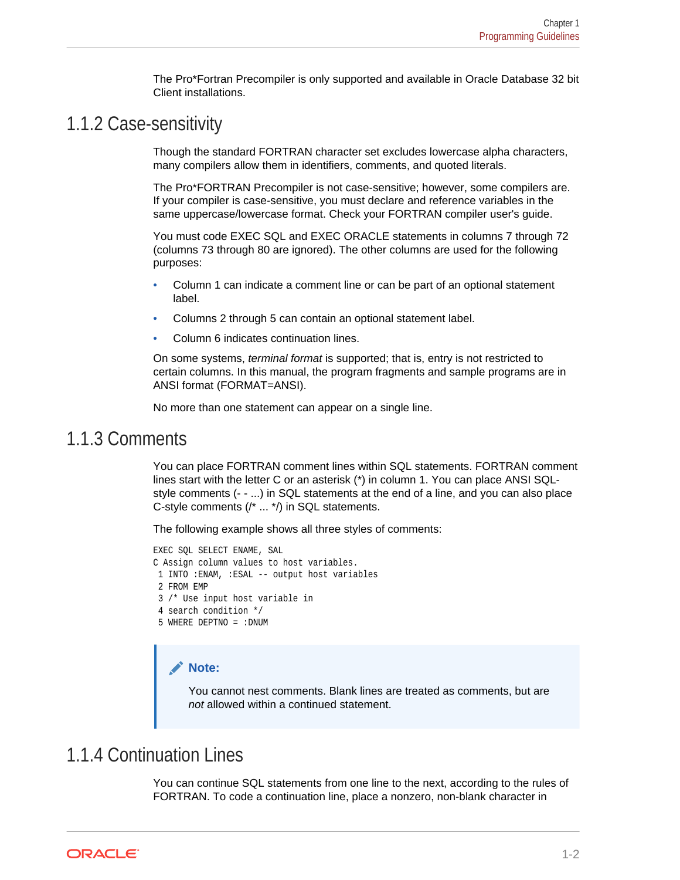The Pro*Fortran Precompiler is only supported and available in Oracle Database 32 bit Client installations.

## 1.1.2 Case-sensitivity

Though the standard FORTRAN character set excludes lowercase alpha characters, many compilers allow them in identifiers, comments, and quoted literals.

The Pro*FORTRAN Precompiler is not case-sensitive; however, some compilers are. If your compiler is case-sensitive, you must declare and reference variables in the same uppercase/lowercase format. Check your FORTRAN compiler user's guide.

You must code EXEC SQL and EXEC ORACLE statements in columns 7 through 72 (columns 73 through 80 are ignored). The other columns are used for the following purposes:

- Column 1 can indicate a comment line or can be part of an optional statement label.
- Columns 2 through 5 can contain an optional statement label.
- Column 6 indicates continuation lines.

On some systems, *terminal format* is supported; that is, entry is not restricted to certain columns. In this manual, the program fragments and sample programs are in ANSI format (FORMAT=ANSI).

No more than one statement can appear on a single line.

## 1.1.3 Comments

You can place FORTRAN comment lines within SQL statements. FORTRAN comment lines start with the letter C or an asterisk (*) in column 1. You can place ANSI SQL-style comments (- - ...) in SQL statements at the end of a line, and you can also place C-style comments (/* ... */) in SQL statements.

The following example shows all three styles of comments:

```
EXEC SQL SELECT ENAME, SAL
C Assign column values to host variables.
 1 INTO :ENAM, :ESAL -- output host variables
 2 FROM EMP
 3 /* Use input host variable in
 4 search condition */
 5 WHERE DEPTNO = :DNUM
```

> **Note:**
>
> You cannot nest comments. Blank lines are treated as comments, but are *not* allowed within a continued statement.

## 1.1.4 Continuation Lines

You can continue SQL statements from one line to the next, according to the rules of FORTRAN. To code a continuation line, place a nonzero, non-blank character in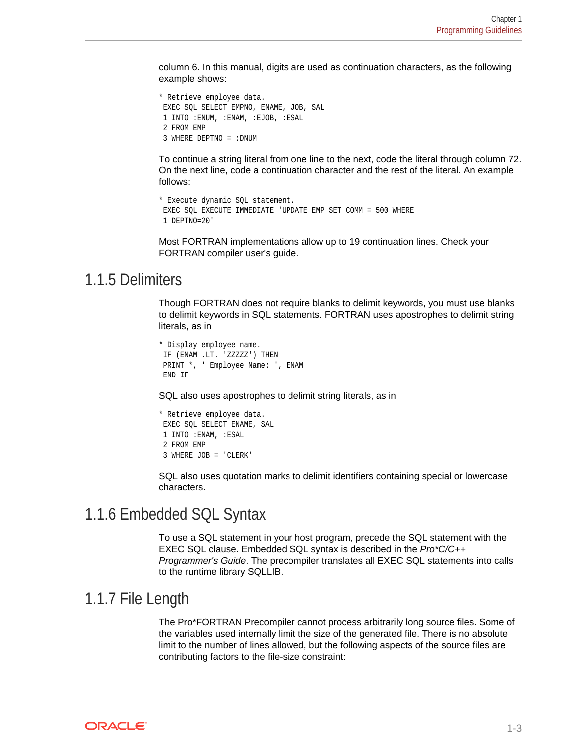column 6. In this manual, digits are used as continuation characters, as the following example shows:

```
* Retrieve employee data.
 EXEC SQL SELECT EMPNO, ENAME, JOB, SAL
 1 INTO :ENUM, :ENAM, :EJOB, :ESAL
 2 FROM EMP
 3 WHERE DEPTNO = :DNUM
```

To continue a string literal from one line to the next, code the literal through column 72. On the next line, code a continuation character and the rest of the literal. An example follows:

```
* Execute dynamic SQL statement.
 EXEC SQL EXECUTE IMMEDIATE 'UPDATE EMP SET COMM = 500 WHERE
 1 DEPTNO=20'
```

Most FORTRAN implementations allow up to 19 continuation lines. Check your FORTRAN compiler user's guide.

## 1.1.5 Delimiters

Though FORTRAN does not require blanks to delimit keywords, you must use blanks to delimit keywords in SQL statements. FORTRAN uses apostrophes to delimit string literals, as in

```
* Display employee name.
 IF (ENAM .LT. 'ZZZZZ') THEN
 PRINT *, ' Employee Name: ', ENAM
 END IF
```

SQL also uses apostrophes to delimit string literals, as in

```
* Retrieve employee data.
 EXEC SQL SELECT ENAME, SAL
 1 INTO :ENAM, :ESAL
 2 FROM EMP
 3 WHERE JOB = 'CLERK'
```

SQL also uses quotation marks to delimit identifiers containing special or lowercase characters.

## 1.1.6 Embedded SQL Syntax

To use a SQL statement in your host program, precede the SQL statement with the EXEC SQL clause. Embedded SQL syntax is described in the *Pro*C/C++ Programmer's Guide*. The precompiler translates all EXEC SQL statements into calls to the runtime library SQLLIB.

## 1.1.7 File Length

The Pro*FORTRAN Precompiler cannot process arbitrarily long source files. Some of the variables used internally limit the size of the generated file. There is no absolute limit to the number of lines allowed, but the following aspects of the source files are contributing factors to the file-size constraint: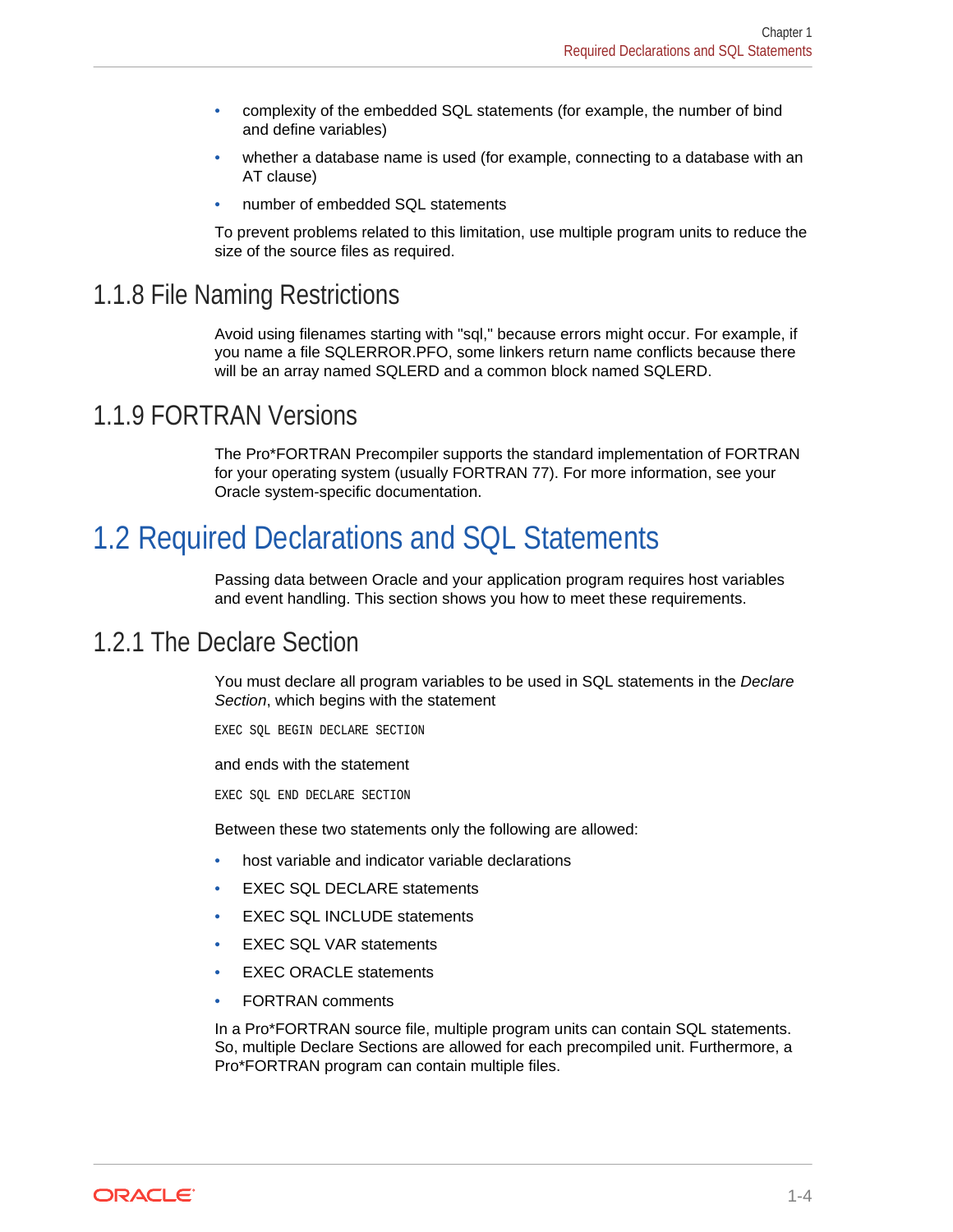- complexity of the embedded SQL statements (for example, the number of bind and define variables)
- whether a database name is used (for example, connecting to a database with an AT clause)
- number of embedded SQL statements

To prevent problems related to this limitation, use multiple program units to reduce the size of the source files as required.

### 1.1.8 File Naming Restrictions

Avoid using filenames starting with "sql," because errors might occur. For example, if you name a file SQLERROR.PFO, some linkers return name conflicts because there will be an array named SQLERD and a common block named SQLERD.

### 1.1.9 FORTRAN Versions

The Pro*FORTRAN Precompiler supports the standard implementation of FORTRAN for your operating system (usually FORTRAN 77). For more information, see your Oracle system-specific documentation.

## 1.2 Required Declarations and SQL Statements

Passing data between Oracle and your application program requires host variables and event handling. This section shows you how to meet these requirements.

### 1.2.1 The Declare Section

You must declare all program variables to be used in SQL statements in the *Declare Section*, which begins with the statement

```
EXEC SQL BEGIN DECLARE SECTION
```

and ends with the statement

```
EXEC SQL END DECLARE SECTION
```

Between these two statements only the following are allowed:

- host variable and indicator variable declarations
- EXEC SQL DECLARE statements
- EXEC SQL INCLUDE statements
- EXEC SQL VAR statements
- EXEC ORACLE statements
- FORTRAN comments

In a Pro*FORTRAN source file, multiple program units can contain SQL statements. So, multiple Declare Sections are allowed for each precompiled unit. Furthermore, a Pro*FORTRAN program can contain multiple files.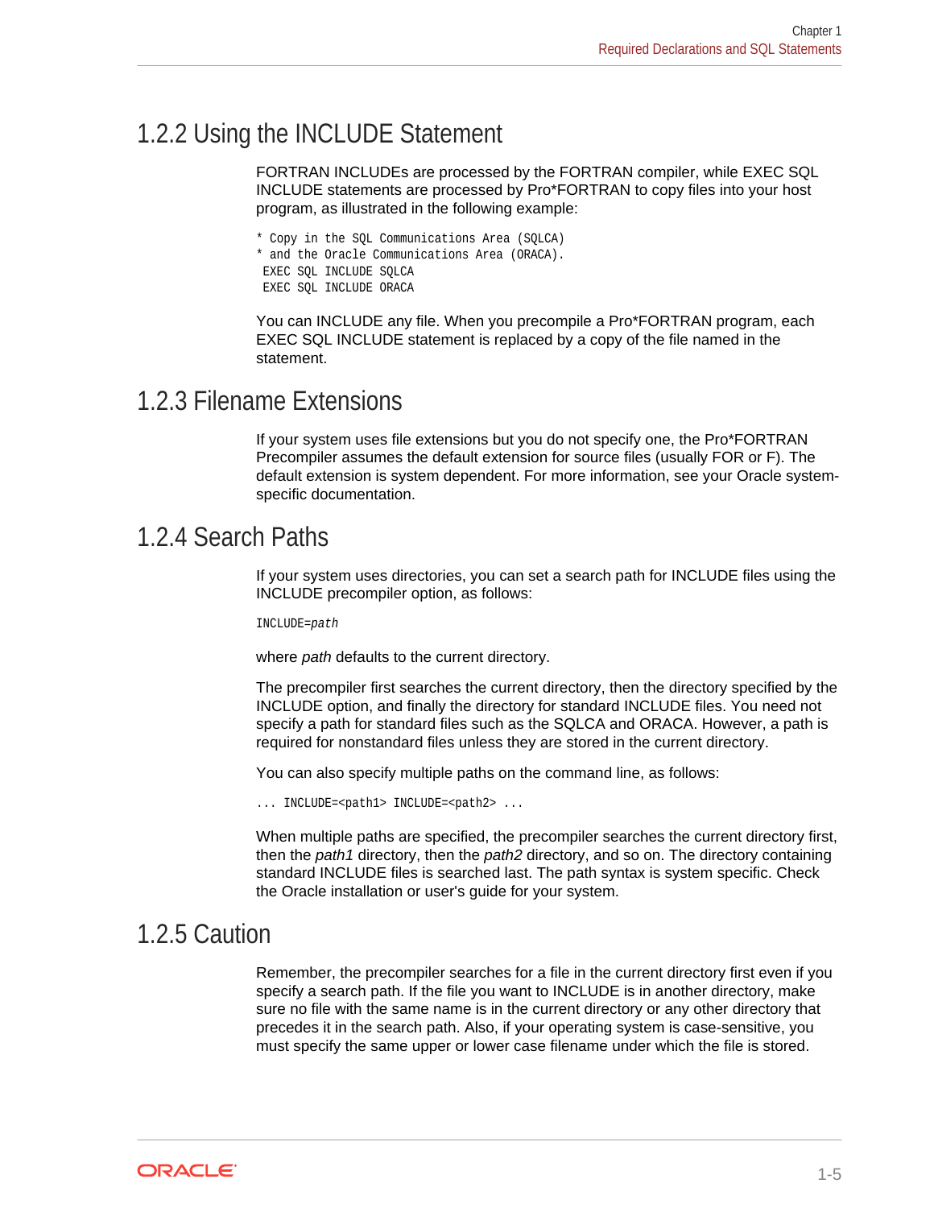## 1.2.2 Using the INCLUDE Statement

FORTRAN INCLUDEs are processed by the FORTRAN compiler, while EXEC SQL INCLUDE statements are processed by Pro*FORTRAN to copy files into your host program, as illustrated in the following example:

```
* Copy in the SQL Communications Area (SQLCA)
* and the Oracle Communications Area (ORACA).
 EXEC SQL INCLUDE SQLCA
 EXEC SQL INCLUDE ORACA
```

You can INCLUDE any file. When you precompile a Pro*FORTRAN program, each EXEC SQL INCLUDE statement is replaced by a copy of the file named in the statement.

## 1.2.3 Filename Extensions

If your system uses file extensions but you do not specify one, the Pro*FORTRAN Precompiler assumes the default extension for source files (usually FOR or F). The default extension is system dependent. For more information, see your Oracle system-specific documentation.

## 1.2.4 Search Paths

If your system uses directories, you can set a search path for INCLUDE files using the INCLUDE precompiler option, as follows:

```
INCLUDE=path
```

where *path* defaults to the current directory.

The precompiler first searches the current directory, then the directory specified by the INCLUDE option, and finally the directory for standard INCLUDE files. You need not specify a path for standard files such as the SQLCA and ORACA. However, a path is required for nonstandard files unless they are stored in the current directory.

You can also specify multiple paths on the command line, as follows:

```
... INCLUDE=<path1> INCLUDE=<path2> ...
```

When multiple paths are specified, the precompiler searches the current directory first, then the *path1* directory, then the *path2* directory, and so on. The directory containing standard INCLUDE files is searched last. The path syntax is system specific. Check the Oracle installation or user's guide for your system.

## 1.2.5 Caution

Remember, the precompiler searches for a file in the current directory first even if you specify a search path. If the file you want to INCLUDE is in another directory, make sure no file with the same name is in the current directory or any other directory that precedes it in the search path. Also, if your operating system is case-sensitive, you must specify the same upper or lower case filename under which the file is stored.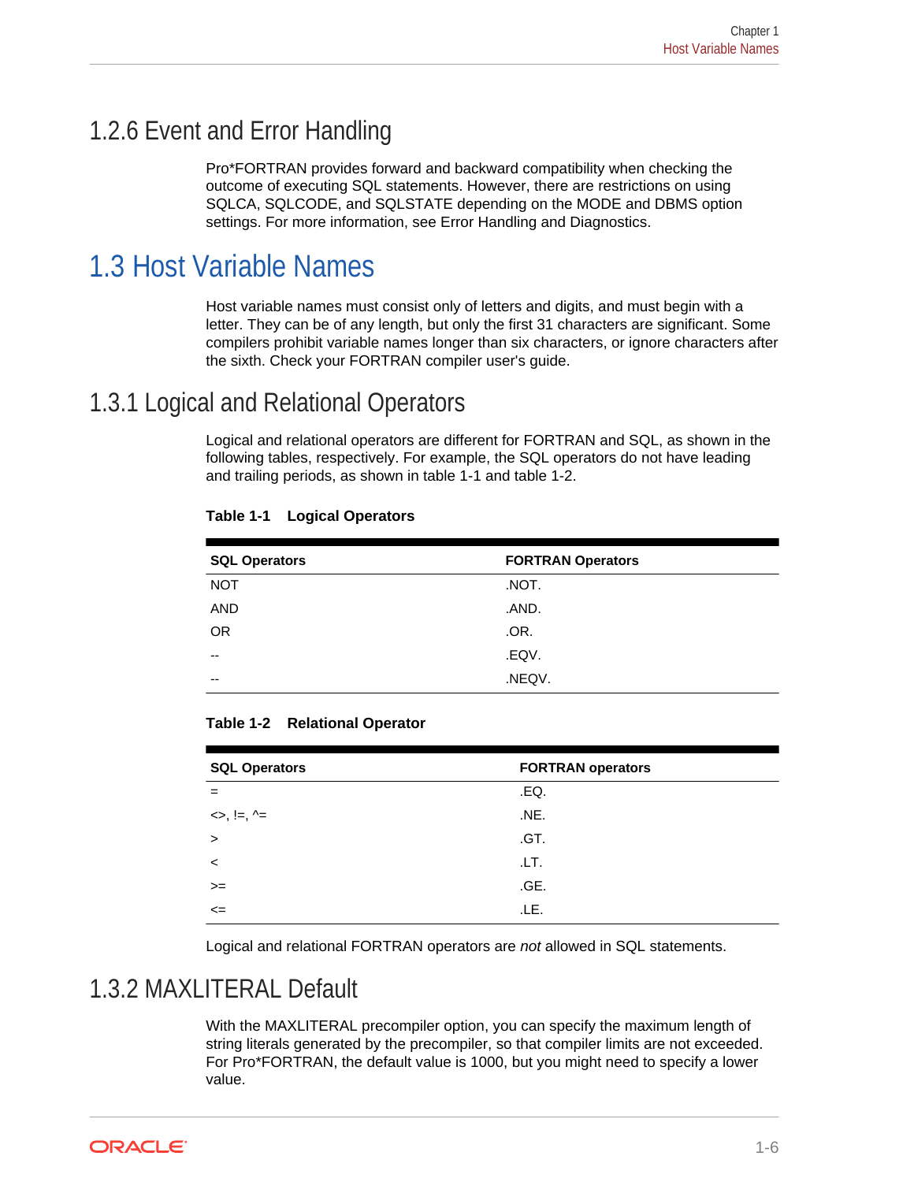### 1.2.6 Event and Error Handling

Pro*FORTRAN provides forward and backward compatibility when checking the outcome of executing SQL statements. However, there are restrictions on using SQLCA, SQLCODE, and SQLSTATE depending on the MODE and DBMS option settings. For more information, see Error Handling and Diagnostics.

## 1.3 Host Variable Names

Host variable names must consist only of letters and digits, and must begin with a letter. They can be of any length, but only the first 31 characters are significant. Some compilers prohibit variable names longer than six characters, or ignore characters after the sixth. Check your FORTRAN compiler user's guide.

### 1.3.1 Logical and Relational Operators

Logical and relational operators are different for FORTRAN and SQL, as shown in the following tables, respectively. For example, the SQL operators do not have leading and trailing periods, as shown in table 1-1 and table 1-2.

**Table 1-1 Logical Operators**

| SQL Operators | FORTRAN Operators |
| --- | --- |
| NOT | .NOT. |
| AND | .AND. |
| OR | .OR. |
| -- | .EQV. |
| -- | .NEQV. |

**Table 1-2 Relational Operator**

| SQL Operators | FORTRAN operators |
| --- | --- |
| = | .EQ. |
| <>, !=, ^= | .NE. |
| > | .GT. |
| < | .LT. |
| >= | .GE. |
| <= | .LE. |

Logical and relational FORTRAN operators are *not* allowed in SQL statements.

### 1.3.2 MAXLITERAL Default

With the MAXLITERAL precompiler option, you can specify the maximum length of string literals generated by the precompiler, so that compiler limits are not exceeded. For Pro*FORTRAN, the default value is 1000, but you might need to specify a lower value.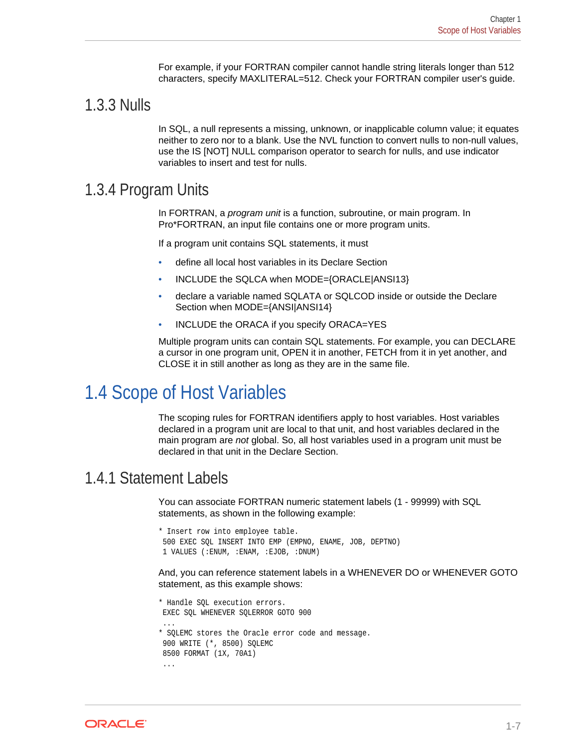For example, if your FORTRAN compiler cannot handle string literals longer than 512 characters, specify MAXLITERAL=512. Check your FORTRAN compiler user's guide.

### 1.3.3 Nulls

In SQL, a null represents a missing, unknown, or inapplicable column value; it equates neither to zero nor to a blank. Use the NVL function to convert nulls to non-null values, use the IS [NOT] NULL comparison operator to search for nulls, and use indicator variables to insert and test for nulls.

### 1.3.4 Program Units

In FORTRAN, a *program unit* is a function, subroutine, or main program. In Pro*FORTRAN, an input file contains one or more program units.

If a program unit contains SQL statements, it must

- define all local host variables in its Declare Section
- INCLUDE the SQLCA when MODE={ORACLE|ANSI13}
- declare a variable named SQLATA or SQLCOD inside or outside the Declare Section when MODE={ANSI|ANSI14}
- INCLUDE the ORACA if you specify ORACA=YES

Multiple program units can contain SQL statements. For example, you can DECLARE a cursor in one program unit, OPEN it in another, FETCH from it in yet another, and CLOSE it in still another as long as they are in the same file.

## 1.4 Scope of Host Variables

The scoping rules for FORTRAN identifiers apply to host variables. Host variables declared in a program unit are local to that unit, and host variables declared in the main program are *not* global. So, all host variables used in a program unit must be declared in that unit in the Declare Section.

### 1.4.1 Statement Labels

You can associate FORTRAN numeric statement labels (1 - 99999) with SQL statements, as shown in the following example:

```
* Insert row into employee table.
 500 EXEC SQL INSERT INTO EMP (EMPNO, ENAME, JOB, DEPTNO)
 1 VALUES (:ENUM, :ENAM, :EJOB, :DNUM)
```

And, you can reference statement labels in a WHENEVER DO or WHENEVER GOTO statement, as this example shows:

```
* Handle SQL execution errors.
 EXEC SQL WHENEVER SQLERROR GOTO 900
 ...
* SQLEMC stores the Oracle error code and message.
 900 WRITE (*, 8500) SQLEMC
 8500 FORMAT (1X, 70A1)
 ...
```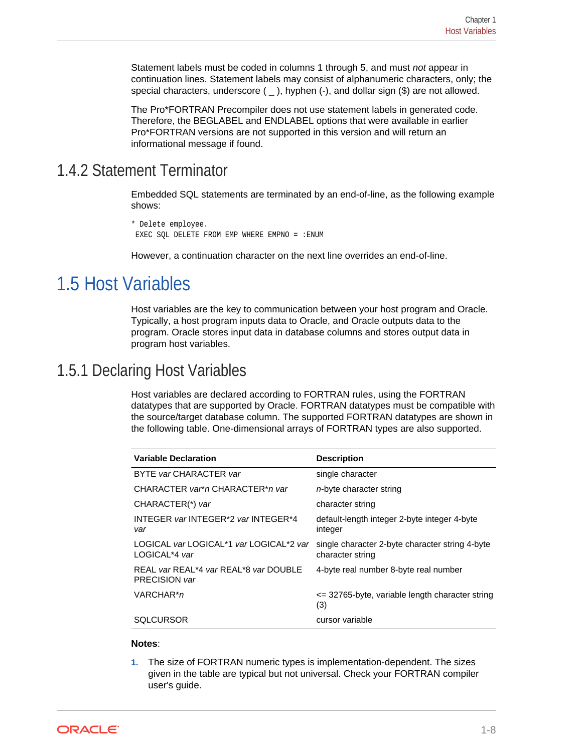Statement labels must be coded in columns 1 through 5, and must *not* appear in continuation lines. Statement labels may consist of alphanumeric characters, only; the special characters, underscore ( _ ), hyphen (-), and dollar sign ($) are not allowed.

The Pro*FORTRAN Precompiler does not use statement labels in generated code. Therefore, the BEGLABEL and ENDLABEL options that were available in earlier Pro*FORTRAN versions are not supported in this version and will return an informational message if found.

### 1.4.2 Statement Terminator

Embedded SQL statements are terminated by an end-of-line, as the following example shows:

```
* Delete employee.
 EXEC SQL DELETE FROM EMP WHERE EMPNO = :ENUM
```

However, a continuation character on the next line overrides an end-of-line.

## 1.5 Host Variables

Host variables are the key to communication between your host program and Oracle. Typically, a host program inputs data to Oracle, and Oracle outputs data to the program. Oracle stores input data in database columns and stores output data in program host variables.

### 1.5.1 Declaring Host Variables

Host variables are declared according to FORTRAN rules, using the FORTRAN datatypes that are supported by Oracle. FORTRAN datatypes must be compatible with the source/target database column. The supported FORTRAN datatypes are shown in the following table. One-dimensional arrays of FORTRAN types are also supported.

| Variable Declaration | Description |
|---|---|
| BYTE *var* CHARACTER *var* | single character |
| CHARACTER *var*\**n* CHARACTER\**n* *var* | *n*-byte character string |
| CHARACTER(*) *var* | character string |
| INTEGER *var* INTEGER*2 *var* INTEGER*4 *var* | default-length integer 2-byte integer 4-byte integer |
| LOGICAL *var* LOGICAL*1 *var* LOGICAL*2 *var* LOGICAL*4 *var* | single character 2-byte character string 4-byte character string |
| REAL *var* REAL*4 *var* REAL*8 *var* DOUBLE PRECISION *var* | 4-byte real number 8-byte real number |
| VARCHAR\**n* | <= 32765-byte, variable length character string (3) |
| SQLCURSOR | cursor variable |

**Notes**:

1. The size of FORTRAN numeric types is implementation-dependent. The sizes given in the table are typical but not universal. Check your FORTRAN compiler user's guide.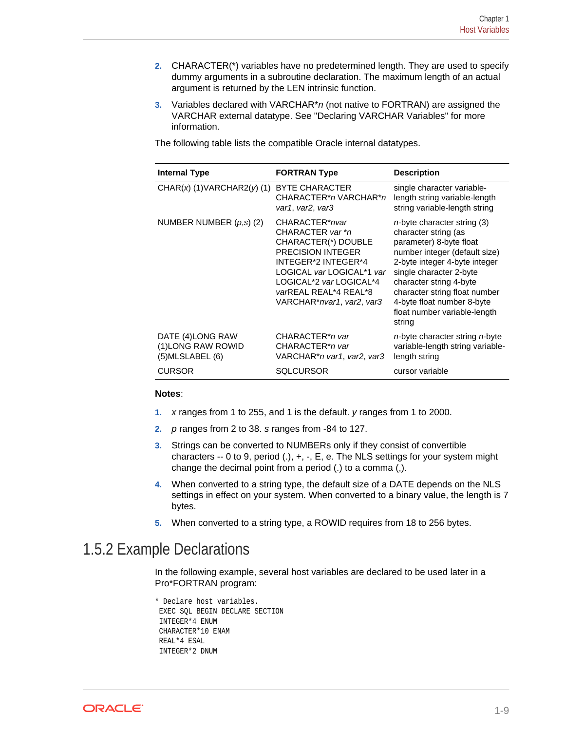2. CHARACTER(*) variables have no predetermined length. They are used to specify dummy arguments in a subroutine declaration. The maximum length of an actual argument is returned by the LEN intrinsic function.
3. Variables declared with VARCHAR**n* (not native to FORTRAN) are assigned the VARCHAR external datatype. See "Declaring VARCHAR Variables" for more information.

The following table lists the compatible Oracle internal datatypes.

| Internal Type | FORTRAN Type | Description |
| --- | --- | --- |
| CHAR(*x*) (1)VARCHAR2(*y*) (1) | BYTE CHARACTER CHARACTER**n* VARCHAR**n* *var1*, *var2*, *var3* | single character variable-length string variable-length string variable-length string |
| NUMBER NUMBER (*p*,*s*) (2) | CHARACTER**nvar* CHARACTER *var* **n* CHARACTER(*) DOUBLE PRECISION INTEGER INTEGER*2 INTEGER*4 LOGICAL *var* LOGICAL*1 *var* LOGICAL*2 *var* LOGICAL*4 *var*REAL REAL*4 REAL*8 VARCHAR**nvar1*, *var2*, *var3* | *n*-byte character string (3) character string (as parameter) 8-byte float number integer (default size) 2-byte integer 4-byte integer single character 2-byte character string 4-byte character string float number 4-byte float number 8-byte float number variable-length string |
| DATE (4)LONG RAW (1)LONG RAW ROWID (5)MLSLABEL (6) | CHARACTER**n var* CHARACTER**n var* VARCHAR**n var1*, *var2*, *var3* | *n*-byte character string *n*-byte variable-length string variable-length string |
| CURSOR | SQLCURSOR | cursor variable |

**Notes**:

1. *x* ranges from 1 to 255, and 1 is the default. *y* ranges from 1 to 2000.
2. *p* ranges from 2 to 38. *s* ranges from -84 to 127.
3. Strings can be converted to NUMBERs only if they consist of convertible characters -- 0 to 9, period (.), +, -, E, e. The NLS settings for your system might change the decimal point from a period (.) to a comma (,).
4. When converted to a string type, the default size of a DATE depends on the NLS settings in effect on your system. When converted to a binary value, the length is 7 bytes.
5. When converted to a string type, a ROWID requires from 18 to 256 bytes.

## 1.5.2 Example Declarations

In the following example, several host variables are declared to be used later in a Pro*FORTRAN program:

```
* Declare host variables.
 EXEC SQL BEGIN DECLARE SECTION
 INTEGER*4 ENUM
 CHARACTER*10 ENAM
 REAL*4 ESAL
 INTEGER*2 DNUM
```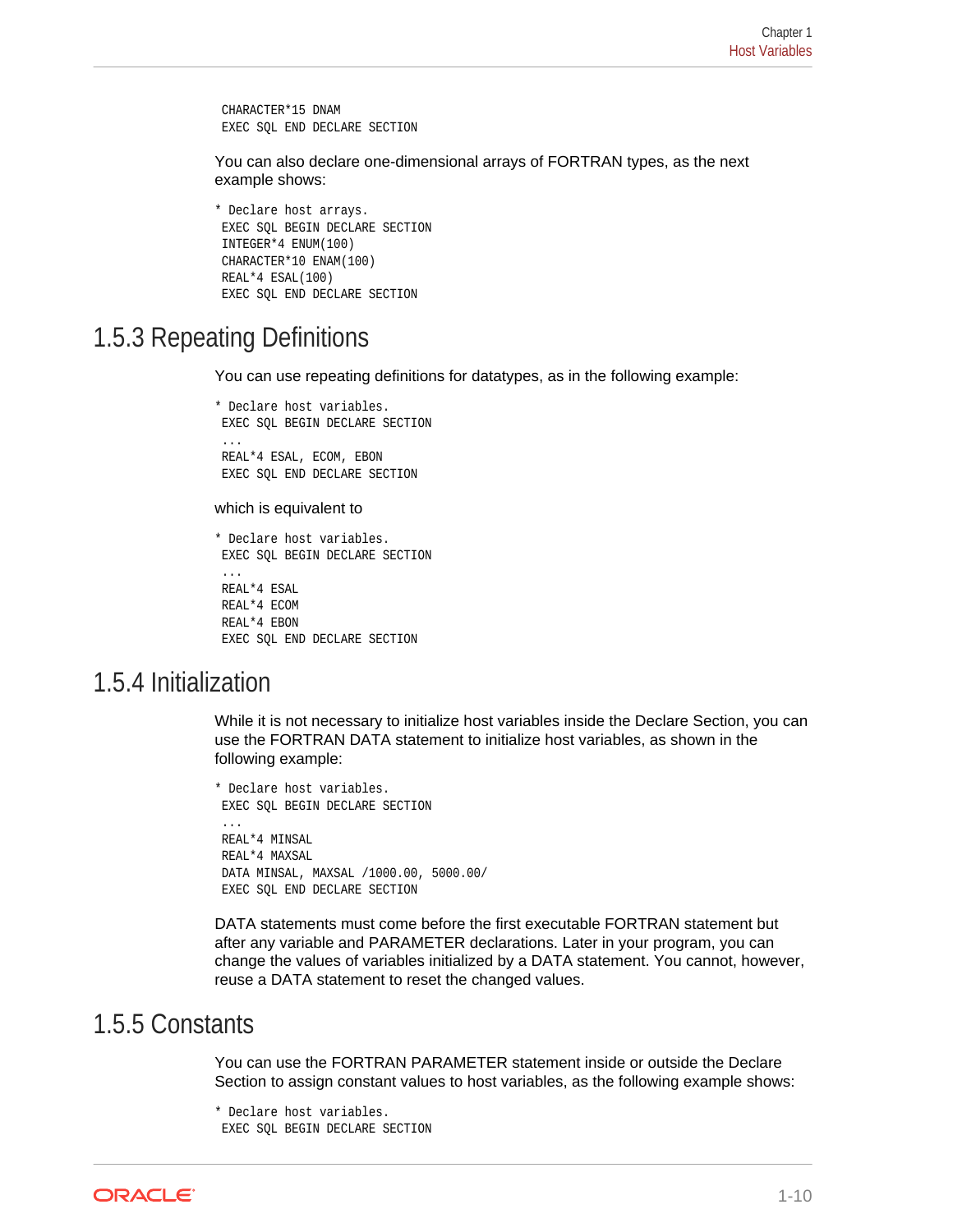```
 CHARACTER*15 DNAM
 EXEC SQL END DECLARE SECTION
```

You can also declare one-dimensional arrays of FORTRAN types, as the next example shows:

```
* Declare host arrays.
 EXEC SQL BEGIN DECLARE SECTION
 INTEGER*4 ENUM(100)
 CHARACTER*10 ENAM(100)
 REAL*4 ESAL(100)
 EXEC SQL END DECLARE SECTION
```

## 1.5.3 Repeating Definitions

You can use repeating definitions for datatypes, as in the following example:

```
* Declare host variables.
 EXEC SQL BEGIN DECLARE SECTION
 ...
 REAL*4 ESAL, ECOM, EBON
 EXEC SQL END DECLARE SECTION
```

which is equivalent to

```
* Declare host variables.
 EXEC SQL BEGIN DECLARE SECTION
 ...
 REAL*4 ESAL
 REAL*4 ECOM
 REAL*4 EBON
 EXEC SQL END DECLARE SECTION
```

## 1.5.4 Initialization

While it is not necessary to initialize host variables inside the Declare Section, you can use the FORTRAN DATA statement to initialize host variables, as shown in the following example:

```
* Declare host variables.
 EXEC SQL BEGIN DECLARE SECTION
 ...
 REAL*4 MINSAL
 REAL*4 MAXSAL
 DATA MINSAL, MAXSAL /1000.00, 5000.00/
 EXEC SQL END DECLARE SECTION
```

DATA statements must come before the first executable FORTRAN statement but after any variable and PARAMETER declarations. Later in your program, you can change the values of variables initialized by a DATA statement. You cannot, however, reuse a DATA statement to reset the changed values.

## 1.5.5 Constants

You can use the FORTRAN PARAMETER statement inside or outside the Declare Section to assign constant values to host variables, as the following example shows:

```
* Declare host variables.
 EXEC SQL BEGIN DECLARE SECTION
```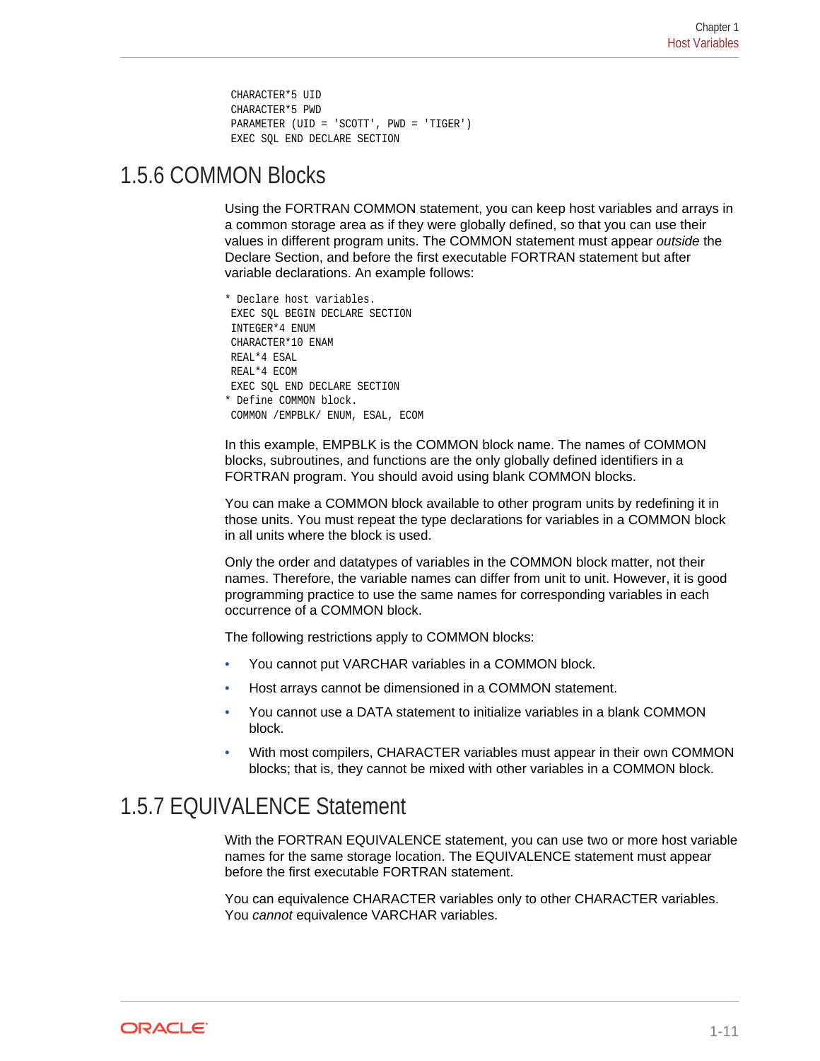```
 CHARACTER*5 UID
 CHARACTER*5 PWD
 PARAMETER (UID = 'SCOTT', PWD = 'TIGER')
 EXEC SQL END DECLARE SECTION
```

## 1.5.6 COMMON Blocks

Using the FORTRAN COMMON statement, you can keep host variables and arrays in a common storage area as if they were globally defined, so that you can use their values in different program units. The COMMON statement must appear *outside* the Declare Section, and before the first executable FORTRAN statement but after variable declarations. An example follows:

```
* Declare host variables.
 EXEC SQL BEGIN DECLARE SECTION
 INTEGER*4 ENUM
 CHARACTER*10 ENAM
 REAL*4 ESAL
 REAL*4 ECOM
 EXEC SQL END DECLARE SECTION
* Define COMMON block.
 COMMON /EMPBLK/ ENUM, ESAL, ECOM
```

In this example, EMPBLK is the COMMON block name. The names of COMMON blocks, subroutines, and functions are the only globally defined identifiers in a FORTRAN program. You should avoid using blank COMMON blocks.

You can make a COMMON block available to other program units by redefining it in those units. You must repeat the type declarations for variables in a COMMON block in all units where the block is used.

Only the order and datatypes of variables in the COMMON block matter, not their names. Therefore, the variable names can differ from unit to unit. However, it is good programming practice to use the same names for corresponding variables in each occurrence of a COMMON block.

The following restrictions apply to COMMON blocks:

- You cannot put VARCHAR variables in a COMMON block.
- Host arrays cannot be dimensioned in a COMMON statement.
- You cannot use a DATA statement to initialize variables in a blank COMMON block.
- With most compilers, CHARACTER variables must appear in their own COMMON blocks; that is, they cannot be mixed with other variables in a COMMON block.

## 1.5.7 EQUIVALENCE Statement

With the FORTRAN EQUIVALENCE statement, you can use two or more host variable names for the same storage location. The EQUIVALENCE statement must appear before the first executable FORTRAN statement.

You can equivalence CHARACTER variables only to other CHARACTER variables. You *cannot* equivalence VARCHAR variables.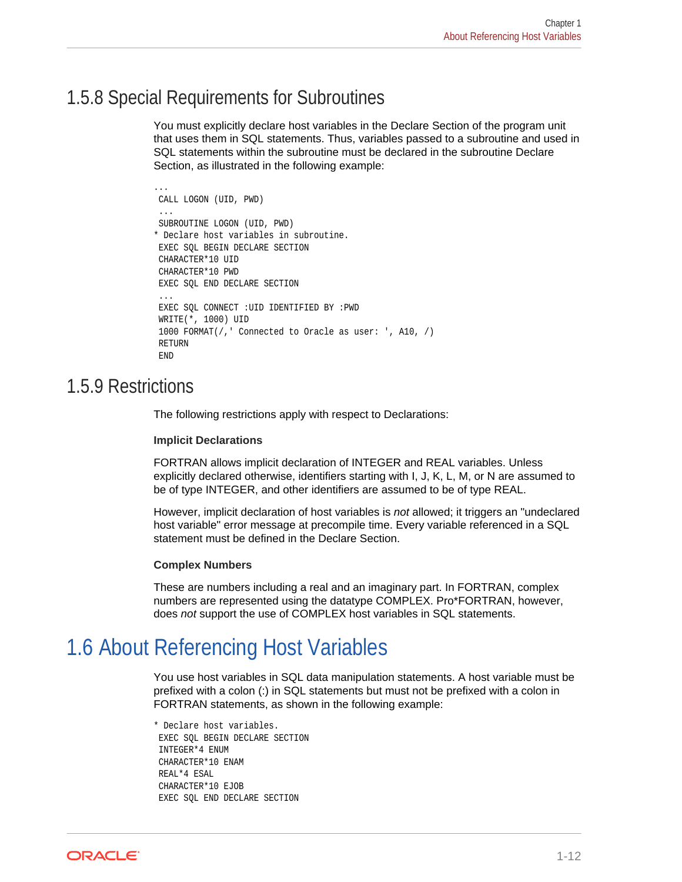## 1.5.8 Special Requirements for Subroutines

You must explicitly declare host variables in the Declare Section of the program unit that uses them in SQL statements. Thus, variables passed to a subroutine and used in SQL statements within the subroutine must be declared in the subroutine Declare Section, as illustrated in the following example:

```
...
 CALL LOGON (UID, PWD)
 ...
 SUBROUTINE LOGON (UID, PWD)
* Declare host variables in subroutine.
 EXEC SQL BEGIN DECLARE SECTION
 CHARACTER*10 UID
 CHARACTER*10 PWD
 EXEC SQL END DECLARE SECTION
 ...
 EXEC SQL CONNECT :UID IDENTIFIED BY :PWD
 WRITE(*, 1000) UID
 1000 FORMAT(/,' Connected to Oracle as user: ', A10, /)
 RETURN
 END
```

## 1.5.9 Restrictions

The following restrictions apply with respect to Declarations:

**Implicit Declarations**

FORTRAN allows implicit declaration of INTEGER and REAL variables. Unless explicitly declared otherwise, identifiers starting with I, J, K, L, M, or N are assumed to be of type INTEGER, and other identifiers are assumed to be of type REAL.

However, implicit declaration of host variables is *not* allowed; it triggers an "undeclared host variable" error message at precompile time. Every variable referenced in a SQL statement must be defined in the Declare Section.

**Complex Numbers**

These are numbers including a real and an imaginary part. In FORTRAN, complex numbers are represented using the datatype COMPLEX. Pro*FORTRAN, however, does *not* support the use of COMPLEX host variables in SQL statements.

# 1.6 About Referencing Host Variables

You use host variables in SQL data manipulation statements. A host variable must be prefixed with a colon (:) in SQL statements but must not be prefixed with a colon in FORTRAN statements, as shown in the following example:

```
* Declare host variables.
 EXEC SQL BEGIN DECLARE SECTION
 INTEGER*4 ENUM
 CHARACTER*10 ENAM
 REAL*4 ESAL
 CHARACTER*10 EJOB
 EXEC SQL END DECLARE SECTION
```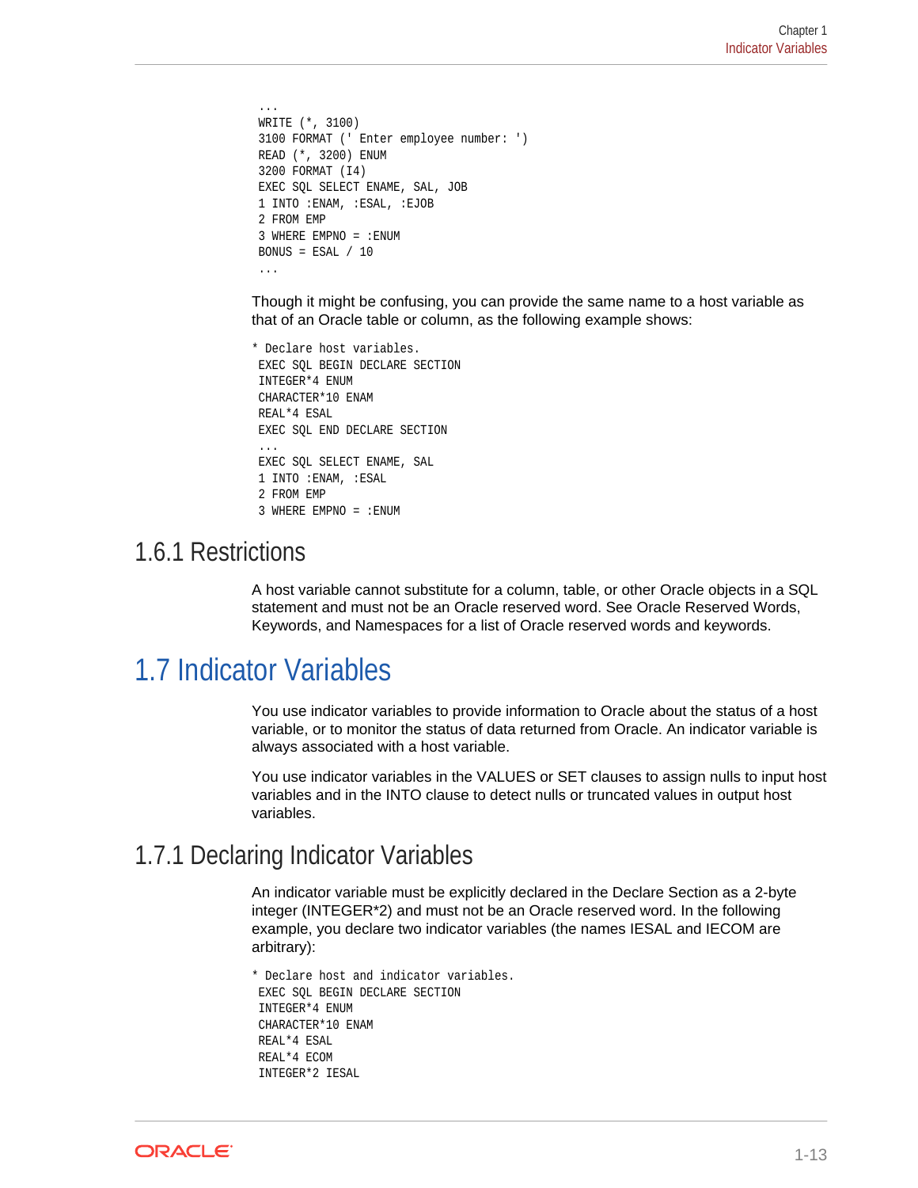```
 ...
 WRITE (*, 3100)
 3100 FORMAT (' Enter employee number: ')
 READ (*, 3200) ENUM
 3200 FORMAT (I4)
 EXEC SQL SELECT ENAME, SAL, JOB
 1 INTO :ENAM, :ESAL, :EJOB
 2 FROM EMP
 3 WHERE EMPNO = :ENUM
 BONUS = ESAL / 10
 ...
```

Though it might be confusing, you can provide the same name to a host variable as that of an Oracle table or column, as the following example shows:

```
* Declare host variables.
 EXEC SQL BEGIN DECLARE SECTION
 INTEGER*4 ENUM
 CHARACTER*10 ENAM
 REAL*4 ESAL
 EXEC SQL END DECLARE SECTION
 ...
 EXEC SQL SELECT ENAME, SAL
 1 INTO :ENAM, :ESAL
 2 FROM EMP
 3 WHERE EMPNO = :ENUM
```

### 1.6.1 Restrictions

A host variable cannot substitute for a column, table, or other Oracle objects in a SQL statement and must not be an Oracle reserved word. See Oracle Reserved Words, Keywords, and Namespaces for a list of Oracle reserved words and keywords.

## 1.7 Indicator Variables

You use indicator variables to provide information to Oracle about the status of a host variable, or to monitor the status of data returned from Oracle. An indicator variable is always associated with a host variable.

You use indicator variables in the VALUES or SET clauses to assign nulls to input host variables and in the INTO clause to detect nulls or truncated values in output host variables.

### 1.7.1 Declaring Indicator Variables

An indicator variable must be explicitly declared in the Declare Section as a 2-byte integer (INTEGER*2) and must not be an Oracle reserved word. In the following example, you declare two indicator variables (the names IESAL and IECOM are arbitrary):

```
* Declare host and indicator variables.
 EXEC SQL BEGIN DECLARE SECTION
 INTEGER*4 ENUM
 CHARACTER*10 ENAM
 REAL*4 ESAL
 REAL*4 ECOM
 INTEGER*2 IESAL
```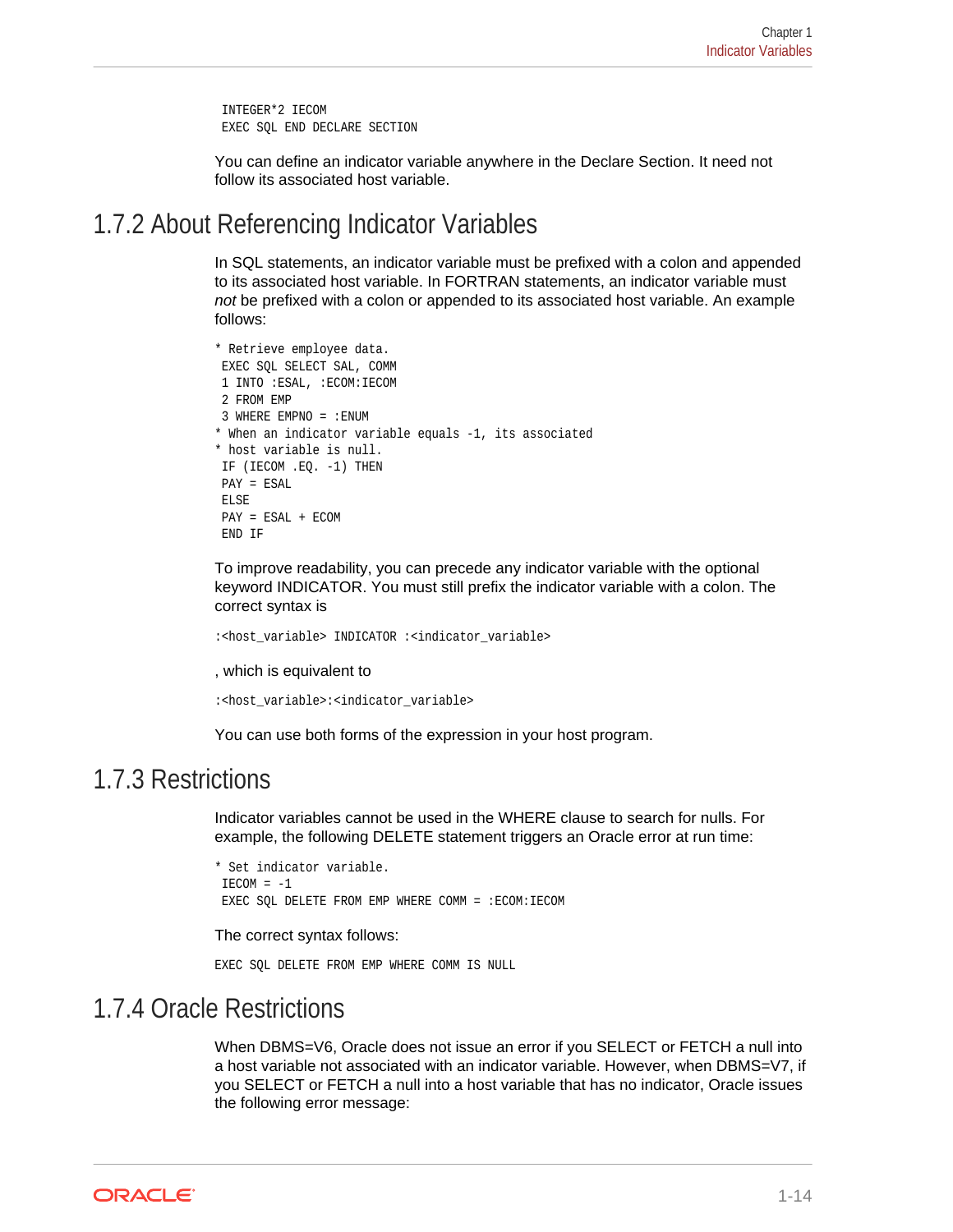```
 INTEGER*2 IECOM
 EXEC SQL END DECLARE SECTION
```

You can define an indicator variable anywhere in the Declare Section. It need not follow its associated host variable.

## 1.7.2 About Referencing Indicator Variables

In SQL statements, an indicator variable must be prefixed with a colon and appended to its associated host variable. In FORTRAN statements, an indicator variable must *not* be prefixed with a colon or appended to its associated host variable. An example follows:

```
* Retrieve employee data.
 EXEC SQL SELECT SAL, COMM
 1 INTO :ESAL, :ECOM:IECOM
 2 FROM EMP
 3 WHERE EMPNO = :ENUM
* When an indicator variable equals -1, its associated
* host variable is null.
 IF (IECOM .EQ. -1) THEN
 PAY = ESAL
 ELSE
 PAY = ESAL + ECOM
 END IF
```

To improve readability, you can precede any indicator variable with the optional keyword INDICATOR. You must still prefix the indicator variable with a colon. The correct syntax is

```
:<host_variable> INDICATOR :<indicator_variable>
```

, which is equivalent to

```
:<host_variable>:<indicator_variable>
```

You can use both forms of the expression in your host program.

## 1.7.3 Restrictions

Indicator variables cannot be used in the WHERE clause to search for nulls. For example, the following DELETE statement triggers an Oracle error at run time:

```
* Set indicator variable.
 IECOM = -1
 EXEC SQL DELETE FROM EMP WHERE COMM = :ECOM:IECOM
```

The correct syntax follows:

```
EXEC SQL DELETE FROM EMP WHERE COMM IS NULL
```

## 1.7.4 Oracle Restrictions

When DBMS=V6, Oracle does not issue an error if you SELECT or FETCH a null into a host variable not associated with an indicator variable. However, when DBMS=V7, if you SELECT or FETCH a null into a host variable that has no indicator, Oracle issues the following error message: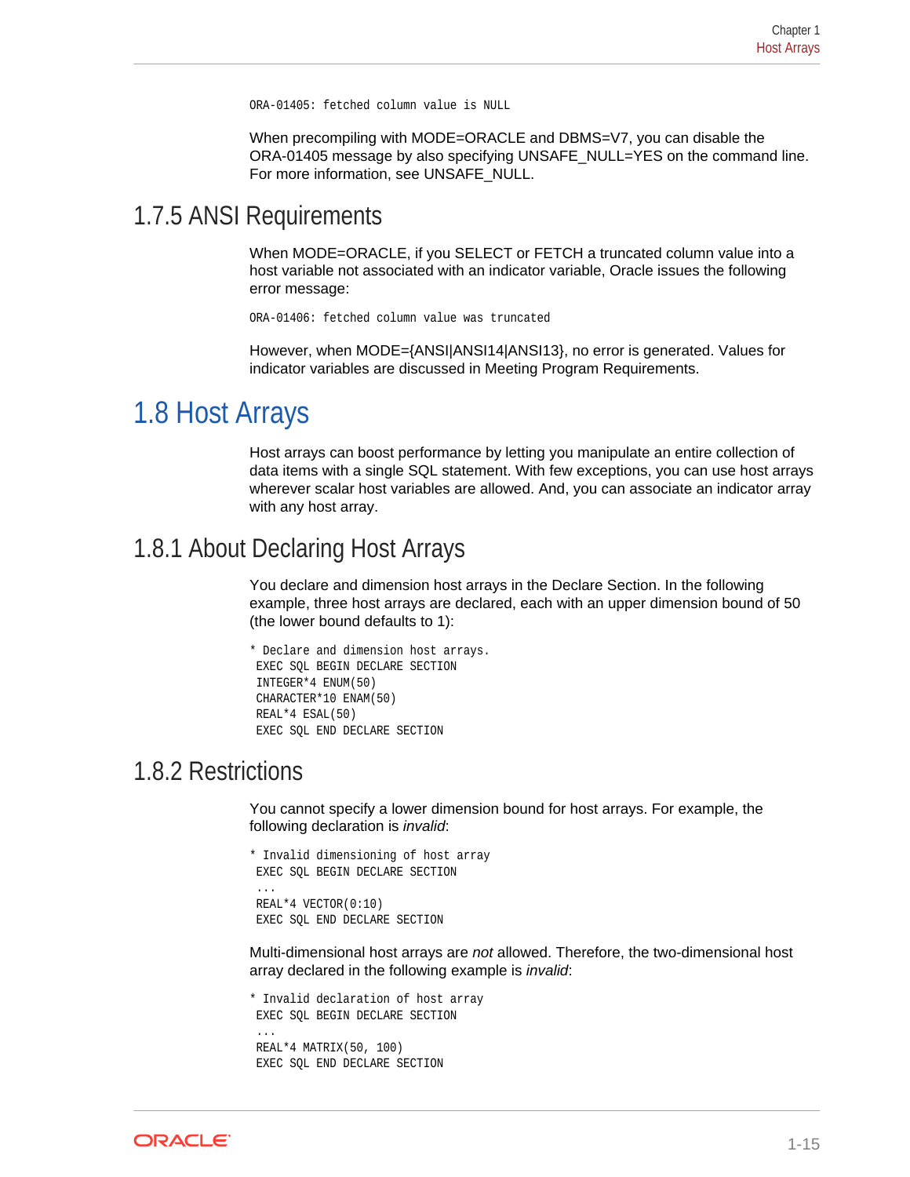```
ORA-01405: fetched column value is NULL
```

When precompiling with MODE=ORACLE and DBMS=V7, you can disable the ORA-01405 message by also specifying UNSAFE_NULL=YES on the command line. For more information, see UNSAFE_NULL.

### 1.7.5 ANSI Requirements

When MODE=ORACLE, if you SELECT or FETCH a truncated column value into a host variable not associated with an indicator variable, Oracle issues the following error message:

```
ORA-01406: fetched column value was truncated
```

However, when MODE={ANSI|ANSI14|ANSI13}, no error is generated. Values for indicator variables are discussed in Meeting Program Requirements.

## 1.8 Host Arrays

Host arrays can boost performance by letting you manipulate an entire collection of data items with a single SQL statement. With few exceptions, you can use host arrays wherever scalar host variables are allowed. And, you can associate an indicator array with any host array.

### 1.8.1 About Declaring Host Arrays

You declare and dimension host arrays in the Declare Section. In the following example, three host arrays are declared, each with an upper dimension bound of 50 (the lower bound defaults to 1):

```
* Declare and dimension host arrays.
 EXEC SQL BEGIN DECLARE SECTION
 INTEGER*4 ENUM(50)
 CHARACTER*10 ENAM(50)
 REAL*4 ESAL(50)
 EXEC SQL END DECLARE SECTION
```

### 1.8.2 Restrictions

You cannot specify a lower dimension bound for host arrays. For example, the following declaration is *invalid*:

```
* Invalid dimensioning of host array
 EXEC SQL BEGIN DECLARE SECTION
 ...
 REAL*4 VECTOR(0:10)
 EXEC SQL END DECLARE SECTION
```

Multi-dimensional host arrays are *not* allowed. Therefore, the two-dimensional host array declared in the following example is *invalid*:

```
* Invalid declaration of host array
 EXEC SQL BEGIN DECLARE SECTION
 ...
 REAL*4 MATRIX(50, 100)
 EXEC SQL END DECLARE SECTION
```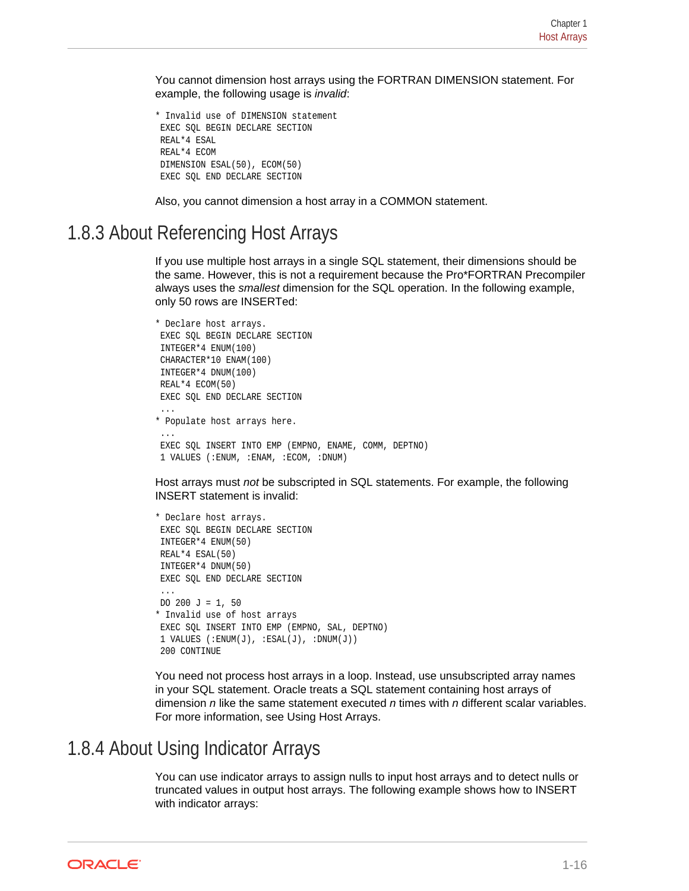You cannot dimension host arrays using the FORTRAN DIMENSION statement. For example, the following usage is *invalid*:

```
* Invalid use of DIMENSION statement
 EXEC SQL BEGIN DECLARE SECTION
 REAL*4 ESAL
 REAL*4 ECOM
 DIMENSION ESAL(50), ECOM(50)
 EXEC SQL END DECLARE SECTION
```

Also, you cannot dimension a host array in a COMMON statement.

## 1.8.3 About Referencing Host Arrays

If you use multiple host arrays in a single SQL statement, their dimensions should be the same. However, this is not a requirement because the Pro*FORTRAN Precompiler always uses the *smallest* dimension for the SQL operation. In the following example, only 50 rows are INSERTed:

```
* Declare host arrays.
 EXEC SQL BEGIN DECLARE SECTION
 INTEGER*4 ENUM(100)
 CHARACTER*10 ENAM(100)
 INTEGER*4 DNUM(100)
 REAL*4 ECOM(50)
 EXEC SQL END DECLARE SECTION
 ...
* Populate host arrays here.
 ...
 EXEC SQL INSERT INTO EMP (EMPNO, ENAME, COMM, DEPTNO)
 1 VALUES (:ENUM, :ENAM, :ECOM, :DNUM)
```

Host arrays must *not* be subscripted in SQL statements. For example, the following INSERT statement is invalid:

```
* Declare host arrays.
 EXEC SQL BEGIN DECLARE SECTION
 INTEGER*4 ENUM(50)
 REAL*4 ESAL(50)
 INTEGER*4 DNUM(50)
 EXEC SQL END DECLARE SECTION
 ...
 DO 200 J = 1, 50
* Invalid use of host arrays
 EXEC SQL INSERT INTO EMP (EMPNO, SAL, DEPTNO)
 1 VALUES (:ENUM(J), :ESAL(J), :DNUM(J))
 200 CONTINUE
```

You need not process host arrays in a loop. Instead, use unsubscripted array names in your SQL statement. Oracle treats a SQL statement containing host arrays of dimension *n* like the same statement executed *n* times with *n* different scalar variables. For more information, see Using Host Arrays.

## 1.8.4 About Using Indicator Arrays

You can use indicator arrays to assign nulls to input host arrays and to detect nulls or truncated values in output host arrays. The following example shows how to INSERT with indicator arrays: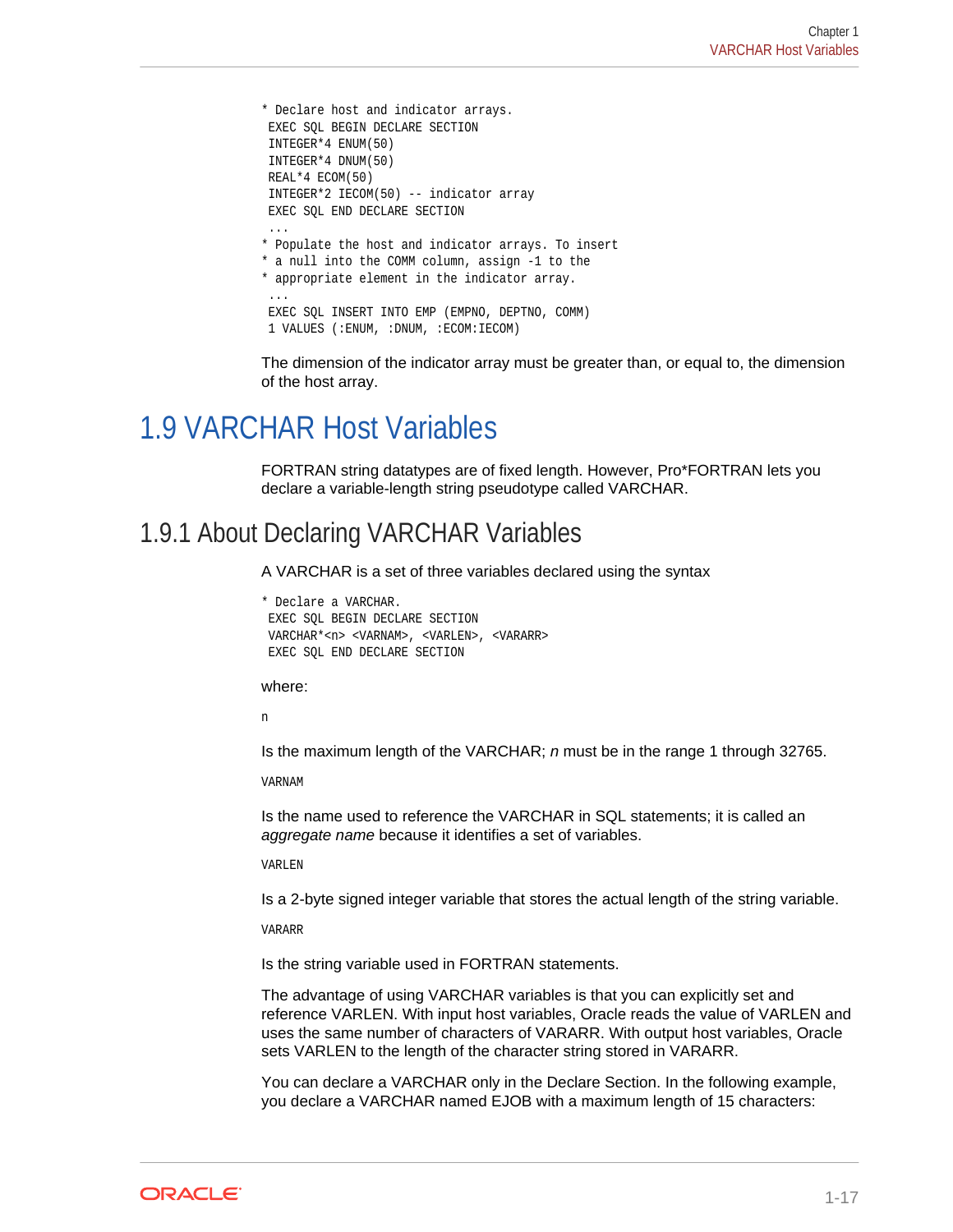```
* Declare host and indicator arrays.
 EXEC SQL BEGIN DECLARE SECTION
 INTEGER*4 ENUM(50)
 INTEGER*4 DNUM(50)
 REAL*4 ECOM(50)
 INTEGER*2 IECOM(50) -- indicator array
 EXEC SQL END DECLARE SECTION
 ...
* Populate the host and indicator arrays. To insert
* a null into the COMM column, assign -1 to the
* appropriate element in the indicator array.
 ...
 EXEC SQL INSERT INTO EMP (EMPNO, DEPTNO, COMM)
 1 VALUES (:ENUM, :DNUM, :ECOM:IECOM)
```

The dimension of the indicator array must be greater than, or equal to, the dimension of the host array.

# 1.9 VARCHAR Host Variables

FORTRAN string datatypes are of fixed length. However, Pro*FORTRAN lets you declare a variable-length string pseudotype called VARCHAR.

## 1.9.1 About Declaring VARCHAR Variables

A VARCHAR is a set of three variables declared using the syntax

```
* Declare a VARCHAR.
 EXEC SQL BEGIN DECLARE SECTION
 VARCHAR*<n> <VARNAM>, <VARLEN>, <VARARR>
 EXEC SQL END DECLARE SECTION
```

where:

`n`

Is the maximum length of the VARCHAR; *n* must be in the range 1 through 32765.

`VARNAM`

Is the name used to reference the VARCHAR in SQL statements; it is called an *aggregate name* because it identifies a set of variables.

`VARLEN`

Is a 2-byte signed integer variable that stores the actual length of the string variable.

`VARARR`

Is the string variable used in FORTRAN statements.

The advantage of using VARCHAR variables is that you can explicitly set and reference VARLEN. With input host variables, Oracle reads the value of VARLEN and uses the same number of characters of VARARR. With output host variables, Oracle sets VARLEN to the length of the character string stored in VARARR.

You can declare a VARCHAR only in the Declare Section. In the following example, you declare a VARCHAR named EJOB with a maximum length of 15 characters: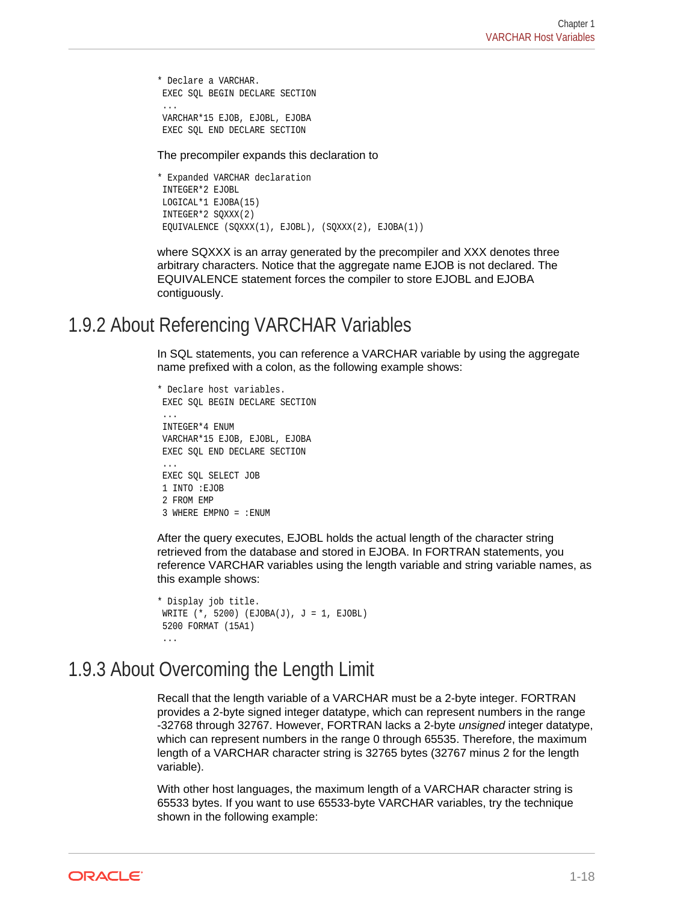```
* Declare a VARCHAR.
 EXEC SQL BEGIN DECLARE SECTION
 ...
 VARCHAR*15 EJOB, EJOBL, EJOBA
 EXEC SQL END DECLARE SECTION
```

The precompiler expands this declaration to

```
* Expanded VARCHAR declaration
 INTEGER*2 EJOBL
 LOGICAL*1 EJOBA(15)
 INTEGER*2 SQXXX(2)
 EQUIVALENCE (SQXXX(1), EJOBL), (SQXXX(2), EJOBA(1))
```

where SQXXX is an array generated by the precompiler and XXX denotes three arbitrary characters. Notice that the aggregate name EJOB is not declared. The EQUIVALENCE statement forces the compiler to store EJOBL and EJOBA contiguously.

## 1.9.2 About Referencing VARCHAR Variables

In SQL statements, you can reference a VARCHAR variable by using the aggregate name prefixed with a colon, as the following example shows:

```
* Declare host variables.
 EXEC SQL BEGIN DECLARE SECTION
 ...
 INTEGER*4 ENUM
 VARCHAR*15 EJOB, EJOBL, EJOBA
 EXEC SQL END DECLARE SECTION
 ...
 EXEC SQL SELECT JOB
 1 INTO :EJOB
 2 FROM EMP
 3 WHERE EMPNO = :ENUM
```

After the query executes, EJOBL holds the actual length of the character string retrieved from the database and stored in EJOBA. In FORTRAN statements, you reference VARCHAR variables using the length variable and string variable names, as this example shows:

```
* Display job title.
 WRITE (*, 5200) (EJOBA(J), J = 1, EJOBL)
 5200 FORMAT (15A1)
 ...
```

## 1.9.3 About Overcoming the Length Limit

Recall that the length variable of a VARCHAR must be a 2-byte integer. FORTRAN provides a 2-byte signed integer datatype, which can represent numbers in the range -32768 through 32767. However, FORTRAN lacks a 2-byte *unsigned* integer datatype, which can represent numbers in the range 0 through 65535. Therefore, the maximum length of a VARCHAR character string is 32765 bytes (32767 minus 2 for the length variable).

With other host languages, the maximum length of a VARCHAR character string is 65533 bytes. If you want to use 65533-byte VARCHAR variables, try the technique shown in the following example: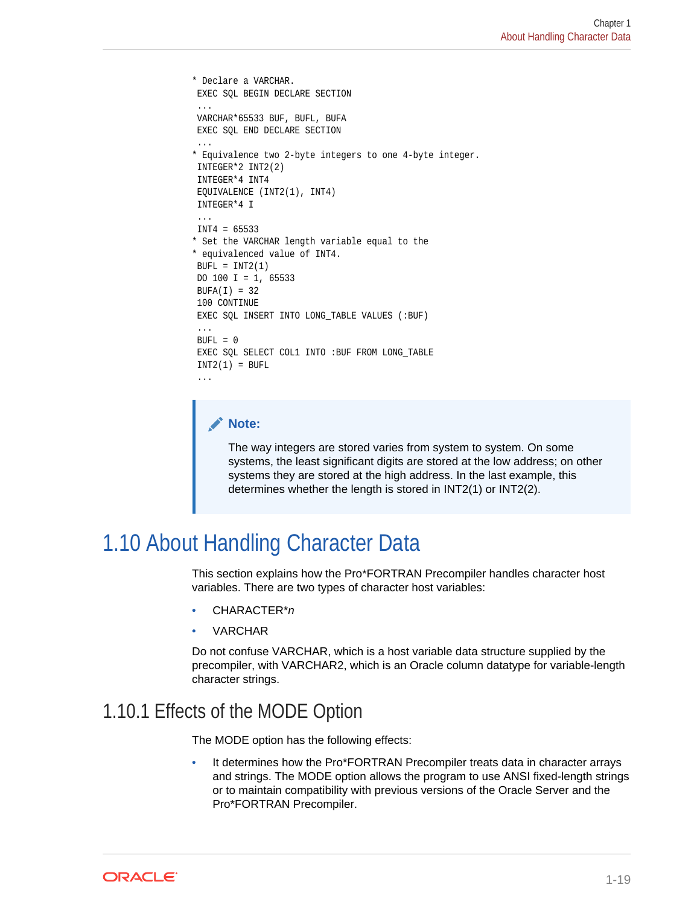```
* Declare a VARCHAR.
 EXEC SQL BEGIN DECLARE SECTION
 ...
 VARCHAR*65533 BUF, BUFL, BUFA
 EXEC SQL END DECLARE SECTION
 ...
* Equivalence two 2-byte integers to one 4-byte integer.
 INTEGER*2 INT2(2)
 INTEGER*4 INT4
 EQUIVALENCE (INT2(1), INT4)
 INTEGER*4 I
 ...
 INT4 = 65533
* Set the VARCHAR length variable equal to the
* equivalenced value of INT4.
 BUFL = INT2(1)
 DO 100 I = 1, 65533
 BUFA(I) = 32
 100 CONTINUE
 EXEC SQL INSERT INTO LONG_TABLE VALUES (:BUF)
 ...
 BUFL = 0
 EXEC SQL SELECT COL1 INTO :BUF FROM LONG_TABLE
 INT2(1) = BUFL
 ...
```

> **Note:**
>
> The way integers are stored varies from system to system. On some systems, the least significant digits are stored at the low address; on other systems they are stored at the high address. In the last example, this determines whether the length is stored in INT2(1) or INT2(2).

# 1.10 About Handling Character Data

This section explains how the Pro*FORTRAN Precompiler handles character host variables. There are two types of character host variables:

- CHARACTER**n*
- VARCHAR

Do not confuse VARCHAR, which is a host variable data structure supplied by the precompiler, with VARCHAR2, which is an Oracle column datatype for variable-length character strings.

## 1.10.1 Effects of the MODE Option

The MODE option has the following effects:

- It determines how the Pro*FORTRAN Precompiler treats data in character arrays and strings. The MODE option allows the program to use ANSI fixed-length strings or to maintain compatibility with previous versions of the Oracle Server and the Pro*FORTRAN Precompiler.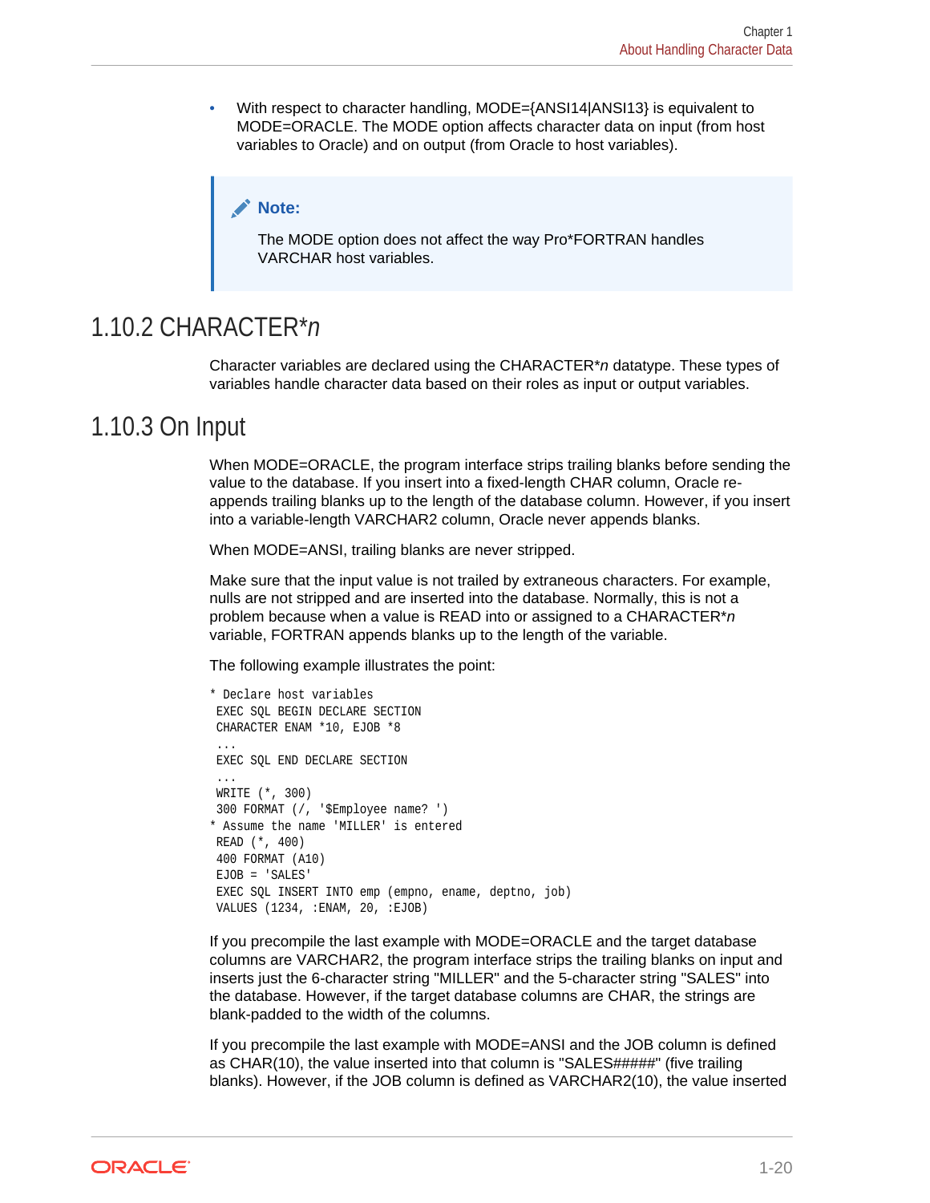- With respect to character handling, MODE={ANSI14|ANSI13} is equivalent to MODE=ORACLE. The MODE option affects character data on input (from host variables to Oracle) and on output (from Oracle to host variables).

> **Note:**
>
> The MODE option does not affect the way Pro*FORTRAN handles VARCHAR host variables.

## 1.10.2 CHARACTER**n*

Character variables are declared using the CHARACTER**n* datatype. These types of variables handle character data based on their roles as input or output variables.

## 1.10.3 On Input

When MODE=ORACLE, the program interface strips trailing blanks before sending the value to the database. If you insert into a fixed-length CHAR column, Oracle re-appends trailing blanks up to the length of the database column. However, if you insert into a variable-length VARCHAR2 column, Oracle never appends blanks.

When MODE=ANSI, trailing blanks are never stripped.

Make sure that the input value is not trailed by extraneous characters. For example, nulls are not stripped and are inserted into the database. Normally, this is not a problem because when a value is READ into or assigned to a CHARACTER**n* variable, FORTRAN appends blanks up to the length of the variable.

The following example illustrates the point:

```
* Declare host variables
 EXEC SQL BEGIN DECLARE SECTION
 CHARACTER ENAM *10, EJOB *8
 ...
 EXEC SQL END DECLARE SECTION
 ...
 WRITE (*, 300)
 300 FORMAT (/, '$Employee name? ')
* Assume the name 'MILLER' is entered
 READ (*, 400)
 400 FORMAT (A10)
 EJOB = 'SALES'
 EXEC SQL INSERT INTO emp (empno, ename, deptno, job)
 VALUES (1234, :ENAM, 20, :EJOB)
```

If you precompile the last example with MODE=ORACLE and the target database columns are VARCHAR2, the program interface strips the trailing blanks on input and inserts just the 6-character string "MILLER" and the 5-character string "SALES" into the database. However, if the target database columns are CHAR, the strings are blank-padded to the width of the columns.

If you precompile the last example with MODE=ANSI and the JOB column is defined as CHAR(10), the value inserted into that column is "SALES#####" (five trailing blanks). However, if the JOB column is defined as VARCHAR2(10), the value inserted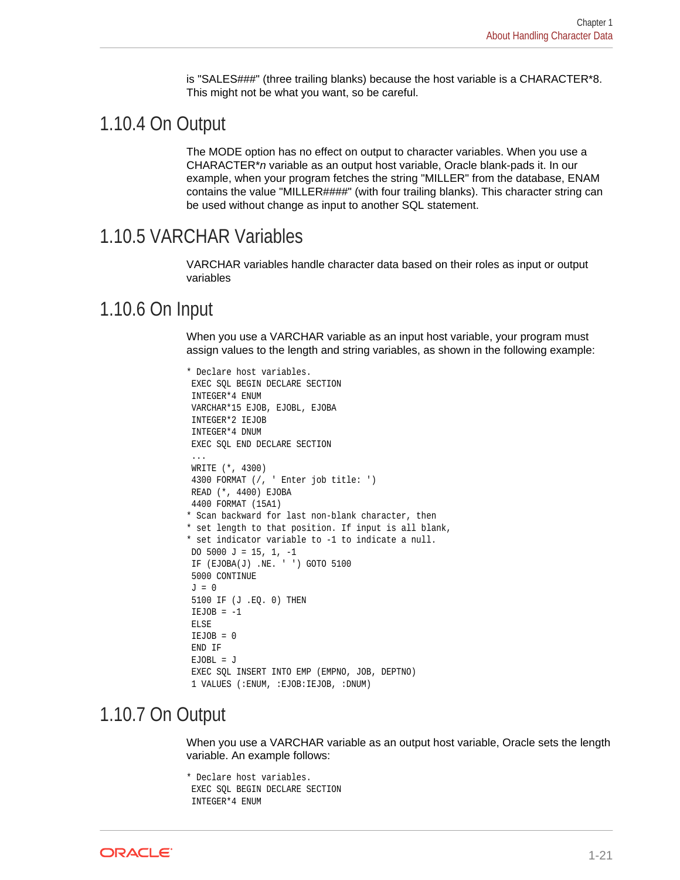is "SALES###" (three trailing blanks) because the host variable is a CHARACTER*8. This might not be what you want, so be careful.

## 1.10.4 On Output

The MODE option has no effect on output to character variables. When you use a CHARACTER**n* variable as an output host variable, Oracle blank-pads it. In our example, when your program fetches the string "MILLER" from the database, ENAM contains the value "MILLER####" (with four trailing blanks). This character string can be used without change as input to another SQL statement.

## 1.10.5 VARCHAR Variables

VARCHAR variables handle character data based on their roles as input or output variables

## 1.10.6 On Input

When you use a VARCHAR variable as an input host variable, your program must assign values to the length and string variables, as shown in the following example:

```
* Declare host variables.
 EXEC SQL BEGIN DECLARE SECTION
 INTEGER*4 ENUM
 VARCHAR*15 EJOB, EJOBL, EJOBA
 INTEGER*2 IEJOB
 INTEGER*4 DNUM
 EXEC SQL END DECLARE SECTION
 ...
 WRITE (*, 4300)
 4300 FORMAT (/, ' Enter job title: ')
 READ (*, 4400) EJOBA
 4400 FORMAT (15A1)
* Scan backward for last non-blank character, then
* set length to that position. If input is all blank,
* set indicator variable to -1 to indicate a null.
 DO 5000 J = 15, 1, -1
 IF (EJOBA(J) .NE. ' ') GOTO 5100
 5000 CONTINUE
 J = 0
 5100 IF (J .EQ. 0) THEN
 IEJOB = -1
 ELSE
 IEJOB = 0
 END IF
 EJOBL = J
 EXEC SQL INSERT INTO EMP (EMPNO, JOB, DEPTNO)
 1 VALUES (:ENUM, :EJOB:IEJOB, :DNUM)
```

## 1.10.7 On Output

When you use a VARCHAR variable as an output host variable, Oracle sets the length variable. An example follows:

```
* Declare host variables.
 EXEC SQL BEGIN DECLARE SECTION
 INTEGER*4 ENUM
```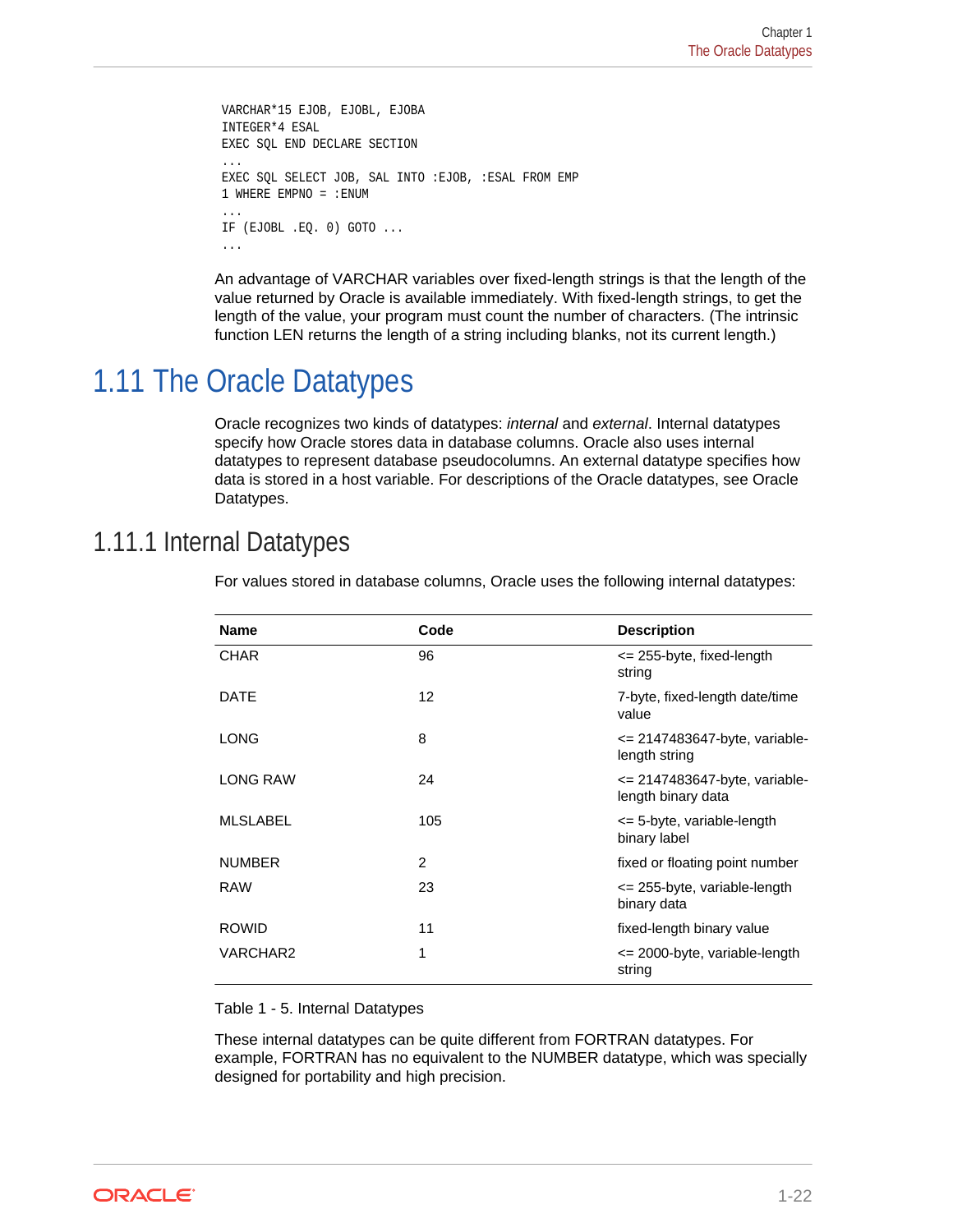```
VARCHAR*15 EJOB, EJOBL, EJOBA
INTEGER*4 ESAL
EXEC SQL END DECLARE SECTION
...
EXEC SQL SELECT JOB, SAL INTO :EJOB, :ESAL FROM EMP
1 WHERE EMPNO = :ENUM
...
IF (EJOBL .EQ. 0) GOTO ...
...
```

An advantage of VARCHAR variables over fixed-length strings is that the length of the value returned by Oracle is available immediately. With fixed-length strings, to get the length of the value, your program must count the number of characters. (The intrinsic function LEN returns the length of a string including blanks, not its current length.)

# 1.11 The Oracle Datatypes

Oracle recognizes two kinds of datatypes: *internal* and *external*. Internal datatypes specify how Oracle stores data in database columns. Oracle also uses internal datatypes to represent database pseudocolumns. An external datatype specifies how data is stored in a host variable. For descriptions of the Oracle datatypes, see Oracle Datatypes.

## 1.11.1 Internal Datatypes

For values stored in database columns, Oracle uses the following internal datatypes:

| Name | Code | Description |
|---|---|---|
| CHAR | 96 | <= 255-byte, fixed-length string |
| DATE | 12 | 7-byte, fixed-length date/time value |
| LONG | 8 | <= 2147483647-byte, variable-length string |
| LONG RAW | 24 | <= 2147483647-byte, variable-length binary data |
| MLSLABEL | 105 | <= 5-byte, variable-length binary label |
| NUMBER | 2 | fixed or floating point number |
| RAW | 23 | <= 255-byte, variable-length binary data |
| ROWID | 11 | fixed-length binary value |
| VARCHAR2 | 1 | <= 2000-byte, variable-length string |

Table 1 - 5. Internal Datatypes

These internal datatypes can be quite different from FORTRAN datatypes. For example, FORTRAN has no equivalent to the NUMBER datatype, which was specially designed for portability and high precision.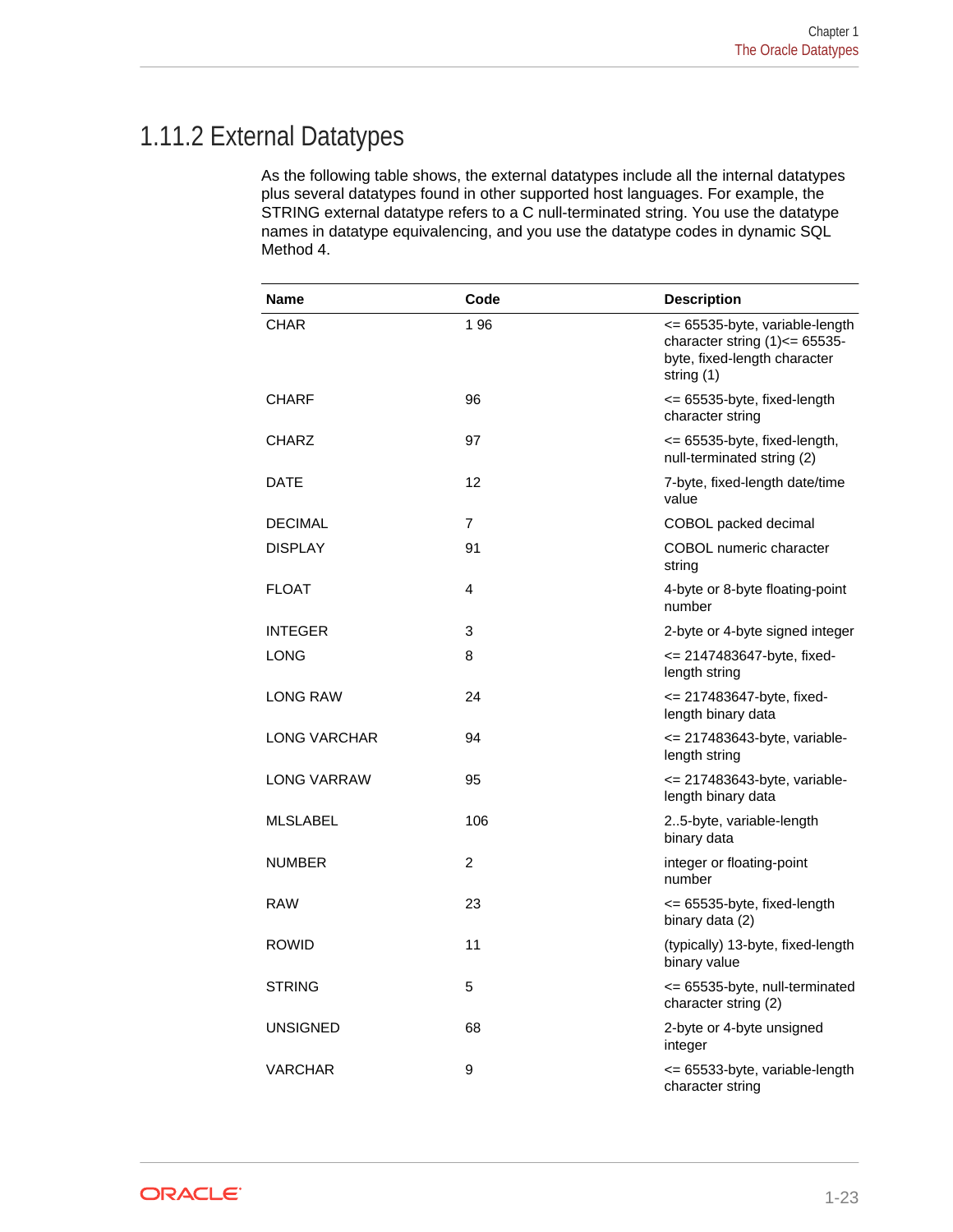## 1.11.2 External Datatypes

As the following table shows, the external datatypes include all the internal datatypes plus several datatypes found in other supported host languages. For example, the STRING external datatype refers to a C null-terminated string. You use the datatype names in datatype equivalencing, and you use the datatype codes in dynamic SQL Method 4.

| Name | Code | Description |
| --- | --- | --- |
| CHAR | 1 96 | <= 65535-byte, variable-length character string (1)<= 65535-byte, fixed-length character string (1) |
| CHARF | 96 | <= 65535-byte, fixed-length character string |
| CHARZ | 97 | <= 65535-byte, fixed-length, null-terminated string (2) |
| DATE | 12 | 7-byte, fixed-length date/time value |
| DECIMAL | 7 | COBOL packed decimal |
| DISPLAY | 91 | COBOL numeric character string |
| FLOAT | 4 | 4-byte or 8-byte floating-point number |
| INTEGER | 3 | 2-byte or 4-byte signed integer |
| LONG | 8 | <= 2147483647-byte, fixed-length string |
| LONG RAW | 24 | <= 217483647-byte, fixed-length binary data |
| LONG VARCHAR | 94 | <= 217483643-byte, variable-length string |
| LONG VARRAW | 95 | <= 217483643-byte, variable-length binary data |
| MLSLABEL | 106 | 2..5-byte, variable-length binary data |
| NUMBER | 2 | integer or floating-point number |
| RAW | 23 | <= 65535-byte, fixed-length binary data (2) |
| ROWID | 11 | (typically) 13-byte, fixed-length binary value |
| STRING | 5 | <= 65535-byte, null-terminated character string (2) |
| UNSIGNED | 68 | 2-byte or 4-byte unsigned integer |
| VARCHAR | 9 | <= 65533-byte, variable-length character string |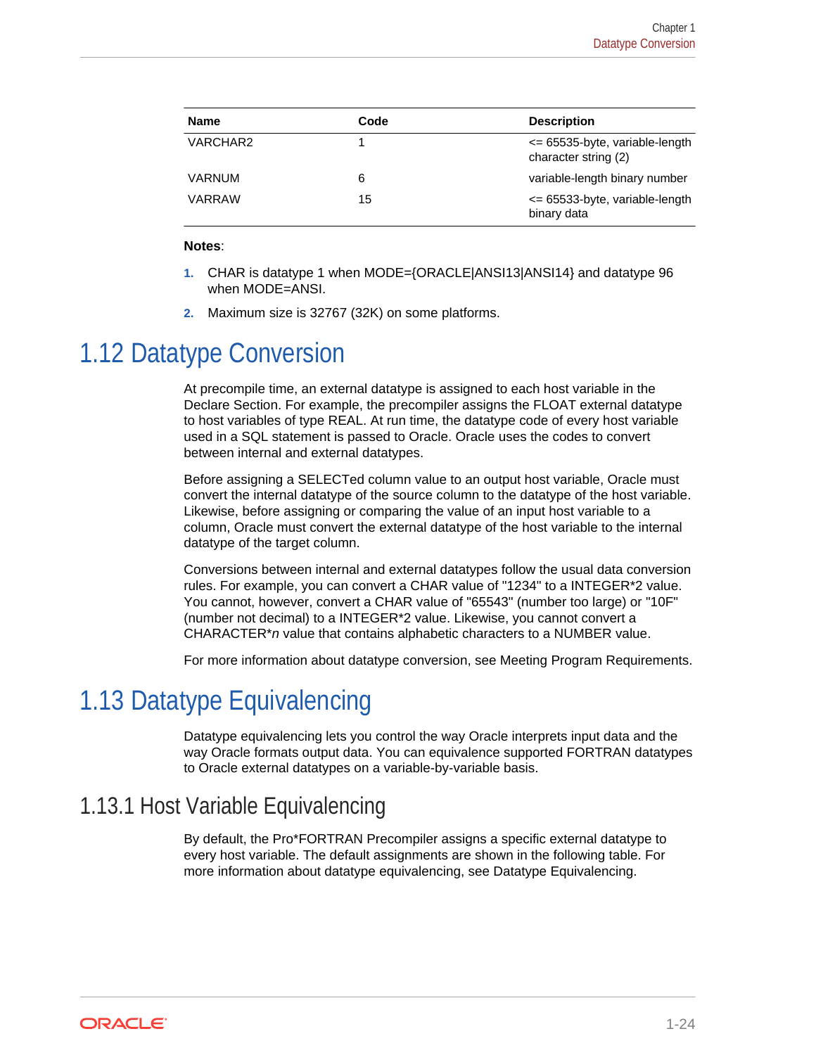| Name | Code | Description |
|---|---|---|
| VARCHAR2 | 1 | <= 65535-byte, variable-length character string (2) |
| VARNUM | 6 | variable-length binary number |
| VARRAW | 15 | <= 65533-byte, variable-length binary data |

**Notes**:

1. CHAR is datatype 1 when MODE={ORACLE|ANSI13|ANSI14} and datatype 96 when MODE=ANSI.
2. Maximum size is 32767 (32K) on some platforms.

## 1.12 Datatype Conversion

At precompile time, an external datatype is assigned to each host variable in the Declare Section. For example, the precompiler assigns the FLOAT external datatype to host variables of type REAL. At run time, the datatype code of every host variable used in a SQL statement is passed to Oracle. Oracle uses the codes to convert between internal and external datatypes.

Before assigning a SELECTed column value to an output host variable, Oracle must convert the internal datatype of the source column to the datatype of the host variable. Likewise, before assigning or comparing the value of an input host variable to a column, Oracle must convert the external datatype of the host variable to the internal datatype of the target column.

Conversions between internal and external datatypes follow the usual data conversion rules. For example, you can convert a CHAR value of "1234" to a INTEGER*2 value. You cannot, however, convert a CHAR value of "65543" (number too large) or "10F" (number not decimal) to a INTEGER*2 value. Likewise, you cannot convert a CHARACTER**n* value that contains alphabetic characters to a NUMBER value.

For more information about datatype conversion, see Meeting Program Requirements.

## 1.13 Datatype Equivalencing

Datatype equivalencing lets you control the way Oracle interprets input data and the way Oracle formats output data. You can equivalence supported FORTRAN datatypes to Oracle external datatypes on a variable-by-variable basis.

### 1.13.1 Host Variable Equivalencing

By default, the Pro*FORTRAN Precompiler assigns a specific external datatype to every host variable. The default assignments are shown in the following table. For more information about datatype equivalencing, see Datatype Equivalencing.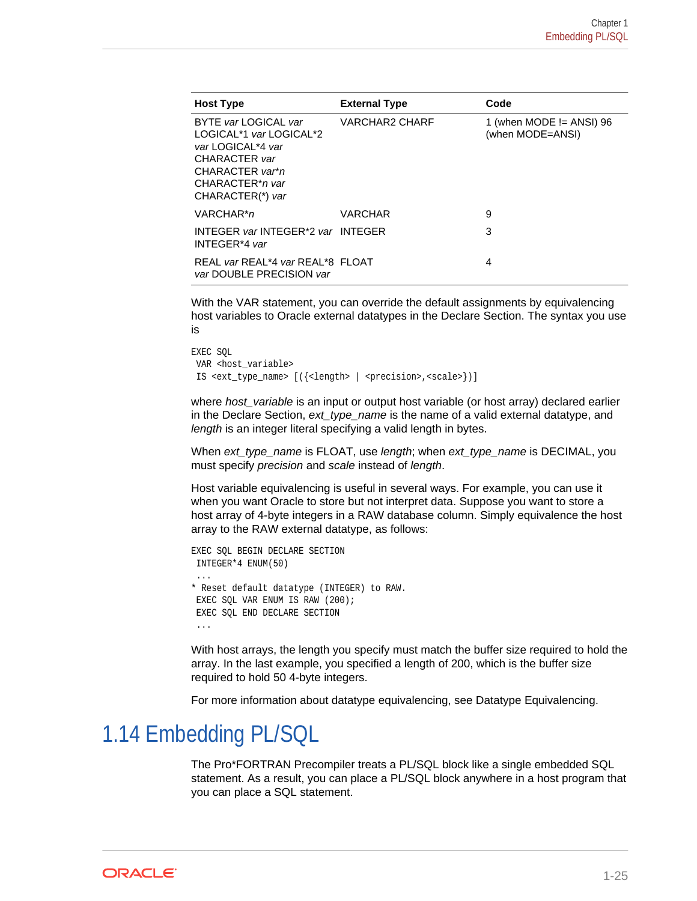| Host Type | External Type | Code |
| --- | --- | --- |
| BYTE *var* LOGICAL *var* LOGICAL*1 *var* LOGICAL*2 *var* LOGICAL*4 *var* CHARACTER *var* CHARACTER *var*n* CHARACTER*n *var* CHARACTER(*) *var* | VARCHAR2 CHARF | 1 (when MODE != ANSI) 96 (when MODE=ANSI) |
| VARCHAR*n* | VARCHAR | 9 |
| INTEGER *var* INTEGER*2 *var* INTEGER*4 *var* | INTEGER | 3 |
| REAL *var* REAL*4 *var* REAL*8 *var* DOUBLE PRECISION *var* | FLOAT | 4 |

With the VAR statement, you can override the default assignments by equivalencing host variables to Oracle external datatypes in the Declare Section. The syntax you use is

```
EXEC SQL
 VAR <host_variable>
 IS <ext_type_name> [({<length> | <precision>,<scale>})]
```

where *host_variable* is an input or output host variable (or host array) declared earlier in the Declare Section, *ext_type_name* is the name of a valid external datatype, and *length* is an integer literal specifying a valid length in bytes.

When *ext_type_name* is FLOAT, use *length*; when *ext_type_name* is DECIMAL, you must specify *precision* and *scale* instead of *length*.

Host variable equivalencing is useful in several ways. For example, you can use it when you want Oracle to store but not interpret data. Suppose you want to store a host array of 4-byte integers in a RAW database column. Simply equivalence the host array to the RAW external datatype, as follows:

```
EXEC SQL BEGIN DECLARE SECTION
 INTEGER*4 ENUM(50)
 ...
* Reset default datatype (INTEGER) to RAW.
 EXEC SQL VAR ENUM IS RAW (200);
 EXEC SQL END DECLARE SECTION
 ...
```

With host arrays, the length you specify must match the buffer size required to hold the array. In the last example, you specified a length of 200, which is the buffer size required to hold 50 4-byte integers.

For more information about datatype equivalencing, see Datatype Equivalencing.

## 1.14 Embedding PL/SQL

The Pro*FORTRAN Precompiler treats a PL/SQL block like a single embedded SQL statement. As a result, you can place a PL/SQL block anywhere in a host program that you can place a SQL statement.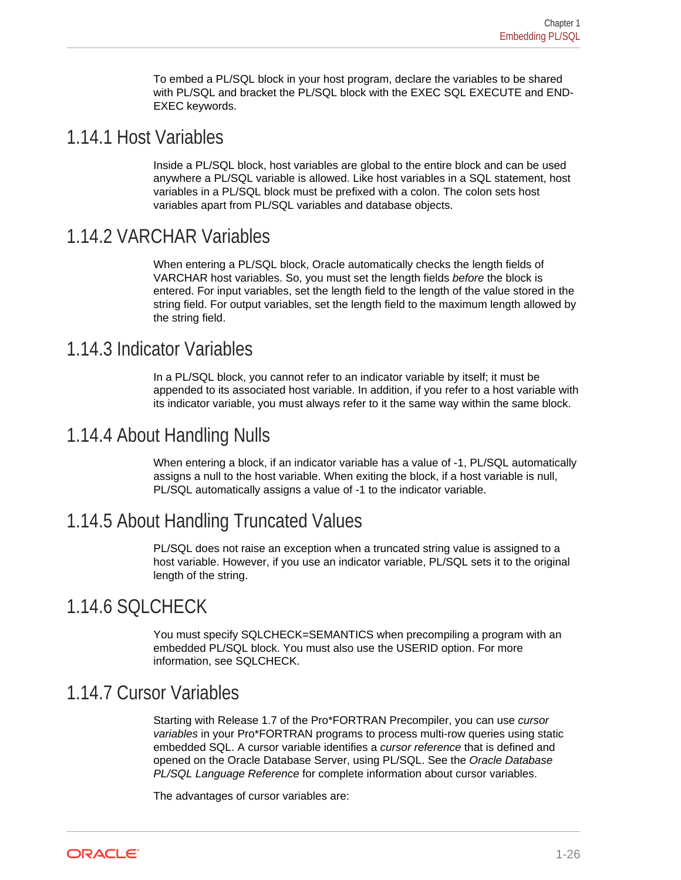To embed a PL/SQL block in your host program, declare the variables to be shared with PL/SQL and bracket the PL/SQL block with the EXEC SQL EXECUTE and END-EXEC keywords.

## 1.14.1 Host Variables

Inside a PL/SQL block, host variables are global to the entire block and can be used anywhere a PL/SQL variable is allowed. Like host variables in a SQL statement, host variables in a PL/SQL block must be prefixed with a colon. The colon sets host variables apart from PL/SQL variables and database objects.

## 1.14.2 VARCHAR Variables

When entering a PL/SQL block, Oracle automatically checks the length fields of VARCHAR host variables. So, you must set the length fields *before* the block is entered. For input variables, set the length field to the length of the value stored in the string field. For output variables, set the length field to the maximum length allowed by the string field.

## 1.14.3 Indicator Variables

In a PL/SQL block, you cannot refer to an indicator variable by itself; it must be appended to its associated host variable. In addition, if you refer to a host variable with its indicator variable, you must always refer to it the same way within the same block.

## 1.14.4 About Handling Nulls

When entering a block, if an indicator variable has a value of -1, PL/SQL automatically assigns a null to the host variable. When exiting the block, if a host variable is null, PL/SQL automatically assigns a value of -1 to the indicator variable.

## 1.14.5 About Handling Truncated Values

PL/SQL does not raise an exception when a truncated string value is assigned to a host variable. However, if you use an indicator variable, PL/SQL sets it to the original length of the string.

## 1.14.6 SQLCHECK

You must specify SQLCHECK=SEMANTICS when precompiling a program with an embedded PL/SQL block. You must also use the USERID option. For more information, see SQLCHECK.

## 1.14.7 Cursor Variables

Starting with Release 1.7 of the Pro*FORTRAN Precompiler, you can use *cursor variables* in your Pro*FORTRAN programs to process multi-row queries using static embedded SQL. A cursor variable identifies a *cursor reference* that is defined and opened on the Oracle Database Server, using PL/SQL. See the *Oracle Database PL/SQL Language Reference* for complete information about cursor variables.

The advantages of cursor variables are: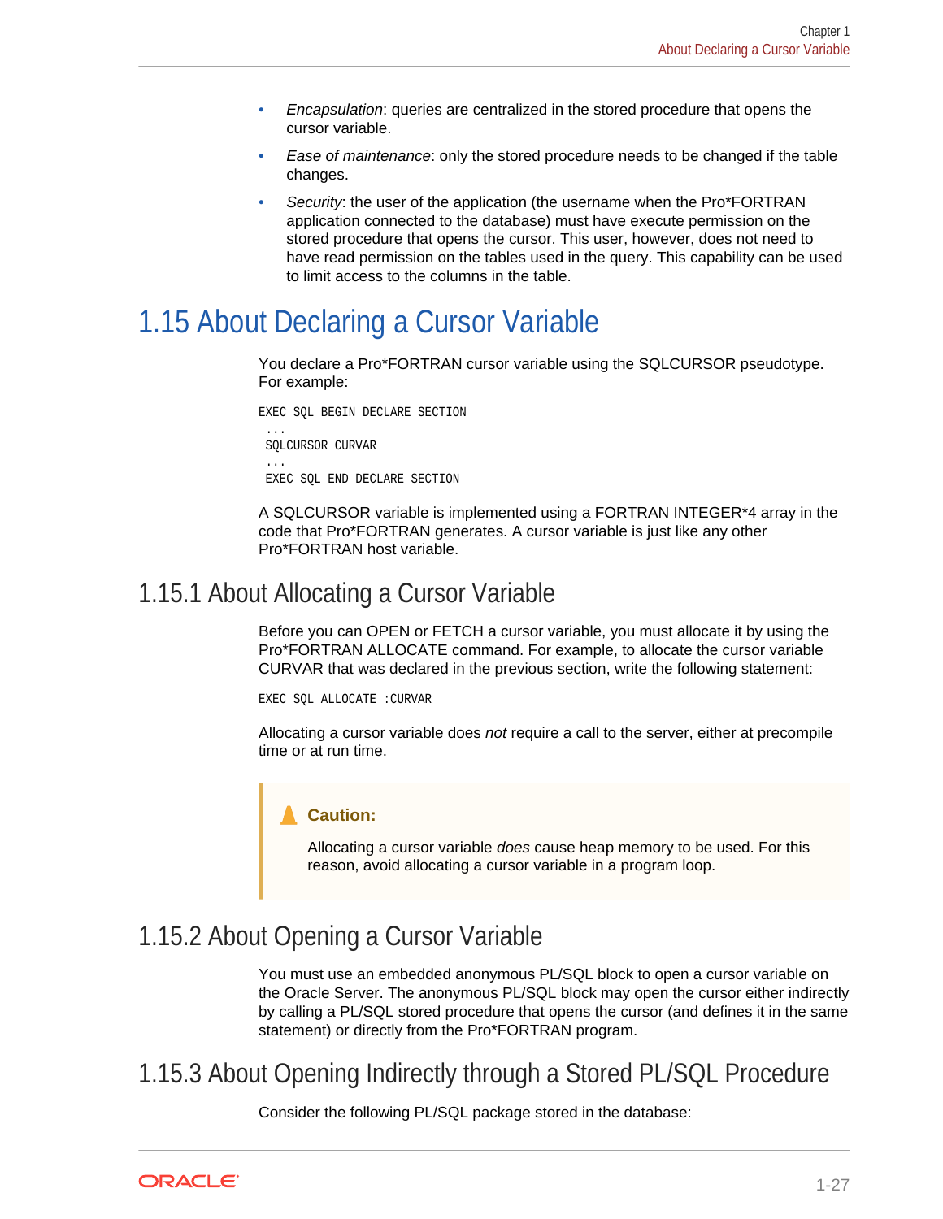- *Encapsulation*: queries are centralized in the stored procedure that opens the cursor variable.
- *Ease of maintenance*: only the stored procedure needs to be changed if the table changes.
- *Security*: the user of the application (the username when the Pro*FORTRAN application connected to the database) must have execute permission on the stored procedure that opens the cursor. This user, however, does not need to have read permission on the tables used in the query. This capability can be used to limit access to the columns in the table.

## 1.15 About Declaring a Cursor Variable

You declare a Pro*FORTRAN cursor variable using the SQLCURSOR pseudotype. For example:

```
EXEC SQL BEGIN DECLARE SECTION
 ...
 SQLCURSOR CURVAR
 ...
 EXEC SQL END DECLARE SECTION
```

A SQLCURSOR variable is implemented using a FORTRAN INTEGER*4 array in the code that Pro*FORTRAN generates. A cursor variable is just like any other Pro*FORTRAN host variable.

### 1.15.1 About Allocating a Cursor Variable

Before you can OPEN or FETCH a cursor variable, you must allocate it by using the Pro*FORTRAN ALLOCATE command. For example, to allocate the cursor variable CURVAR that was declared in the previous section, write the following statement:

```
EXEC SQL ALLOCATE :CURVAR
```

Allocating a cursor variable does *not* require a call to the server, either at precompile time or at run time.

> **Caution:**
>
> Allocating a cursor variable *does* cause heap memory to be used. For this reason, avoid allocating a cursor variable in a program loop.

### 1.15.2 About Opening a Cursor Variable

You must use an embedded anonymous PL/SQL block to open a cursor variable on the Oracle Server. The anonymous PL/SQL block may open the cursor either indirectly by calling a PL/SQL stored procedure that opens the cursor (and defines it in the same statement) or directly from the Pro*FORTRAN program.

### 1.15.3 About Opening Indirectly through a Stored PL/SQL Procedure

Consider the following PL/SQL package stored in the database: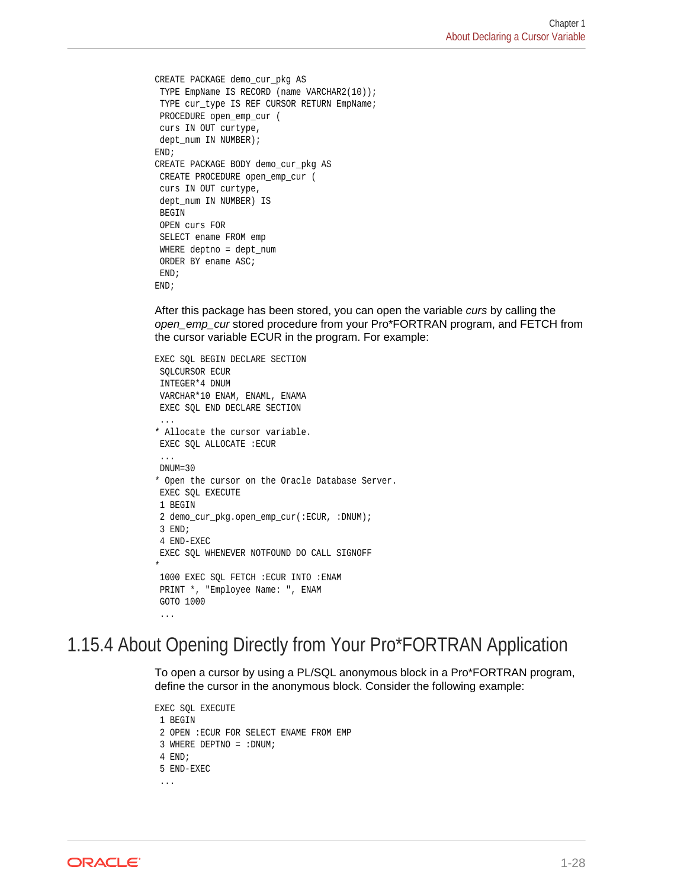```
CREATE PACKAGE demo_cur_pkg AS
 TYPE EmpName IS RECORD (name VARCHAR2(10));
 TYPE cur_type IS REF CURSOR RETURN EmpName;
 PROCEDURE open_emp_cur (
 curs IN OUT curtype,
 dept_num IN NUMBER);
END;
CREATE PACKAGE BODY demo_cur_pkg AS
 CREATE PROCEDURE open_emp_cur (
 curs IN OUT curtype,
 dept_num IN NUMBER) IS
 BEGIN
 OPEN curs FOR
 SELECT ename FROM emp
 WHERE deptno = dept_num
 ORDER BY ename ASC;
 END;
END;
```

After this package has been stored, you can open the variable *curs* by calling the *open_emp_cur* stored procedure from your Pro*FORTRAN program, and FETCH from the cursor variable ECUR in the program. For example:

```
EXEC SQL BEGIN DECLARE SECTION
 SQLCURSOR ECUR
 INTEGER*4 DNUM
 VARCHAR*10 ENAM, ENAML, ENAMA
 EXEC SQL END DECLARE SECTION
 ...
* Allocate the cursor variable.
 EXEC SQL ALLOCATE :ECUR
 ...
 DNUM=30
* Open the cursor on the Oracle Database Server.
 EXEC SQL EXECUTE
 1 BEGIN
 2 demo_cur_pkg.open_emp_cur(:ECUR, :DNUM);
 3 END;
 4 END-EXEC
 EXEC SQL WHENEVER NOTFOUND DO CALL SIGNOFF
*
 1000 EXEC SQL FETCH :ECUR INTO :ENAM
 PRINT *, "Employee Name: ", ENAM
 GOTO 1000
 ...
```

## 1.15.4 About Opening Directly from Your Pro*FORTRAN Application

To open a cursor by using a PL/SQL anonymous block in a Pro*FORTRAN program, define the cursor in the anonymous block. Consider the following example:

```
EXEC SQL EXECUTE
 1 BEGIN
 2 OPEN :ECUR FOR SELECT ENAME FROM EMP
 3 WHERE DEPTNO = :DNUM;
 4 END;
 5 END-EXEC
 ...
```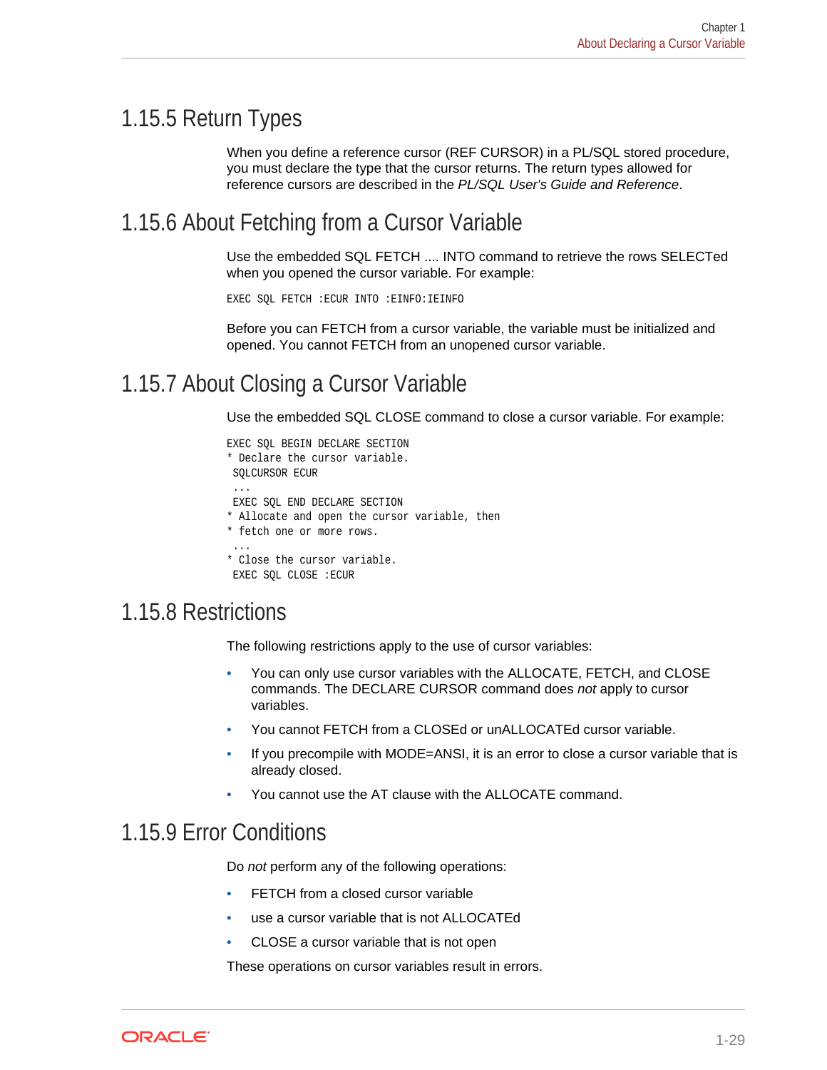## 1.15.5 Return Types

When you define a reference cursor (REF CURSOR) in a PL/SQL stored procedure, you must declare the type that the cursor returns. The return types allowed for reference cursors are described in the *PL/SQL User's Guide and Reference*.

## 1.15.6 About Fetching from a Cursor Variable

Use the embedded SQL FETCH .... INTO command to retrieve the rows SELECTed when you opened the cursor variable. For example:

```
EXEC SQL FETCH :ECUR INTO :EINFO:IEINFO
```

Before you can FETCH from a cursor variable, the variable must be initialized and opened. You cannot FETCH from an unopened cursor variable.

## 1.15.7 About Closing a Cursor Variable

Use the embedded SQL CLOSE command to close a cursor variable. For example:

```
EXEC SQL BEGIN DECLARE SECTION
* Declare the cursor variable.
 SQLCURSOR ECUR
 ...
 EXEC SQL END DECLARE SECTION
* Allocate and open the cursor variable, then
* fetch one or more rows.
 ...
* Close the cursor variable.
 EXEC SQL CLOSE :ECUR
```

## 1.15.8 Restrictions

The following restrictions apply to the use of cursor variables:

- You can only use cursor variables with the ALLOCATE, FETCH, and CLOSE commands. The DECLARE CURSOR command does *not* apply to cursor variables.
- You cannot FETCH from a CLOSEd or unALLOCATEd cursor variable.
- If you precompile with MODE=ANSI, it is an error to close a cursor variable that is already closed.
- You cannot use the AT clause with the ALLOCATE command.

## 1.15.9 Error Conditions

Do *not* perform any of the following operations:

- FETCH from a closed cursor variable
- use a cursor variable that is not ALLOCATEd
- CLOSE a cursor variable that is not open

These operations on cursor variables result in errors.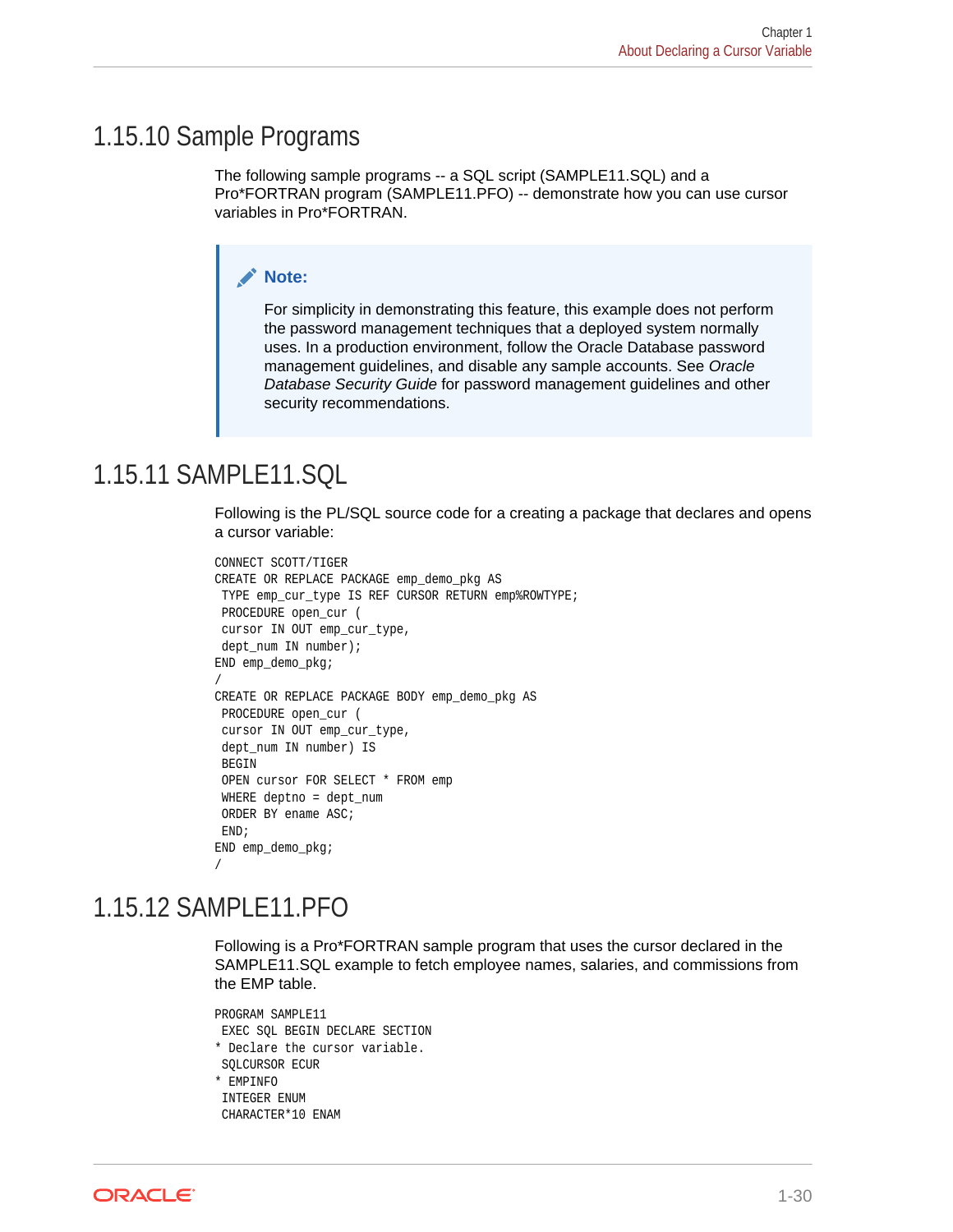## 1.15.10 Sample Programs

The following sample programs -- a SQL script (SAMPLE11.SQL) and a Pro*FORTRAN program (SAMPLE11.PFO) -- demonstrate how you can use cursor variables in Pro*FORTRAN.

> **Note:**
>
> For simplicity in demonstrating this feature, this example does not perform the password management techniques that a deployed system normally uses. In a production environment, follow the Oracle Database password management guidelines, and disable any sample accounts. See *Oracle Database Security Guide* for password management guidelines and other security recommendations.

## 1.15.11 SAMPLE11.SQL

Following is the PL/SQL source code for a creating a package that declares and opens a cursor variable:

```
CONNECT SCOTT/TIGER
CREATE OR REPLACE PACKAGE emp_demo_pkg AS
 TYPE emp_cur_type IS REF CURSOR RETURN emp%ROWTYPE;
 PROCEDURE open_cur (
 cursor IN OUT emp_cur_type,
 dept_num IN number);
END emp_demo_pkg;
/
CREATE OR REPLACE PACKAGE BODY emp_demo_pkg AS
 PROCEDURE open_cur (
 cursor IN OUT emp_cur_type,
 dept_num IN number) IS
 BEGIN
 OPEN cursor FOR SELECT * FROM emp
 WHERE deptno = dept_num
 ORDER BY ename ASC;
 END;
END emp_demo_pkg;
/
```

## 1.15.12 SAMPLE11.PFO

Following is a Pro*FORTRAN sample program that uses the cursor declared in the SAMPLE11.SQL example to fetch employee names, salaries, and commissions from the EMP table.

```
PROGRAM SAMPLE11
 EXEC SQL BEGIN DECLARE SECTION
* Declare the cursor variable.
 SQLCURSOR ECUR
* EMPINFO
 INTEGER ENUM
 CHARACTER*10 ENAM
```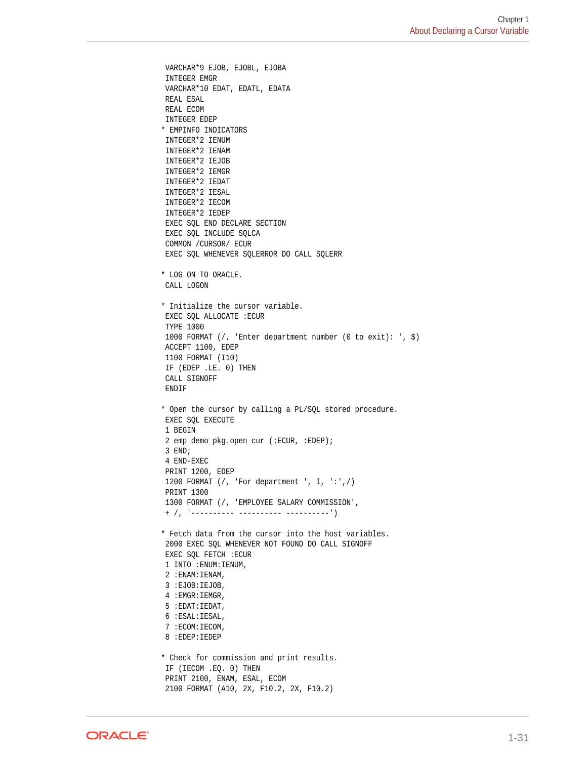```
 VARCHAR*9 EJOB, EJOBL, EJOBA
 INTEGER EMGR
 VARCHAR*10 EDAT, EDATL, EDATA
 REAL ESAL
 REAL ECOM
 INTEGER EDEP
* EMPINFO INDICATORS
 INTEGER*2 IENUM
 INTEGER*2 IENAM
 INTEGER*2 IEJOB
 INTEGER*2 IEMGR
 INTEGER*2 IEDAT
 INTEGER*2 IESAL
 INTEGER*2 IECOM
 INTEGER*2 IEDEP
 EXEC SQL END DECLARE SECTION
 EXEC SQL INCLUDE SQLCA
 COMMON /CURSOR/ ECUR
 EXEC SQL WHENEVER SQLERROR DO CALL SQLERR

* LOG ON TO ORACLE.
 CALL LOGON

* Initialize the cursor variable.
 EXEC SQL ALLOCATE :ECUR
 TYPE 1000
 1000 FORMAT (/, 'Enter department number (0 to exit): ', $)
 ACCEPT 1100, EDEP
 1100 FORMAT (I10)
 IF (EDEP .LE. 0) THEN
 CALL SIGNOFF
 ENDIF

* Open the cursor by calling a PL/SQL stored procedure.
 EXEC SQL EXECUTE
 1 BEGIN
 2 emp_demo_pkg.open_cur (:ECUR, :EDEP);
 3 END;
 4 END-EXEC
 PRINT 1200, EDEP
 1200 FORMAT (/, 'For department ', I, ':',/)
 PRINT 1300
 1300 FORMAT (/, 'EMPLOYEE SALARY COMMISSION',
 + /, '---------- ---------- ----------')

* Fetch data from the cursor into the host variables.
 2000 EXEC SQL WHENEVER NOT FOUND DO CALL SIGNOFF
 EXEC SQL FETCH :ECUR
 1 INTO :ENUM:IENUM,
 2 :ENAM:IENAM,
 3 :EJOB:IEJOB,
 4 :EMGR:IEMGR,
 5 :EDAT:IEDAT,
 6 :ESAL:IESAL,
 7 :ECOM:IECOM,
 8 :EDEP:IEDEP

* Check for commission and print results.
 IF (IECOM .EQ. 0) THEN
 PRINT 2100, ENAM, ESAL, ECOM
 2100 FORMAT (A10, 2X, F10.2, 2X, F10.2)
```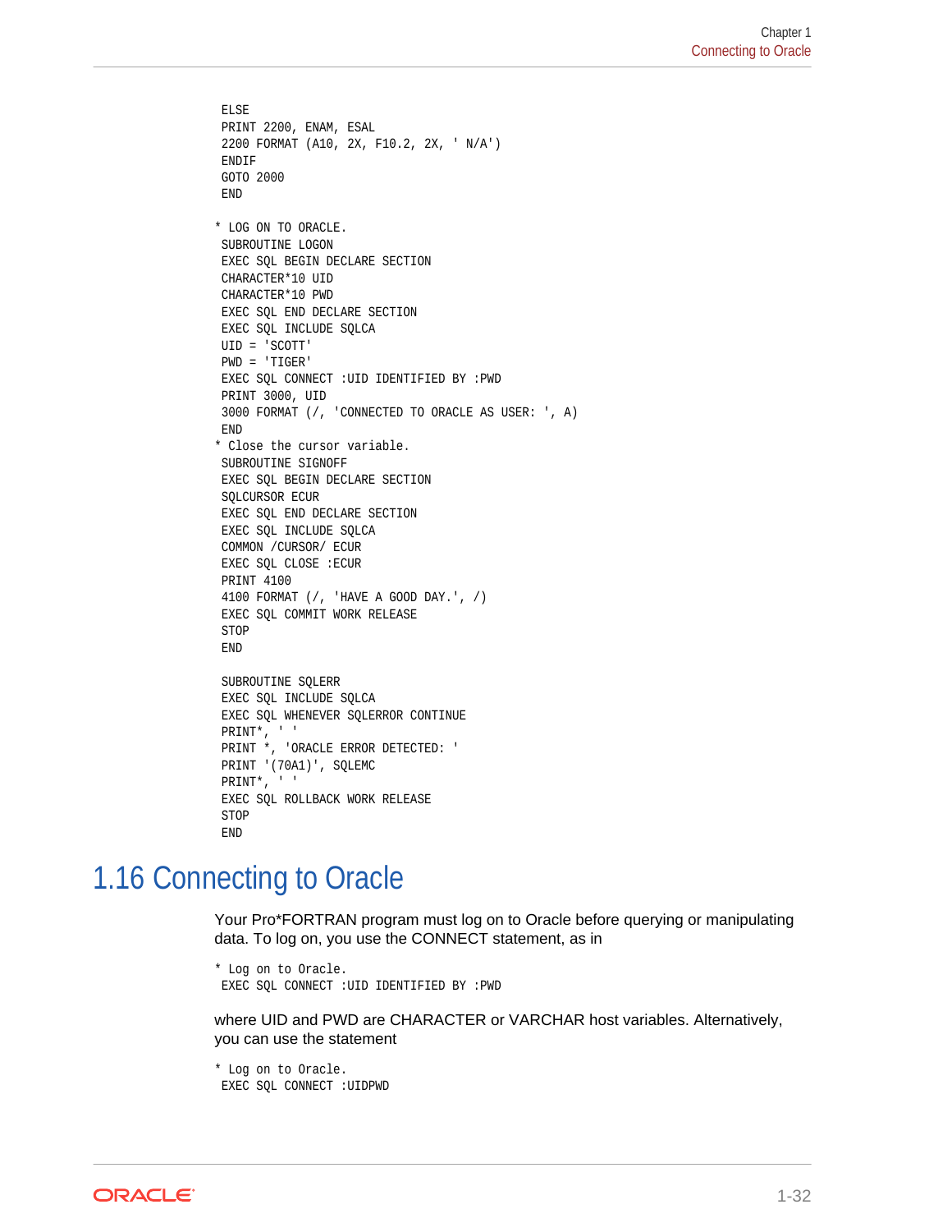```
 ELSE
 PRINT 2200, ENAM, ESAL
 2200 FORMAT (A10, 2X, F10.2, 2X, ' N/A')
 ENDIF
 GOTO 2000
 END

* LOG ON TO ORACLE.
 SUBROUTINE LOGON
 EXEC SQL BEGIN DECLARE SECTION
 CHARACTER*10 UID
 CHARACTER*10 PWD
 EXEC SQL END DECLARE SECTION
 EXEC SQL INCLUDE SQLCA
 UID = 'SCOTT'
 PWD = 'TIGER'
 EXEC SQL CONNECT :UID IDENTIFIED BY :PWD
 PRINT 3000, UID
 3000 FORMAT (/, 'CONNECTED TO ORACLE AS USER: ', A)
 END
* Close the cursor variable.
 SUBROUTINE SIGNOFF
 EXEC SQL BEGIN DECLARE SECTION
 SQLCURSOR ECUR
 EXEC SQL END DECLARE SECTION
 EXEC SQL INCLUDE SQLCA
 COMMON /CURSOR/ ECUR
 EXEC SQL CLOSE :ECUR
 PRINT 4100
 4100 FORMAT (/, 'HAVE A GOOD DAY.', /)
 EXEC SQL COMMIT WORK RELEASE
 STOP
 END

 SUBROUTINE SQLERR
 EXEC SQL INCLUDE SQLCA
 EXEC SQL WHENEVER SQLERROR CONTINUE
 PRINT*, ' '
 PRINT *, 'ORACLE ERROR DETECTED: '
 PRINT '(70A1)', SQLEMC
 PRINT*, ' '
 EXEC SQL ROLLBACK WORK RELEASE
 STOP
 END
```

## 1.16 Connecting to Oracle

Your Pro*FORTRAN program must log on to Oracle before querying or manipulating data. To log on, you use the CONNECT statement, as in

```
* Log on to Oracle.
 EXEC SQL CONNECT :UID IDENTIFIED BY :PWD
```

where UID and PWD are CHARACTER or VARCHAR host variables. Alternatively, you can use the statement

```
* Log on to Oracle.
 EXEC SQL CONNECT :UIDPWD
```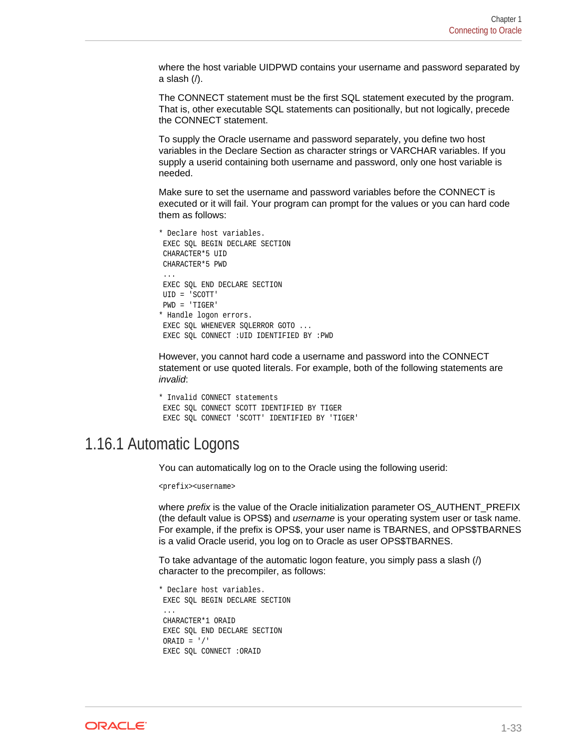where the host variable UIDPWD contains your username and password separated by a slash (/).

The CONNECT statement must be the first SQL statement executed by the program. That is, other executable SQL statements can positionally, but not logically, precede the CONNECT statement.

To supply the Oracle username and password separately, you define two host variables in the Declare Section as character strings or VARCHAR variables. If you supply a userid containing both username and password, only one host variable is needed.

Make sure to set the username and password variables before the CONNECT is executed or it will fail. Your program can prompt for the values or you can hard code them as follows:

```
* Declare host variables.
 EXEC SQL BEGIN DECLARE SECTION
 CHARACTER*5 UID
 CHARACTER*5 PWD
 ...
 EXEC SQL END DECLARE SECTION
 UID = 'SCOTT'
 PWD = 'TIGER'
* Handle logon errors.
 EXEC SQL WHENEVER SQLERROR GOTO ...
 EXEC SQL CONNECT :UID IDENTIFIED BY :PWD
```

However, you cannot hard code a username and password into the CONNECT statement or use quoted literals. For example, both of the following statements are *invalid*:

```
* Invalid CONNECT statements
 EXEC SQL CONNECT SCOTT IDENTIFIED BY TIGER
 EXEC SQL CONNECT 'SCOTT' IDENTIFIED BY 'TIGER'
```

## 1.16.1 Automatic Logons

You can automatically log on to the Oracle using the following userid:

```
<prefix><username>
```

where *prefix* is the value of the Oracle initialization parameter OS_AUTHENT_PREFIX (the default value is OPS$) and *username* is your operating system user or task name. For example, if the prefix is OPS$, your user name is TBARNES, and OPS$TBARNES is a valid Oracle userid, you log on to Oracle as user OPS$TBARNES.

To take advantage of the automatic logon feature, you simply pass a slash (/) character to the precompiler, as follows:

```
* Declare host variables.
 EXEC SQL BEGIN DECLARE SECTION
 ...
 CHARACTER*1 ORAID
 EXEC SQL END DECLARE SECTION
 ORAID = '/'
 EXEC SQL CONNECT :ORAID
```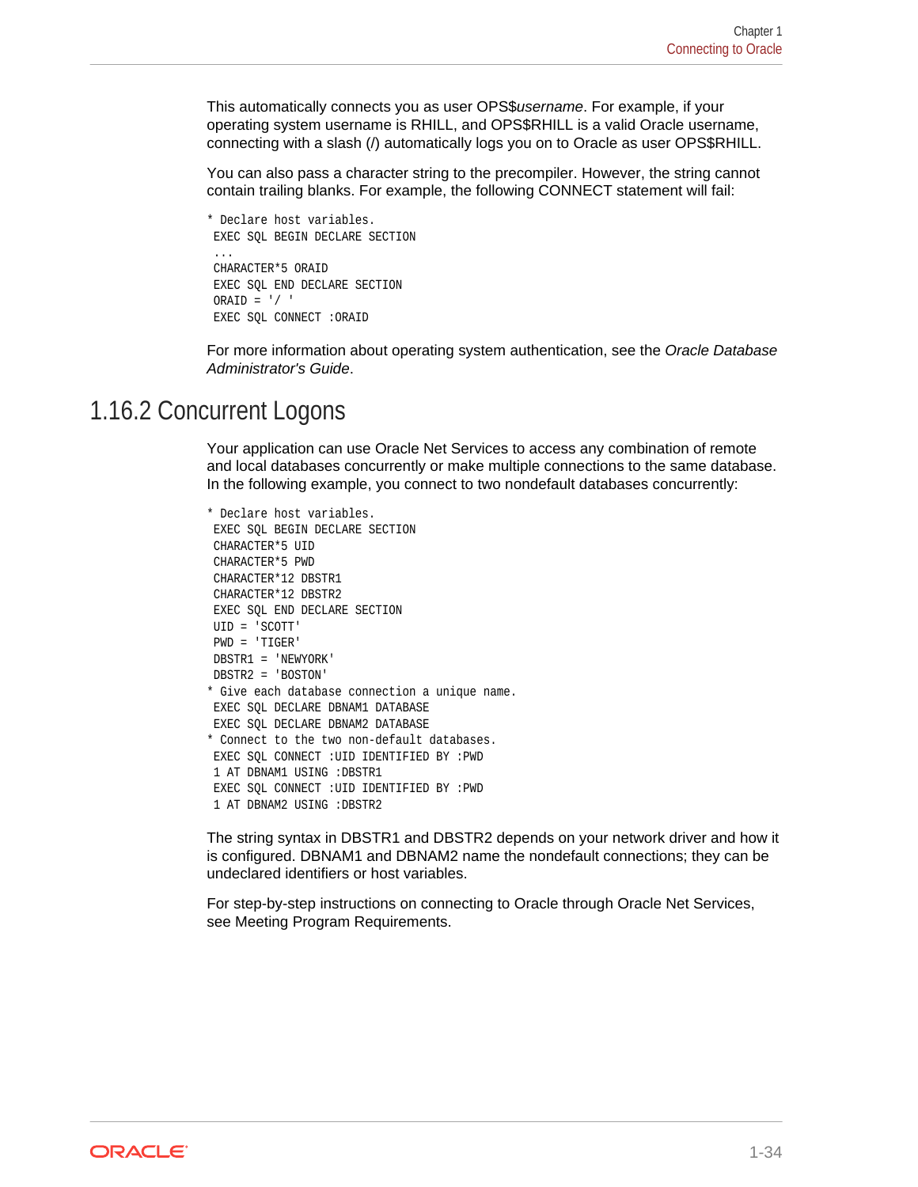This automatically connects you as user OPS$*username*. For example, if your operating system username is RHILL, and OPS$RHILL is a valid Oracle username, connecting with a slash (/) automatically logs you on to Oracle as user OPS$RHILL.

You can also pass a character string to the precompiler. However, the string cannot contain trailing blanks. For example, the following CONNECT statement will fail:

```
* Declare host variables.
 EXEC SQL BEGIN DECLARE SECTION
 ...
 CHARACTER*5 ORAID
 EXEC SQL END DECLARE SECTION
 ORAID = '/ '
 EXEC SQL CONNECT :ORAID
```

For more information about operating system authentication, see the *Oracle Database Administrator's Guide*.

## 1.16.2 Concurrent Logons

Your application can use Oracle Net Services to access any combination of remote and local databases concurrently or make multiple connections to the same database. In the following example, you connect to two nondefault databases concurrently:

```
* Declare host variables.
 EXEC SQL BEGIN DECLARE SECTION
 CHARACTER*5 UID
 CHARACTER*5 PWD
 CHARACTER*12 DBSTR1
 CHARACTER*12 DBSTR2
 EXEC SQL END DECLARE SECTION
 UID = 'SCOTT'
 PWD = 'TIGER'
 DBSTR1 = 'NEWYORK'
 DBSTR2 = 'BOSTON'
* Give each database connection a unique name.
 EXEC SQL DECLARE DBNAM1 DATABASE
 EXEC SQL DECLARE DBNAM2 DATABASE
* Connect to the two non-default databases.
 EXEC SQL CONNECT :UID IDENTIFIED BY :PWD
 1 AT DBNAM1 USING :DBSTR1
 EXEC SQL CONNECT :UID IDENTIFIED BY :PWD
 1 AT DBNAM2 USING :DBSTR2
```

The string syntax in DBSTR1 and DBSTR2 depends on your network driver and how it is configured. DBNAM1 and DBNAM2 name the nondefault connections; they can be undeclared identifiers or host variables.

For step-by-step instructions on connecting to Oracle through Oracle Net Services, see Meeting Program Requirements.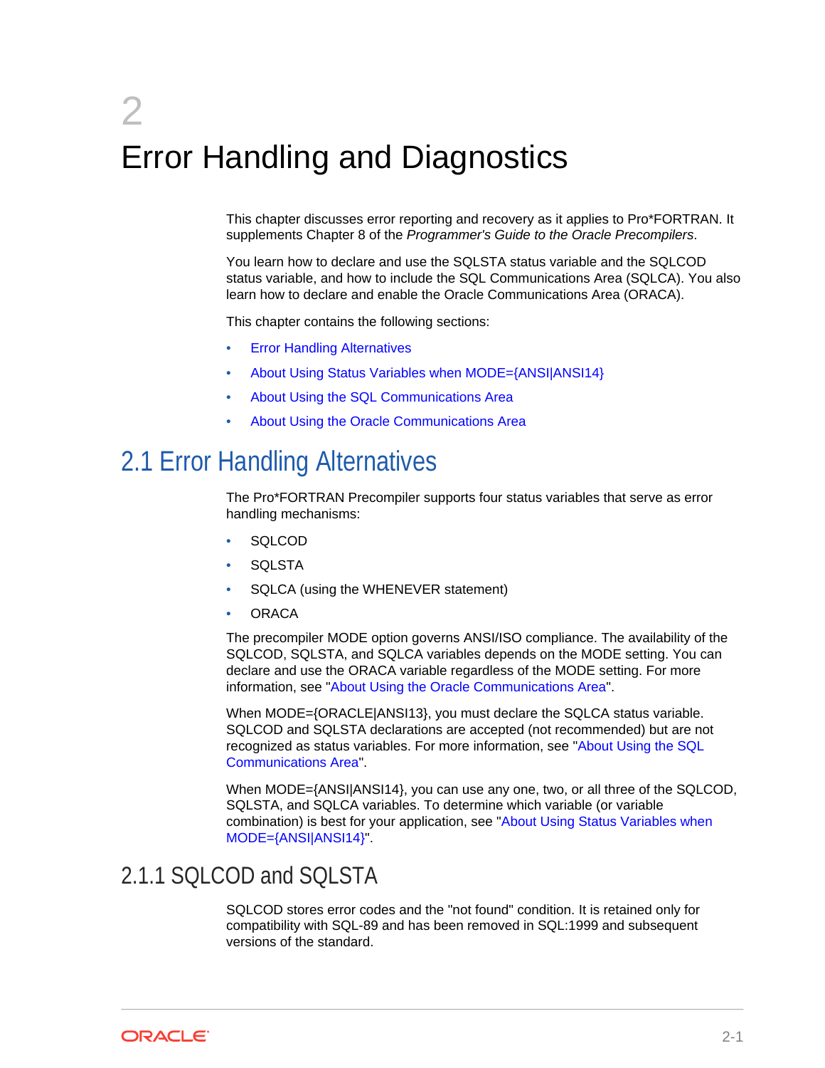# 2 Error Handling and Diagnostics

This chapter discusses error reporting and recovery as it applies to Pro*FORTRAN. It supplements Chapter 8 of the *Programmer's Guide to the Oracle Precompilers*.

You learn how to declare and use the SQLSTA status variable and the SQLCOD status variable, and how to include the SQL Communications Area (SQLCA). You also learn how to declare and enable the Oracle Communications Area (ORACA).

This chapter contains the following sections:

- Error Handling Alternatives
- About Using Status Variables when MODE={ANSI|ANSI14}
- About Using the SQL Communications Area
- About Using the Oracle Communications Area

## 2.1 Error Handling Alternatives

The Pro*FORTRAN Precompiler supports four status variables that serve as error handling mechanisms:

- SQLCOD
- SQLSTA
- SQLCA (using the WHENEVER statement)
- ORACA

The precompiler MODE option governs ANSI/ISO compliance. The availability of the SQLCOD, SQLSTA, and SQLCA variables depends on the MODE setting. You can declare and use the ORACA variable regardless of the MODE setting. For more information, see "About Using the Oracle Communications Area".

When MODE={ORACLE|ANSI13}, you must declare the SQLCA status variable. SQLCOD and SQLSTA declarations are accepted (not recommended) but are not recognized as status variables. For more information, see "About Using the SQL Communications Area".

When MODE={ANSI|ANSI14}, you can use any one, two, or all three of the SQLCOD, SQLSTA, and SQLCA variables. To determine which variable (or variable combination) is best for your application, see "About Using Status Variables when MODE={ANSI|ANSI14}".

### 2.1.1 SQLCOD and SQLSTA

SQLCOD stores error codes and the "not found" condition. It is retained only for compatibility with SQL-89 and has been removed in SQL:1999 and subsequent versions of the standard.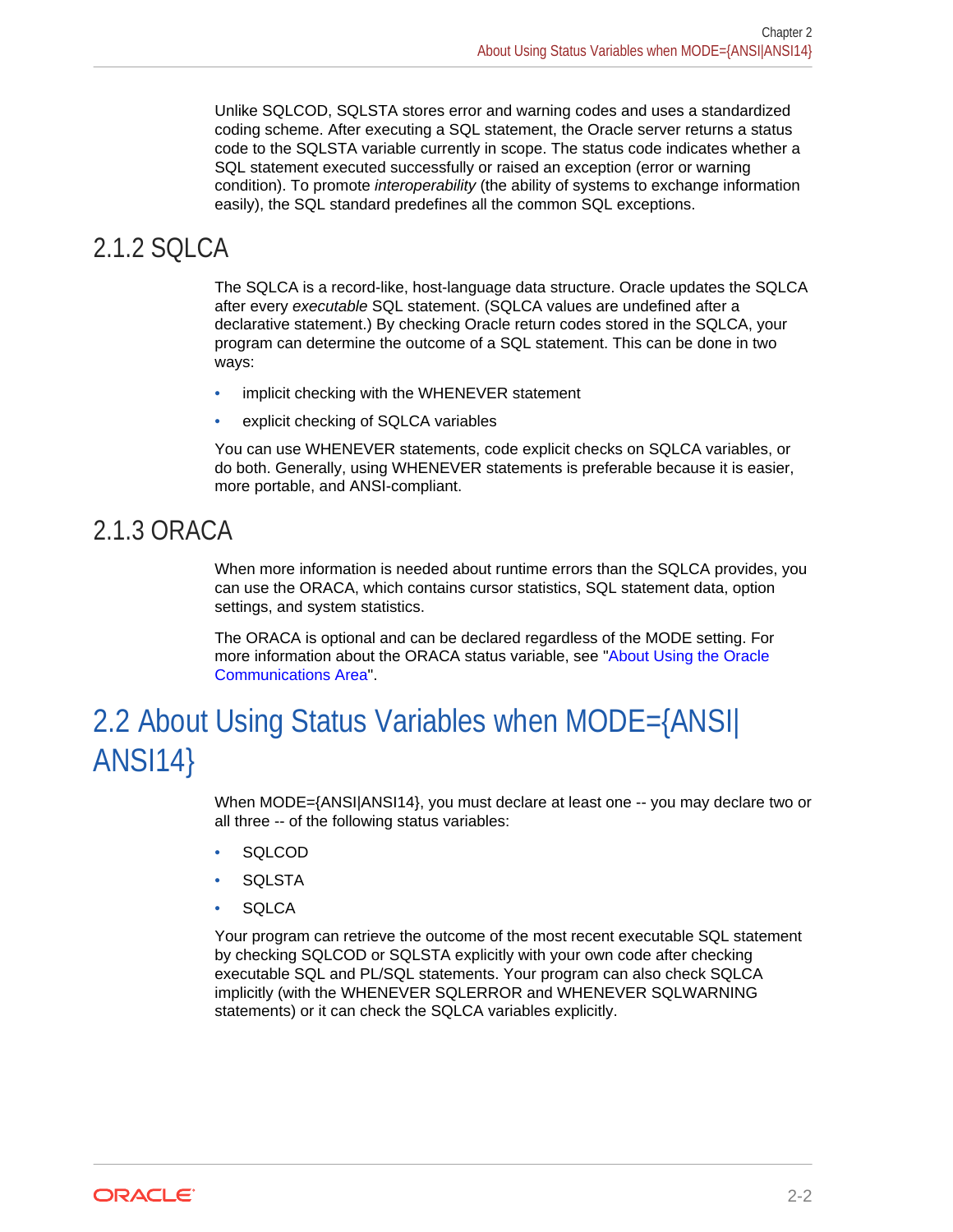Unlike SQLCOD, SQLSTA stores error and warning codes and uses a standardized coding scheme. After executing a SQL statement, the Oracle server returns a status code to the SQLSTA variable currently in scope. The status code indicates whether a SQL statement executed successfully or raised an exception (error or warning condition). To promote *interoperability* (the ability of systems to exchange information easily), the SQL standard predefines all the common SQL exceptions.

### 2.1.2 SQLCA

The SQLCA is a record-like, host-language data structure. Oracle updates the SQLCA after every *executable* SQL statement. (SQLCA values are undefined after a declarative statement.) By checking Oracle return codes stored in the SQLCA, your program can determine the outcome of a SQL statement. This can be done in two ways:

- implicit checking with the WHENEVER statement
- explicit checking of SQLCA variables

You can use WHENEVER statements, code explicit checks on SQLCA variables, or do both. Generally, using WHENEVER statements is preferable because it is easier, more portable, and ANSI-compliant.

### 2.1.3 ORACA

When more information is needed about runtime errors than the SQLCA provides, you can use the ORACA, which contains cursor statistics, SQL statement data, option settings, and system statistics.

The ORACA is optional and can be declared regardless of the MODE setting. For more information about the ORACA status variable, see "About Using the Oracle Communications Area".

## 2.2 About Using Status Variables when MODE={ANSI|ANSI14}

When MODE={ANSI|ANSI14}, you must declare at least one -- you may declare two or all three -- of the following status variables:

- SQLCOD
- SQLSTA
- SQLCA

Your program can retrieve the outcome of the most recent executable SQL statement by checking SQLCOD or SQLSTA explicitly with your own code after checking executable SQL and PL/SQL statements. Your program can also check SQLCA implicitly (with the WHENEVER SQLERROR and WHENEVER SQLWARNING statements) or it can check the SQLCA variables explicitly.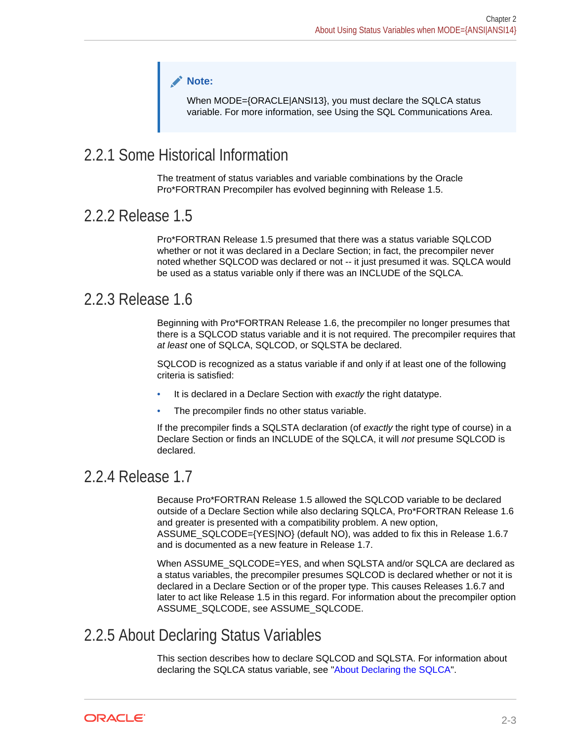> **Note:**
>
> When MODE={ORACLE|ANSI13}, you must declare the SQLCA status variable. For more information, see Using the SQL Communications Area.

## 2.2.1 Some Historical Information

The treatment of status variables and variable combinations by the Oracle Pro*FORTRAN Precompiler has evolved beginning with Release 1.5.

## 2.2.2 Release 1.5

Pro*FORTRAN Release 1.5 presumed that there was a status variable SQLCOD whether or not it was declared in a Declare Section; in fact, the precompiler never noted whether SQLCOD was declared or not -- it just presumed it was. SQLCA would be used as a status variable only if there was an INCLUDE of the SQLCA.

## 2.2.3 Release 1.6

Beginning with Pro*FORTRAN Release 1.6, the precompiler no longer presumes that there is a SQLCOD status variable and it is not required. The precompiler requires that *at least* one of SQLCA, SQLCOD, or SQLSTA be declared.

SQLCOD is recognized as a status variable if and only if at least one of the following criteria is satisfied:

- It is declared in a Declare Section with *exactly* the right datatype.
- The precompiler finds no other status variable.

If the precompiler finds a SQLSTA declaration (of *exactly* the right type of course) in a Declare Section or finds an INCLUDE of the SQLCA, it will *not* presume SQLCOD is declared.

## 2.2.4 Release 1.7

Because Pro*FORTRAN Release 1.5 allowed the SQLCOD variable to be declared outside of a Declare Section while also declaring SQLCA, Pro*FORTRAN Release 1.6 and greater is presented with a compatibility problem. A new option, ASSUME_SQLCODE={YES|NO} (default NO), was added to fix this in Release 1.6.7 and is documented as a new feature in Release 1.7.

When ASSUME_SQLCODE=YES, and when SQLSTA and/or SQLCA are declared as a status variables, the precompiler presumes SQLCOD is declared whether or not it is declared in a Declare Section or of the proper type. This causes Releases 1.6.7 and later to act like Release 1.5 in this regard. For information about the precompiler option ASSUME_SQLCODE, see ASSUME_SQLCODE.

## 2.2.5 About Declaring Status Variables

This section describes how to declare SQLCOD and SQLSTA. For information about declaring the SQLCA status variable, see "About Declaring the SQLCA".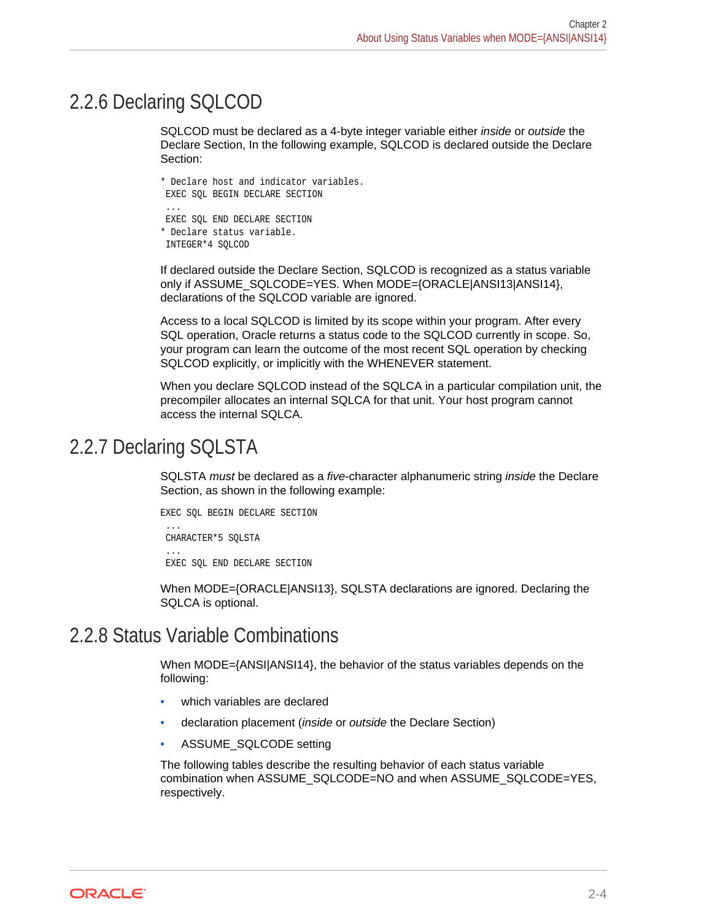## 2.2.6 Declaring SQLCOD

SQLCOD must be declared as a 4-byte integer variable either *inside* or *outside* the Declare Section, In the following example, SQLCOD is declared outside the Declare Section:

```
* Declare host and indicator variables.
 EXEC SQL BEGIN DECLARE SECTION
 ...
 EXEC SQL END DECLARE SECTION
* Declare status variable.
 INTEGER*4 SQLCOD
```

If declared outside the Declare Section, SQLCOD is recognized as a status variable only if ASSUME_SQLCODE=YES. When MODE={ORACLE|ANSI13|ANSI14}, declarations of the SQLCOD variable are ignored.

Access to a local SQLCOD is limited by its scope within your program. After every SQL operation, Oracle returns a status code to the SQLCOD currently in scope. So, your program can learn the outcome of the most recent SQL operation by checking SQLCOD explicitly, or implicitly with the WHENEVER statement.

When you declare SQLCOD instead of the SQLCA in a particular compilation unit, the precompiler allocates an internal SQLCA for that unit. Your host program cannot access the internal SQLCA.

## 2.2.7 Declaring SQLSTA

SQLSTA *must* be declared as a *five*-character alphanumeric string *inside* the Declare Section, as shown in the following example:

```
EXEC SQL BEGIN DECLARE SECTION
 ...
 CHARACTER*5 SQLSTA
 ...
 EXEC SQL END DECLARE SECTION
```

When MODE={ORACLE|ANSI13}, SQLSTA declarations are ignored. Declaring the SQLCA is optional.

## 2.2.8 Status Variable Combinations

When MODE={ANSI|ANSI14}, the behavior of the status variables depends on the following:

- which variables are declared
- declaration placement (*inside* or *outside* the Declare Section)
- ASSUME_SQLCODE setting

The following tables describe the resulting behavior of each status variable combination when ASSUME_SQLCODE=NO and when ASSUME_SQLCODE=YES, respectively.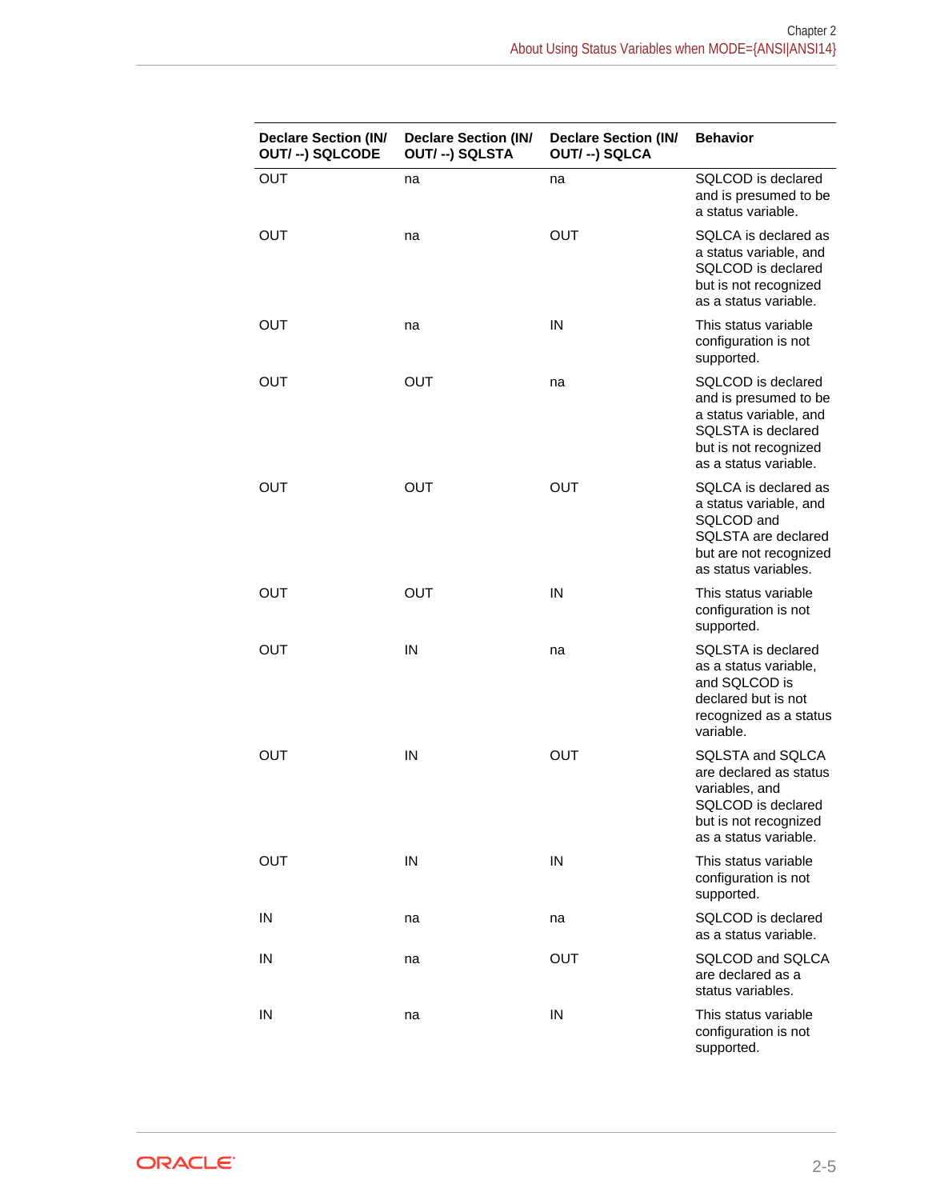| Declare Section (IN/ OUT/ --) SQLCODE | Declare Section (IN/ OUT/ --) SQLSTA | Declare Section (IN/ OUT/ --) SQLCA | Behavior |
|---|---|---|---|
| OUT | na | na | SQLCOD is declared and is presumed to be a status variable. |
| OUT | na | OUT | SQLCA is declared as a status variable, and SQLCOD is declared but is not recognized as a status variable. |
| OUT | na | IN | This status variable configuration is not supported. |
| OUT | OUT | na | SQLCOD is declared and is presumed to be a status variable, and SQLSTA is declared but is not recognized as a status variable. |
| OUT | OUT | OUT | SQLCA is declared as a status variable, and SQLCOD and SQLSTA are declared but are not recognized as status variables. |
| OUT | OUT | IN | This status variable configuration is not supported. |
| OUT | IN | na | SQLSTA is declared as a status variable, and SQLCOD is declared but is not recognized as a status variable. |
| OUT | IN | OUT | SQLSTA and SQLCA are declared as status variables, and SQLCOD is declared but is not recognized as a status variable. |
| OUT | IN | IN | This status variable configuration is not supported. |
| IN | na | na | SQLCOD is declared as a status variable. |
| IN | na | OUT | SQLCOD and SQLCA are declared as a status variables. |
| IN | na | IN | This status variable configuration is not supported. |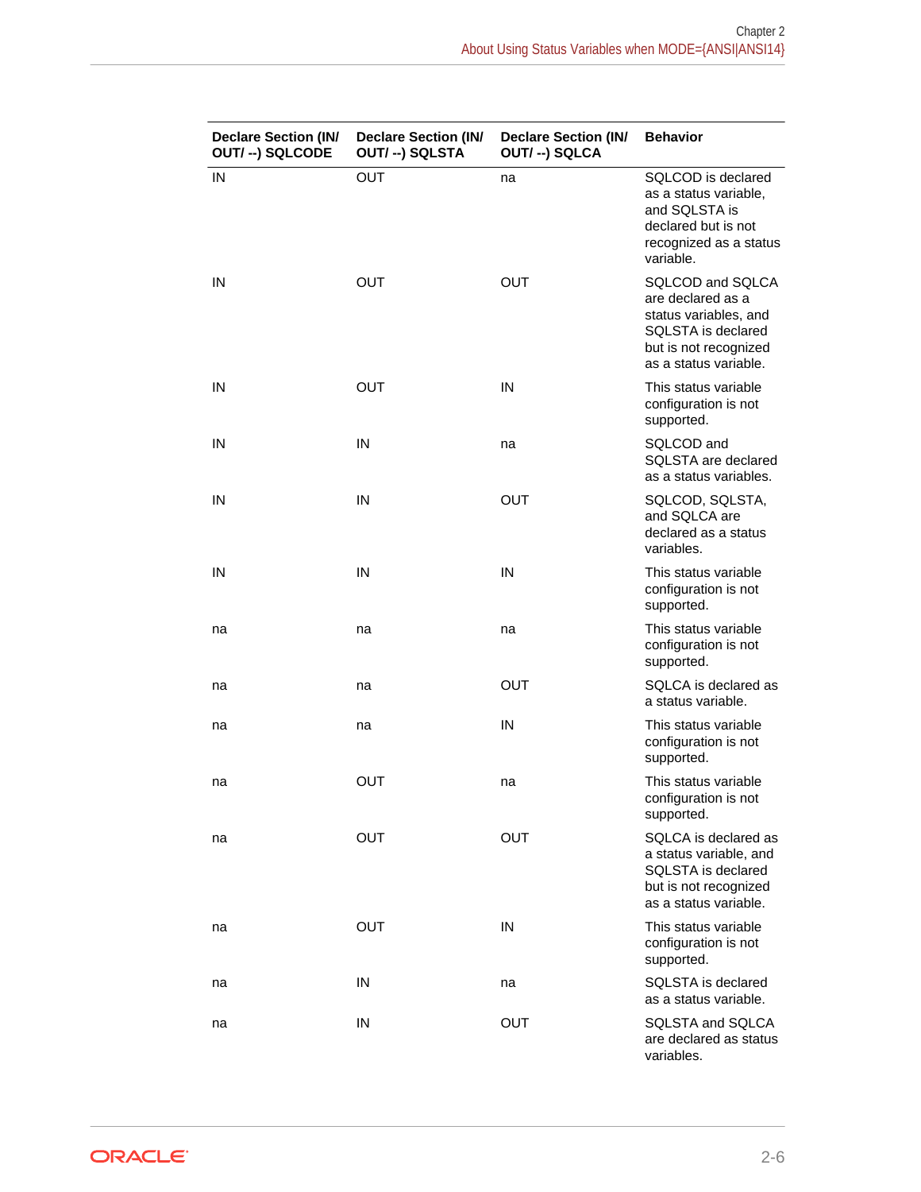| Declare Section (IN/ OUT/ --) SQLCODE | Declare Section (IN/ OUT/ --) SQLSTA | Declare Section (IN/ OUT/ --) SQLCA | Behavior |
| --- | --- | --- | --- |
| IN | OUT | na | SQLCOD is declared as a status variable, and SQLSTA is declared but is not recognized as a status variable. |
| IN | OUT | OUT | SQLCOD and SQLCA are declared as a status variables, and SQLSTA is declared but is not recognized as a status variable. |
| IN | OUT | IN | This status variable configuration is not supported. |
| IN | IN | na | SQLCOD and SQLSTA are declared as a status variables. |
| IN | IN | OUT | SQLCOD, SQLSTA, and SQLCA are declared as a status variables. |
| IN | IN | IN | This status variable configuration is not supported. |
| na | na | na | This status variable configuration is not supported. |
| na | na | OUT | SQLCA is declared as a status variable. |
| na | na | IN | This status variable configuration is not supported. |
| na | OUT | na | This status variable configuration is not supported. |
| na | OUT | OUT | SQLCA is declared as a status variable, and SQLSTA is declared but is not recognized as a status variable. |
| na | OUT | IN | This status variable configuration is not supported. |
| na | IN | na | SQLSTA is declared as a status variable. |
| na | IN | OUT | SQLSTA and SQLCA are declared as status variables. |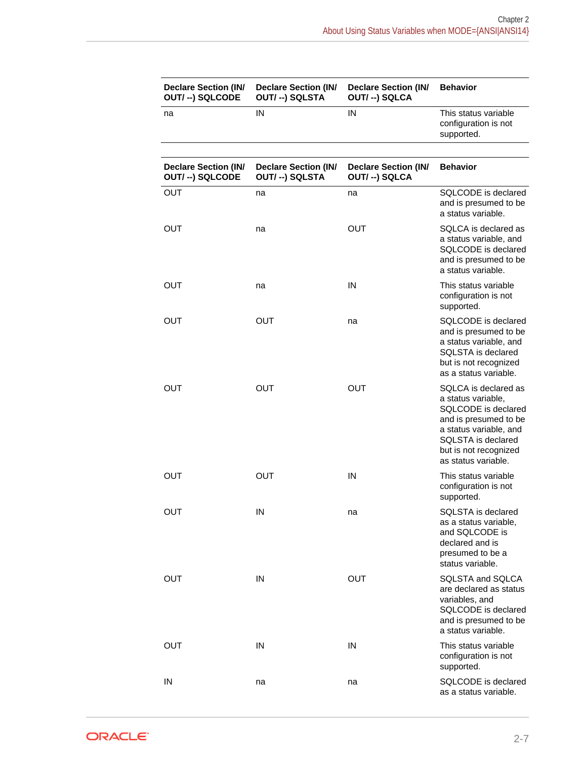| Declare Section (IN/ OUT/ --) SQLCODE | Declare Section (IN/ OUT/ --) SQLSTA | Declare Section (IN/ OUT/ --) SQLCA | Behavior |
|---|---|---|---|
| na | IN | IN | This status variable configuration is not supported. |

| Declare Section (IN/ OUT/ --) SQLCODE | Declare Section (IN/ OUT/ --) SQLSTA | Declare Section (IN/ OUT/ --) SQLCA | Behavior |
|---|---|---|---|
| OUT | na | na | SQLCODE is declared and is presumed to be a status variable. |
| OUT | na | OUT | SQLCA is declared as a status variable, and SQLCODE is declared and is presumed to be a status variable. |
| OUT | na | IN | This status variable configuration is not supported. |
| OUT | OUT | na | SQLCODE is declared and is presumed to be a status variable, and SQLSTA is declared but is not recognized as a status variable. |
| OUT | OUT | OUT | SQLCA is declared as a status variable, SQLCODE is declared and is presumed to be a status variable, and SQLSTA is declared but is not recognized as status variable. |
| OUT | OUT | IN | This status variable configuration is not supported. |
| OUT | IN | na | SQLSTA is declared as a status variable, and SQLCODE is declared and is presumed to be a status variable. |
| OUT | IN | OUT | SQLSTA and SQLCA are declared as status variables, and SQLCODE is declared and is presumed to be a status variable. |
| OUT | IN | IN | This status variable configuration is not supported. |
| IN | na | na | SQLCODE is declared as a status variable. |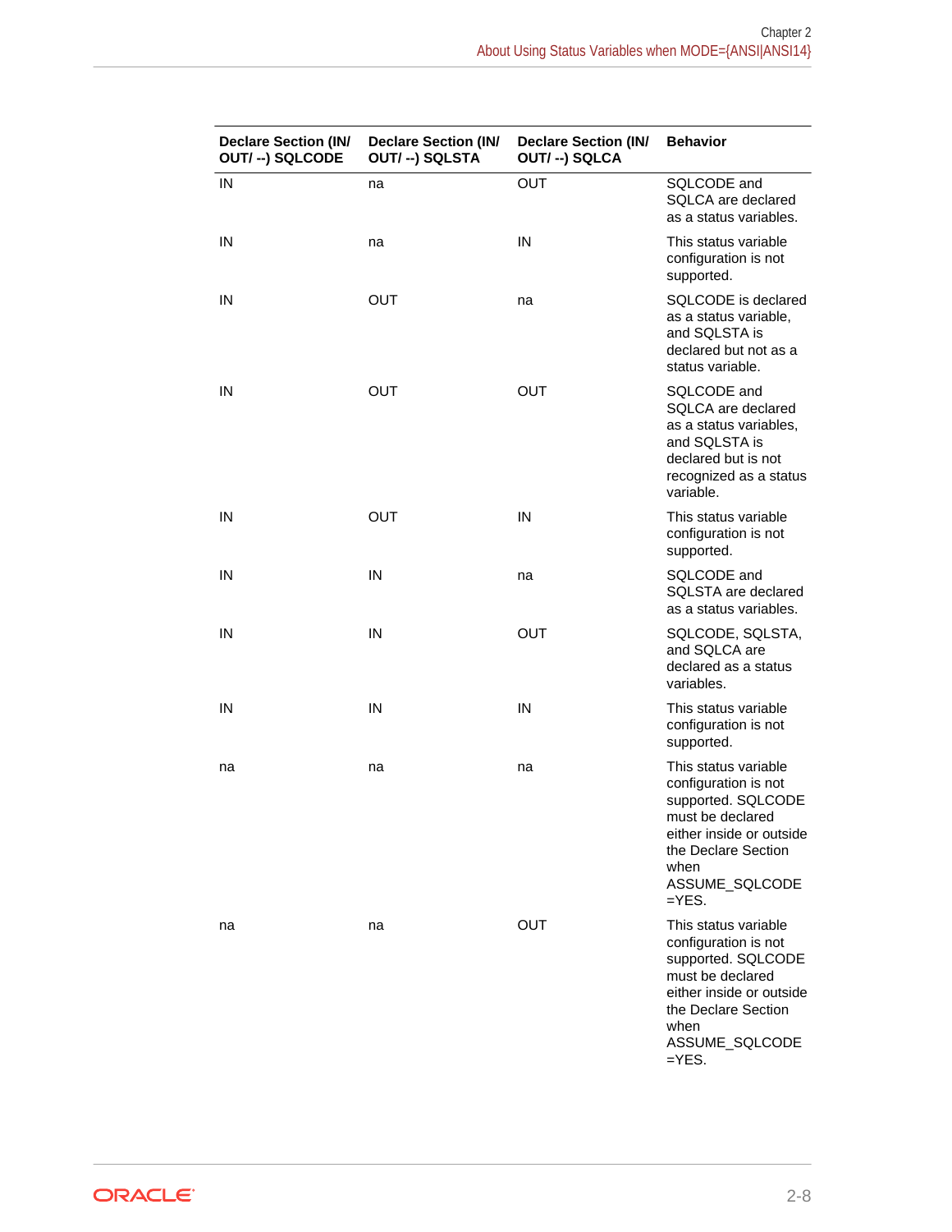| Declare Section (IN/ OUT/ --) SQLCODE | Declare Section (IN/ OUT/ --) SQLSTA | Declare Section (IN/ OUT/ --) SQLCA | Behavior |
| --- | --- | --- | --- |
| IN | na | OUT | SQLCODE and SQLCA are declared as a status variables. |
| IN | na | IN | This status variable configuration is not supported. |
| IN | OUT | na | SQLCODE is declared as a status variable, and SQLSTA is declared but not as a status variable. |
| IN | OUT | OUT | SQLCODE and SQLCA are declared as a status variables, and SQLSTA is declared but is not recognized as a status variable. |
| IN | OUT | IN | This status variable configuration is not supported. |
| IN | IN | na | SQLCODE and SQLSTA are declared as a status variables. |
| IN | IN | OUT | SQLCODE, SQLSTA, and SQLCA are declared as a status variables. |
| IN | IN | IN | This status variable configuration is not supported. |
| na | na | na | This status variable configuration is not supported. SQLCODE must be declared either inside or outside the Declare Section when ASSUME_SQLCODE =YES. |
| na | na | OUT | This status variable configuration is not supported. SQLCODE must be declared either inside or outside the Declare Section when ASSUME_SQLCODE =YES. |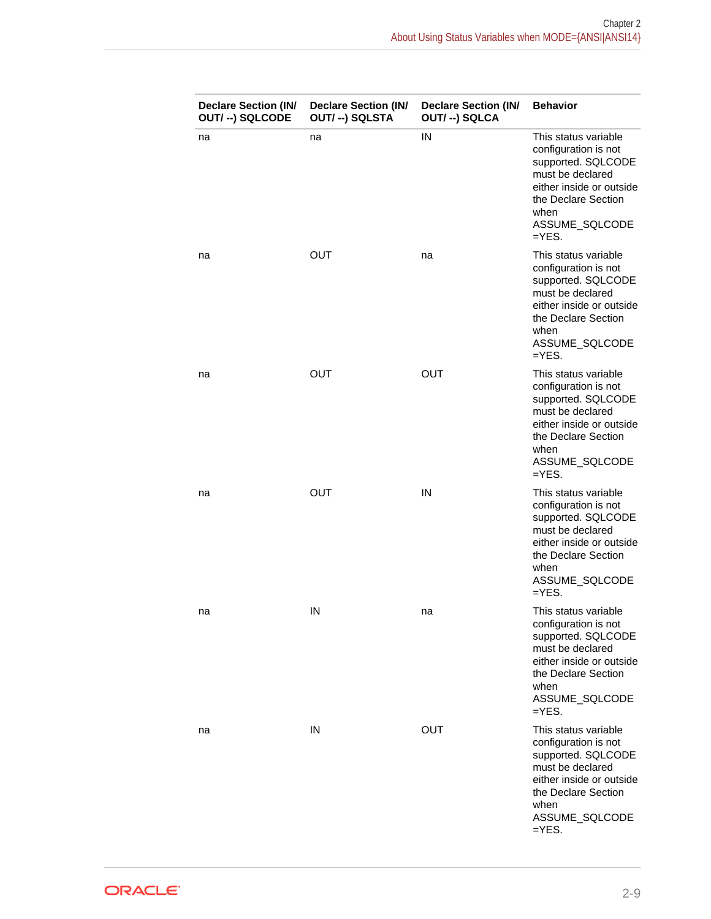| Declare Section (IN/ OUT/ --) SQLCODE | Declare Section (IN/ OUT/ --) SQLSTA | Declare Section (IN/ OUT/ --) SQLCA | Behavior |
|---|---|---|---|
| na | na | IN | This status variable configuration is not supported. SQLCODE must be declared either inside or outside the Declare Section when ASSUME_SQLCODE =YES. |
| na | OUT | na | This status variable configuration is not supported. SQLCODE must be declared either inside or outside the Declare Section when ASSUME_SQLCODE =YES. |
| na | OUT | OUT | This status variable configuration is not supported. SQLCODE must be declared either inside or outside the Declare Section when ASSUME_SQLCODE =YES. |
| na | OUT | IN | This status variable configuration is not supported. SQLCODE must be declared either inside or outside the Declare Section when ASSUME_SQLCODE =YES. |
| na | IN | na | This status variable configuration is not supported. SQLCODE must be declared either inside or outside the Declare Section when ASSUME_SQLCODE =YES. |
| na | IN | OUT | This status variable configuration is not supported. SQLCODE must be declared either inside or outside the Declare Section when ASSUME_SQLCODE =YES. |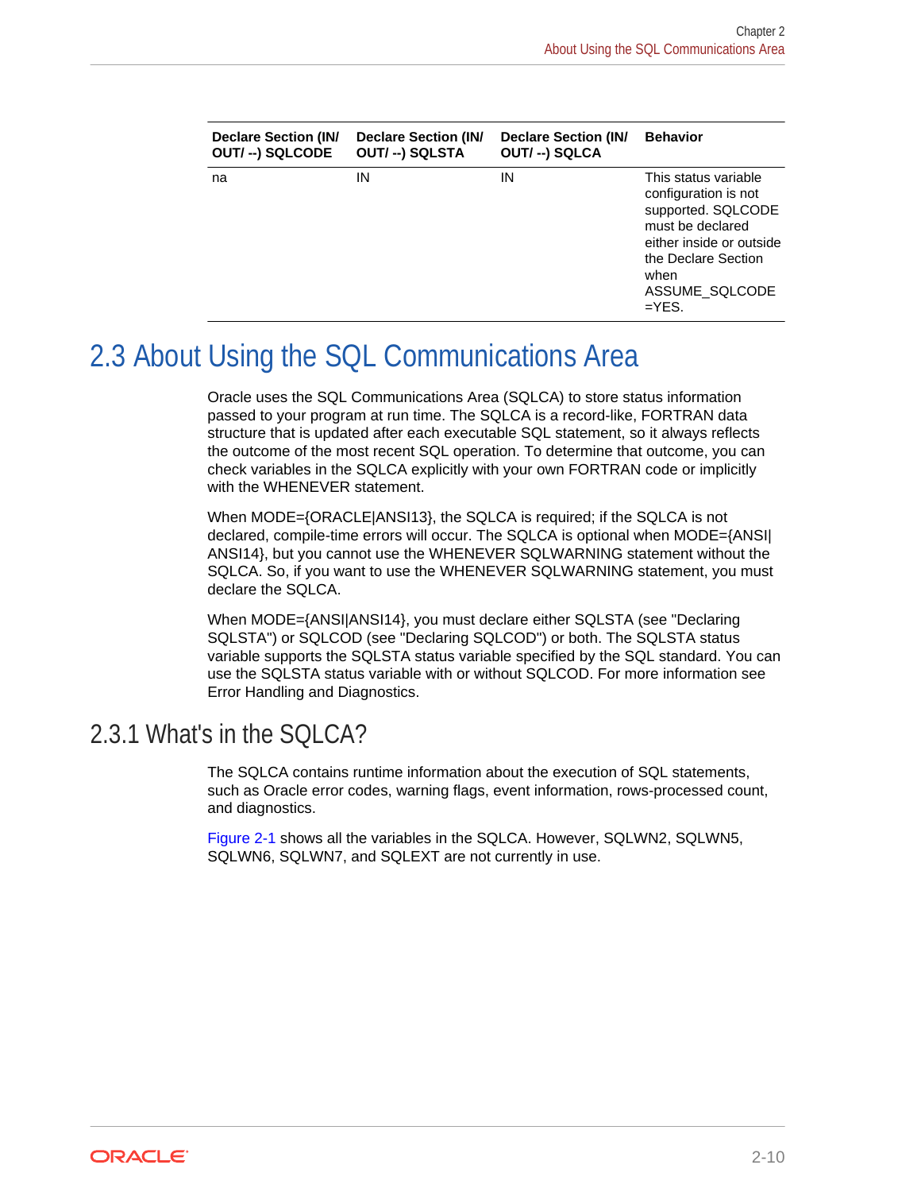| Declare Section (IN/ OUT/ --) SQLCODE | Declare Section (IN/ OUT/ --) SQLSTA | Declare Section (IN/ OUT/ --) SQLCA | Behavior |
|---|---|---|---|
| na | IN | IN | This status variable configuration is not supported. SQLCODE must be declared either inside or outside the Declare Section when ASSUME_SQLCODE =YES. |

## 2.3 About Using the SQL Communications Area

Oracle uses the SQL Communications Area (SQLCA) to store status information passed to your program at run time. The SQLCA is a record-like, FORTRAN data structure that is updated after each executable SQL statement, so it always reflects the outcome of the most recent SQL operation. To determine that outcome, you can check variables in the SQLCA explicitly with your own FORTRAN code or implicitly with the WHENEVER statement.

When MODE={ORACLE|ANSI13}, the SQLCA is required; if the SQLCA is not declared, compile-time errors will occur. The SQLCA is optional when MODE={ANSI|ANSI14}, but you cannot use the WHENEVER SQLWARNING statement without the SQLCA. So, if you want to use the WHENEVER SQLWARNING statement, you must declare the SQLCA.

When MODE={ANSI|ANSI14}, you must declare either SQLSTA (see "Declaring SQLSTA") or SQLCOD (see "Declaring SQLCOD") or both. The SQLSTA status variable supports the SQLSTA status variable specified by the SQL standard. You can use the SQLSTA status variable with or without SQLCOD. For more information see Error Handling and Diagnostics.

### 2.3.1 What's in the SQLCA?

The SQLCA contains runtime information about the execution of SQL statements, such as Oracle error codes, warning flags, event information, rows-processed count, and diagnostics.

Figure 2-1 shows all the variables in the SQLCA. However, SQLWN2, SQLWN5, SQLWN6, SQLWN7, and SQLEXT are not currently in use.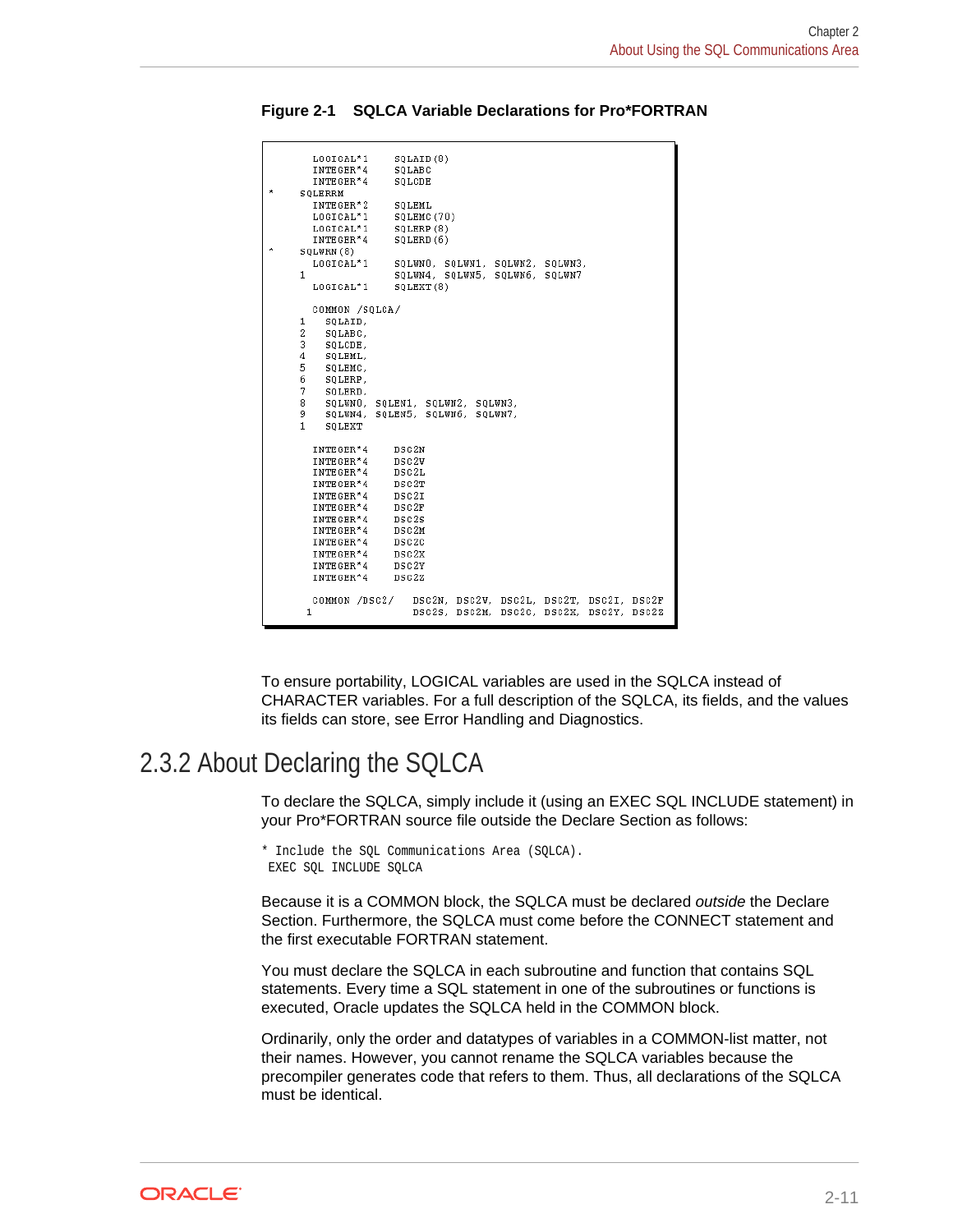**Figure 2-1 SQLCA Variable Declarations for Pro*FORTRAN**

```
      LOGICAL*1     SQLAID(8)
      INTEGER*4     SQLABC
      INTEGER*4     SQLCDE
*     SQLERRM
      INTEGER*2     SQLEML
      LOGICAL*1     SQLEMC(70)
      LOGICAL*1     SQLERP(8)
      INTEGER*4     SQLERD(6)
*     SQLWRN(8)
      LOGICAL*1     SQLWN0, SQLWN1, SQLWN2, SQLWN3,
     1              SQLWN4, SQLWN5, SQLWN6, SQLWN7
      LOGICAL*1     SQLEXT(8)

      COMMON /SQLCA/
     1  SQLAID,
     2  SQLABC,
     3  SQLCDE,
     4  SQLEML,
     5  SQLEMC,
     6  SQLERP,
     7  SQLERD,
     8  SQLWN0, SQLEN1, SQLWN2, SQLWN3,
     9  SQLWN4, SQLEN5, SQLWN6, SQLWN7,
     1  SQLEXT

      INTEGER*4     DSC2N
      INTEGER*4     DSC2V
      INTEGER*4     DSC2L
      INTEGER*4     DSC2T
      INTEGER*4     DSC2I
      INTEGER*4     DSC2F
      INTEGER*4     DSC2S
      INTEGER*4     DSC2M
      INTEGER*4     DSC2C
      INTEGER*4     DSC2X
      INTEGER*4     DSC2Y
      INTEGER*4     DSC2Z

      COMMON /DSC2/   DSC2N, DSC2V, DSC2L, DSC2T, DSC2I, DSC2F
     1                DSC2S, DSC2M, DSC2C, DSC2X, DSC2Y, DSC2Z
```

To ensure portability, LOGICAL variables are used in the SQLCA instead of CHARACTER variables. For a full description of the SQLCA, its fields, and the values its fields can store, see Error Handling and Diagnostics.

## 2.3.2 About Declaring the SQLCA

To declare the SQLCA, simply include it (using an EXEC SQL INCLUDE statement) in your Pro*FORTRAN source file outside the Declare Section as follows:

```
* Include the SQL Communications Area (SQLCA).
 EXEC SQL INCLUDE SQLCA
```

Because it is a COMMON block, the SQLCA must be declared *outside* the Declare Section. Furthermore, the SQLCA must come before the CONNECT statement and the first executable FORTRAN statement.

You must declare the SQLCA in each subroutine and function that contains SQL statements. Every time a SQL statement in one of the subroutines or functions is executed, Oracle updates the SQLCA held in the COMMON block.

Ordinarily, only the order and datatypes of variables in a COMMON-list matter, not their names. However, you cannot rename the SQLCA variables because the precompiler generates code that refers to them. Thus, all declarations of the SQLCA must be identical.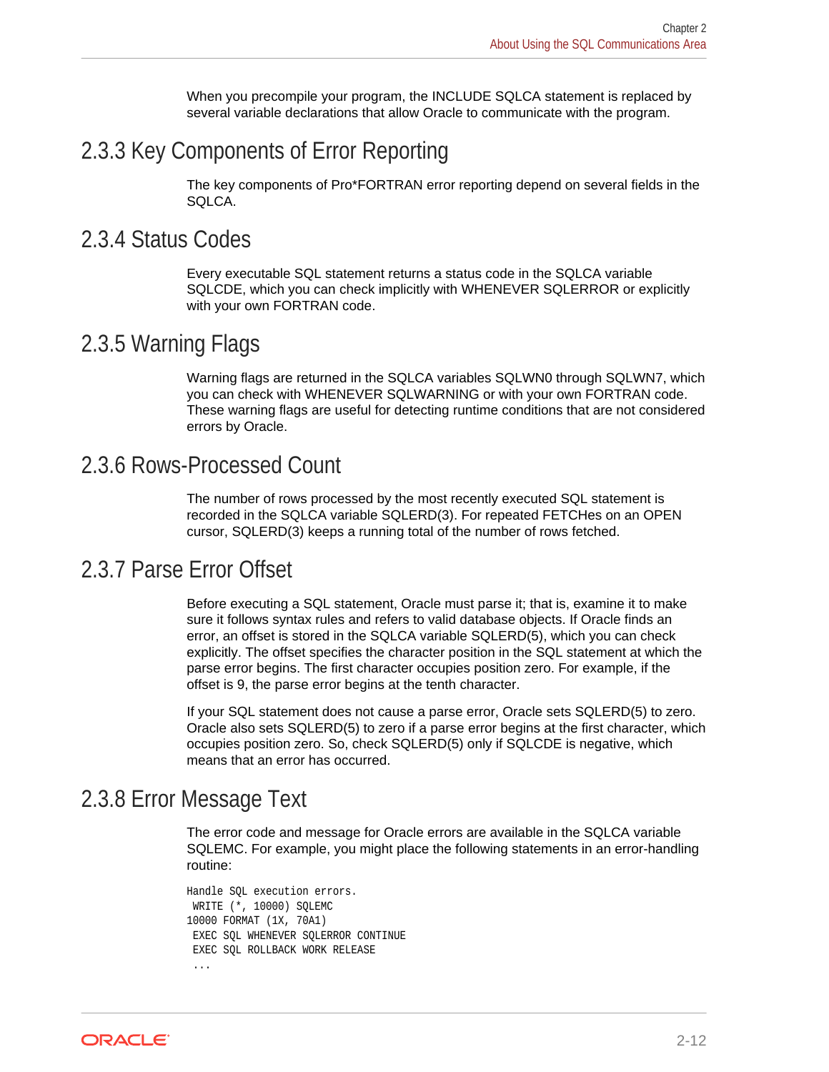When you precompile your program, the INCLUDE SQLCA statement is replaced by several variable declarations that allow Oracle to communicate with the program.

## 2.3.3 Key Components of Error Reporting

The key components of Pro*FORTRAN error reporting depend on several fields in the SQLCA.

## 2.3.4 Status Codes

Every executable SQL statement returns a status code in the SQLCA variable SQLCDE, which you can check implicitly with WHENEVER SQLERROR or explicitly with your own FORTRAN code.

## 2.3.5 Warning Flags

Warning flags are returned in the SQLCA variables SQLWN0 through SQLWN7, which you can check with WHENEVER SQLWARNING or with your own FORTRAN code. These warning flags are useful for detecting runtime conditions that are not considered errors by Oracle.

## 2.3.6 Rows-Processed Count

The number of rows processed by the most recently executed SQL statement is recorded in the SQLCA variable SQLERD(3). For repeated FETCHes on an OPEN cursor, SQLERD(3) keeps a running total of the number of rows fetched.

## 2.3.7 Parse Error Offset

Before executing a SQL statement, Oracle must parse it; that is, examine it to make sure it follows syntax rules and refers to valid database objects. If Oracle finds an error, an offset is stored in the SQLCA variable SQLERD(5), which you can check explicitly. The offset specifies the character position in the SQL statement at which the parse error begins. The first character occupies position zero. For example, if the offset is 9, the parse error begins at the tenth character.

If your SQL statement does not cause a parse error, Oracle sets SQLERD(5) to zero. Oracle also sets SQLERD(5) to zero if a parse error begins at the first character, which occupies position zero. So, check SQLERD(5) only if SQLCDE is negative, which means that an error has occurred.

## 2.3.8 Error Message Text

The error code and message for Oracle errors are available in the SQLCA variable SQLEMC. For example, you might place the following statements in an error-handling routine:

```
Handle SQL execution errors.
 WRITE (*, 10000) SQLEMC
10000 FORMAT (1X, 70A1)
 EXEC SQL WHENEVER SQLERROR CONTINUE
 EXEC SQL ROLLBACK WORK RELEASE
 ...
```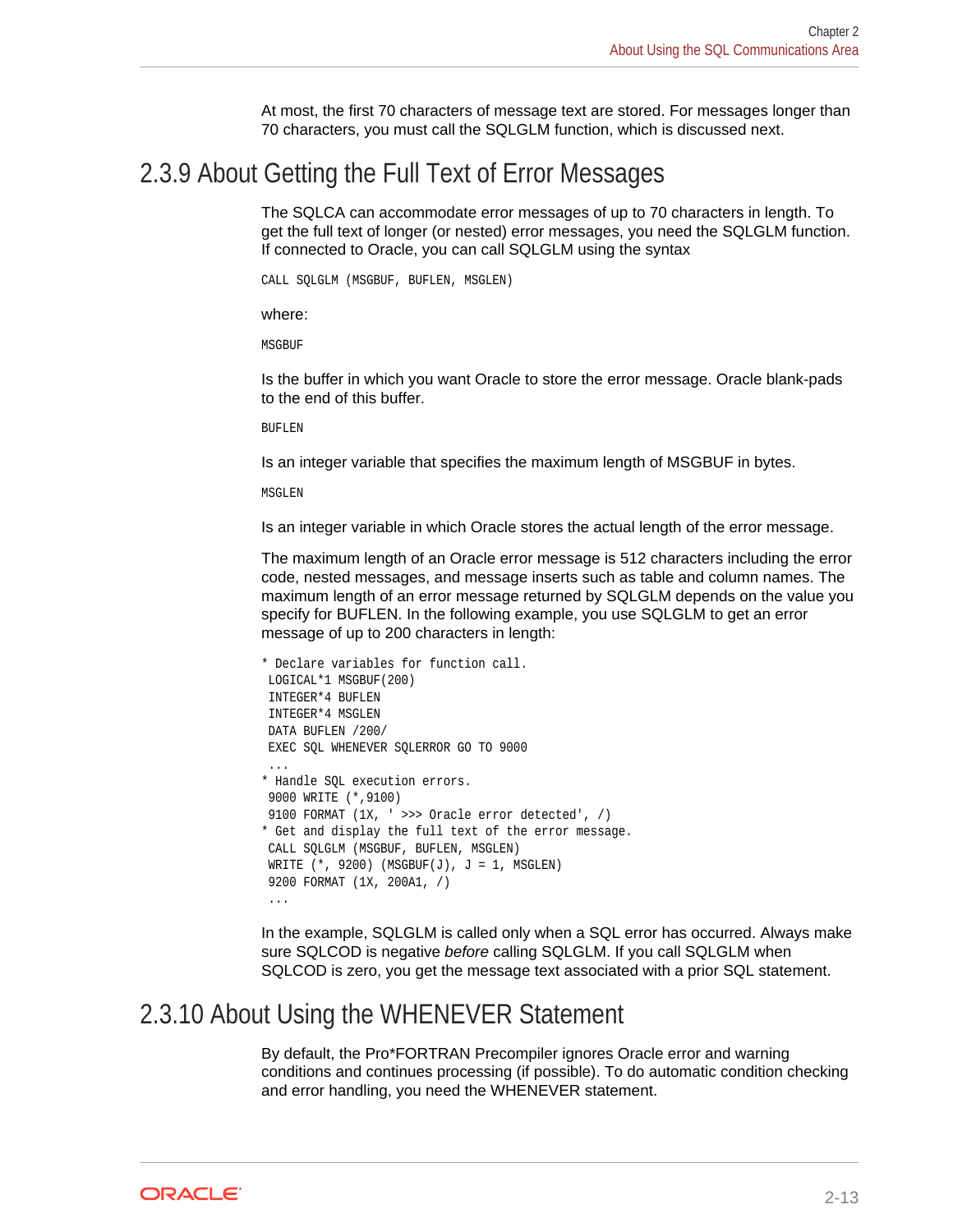At most, the first 70 characters of message text are stored. For messages longer than 70 characters, you must call the SQLGLM function, which is discussed next.

## 2.3.9 About Getting the Full Text of Error Messages

The SQLCA can accommodate error messages of up to 70 characters in length. To get the full text of longer (or nested) error messages, you need the SQLGLM function. If connected to Oracle, you can call SQLGLM using the syntax

```
CALL SQLGLM (MSGBUF, BUFLEN, MSGLEN)
```

where:

`MSGBUF`

Is the buffer in which you want Oracle to store the error message. Oracle blank-pads to the end of this buffer.

`BUFLEN`

Is an integer variable that specifies the maximum length of MSGBUF in bytes.

`MSGLEN`

Is an integer variable in which Oracle stores the actual length of the error message.

The maximum length of an Oracle error message is 512 characters including the error code, nested messages, and message inserts such as table and column names. The maximum length of an error message returned by SQLGLM depends on the value you specify for BUFLEN. In the following example, you use SQLGLM to get an error message of up to 200 characters in length:

```
* Declare variables for function call.
 LOGICAL*1 MSGBUF(200)
 INTEGER*4 BUFLEN
 INTEGER*4 MSGLEN
 DATA BUFLEN /200/
 EXEC SQL WHENEVER SQLERROR GO TO 9000
 ...
* Handle SQL execution errors.
 9000 WRITE (*,9100)
 9100 FORMAT (1X, ' >>> Oracle error detected', /)
* Get and display the full text of the error message.
 CALL SQLGLM (MSGBUF, BUFLEN, MSGLEN)
 WRITE (*, 9200) (MSGBUF(J), J = 1, MSGLEN)
 9200 FORMAT (1X, 200A1, /)
 ...
```

In the example, SQLGLM is called only when a SQL error has occurred. Always make sure SQLCOD is negative *before* calling SQLGLM. If you call SQLGLM when SQLCOD is zero, you get the message text associated with a prior SQL statement.

## 2.3.10 About Using the WHENEVER Statement

By default, the Pro*FORTRAN Precompiler ignores Oracle error and warning conditions and continues processing (if possible). To do automatic condition checking and error handling, you need the WHENEVER statement.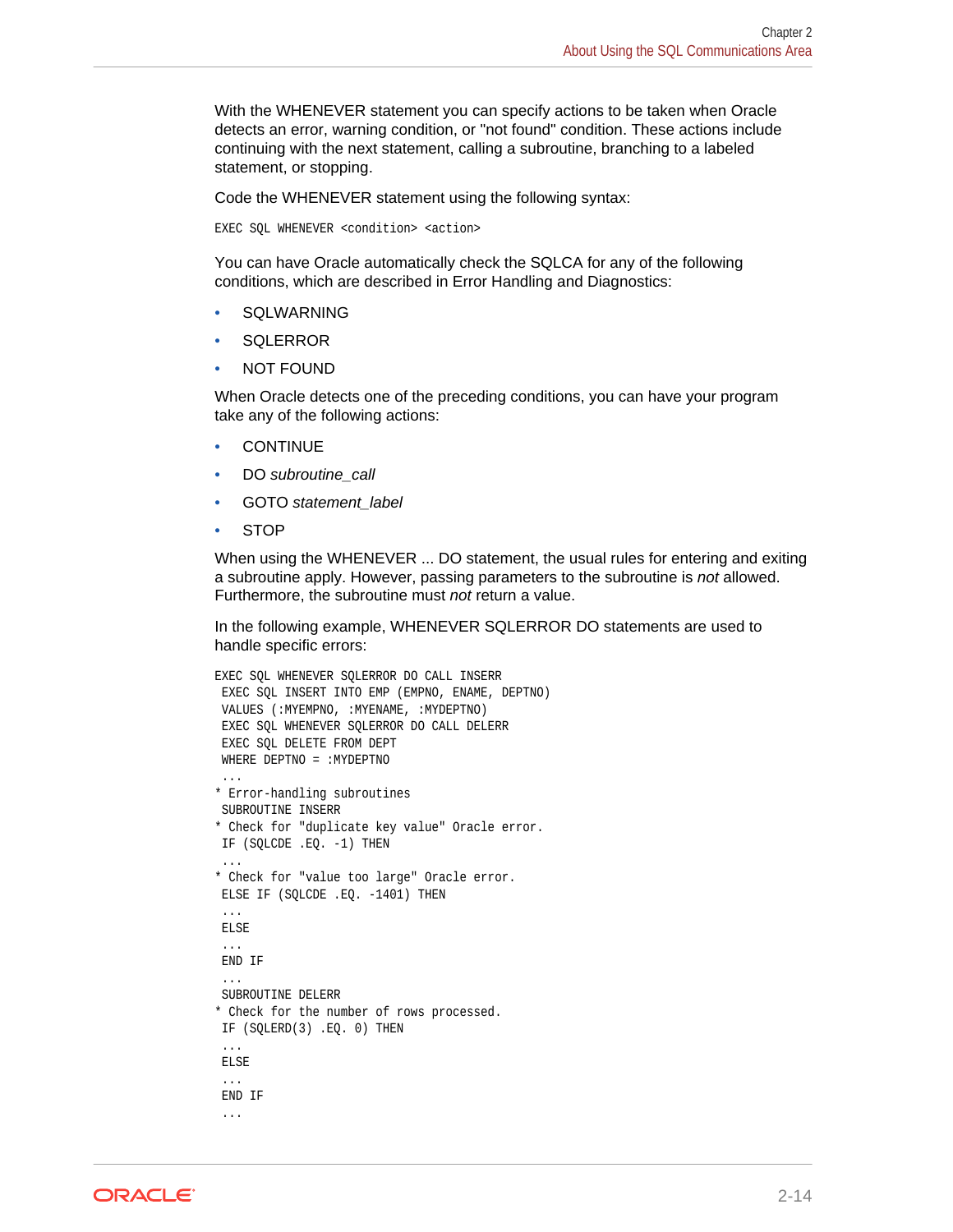With the WHENEVER statement you can specify actions to be taken when Oracle detects an error, warning condition, or "not found" condition. These actions include continuing with the next statement, calling a subroutine, branching to a labeled statement, or stopping.

Code the WHENEVER statement using the following syntax:

```
EXEC SQL WHENEVER <condition> <action>
```

You can have Oracle automatically check the SQLCA for any of the following conditions, which are described in Error Handling and Diagnostics:

- SQLWARNING
- SQLERROR
- NOT FOUND

When Oracle detects one of the preceding conditions, you can have your program take any of the following actions:

- CONTINUE
- DO *subroutine_call*
- GOTO *statement_label*
- STOP

When using the WHENEVER ... DO statement, the usual rules for entering and exiting a subroutine apply. However, passing parameters to the subroutine is *not* allowed. Furthermore, the subroutine must *not* return a value.

In the following example, WHENEVER SQLERROR DO statements are used to handle specific errors:

```
EXEC SQL WHENEVER SQLERROR DO CALL INSERR
 EXEC SQL INSERT INTO EMP (EMPNO, ENAME, DEPTNO)
 VALUES (:MYEMPNO, :MYENAME, :MYDEPTNO)
 EXEC SQL WHENEVER SQLERROR DO CALL DELERR
 EXEC SQL DELETE FROM DEPT
 WHERE DEPTNO = :MYDEPTNO
 ...
* Error-handling subroutines
 SUBROUTINE INSERR
* Check for "duplicate key value" Oracle error.
 IF (SQLCDE .EQ. -1) THEN
 ...
* Check for "value too large" Oracle error.
 ELSE IF (SQLCDE .EQ. -1401) THEN
 ...
 ELSE
 ...
 END IF
 ...
 SUBROUTINE DELERR
* Check for the number of rows processed.
 IF (SQLERD(3) .EQ. 0) THEN
 ...
 ELSE
 ...
 END IF
 ...
```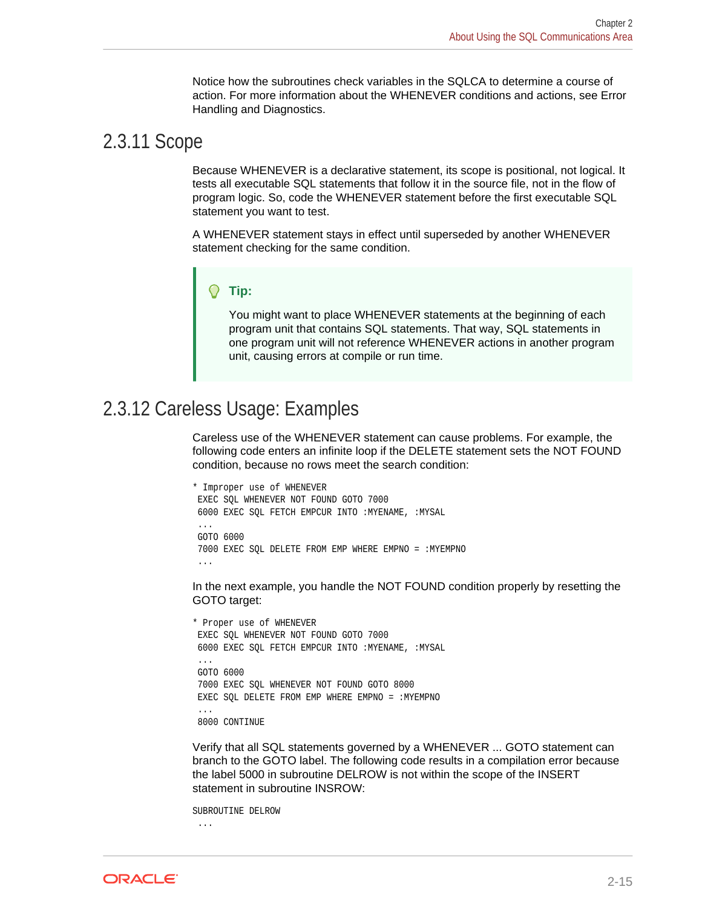Notice how the subroutines check variables in the SQLCA to determine a course of action. For more information about the WHENEVER conditions and actions, see Error Handling and Diagnostics.

## 2.3.11 Scope

Because WHENEVER is a declarative statement, its scope is positional, not logical. It tests all executable SQL statements that follow it in the source file, not in the flow of program logic. So, code the WHENEVER statement before the first executable SQL statement you want to test.

A WHENEVER statement stays in effect until superseded by another WHENEVER statement checking for the same condition.

> **Tip:**
>
> You might want to place WHENEVER statements at the beginning of each program unit that contains SQL statements. That way, SQL statements in one program unit will not reference WHENEVER actions in another program unit, causing errors at compile or run time.

## 2.3.12 Careless Usage: Examples

Careless use of the WHENEVER statement can cause problems. For example, the following code enters an infinite loop if the DELETE statement sets the NOT FOUND condition, because no rows meet the search condition:

```
* Improper use of WHENEVER
 EXEC SQL WHENEVER NOT FOUND GOTO 7000
 6000 EXEC SQL FETCH EMPCUR INTO :MYENAME, :MYSAL
 ...
 GOTO 6000
 7000 EXEC SQL DELETE FROM EMP WHERE EMPNO = :MYEMPNO
 ...
```

In the next example, you handle the NOT FOUND condition properly by resetting the GOTO target:

```
* Proper use of WHENEVER
 EXEC SQL WHENEVER NOT FOUND GOTO 7000
 6000 EXEC SQL FETCH EMPCUR INTO :MYENAME, :MYSAL
 ...
 GOTO 6000
 7000 EXEC SQL WHENEVER NOT FOUND GOTO 8000
 EXEC SQL DELETE FROM EMP WHERE EMPNO = :MYEMPNO
 ...
 8000 CONTINUE
```

Verify that all SQL statements governed by a WHENEVER ... GOTO statement can branch to the GOTO label. The following code results in a compilation error because the label 5000 in subroutine DELROW is not within the scope of the INSERT statement in subroutine INSROW:

```
SUBROUTINE DELROW
 ...
```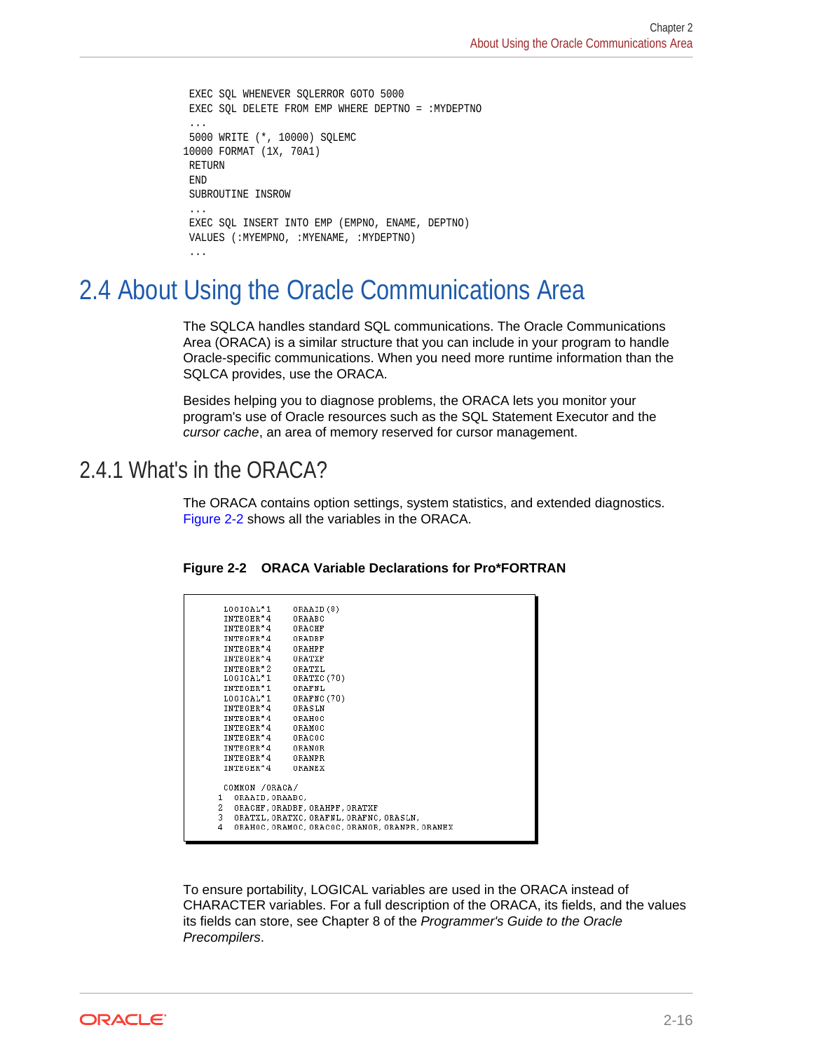```
 EXEC SQL WHENEVER SQLERROR GOTO 5000
 EXEC SQL DELETE FROM EMP WHERE DEPTNO = :MYDEPTNO
 ...
 5000 WRITE (*, 10000) SQLEMC
10000 FORMAT (1X, 70A1)
 RETURN
 END
 SUBROUTINE INSROW
 ...
 EXEC SQL INSERT INTO EMP (EMPNO, ENAME, DEPTNO)
 VALUES (:MYEMPNO, :MYENAME, :MYDEPTNO)
 ...
```

# 2.4 About Using the Oracle Communications Area

The SQLCA handles standard SQL communications. The Oracle Communications Area (ORACA) is a similar structure that you can include in your program to handle Oracle-specific communications. When you need more runtime information than the SQLCA provides, use the ORACA.

Besides helping you to diagnose problems, the ORACA lets you monitor your program's use of Oracle resources such as the SQL Statement Executor and the *cursor cache*, an area of memory reserved for cursor management.

## 2.4.1 What's in the ORACA?

The ORACA contains option settings, system statistics, and extended diagnostics. Figure 2-2 shows all the variables in the ORACA.

**Figure 2-2 ORACA Variable Declarations for Pro*FORTRAN**

```
      LOGICAL*1     ORAAID(8)
      INTEGER*4     ORAABC
      INTEGER*4     ORACHF
      INTEGER*4     ORADBF
      INTEGER*4     ORAHPF
      INTEGER*4     ORATXF
      INTEGER*2     ORATXL
      LOGICAL*1     ORATXC(70)
      INTEGER*1     ORAFNL
      LOGICAL*1     ORAFNC(70)
      INTEGER*4     ORASLN
      INTEGER*4     ORAHOC
      INTEGER*4     ORAMOC
      INTEGER*4     ORACOC
      INTEGER*4     ORANOR
      INTEGER*4     ORANPR
      INTEGER*4     ORANEX

      COMMON /ORACA/
     1  ORAAID, ORAABC,
     2  ORACHF, ORADBF, ORAHPF, ORATXF
     3  ORATXL, ORATXC, ORAFNL, ORAFNC, ORASLN,
     4  ORAHOC, ORAMOC, ORACOC, ORANOR, ORANPR, ORANEX
```

To ensure portability, LOGICAL variables are used in the ORACA instead of CHARACTER variables. For a full description of the ORACA, its fields, and the values its fields can store, see Chapter 8 of the *Programmer's Guide to the Oracle Precompilers*.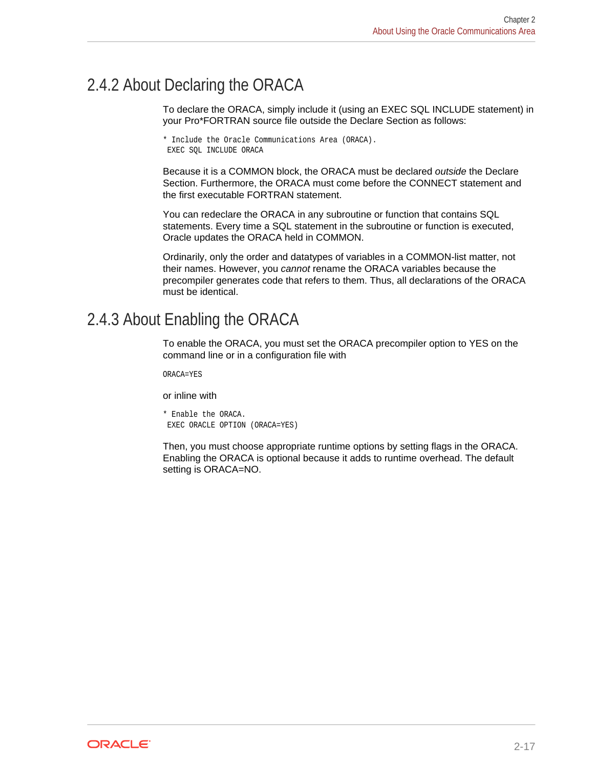## 2.4.2 About Declaring the ORACA

To declare the ORACA, simply include it (using an EXEC SQL INCLUDE statement) in your Pro*FORTRAN source file outside the Declare Section as follows:

```
* Include the Oracle Communications Area (ORACA).
 EXEC SQL INCLUDE ORACA
```

Because it is a COMMON block, the ORACA must be declared *outside* the Declare Section. Furthermore, the ORACA must come before the CONNECT statement and the first executable FORTRAN statement.

You can redeclare the ORACA in any subroutine or function that contains SQL statements. Every time a SQL statement in the subroutine or function is executed, Oracle updates the ORACA held in COMMON.

Ordinarily, only the order and datatypes of variables in a COMMON-list matter, not their names. However, you *cannot* rename the ORACA variables because the precompiler generates code that refers to them. Thus, all declarations of the ORACA must be identical.

## 2.4.3 About Enabling the ORACA

To enable the ORACA, you must set the ORACA precompiler option to YES on the command line or in a configuration file with

```
ORACA=YES
```

or inline with

```
* Enable the ORACA.
 EXEC ORACLE OPTION (ORACA=YES)
```

Then, you must choose appropriate runtime options by setting flags in the ORACA. Enabling the ORACA is optional because it adds to runtime overhead. The default setting is ORACA=NO.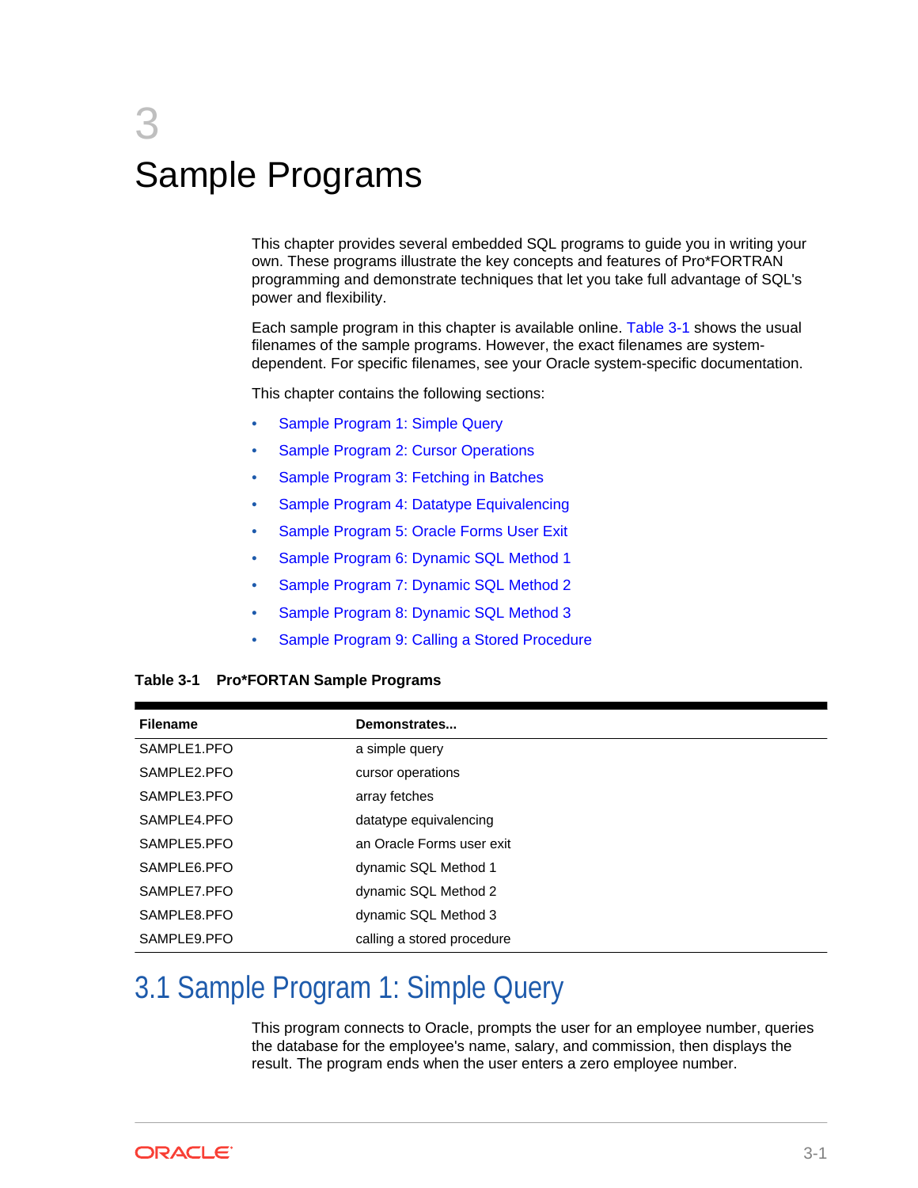# 3 Sample Programs

This chapter provides several embedded SQL programs to guide you in writing your own. These programs illustrate the key concepts and features of Pro*FORTRAN programming and demonstrate techniques that let you take full advantage of SQL's power and flexibility.

Each sample program in this chapter is available online. Table 3-1 shows the usual filenames of the sample programs. However, the exact filenames are system-dependent. For specific filenames, see your Oracle system-specific documentation.

This chapter contains the following sections:

- Sample Program 1: Simple Query
- Sample Program 2: Cursor Operations
- Sample Program 3: Fetching in Batches
- Sample Program 4: Datatype Equivalencing
- Sample Program 5: Oracle Forms User Exit
- Sample Program 6: Dynamic SQL Method 1
- Sample Program 7: Dynamic SQL Method 2
- Sample Program 8: Dynamic SQL Method 3
- Sample Program 9: Calling a Stored Procedure

**Table 3-1 Pro*FORTAN Sample Programs**

| Filename | Demonstrates... |
| --- | --- |
| SAMPLE1.PFO | a simple query |
| SAMPLE2.PFO | cursor operations |
| SAMPLE3.PFO | array fetches |
| SAMPLE4.PFO | datatype equivalencing |
| SAMPLE5.PFO | an Oracle Forms user exit |
| SAMPLE6.PFO | dynamic SQL Method 1 |
| SAMPLE7.PFO | dynamic SQL Method 2 |
| SAMPLE8.PFO | dynamic SQL Method 3 |
| SAMPLE9.PFO | calling a stored procedure |

## 3.1 Sample Program 1: Simple Query

This program connects to Oracle, prompts the user for an employee number, queries the database for the employee's name, salary, and commission, then displays the result. The program ends when the user enters a zero employee number.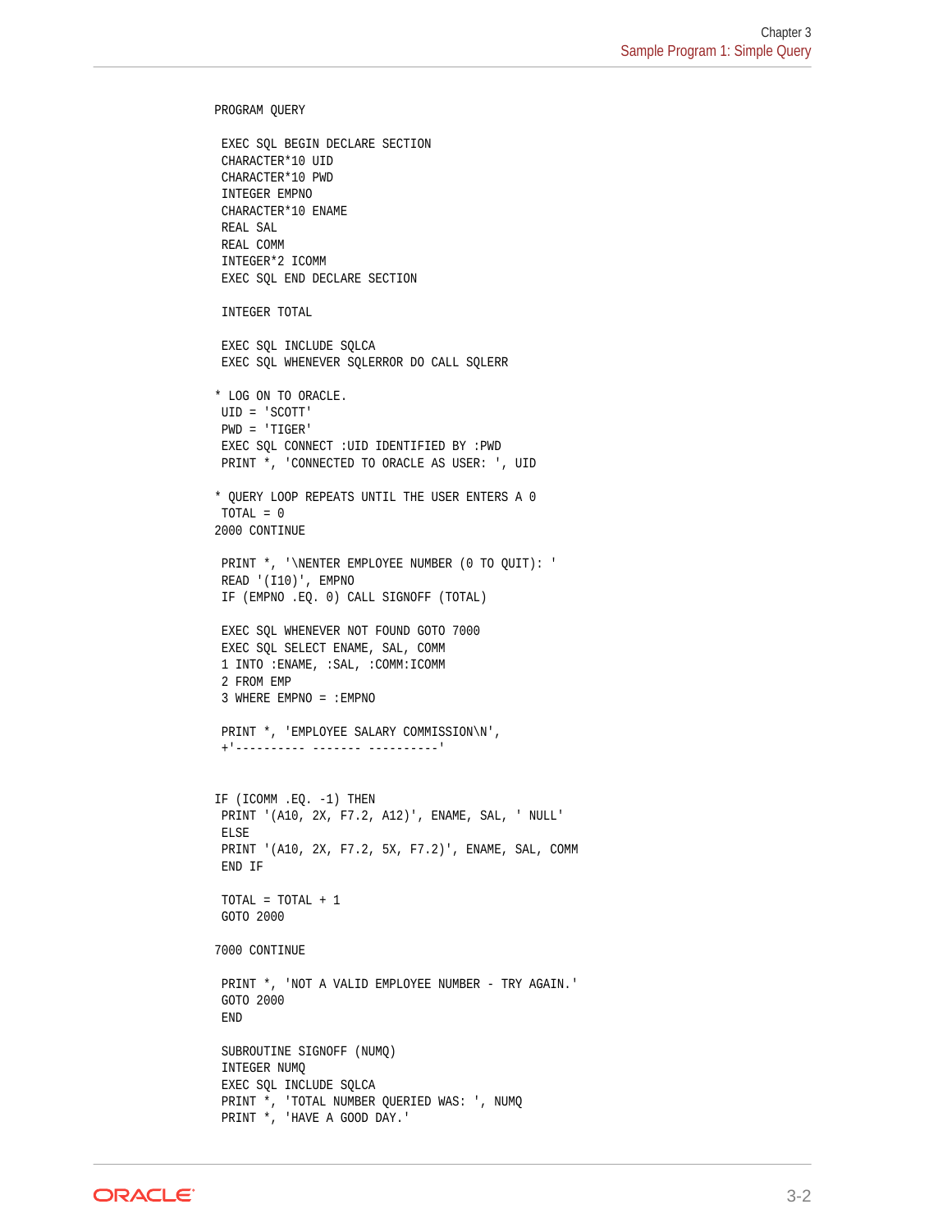```
PROGRAM QUERY

 EXEC SQL BEGIN DECLARE SECTION
 CHARACTER*10 UID
 CHARACTER*10 PWD
 INTEGER EMPNO
 CHARACTER*10 ENAME
 REAL SAL
 REAL COMM
 INTEGER*2 ICOMM
 EXEC SQL END DECLARE SECTION

 INTEGER TOTAL

 EXEC SQL INCLUDE SQLCA
 EXEC SQL WHENEVER SQLERROR DO CALL SQLERR

* LOG ON TO ORACLE.
 UID = 'SCOTT'
 PWD = 'TIGER'
 EXEC SQL CONNECT :UID IDENTIFIED BY :PWD
 PRINT *, 'CONNECTED TO ORACLE AS USER: ', UID

* QUERY LOOP REPEATS UNTIL THE USER ENTERS A 0
 TOTAL = 0
2000 CONTINUE

 PRINT *, '\NENTER EMPLOYEE NUMBER (0 TO QUIT): '
 READ '(I10)', EMPNO
 IF (EMPNO .EQ. 0) CALL SIGNOFF (TOTAL)

 EXEC SQL WHENEVER NOT FOUND GOTO 7000
 EXEC SQL SELECT ENAME, SAL, COMM
 1 INTO :ENAME, :SAL, :COMM:ICOMM
 2 FROM EMP
 3 WHERE EMPNO = :EMPNO

 PRINT *, 'EMPLOYEE SALARY COMMISSION\N',
 +'---------- ------- ----------'


IF (ICOMM .EQ. -1) THEN
 PRINT '(A10, 2X, F7.2, A12)', ENAME, SAL, ' NULL'
 ELSE
 PRINT '(A10, 2X, F7.2, 5X, F7.2)', ENAME, SAL, COMM
 END IF

 TOTAL = TOTAL + 1
 GOTO 2000

7000 CONTINUE

 PRINT *, 'NOT A VALID EMPLOYEE NUMBER - TRY AGAIN.'
 GOTO 2000
 END

 SUBROUTINE SIGNOFF (NUMQ)
 INTEGER NUMQ
 EXEC SQL INCLUDE SQLCA
 PRINT *, 'TOTAL NUMBER QUERIED WAS: ', NUMQ
 PRINT *, 'HAVE A GOOD DAY.'
```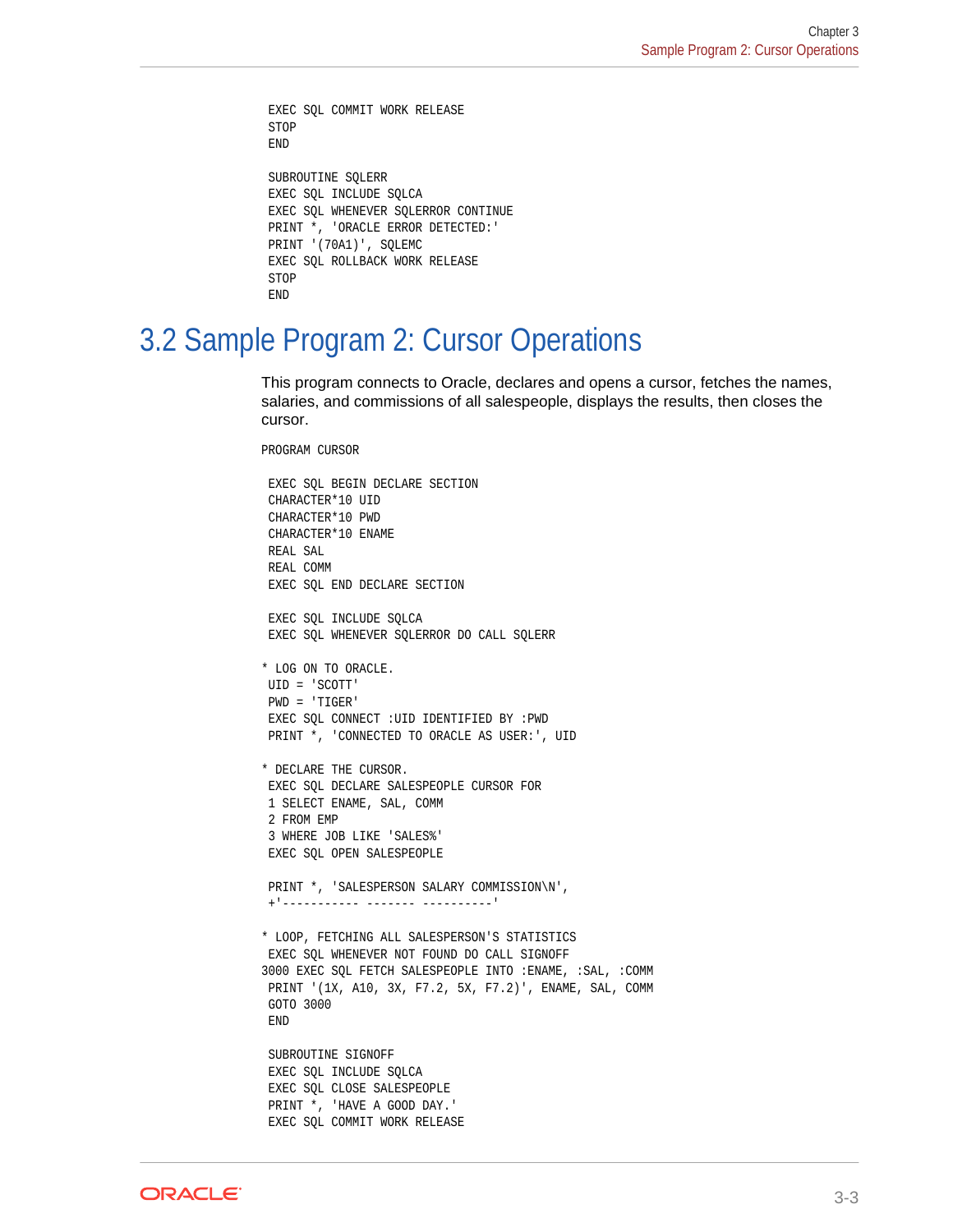```
      EXEC SQL COMMIT WORK RELEASE
      STOP
      END

      SUBROUTINE SQLERR
      EXEC SQL INCLUDE SQLCA
      EXEC SQL WHENEVER SQLERROR CONTINUE
      PRINT *, 'ORACLE ERROR DETECTED:'
      PRINT '(70A1)', SQLEMC
      EXEC SQL ROLLBACK WORK RELEASE
      STOP
      END
```

## 3.2 Sample Program 2: Cursor Operations

This program connects to Oracle, declares and opens a cursor, fetches the names, salaries, and commissions of all salespeople, displays the results, then closes the cursor.

```
PROGRAM CURSOR

      EXEC SQL BEGIN DECLARE SECTION
      CHARACTER*10 UID
      CHARACTER*10 PWD
      CHARACTER*10 ENAME
      REAL SAL
      REAL COMM
      EXEC SQL END DECLARE SECTION

      EXEC SQL INCLUDE SQLCA
      EXEC SQL WHENEVER SQLERROR DO CALL SQLERR

* LOG ON TO ORACLE.
      UID = 'SCOTT'
      PWD = 'TIGER'
      EXEC SQL CONNECT :UID IDENTIFIED BY :PWD
      PRINT *, 'CONNECTED TO ORACLE AS USER:', UID

* DECLARE THE CURSOR.
      EXEC SQL DECLARE SALESPEOPLE CURSOR FOR
      1 SELECT ENAME, SAL, COMM
      2 FROM EMP
      3 WHERE JOB LIKE 'SALES%'
      EXEC SQL OPEN SALESPEOPLE

      PRINT *, 'SALESPERSON SALARY COMMISSION\N',
      +'----------- ------- ----------'

* LOOP, FETCHING ALL SALESPERSON'S STATISTICS
      EXEC SQL WHENEVER NOT FOUND DO CALL SIGNOFF
3000 EXEC SQL FETCH SALESPEOPLE INTO :ENAME, :SAL, :COMM
      PRINT '(1X, A10, 3X, F7.2, 5X, F7.2)', ENAME, SAL, COMM
      GOTO 3000
      END

      SUBROUTINE SIGNOFF
      EXEC SQL INCLUDE SQLCA
      EXEC SQL CLOSE SALESPEOPLE
      PRINT *, 'HAVE A GOOD DAY.'
      EXEC SQL COMMIT WORK RELEASE
```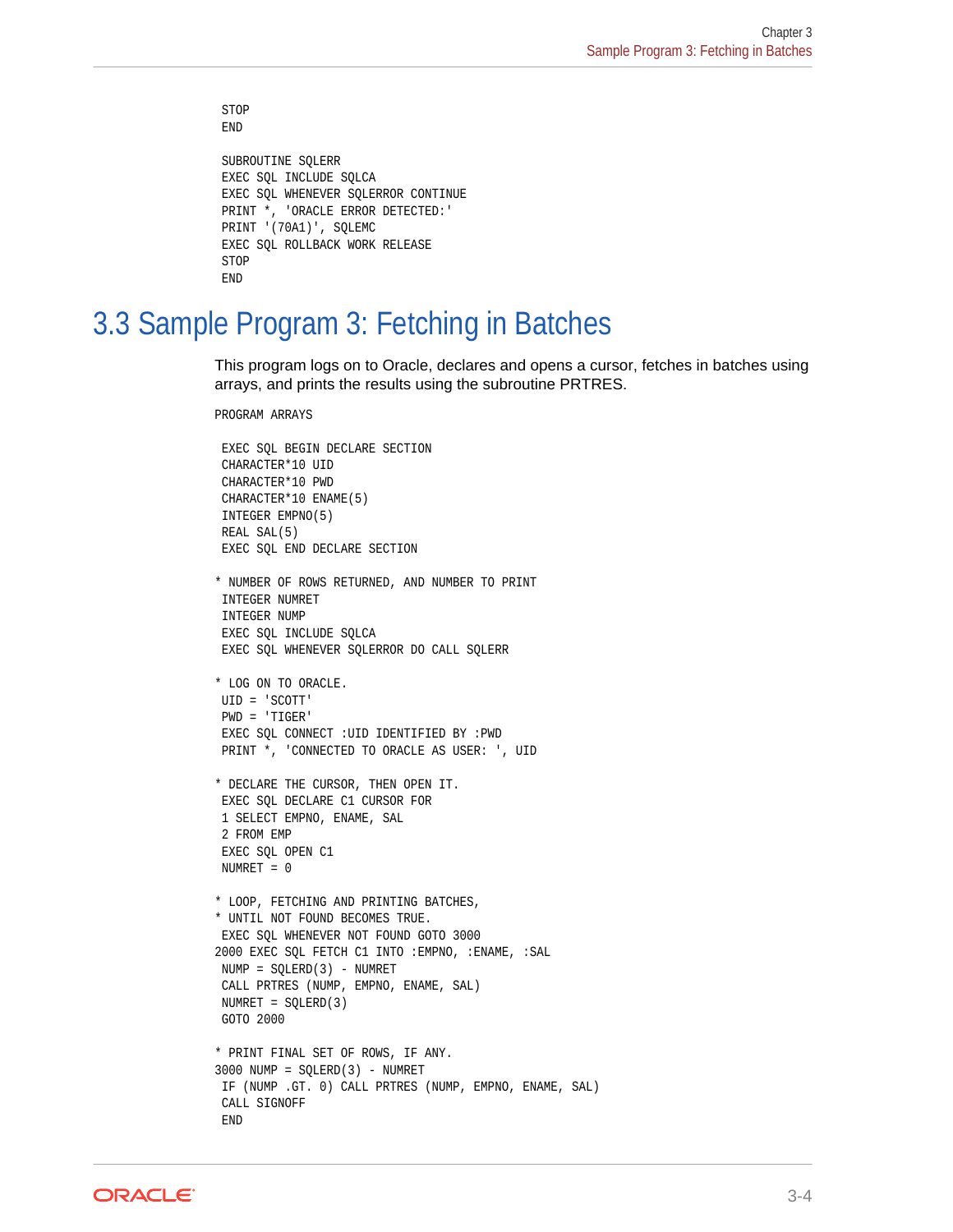```
      STOP
      END

      SUBROUTINE SQLERR
      EXEC SQL INCLUDE SQLCA
      EXEC SQL WHENEVER SQLERROR CONTINUE
      PRINT *, 'ORACLE ERROR DETECTED:'
      PRINT '(70A1)', SQLEMC
      EXEC SQL ROLLBACK WORK RELEASE
      STOP
      END
```

## 3.3 Sample Program 3: Fetching in Batches

This program logs on to Oracle, declares and opens a cursor, fetches in batches using arrays, and prints the results using the subroutine PRTRES.

```
      PROGRAM ARRAYS

      EXEC SQL BEGIN DECLARE SECTION
      CHARACTER*10 UID
      CHARACTER*10 PWD
      CHARACTER*10 ENAME(5)
      INTEGER EMPNO(5)
      REAL SAL(5)
      EXEC SQL END DECLARE SECTION

*     NUMBER OF ROWS RETURNED, AND NUMBER TO PRINT
      INTEGER NUMRET
      INTEGER NUMP
      EXEC SQL INCLUDE SQLCA
      EXEC SQL WHENEVER SQLERROR DO CALL SQLERR

*     LOG ON TO ORACLE.
      UID = 'SCOTT'
      PWD = 'TIGER'
      EXEC SQL CONNECT :UID IDENTIFIED BY :PWD
      PRINT *, 'CONNECTED TO ORACLE AS USER: ', UID

*     DECLARE THE CURSOR, THEN OPEN IT.
      EXEC SQL DECLARE C1 CURSOR FOR
     1 SELECT EMPNO, ENAME, SAL
     2 FROM EMP
      EXEC SQL OPEN C1
      NUMRET = 0

*     LOOP, FETCHING AND PRINTING BATCHES,
*     UNTIL NOT FOUND BECOMES TRUE.
      EXEC SQL WHENEVER NOT FOUND GOTO 3000
2000  EXEC SQL FETCH C1 INTO :EMPNO, :ENAME, :SAL
      NUMP = SQLERD(3) - NUMRET
      CALL PRTRES (NUMP, EMPNO, ENAME, SAL)
      NUMRET = SQLERD(3)
      GOTO 2000

*     PRINT FINAL SET OF ROWS, IF ANY.
3000  NUMP = SQLERD(3) - NUMRET
      IF (NUMP .GT. 0) CALL PRTRES (NUMP, EMPNO, ENAME, SAL)
      CALL SIGNOFF
      END
```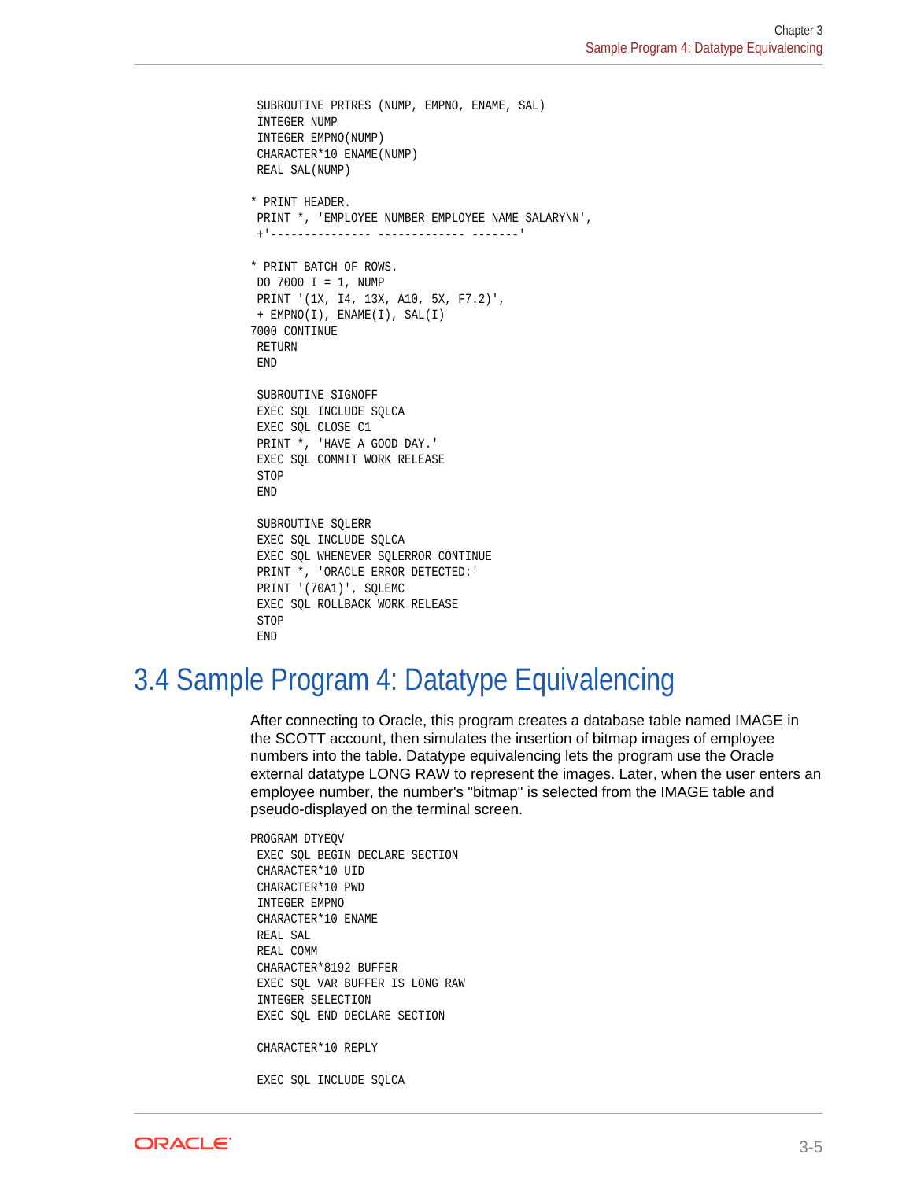```
 SUBROUTINE PRTRES (NUMP, EMPNO, ENAME, SAL)
 INTEGER NUMP
 INTEGER EMPNO(NUMP)
 CHARACTER*10 ENAME(NUMP)
 REAL SAL(NUMP)

* PRINT HEADER.
 PRINT *, 'EMPLOYEE NUMBER EMPLOYEE NAME SALARY\N',
 +'--------------- ------------- -------'

* PRINT BATCH OF ROWS.
 DO 7000 I = 1, NUMP
 PRINT '(1X, I4, 13X, A10, 5X, F7.2)',
 + EMPNO(I), ENAME(I), SAL(I)
7000 CONTINUE
 RETURN
 END

 SUBROUTINE SIGNOFF
 EXEC SQL INCLUDE SQLCA
 EXEC SQL CLOSE C1
 PRINT *, 'HAVE A GOOD DAY.'
 EXEC SQL COMMIT WORK RELEASE
 STOP
 END

 SUBROUTINE SQLERR
 EXEC SQL INCLUDE SQLCA
 EXEC SQL WHENEVER SQLERROR CONTINUE
 PRINT *, 'ORACLE ERROR DETECTED:'
 PRINT '(70A1)', SQLEMC
 EXEC SQL ROLLBACK WORK RELEASE
 STOP
 END
```

## 3.4 Sample Program 4: Datatype Equivalencing

After connecting to Oracle, this program creates a database table named IMAGE in the SCOTT account, then simulates the insertion of bitmap images of employee numbers into the table. Datatype equivalencing lets the program use the Oracle external datatype LONG RAW to represent the images. Later, when the user enters an employee number, the number's "bitmap" is selected from the IMAGE table and pseudo-displayed on the terminal screen.

```
PROGRAM DTYEQV
 EXEC SQL BEGIN DECLARE SECTION
 CHARACTER*10 UID
 CHARACTER*10 PWD
 INTEGER EMPNO
 CHARACTER*10 ENAME
 REAL SAL
 REAL COMM
 CHARACTER*8192 BUFFER
 EXEC SQL VAR BUFFER IS LONG RAW
 INTEGER SELECTION
 EXEC SQL END DECLARE SECTION

 CHARACTER*10 REPLY

 EXEC SQL INCLUDE SQLCA
```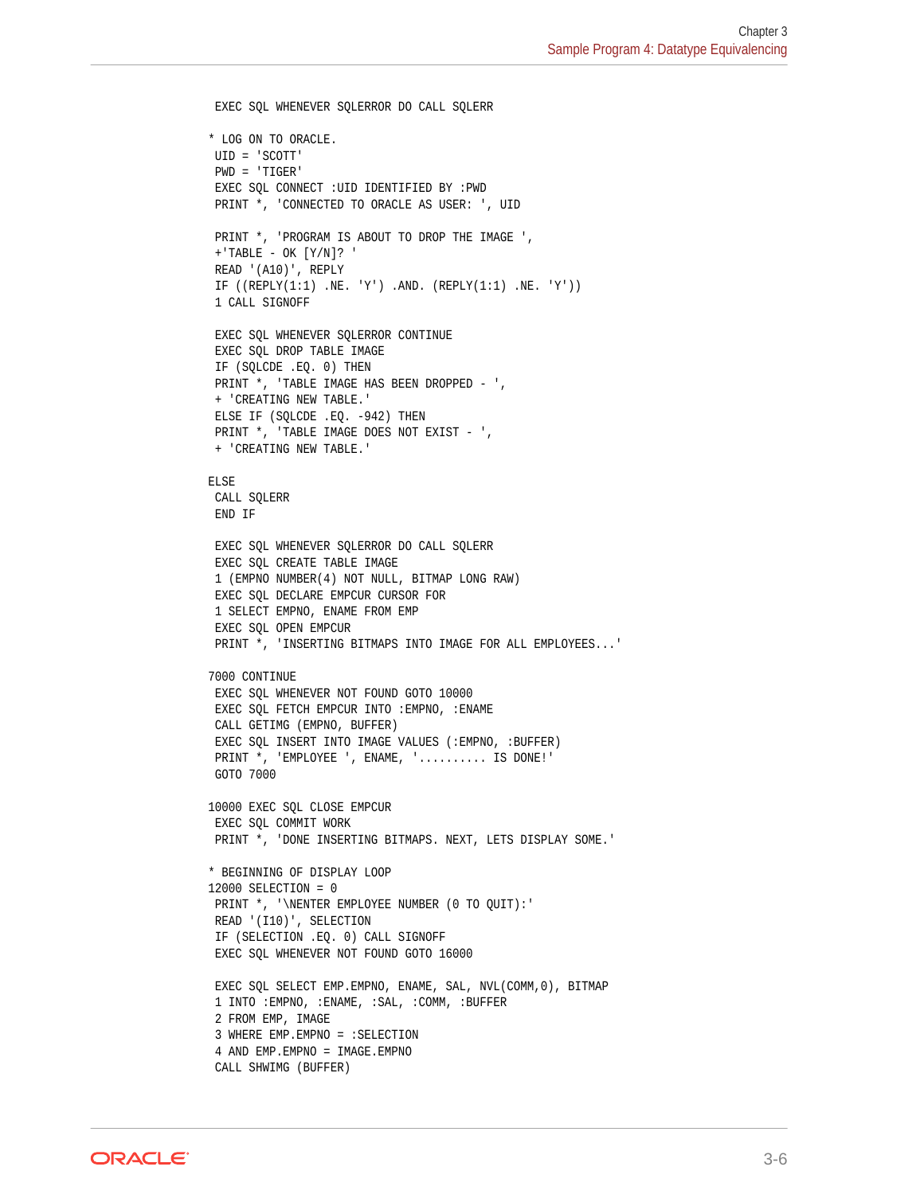```
 EXEC SQL WHENEVER SQLERROR DO CALL SQLERR

* LOG ON TO ORACLE.
 UID = 'SCOTT'
 PWD = 'TIGER'
 EXEC SQL CONNECT :UID IDENTIFIED BY :PWD
 PRINT *, 'CONNECTED TO ORACLE AS USER: ', UID

 PRINT *, 'PROGRAM IS ABOUT TO DROP THE IMAGE ',
 +'TABLE - OK [Y/N]? '
 READ '(A10)', REPLY
 IF ((REPLY(1:1) .NE. 'Y') .AND. (REPLY(1:1) .NE. 'Y'))
 1 CALL SIGNOFF

 EXEC SQL WHENEVER SQLERROR CONTINUE
 EXEC SQL DROP TABLE IMAGE
 IF (SQLCDE .EQ. 0) THEN
 PRINT *, 'TABLE IMAGE HAS BEEN DROPPED - ',
 + 'CREATING NEW TABLE.'
 ELSE IF (SQLCDE .EQ. -942) THEN
 PRINT *, 'TABLE IMAGE DOES NOT EXIST - ',
 + 'CREATING NEW TABLE.'

ELSE
 CALL SQLERR
 END IF

 EXEC SQL WHENEVER SQLERROR DO CALL SQLERR
 EXEC SQL CREATE TABLE IMAGE
 1 (EMPNO NUMBER(4) NOT NULL, BITMAP LONG RAW)
 EXEC SQL DECLARE EMPCUR CURSOR FOR
 1 SELECT EMPNO, ENAME FROM EMP
 EXEC SQL OPEN EMPCUR
 PRINT *, 'INSERTING BITMAPS INTO IMAGE FOR ALL EMPLOYEES...'

7000 CONTINUE
 EXEC SQL WHENEVER NOT FOUND GOTO 10000
 EXEC SQL FETCH EMPCUR INTO :EMPNO, :ENAME
 CALL GETIMG (EMPNO, BUFFER)
 EXEC SQL INSERT INTO IMAGE VALUES (:EMPNO, :BUFFER)
 PRINT *, 'EMPLOYEE ', ENAME, '.......... IS DONE!'
 GOTO 7000

10000 EXEC SQL CLOSE EMPCUR
 EXEC SQL COMMIT WORK
 PRINT *, 'DONE INSERTING BITMAPS. NEXT, LETS DISPLAY SOME.'

* BEGINNING OF DISPLAY LOOP
12000 SELECTION = 0
 PRINT *, '\NENTER EMPLOYEE NUMBER (0 TO QUIT):'
 READ '(I10)', SELECTION
 IF (SELECTION .EQ. 0) CALL SIGNOFF
 EXEC SQL WHENEVER NOT FOUND GOTO 16000

 EXEC SQL SELECT EMP.EMPNO, ENAME, SAL, NVL(COMM,0), BITMAP
 1 INTO :EMPNO, :ENAME, :SAL, :COMM, :BUFFER
 2 FROM EMP, IMAGE
 3 WHERE EMP.EMPNO = :SELECTION
 4 AND EMP.EMPNO = IMAGE.EMPNO
 CALL SHWIMG (BUFFER)
```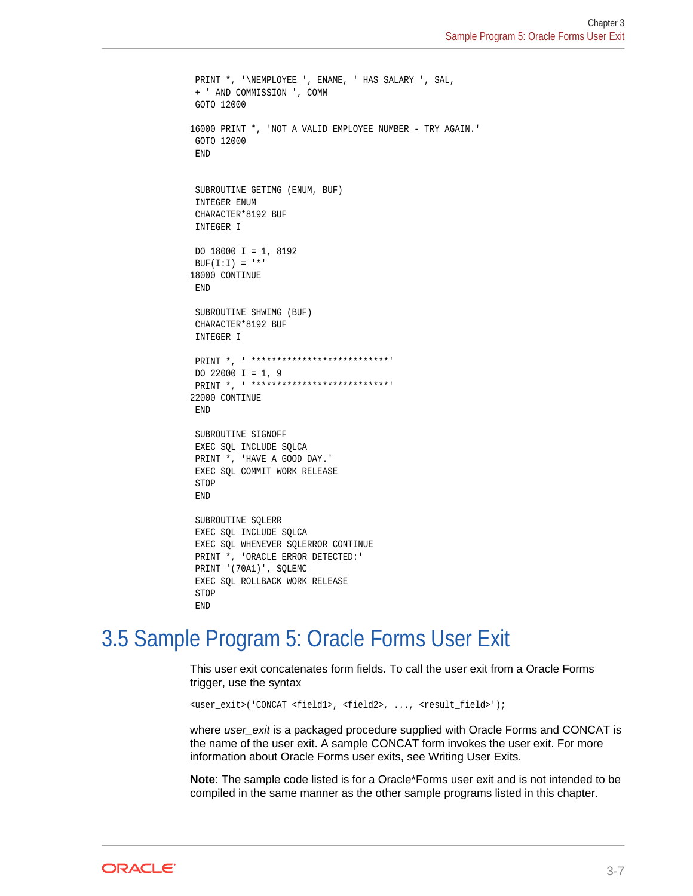```
      PRINT *, '\NEMPLOYEE ', ENAME, ' HAS SALARY ', SAL,
     + ' AND COMMISSION ', COMM
      GOTO 12000

16000 PRINT *, 'NOT A VALID EMPLOYEE NUMBER - TRY AGAIN.'
      GOTO 12000
      END


      SUBROUTINE GETIMG (ENUM, BUF)
      INTEGER ENUM
      CHARACTER*8192 BUF
      INTEGER I

      DO 18000 I = 1, 8192
      BUF(I:I) = '*'
18000 CONTINUE
      END

      SUBROUTINE SHWIMG (BUF)
      CHARACTER*8192 BUF
      INTEGER I

      PRINT *, ' ***************************'
      DO 22000 I = 1, 9
      PRINT *, ' ***************************'
22000 CONTINUE
      END

      SUBROUTINE SIGNOFF
      EXEC SQL INCLUDE SQLCA
      PRINT *, 'HAVE A GOOD DAY.'
      EXEC SQL COMMIT WORK RELEASE
      STOP
      END

      SUBROUTINE SQLERR
      EXEC SQL INCLUDE SQLCA
      EXEC SQL WHENEVER SQLERROR CONTINUE
      PRINT *, 'ORACLE ERROR DETECTED:'
      PRINT '(70A1)', SQLEMC
      EXEC SQL ROLLBACK WORK RELEASE
      STOP
      END
```

## 3.5 Sample Program 5: Oracle Forms User Exit

This user exit concatenates form fields. To call the user exit from a Oracle Forms trigger, use the syntax

```
<user_exit>('CONCAT <field1>, <field2>, ..., <result_field>');
```

where *user_exit* is a packaged procedure supplied with Oracle Forms and CONCAT is the name of the user exit. A sample CONCAT form invokes the user exit. For more information about Oracle Forms user exits, see Writing User Exits.

**Note**: The sample code listed is for a Oracle*Forms user exit and is not intended to be compiled in the same manner as the other sample programs listed in this chapter.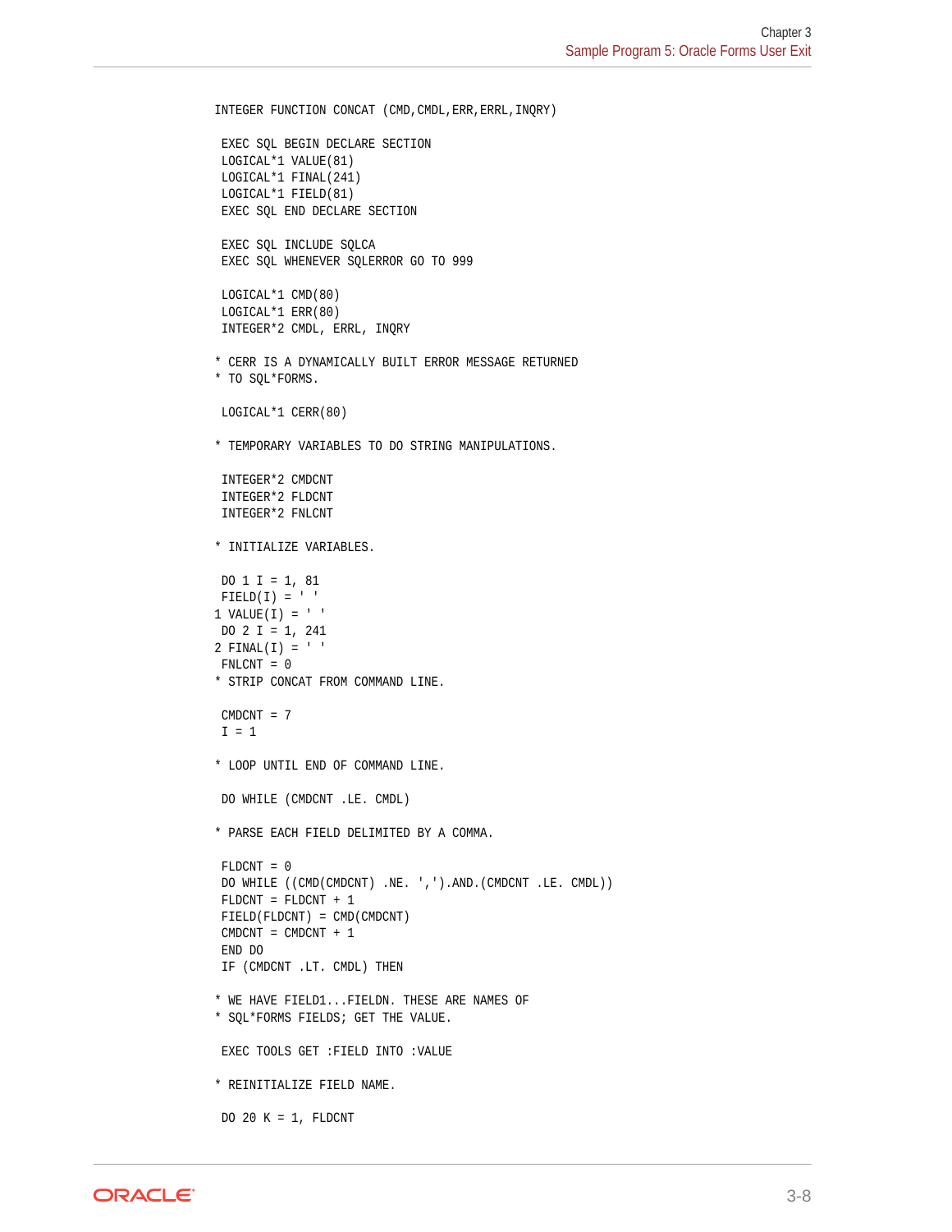```
INTEGER FUNCTION CONCAT (CMD,CMDL,ERR,ERRL,INQRY)

 EXEC SQL BEGIN DECLARE SECTION
 LOGICAL*1 VALUE(81)
 LOGICAL*1 FINAL(241)
 LOGICAL*1 FIELD(81)
 EXEC SQL END DECLARE SECTION

 EXEC SQL INCLUDE SQLCA
 EXEC SQL WHENEVER SQLERROR GO TO 999

 LOGICAL*1 CMD(80)
 LOGICAL*1 ERR(80)
 INTEGER*2 CMDL, ERRL, INQRY

* CERR IS A DYNAMICALLY BUILT ERROR MESSAGE RETURNED
* TO SQL*FORMS.

 LOGICAL*1 CERR(80)

* TEMPORARY VARIABLES TO DO STRING MANIPULATIONS.

 INTEGER*2 CMDCNT
 INTEGER*2 FLDCNT
 INTEGER*2 FNLCNT

* INITIALIZE VARIABLES.

 DO 1 I = 1, 81
 FIELD(I) = ' '
1 VALUE(I) = ' '
 DO 2 I = 1, 241
2 FINAL(I) = ' '
 FNLCNT = 0
* STRIP CONCAT FROM COMMAND LINE.

 CMDCNT = 7
 I = 1

* LOOP UNTIL END OF COMMAND LINE.

 DO WHILE (CMDCNT .LE. CMDL)

* PARSE EACH FIELD DELIMITED BY A COMMA.

 FLDCNT = 0
 DO WHILE ((CMD(CMDCNT) .NE. ',').AND.(CMDCNT .LE. CMDL))
 FLDCNT = FLDCNT + 1
 FIELD(FLDCNT) = CMD(CMDCNT)
 CMDCNT = CMDCNT + 1
 END DO
 IF (CMDCNT .LT. CMDL) THEN

* WE HAVE FIELD1...FIELDN. THESE ARE NAMES OF
* SQL*FORMS FIELDS; GET THE VALUE.

 EXEC TOOLS GET :FIELD INTO :VALUE

* REINITIALIZE FIELD NAME.

 DO 20 K = 1, FLDCNT
```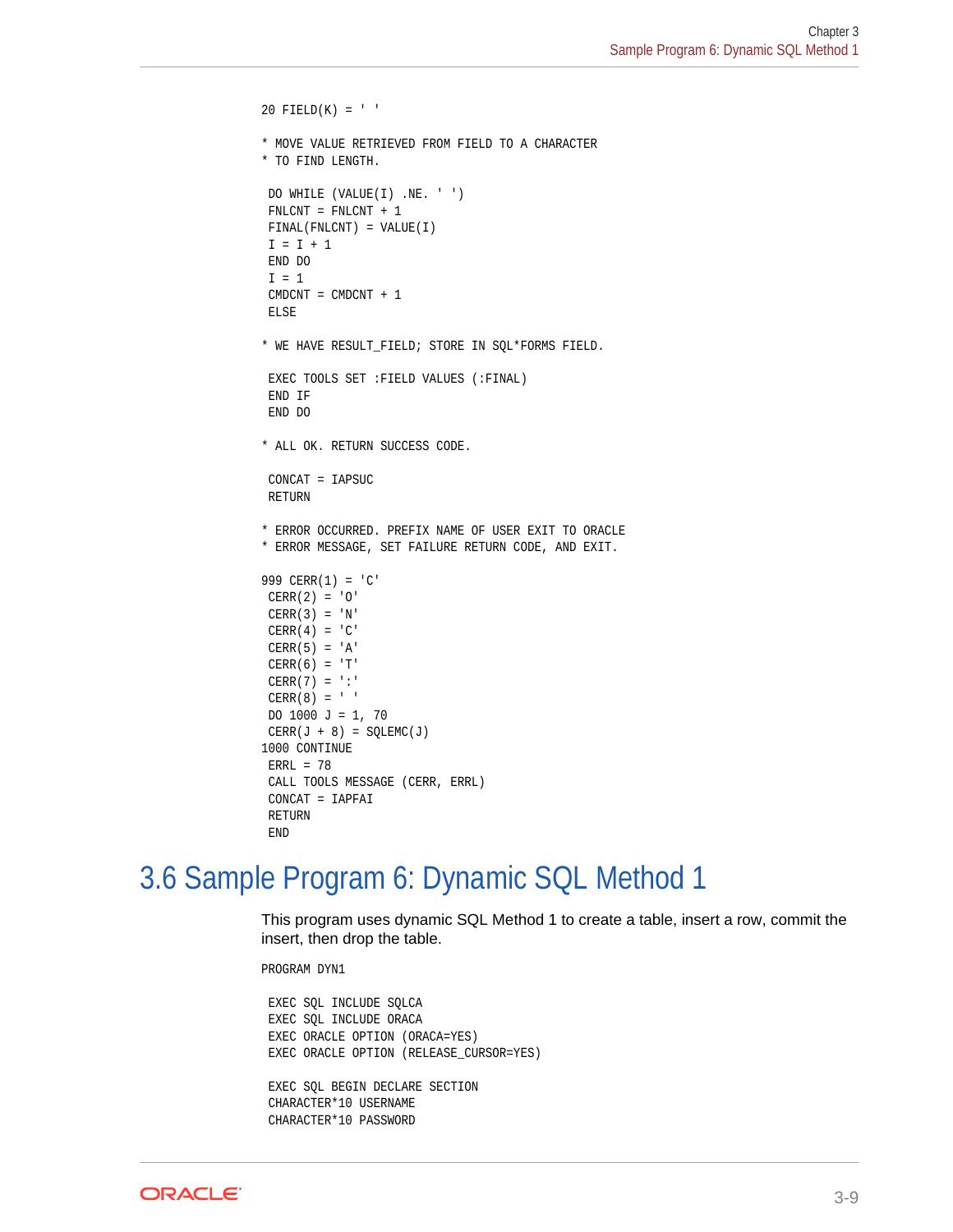```
20 FIELD(K) = ' '

* MOVE VALUE RETRIEVED FROM FIELD TO A CHARACTER
* TO FIND LENGTH.

 DO WHILE (VALUE(I) .NE. ' ')
 FNLCNT = FNLCNT + 1
 FINAL(FNLCNT) = VALUE(I)
 I = I + 1
 END DO
 I = 1
 CMDCNT = CMDCNT + 1
 ELSE

* WE HAVE RESULT_FIELD; STORE IN SQL*FORMS FIELD.

 EXEC TOOLS SET :FIELD VALUES (:FINAL)
 END IF
 END DO

* ALL OK. RETURN SUCCESS CODE.

 CONCAT = IAPSUC
 RETURN

* ERROR OCCURRED. PREFIX NAME OF USER EXIT TO ORACLE
* ERROR MESSAGE, SET FAILURE RETURN CODE, AND EXIT.

999 CERR(1) = 'C'
 CERR(2) = 'O'
 CERR(3) = 'N'
 CERR(4) = 'C'
 CERR(5) = 'A'
 CERR(6) = 'T'
 CERR(7) = ':'
 CERR(8) = ' '
 DO 1000 J = 1, 70
 CERR(J + 8) = SQLEMC(J)
1000 CONTINUE
 ERRL = 78
 CALL TOOLS MESSAGE (CERR, ERRL)
 CONCAT = IAPFAI
 RETURN
 END
```

## 3.6 Sample Program 6: Dynamic SQL Method 1

This program uses dynamic SQL Method 1 to create a table, insert a row, commit the insert, then drop the table.

```
PROGRAM DYN1

 EXEC SQL INCLUDE SQLCA
 EXEC SQL INCLUDE ORACA
 EXEC ORACLE OPTION (ORACA=YES)
 EXEC ORACLE OPTION (RELEASE_CURSOR=YES)

 EXEC SQL BEGIN DECLARE SECTION
 CHARACTER*10 USERNAME
 CHARACTER*10 PASSWORD
```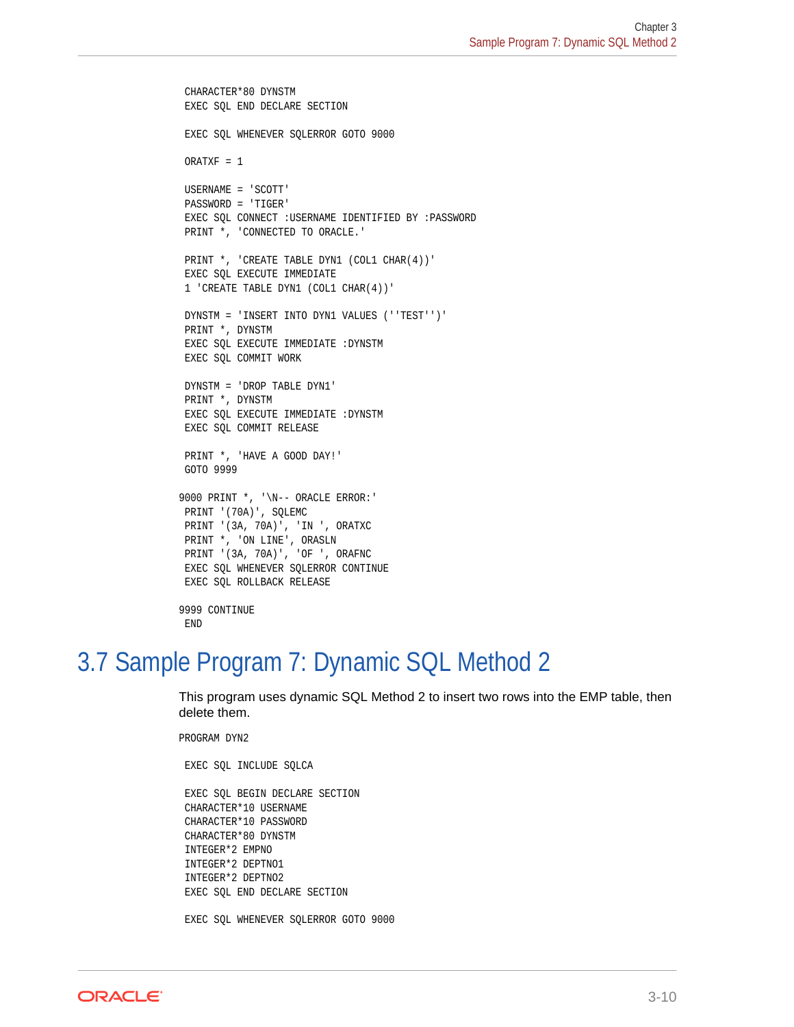```
      CHARACTER*80 DYNSTM
      EXEC SQL END DECLARE SECTION

      EXEC SQL WHENEVER SQLERROR GOTO 9000

      ORATXF = 1

      USERNAME = 'SCOTT'
      PASSWORD = 'TIGER'
      EXEC SQL CONNECT :USERNAME IDENTIFIED BY :PASSWORD
      PRINT *, 'CONNECTED TO ORACLE.'

      PRINT *, 'CREATE TABLE DYN1 (COL1 CHAR(4))'
      EXEC SQL EXECUTE IMMEDIATE
     1 'CREATE TABLE DYN1 (COL1 CHAR(4))'

      DYNSTM = 'INSERT INTO DYN1 VALUES (''TEST'')'
      PRINT *, DYNSTM
      EXEC SQL EXECUTE IMMEDIATE :DYNSTM
      EXEC SQL COMMIT WORK

      DYNSTM = 'DROP TABLE DYN1'
      PRINT *, DYNSTM
      EXEC SQL EXECUTE IMMEDIATE :DYNSTM
      EXEC SQL COMMIT RELEASE

      PRINT *, 'HAVE A GOOD DAY!'
      GOTO 9999

 9000 PRINT *, '\N-- ORACLE ERROR:'
      PRINT '(70A)', SQLEMC
      PRINT '(3A, 70A)', 'IN ', ORATXC
      PRINT *, 'ON LINE', ORASLN
      PRINT '(3A, 70A)', 'OF ', ORAFNC
      EXEC SQL WHENEVER SQLERROR CONTINUE
      EXEC SQL ROLLBACK RELEASE

 9999 CONTINUE
      END
```

## 3.7 Sample Program 7: Dynamic SQL Method 2

This program uses dynamic SQL Method 2 to insert two rows into the EMP table, then delete them.

```
      PROGRAM DYN2

      EXEC SQL INCLUDE SQLCA

      EXEC SQL BEGIN DECLARE SECTION
      CHARACTER*10 USERNAME
      CHARACTER*10 PASSWORD
      CHARACTER*80 DYNSTM
      INTEGER*2 EMPNO
      INTEGER*2 DEPTNO1
      INTEGER*2 DEPTNO2
      EXEC SQL END DECLARE SECTION

      EXEC SQL WHENEVER SQLERROR GOTO 9000
```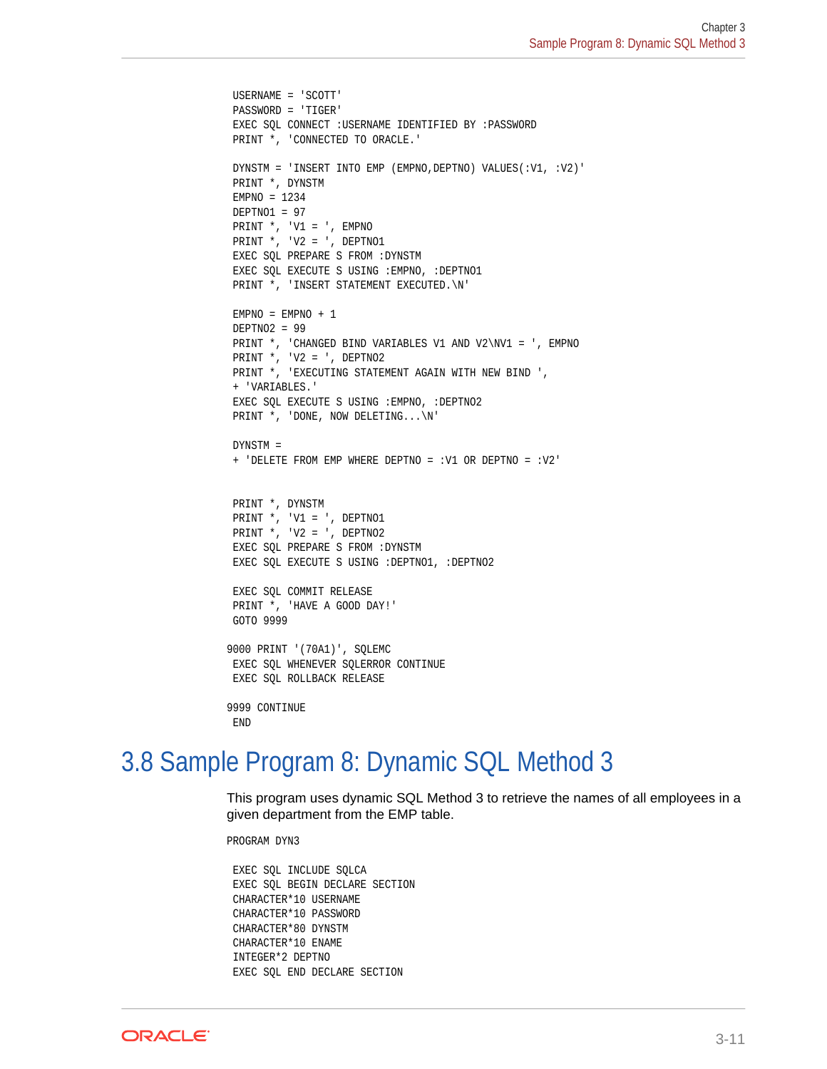```
      USERNAME = 'SCOTT'
      PASSWORD = 'TIGER'
      EXEC SQL CONNECT :USERNAME IDENTIFIED BY :PASSWORD
      PRINT *, 'CONNECTED TO ORACLE.'

      DYNSTM = 'INSERT INTO EMP (EMPNO,DEPTNO) VALUES(:V1, :V2)'
      PRINT *, DYNSTM
      EMPNO = 1234
      DEPTNO1 = 97
      PRINT *, 'V1 = ', EMPNO
      PRINT *, 'V2 = ', DEPTNO1
      EXEC SQL PREPARE S FROM :DYNSTM
      EXEC SQL EXECUTE S USING :EMPNO, :DEPTNO1
      PRINT *, 'INSERT STATEMENT EXECUTED.\N'

      EMPNO = EMPNO + 1
      DEPTNO2 = 99
      PRINT *, 'CHANGED BIND VARIABLES V1 AND V2\NV1 = ', EMPNO
      PRINT *, 'V2 = ', DEPTNO2
      PRINT *, 'EXECUTING STATEMENT AGAIN WITH NEW BIND ',
     + 'VARIABLES.'
      EXEC SQL EXECUTE S USING :EMPNO, :DEPTNO2
      PRINT *, 'DONE, NOW DELETING...\N'

      DYNSTM =
     + 'DELETE FROM EMP WHERE DEPTNO = :V1 OR DEPTNO = :V2'


      PRINT *, DYNSTM
      PRINT *, 'V1 = ', DEPTNO1
      PRINT *, 'V2 = ', DEPTNO2
      EXEC SQL PREPARE S FROM :DYNSTM
      EXEC SQL EXECUTE S USING :DEPTNO1, :DEPTNO2

      EXEC SQL COMMIT RELEASE
      PRINT *, 'HAVE A GOOD DAY!'
      GOTO 9999

9000  PRINT '(70A1)', SQLEMC
      EXEC SQL WHENEVER SQLERROR CONTINUE
      EXEC SQL ROLLBACK RELEASE

9999  CONTINUE
      END
```

## 3.8 Sample Program 8: Dynamic SQL Method 3

This program uses dynamic SQL Method 3 to retrieve the names of all employees in a given department from the EMP table.

```
PROGRAM DYN3

      EXEC SQL INCLUDE SQLCA
      EXEC SQL BEGIN DECLARE SECTION
      CHARACTER*10 USERNAME
      CHARACTER*10 PASSWORD
      CHARACTER*80 DYNSTM
      CHARACTER*10 ENAME
      INTEGER*2 DEPTNO
      EXEC SQL END DECLARE SECTION
```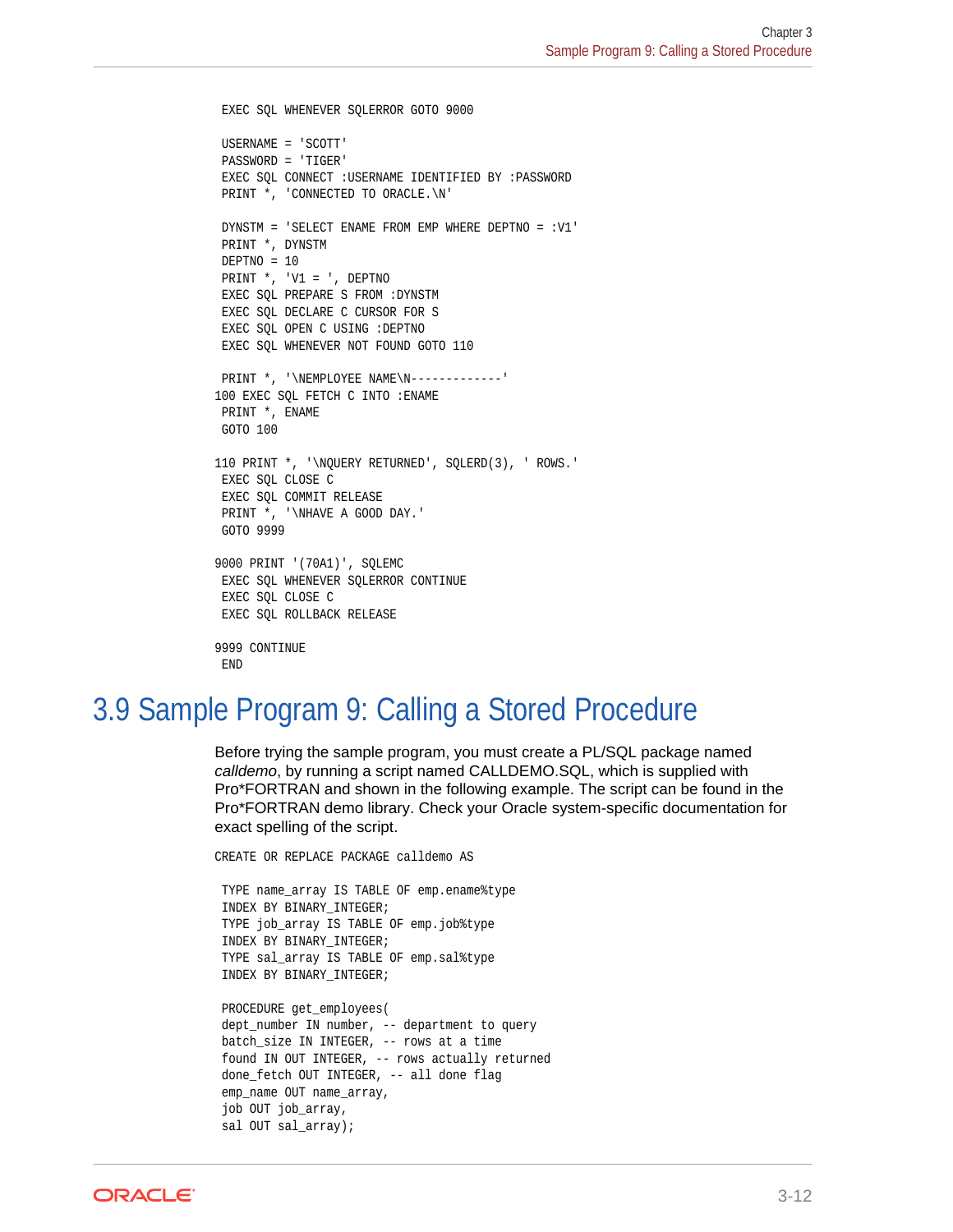```
 EXEC SQL WHENEVER SQLERROR GOTO 9000

 USERNAME = 'SCOTT'
 PASSWORD = 'TIGER'
 EXEC SQL CONNECT :USERNAME IDENTIFIED BY :PASSWORD
 PRINT *, 'CONNECTED TO ORACLE.\N'

 DYNSTM = 'SELECT ENAME FROM EMP WHERE DEPTNO = :V1'
 PRINT *, DYNSTM
 DEPTNO = 10
 PRINT *, 'V1 = ', DEPTNO
 EXEC SQL PREPARE S FROM :DYNSTM
 EXEC SQL DECLARE C CURSOR FOR S
 EXEC SQL OPEN C USING :DEPTNO
 EXEC SQL WHENEVER NOT FOUND GOTO 110

 PRINT *, '\NEMPLOYEE NAME\N-------------'
100 EXEC SQL FETCH C INTO :ENAME
 PRINT *, ENAME
 GOTO 100

110 PRINT *, '\NQUERY RETURNED', SQLERD(3), ' ROWS.'
 EXEC SQL CLOSE C
 EXEC SQL COMMIT RELEASE
 PRINT *, '\NHAVE A GOOD DAY.'
 GOTO 9999

9000 PRINT '(70A1)', SQLEMC
 EXEC SQL WHENEVER SQLERROR CONTINUE
 EXEC SQL CLOSE C
 EXEC SQL ROLLBACK RELEASE

9999 CONTINUE
 END
```

## 3.9 Sample Program 9: Calling a Stored Procedure

Before trying the sample program, you must create a PL/SQL package named *calldemo*, by running a script named CALLDEMO.SQL, which is supplied with Pro*FORTRAN and shown in the following example. The script can be found in the Pro*FORTRAN demo library. Check your Oracle system-specific documentation for exact spelling of the script.

```
CREATE OR REPLACE PACKAGE calldemo AS

 TYPE name_array IS TABLE OF emp.ename%type
 INDEX BY BINARY_INTEGER;
 TYPE job_array IS TABLE OF emp.job%type
 INDEX BY BINARY_INTEGER;
 TYPE sal_array IS TABLE OF emp.sal%type
 INDEX BY BINARY_INTEGER;

 PROCEDURE get_employees(
 dept_number IN number, -- department to query
 batch_size IN INTEGER, -- rows at a time
 found IN OUT INTEGER, -- rows actually returned
 done_fetch OUT INTEGER, -- all done flag
 emp_name OUT name_array,
 job OUT job_array,
 sal OUT sal_array);
```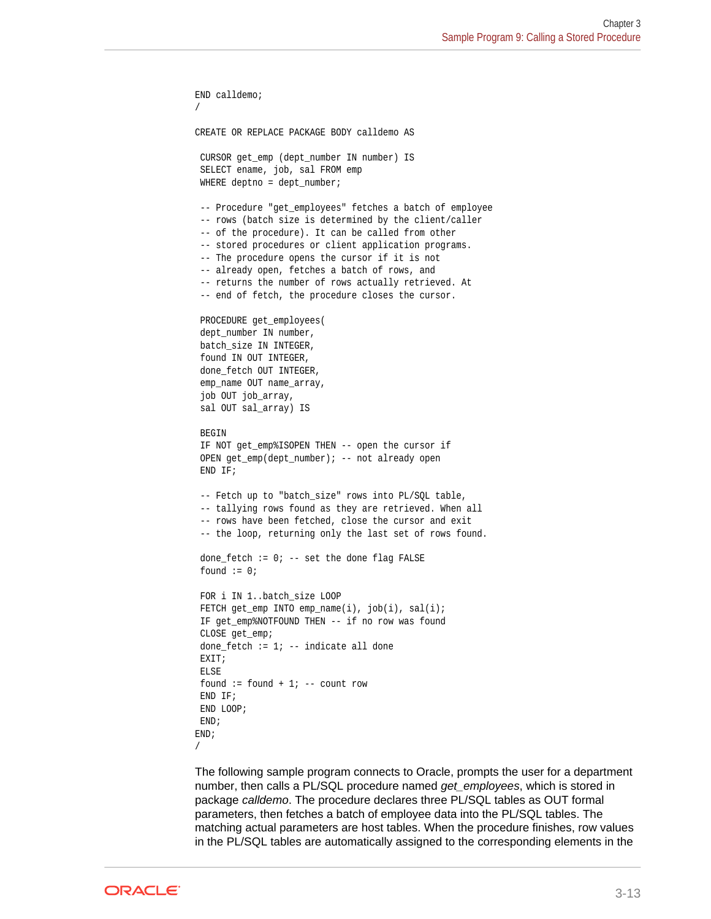```
END calldemo;
/

CREATE OR REPLACE PACKAGE BODY calldemo AS

 CURSOR get_emp (dept_number IN number) IS
 SELECT ename, job, sal FROM emp
 WHERE deptno = dept_number;

 -- Procedure "get_employees" fetches a batch of employee
 -- rows (batch size is determined by the client/caller
 -- of the procedure). It can be called from other
 -- stored procedures or client application programs.
 -- The procedure opens the cursor if it is not
 -- already open, fetches a batch of rows, and
 -- returns the number of rows actually retrieved. At
 -- end of fetch, the procedure closes the cursor.

 PROCEDURE get_employees(
 dept_number IN number,
 batch_size IN INTEGER,
 found IN OUT INTEGER,
 done_fetch OUT INTEGER,
 emp_name OUT name_array,
 job OUT job_array,
 sal OUT sal_array) IS

 BEGIN
 IF NOT get_emp%ISOPEN THEN -- open the cursor if
 OPEN get_emp(dept_number); -- not already open
 END IF;

 -- Fetch up to "batch_size" rows into PL/SQL table,
 -- tallying rows found as they are retrieved. When all
 -- rows have been fetched, close the cursor and exit
 -- the loop, returning only the last set of rows found.

 done_fetch := 0; -- set the done flag FALSE
 found := 0;

 FOR i IN 1..batch_size LOOP
 FETCH get_emp INTO emp_name(i), job(i), sal(i);
 IF get_emp%NOTFOUND THEN -- if no row was found
 CLOSE get_emp;
 done_fetch := 1; -- indicate all done
 EXIT;
 ELSE
 found := found + 1; -- count row
 END IF;
 END LOOP;
 END;
END;
/
```

The following sample program connects to Oracle, prompts the user for a department number, then calls a PL/SQL procedure named *get_employees*, which is stored in package *calldemo*. The procedure declares three PL/SQL tables as OUT formal parameters, then fetches a batch of employee data into the PL/SQL tables. The matching actual parameters are host tables. When the procedure finishes, row values in the PL/SQL tables are automatically assigned to the corresponding elements in the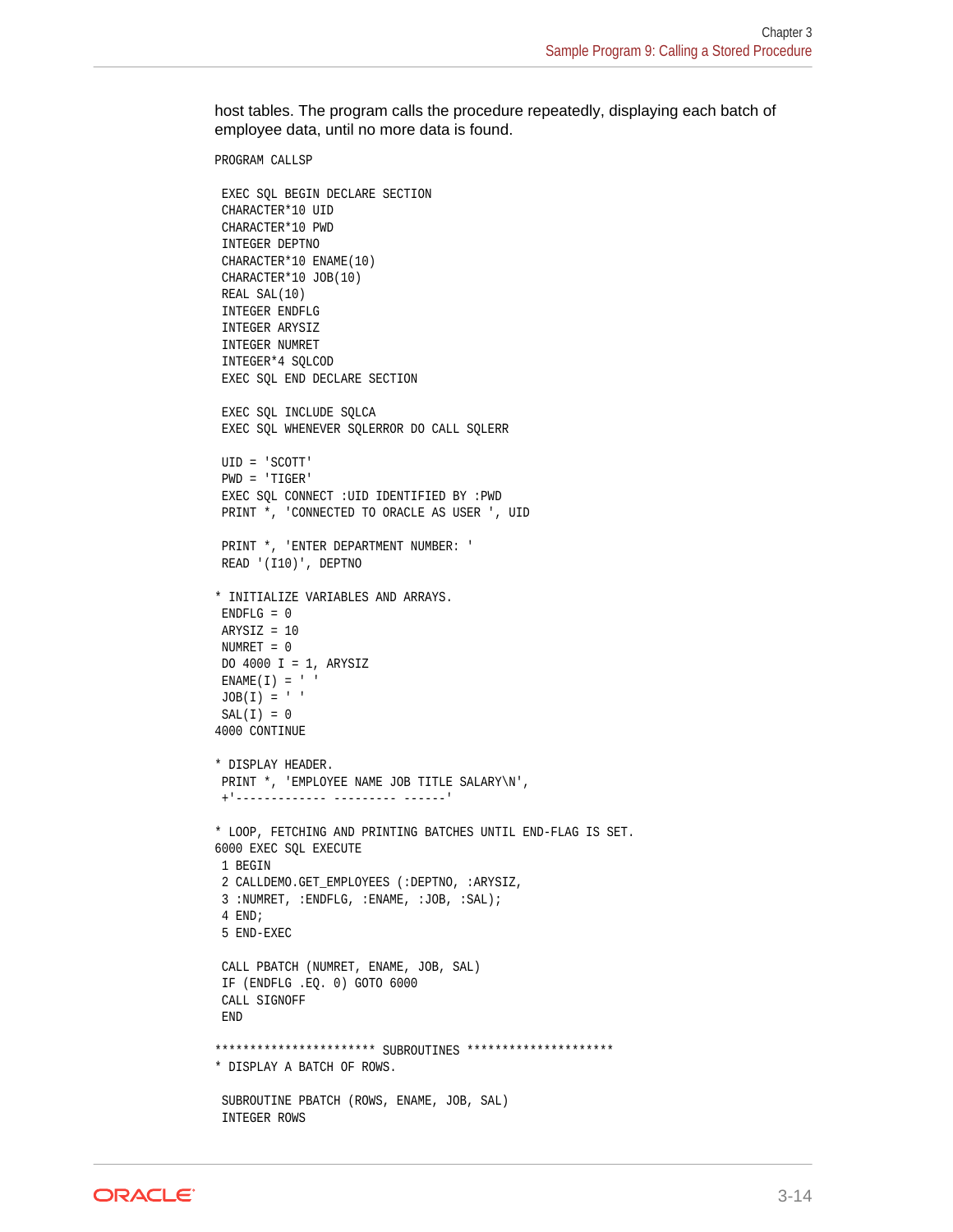host tables. The program calls the procedure repeatedly, displaying each batch of employee data, until no more data is found.

```
PROGRAM CALLSP

 EXEC SQL BEGIN DECLARE SECTION
 CHARACTER*10 UID
 CHARACTER*10 PWD
 INTEGER DEPTNO
 CHARACTER*10 ENAME(10)
 CHARACTER*10 JOB(10)
 REAL SAL(10)
 INTEGER ENDFLG
 INTEGER ARYSIZ
 INTEGER NUMRET
 INTEGER*4 SQLCOD
 EXEC SQL END DECLARE SECTION

 EXEC SQL INCLUDE SQLCA
 EXEC SQL WHENEVER SQLERROR DO CALL SQLERR

 UID = 'SCOTT'
 PWD = 'TIGER'
 EXEC SQL CONNECT :UID IDENTIFIED BY :PWD
 PRINT *, 'CONNECTED TO ORACLE AS USER ', UID

 PRINT *, 'ENTER DEPARTMENT NUMBER: '
 READ '(I10)', DEPTNO

* INITIALIZE VARIABLES AND ARRAYS.
 ENDFLG = 0
 ARYSIZ = 10
 NUMRET = 0
 DO 4000 I = 1, ARYSIZ
 ENAME(I) = ' '
 JOB(I) = ' '
 SAL(I) = 0
4000 CONTINUE

* DISPLAY HEADER.
 PRINT *, 'EMPLOYEE NAME JOB TITLE SALARY\N',
 +'------------- --------- ------'

* LOOP, FETCHING AND PRINTING BATCHES UNTIL END-FLAG IS SET.
6000 EXEC SQL EXECUTE
 1 BEGIN
 2 CALLDEMO.GET_EMPLOYEES (:DEPTNO, :ARYSIZ,
 3 :NUMRET, :ENDFLG, :ENAME, :JOB, :SAL);
 4 END;
 5 END-EXEC

 CALL PBATCH (NUMRET, ENAME, JOB, SAL)
 IF (ENDFLG .EQ. 0) GOTO 6000
 CALL SIGNOFF
 END

*********************** SUBROUTINES *********************
* DISPLAY A BATCH OF ROWS.

 SUBROUTINE PBATCH (ROWS, ENAME, JOB, SAL)
 INTEGER ROWS
```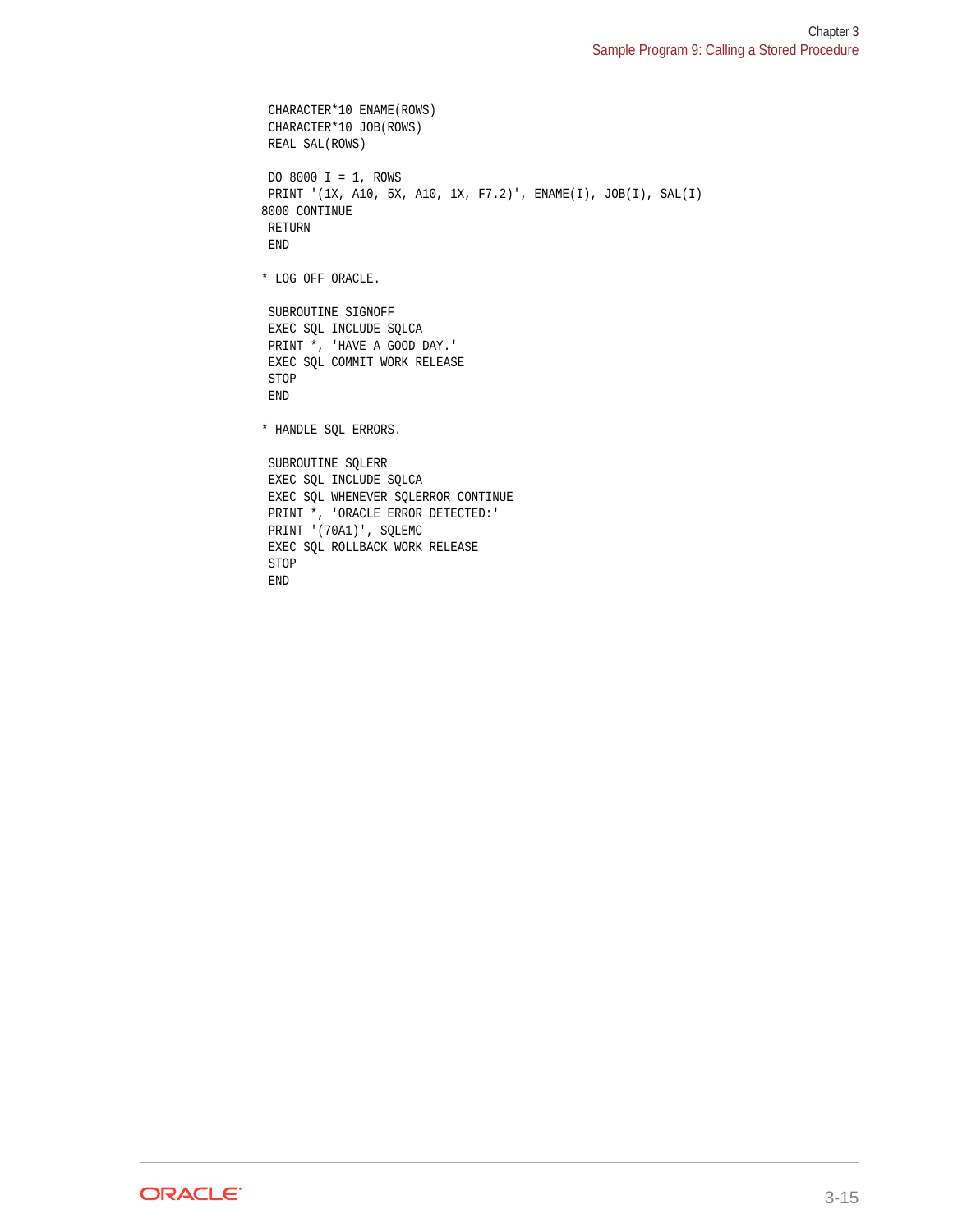```
      CHARACTER*10 ENAME(ROWS)
      CHARACTER*10 JOB(ROWS)
      REAL SAL(ROWS)

      DO 8000 I = 1, ROWS
      PRINT '(1X, A10, 5X, A10, 1X, F7.2)', ENAME(I), JOB(I), SAL(I)
 8000 CONTINUE
      RETURN
      END

*     LOG OFF ORACLE.

      SUBROUTINE SIGNOFF
      EXEC SQL INCLUDE SQLCA
      PRINT *, 'HAVE A GOOD DAY.'
      EXEC SQL COMMIT WORK RELEASE
      STOP
      END

*     HANDLE SQL ERRORS.

      SUBROUTINE SQLERR
      EXEC SQL INCLUDE SQLCA
      EXEC SQL WHENEVER SQLERROR CONTINUE
      PRINT *, 'ORACLE ERROR DETECTED:'
      PRINT '(70A1)', SQLEMC
      EXEC SQL ROLLBACK WORK RELEASE
      STOP
      END
```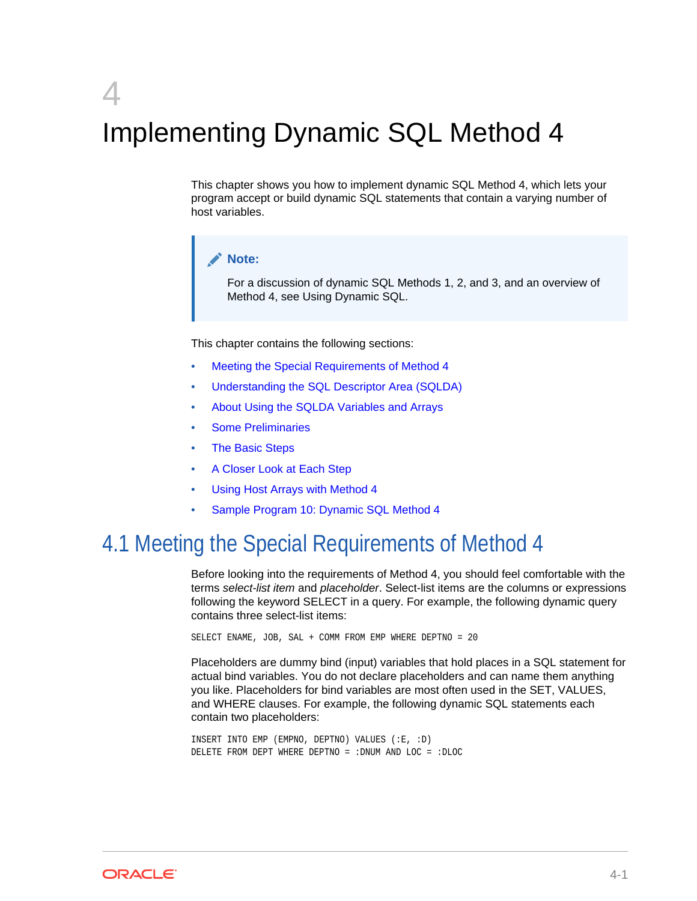# 4 Implementing Dynamic SQL Method 4

This chapter shows you how to implement dynamic SQL Method 4, which lets your program accept or build dynamic SQL statements that contain a varying number of host variables.

> **Note:**
>
> For a discussion of dynamic SQL Methods 1, 2, and 3, and an overview of Method 4, see Using Dynamic SQL.

This chapter contains the following sections:

- Meeting the Special Requirements of Method 4
- Understanding the SQL Descriptor Area (SQLDA)
- About Using the SQLDA Variables and Arrays
- Some Preliminaries
- The Basic Steps
- A Closer Look at Each Step
- Using Host Arrays with Method 4
- Sample Program 10: Dynamic SQL Method 4

## 4.1 Meeting the Special Requirements of Method 4

Before looking into the requirements of Method 4, you should feel comfortable with the terms *select-list item* and *placeholder*. Select-list items are the columns or expressions following the keyword SELECT in a query. For example, the following dynamic query contains three select-list items:

```
SELECT ENAME, JOB, SAL + COMM FROM EMP WHERE DEPTNO = 20
```

Placeholders are dummy bind (input) variables that hold places in a SQL statement for actual bind variables. You do not declare placeholders and can name them anything you like. Placeholders for bind variables are most often used in the SET, VALUES, and WHERE clauses. For example, the following dynamic SQL statements each contain two placeholders:

```
INSERT INTO EMP (EMPNO, DEPTNO) VALUES (:E, :D)
DELETE FROM DEPT WHERE DEPTNO = :DNUM AND LOC = :DLOC
```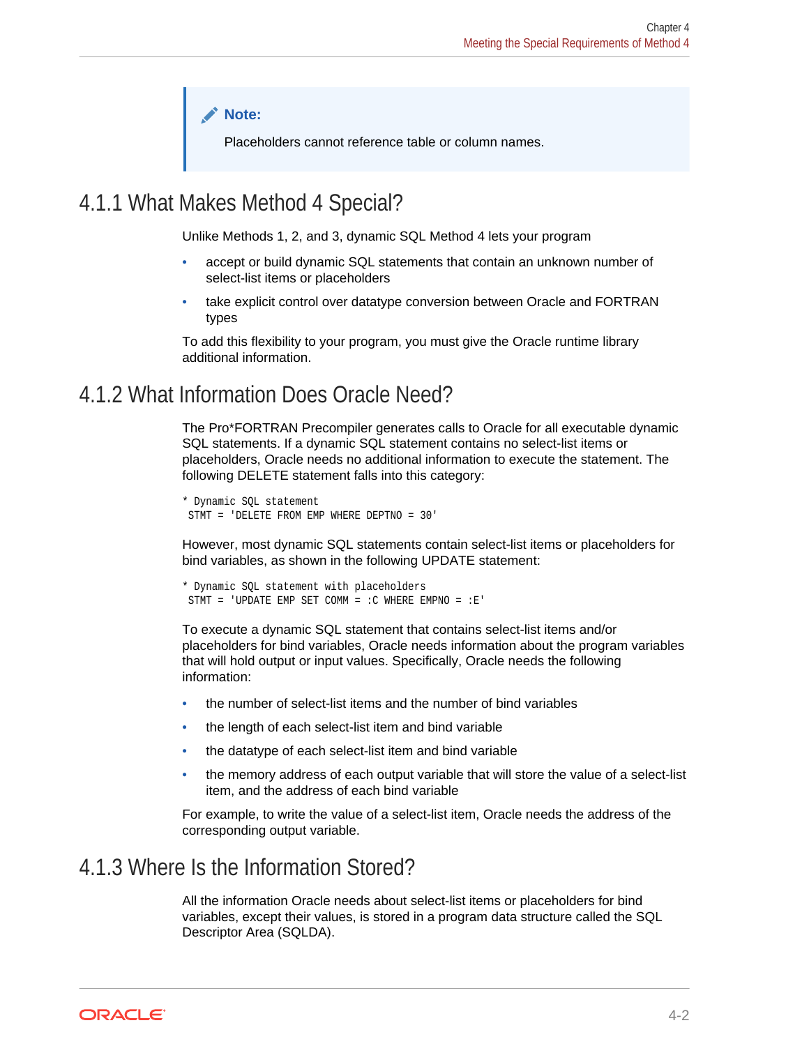> **Note:**
>
> Placeholders cannot reference table or column names.

### 4.1.1 What Makes Method 4 Special?

Unlike Methods 1, 2, and 3, dynamic SQL Method 4 lets your program

- accept or build dynamic SQL statements that contain an unknown number of select-list items or placeholders
- take explicit control over datatype conversion between Oracle and FORTRAN types

To add this flexibility to your program, you must give the Oracle runtime library additional information.

### 4.1.2 What Information Does Oracle Need?

The Pro*FORTRAN Precompiler generates calls to Oracle for all executable dynamic SQL statements. If a dynamic SQL statement contains no select-list items or placeholders, Oracle needs no additional information to execute the statement. The following DELETE statement falls into this category:

```
* Dynamic SQL statement
 STMT = 'DELETE FROM EMP WHERE DEPTNO = 30'
```

However, most dynamic SQL statements contain select-list items or placeholders for bind variables, as shown in the following UPDATE statement:

```
* Dynamic SQL statement with placeholders
 STMT = 'UPDATE EMP SET COMM = :C WHERE EMPNO = :E'
```

To execute a dynamic SQL statement that contains select-list items and/or placeholders for bind variables, Oracle needs information about the program variables that will hold output or input values. Specifically, Oracle needs the following information:

- the number of select-list items and the number of bind variables
- the length of each select-list item and bind variable
- the datatype of each select-list item and bind variable
- the memory address of each output variable that will store the value of a select-list item, and the address of each bind variable

For example, to write the value of a select-list item, Oracle needs the address of the corresponding output variable.

### 4.1.3 Where Is the Information Stored?

All the information Oracle needs about select-list items or placeholders for bind variables, except their values, is stored in a program data structure called the SQL Descriptor Area (SQLDA).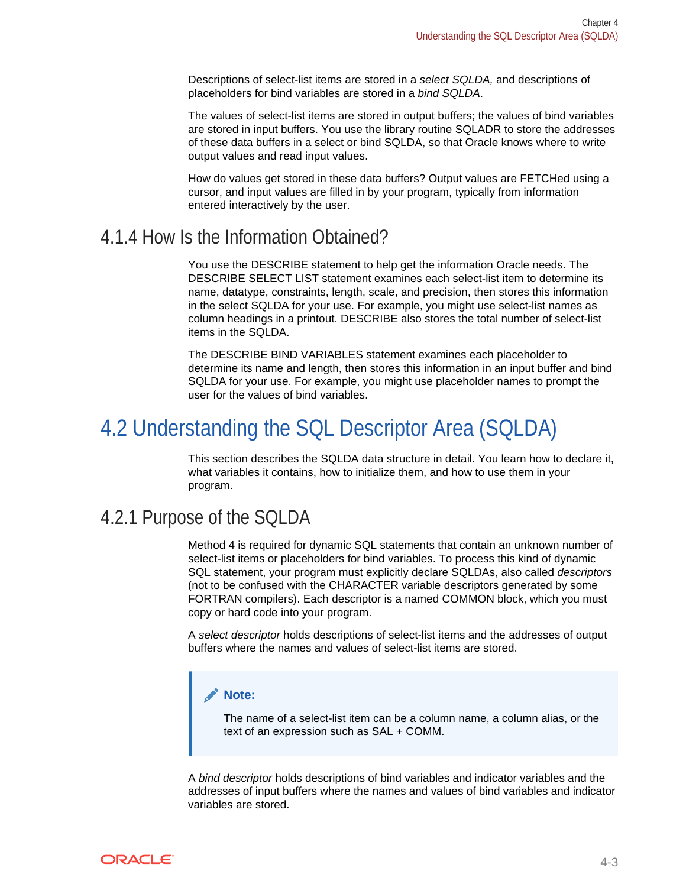Descriptions of select-list items are stored in a *select SQLDA,* and descriptions of placeholders for bind variables are stored in a *bind SQLDA*.

The values of select-list items are stored in output buffers; the values of bind variables are stored in input buffers. You use the library routine SQLADR to store the addresses of these data buffers in a select or bind SQLDA, so that Oracle knows where to write output values and read input values.

How do values get stored in these data buffers? Output values are FETCHed using a cursor, and input values are filled in by your program, typically from information entered interactively by the user.

### 4.1.4 How Is the Information Obtained?

You use the DESCRIBE statement to help get the information Oracle needs. The DESCRIBE SELECT LIST statement examines each select-list item to determine its name, datatype, constraints, length, scale, and precision, then stores this information in the select SQLDA for your use. For example, you might use select-list names as column headings in a printout. DESCRIBE also stores the total number of select-list items in the SQLDA.

The DESCRIBE BIND VARIABLES statement examines each placeholder to determine its name and length, then stores this information in an input buffer and bind SQLDA for your use. For example, you might use placeholder names to prompt the user for the values of bind variables.

## 4.2 Understanding the SQL Descriptor Area (SQLDA)

This section describes the SQLDA data structure in detail. You learn how to declare it, what variables it contains, how to initialize them, and how to use them in your program.

### 4.2.1 Purpose of the SQLDA

Method 4 is required for dynamic SQL statements that contain an unknown number of select-list items or placeholders for bind variables. To process this kind of dynamic SQL statement, your program must explicitly declare SQLDAs, also called *descriptors* (not to be confused with the CHARACTER variable descriptors generated by some FORTRAN compilers). Each descriptor is a named COMMON block, which you must copy or hard code into your program.

A *select descriptor* holds descriptions of select-list items and the addresses of output buffers where the names and values of select-list items are stored.

> **Note:**
>
> The name of a select-list item can be a column name, a column alias, or the text of an expression such as SAL + COMM.

A *bind descriptor* holds descriptions of bind variables and indicator variables and the addresses of input buffers where the names and values of bind variables and indicator variables are stored.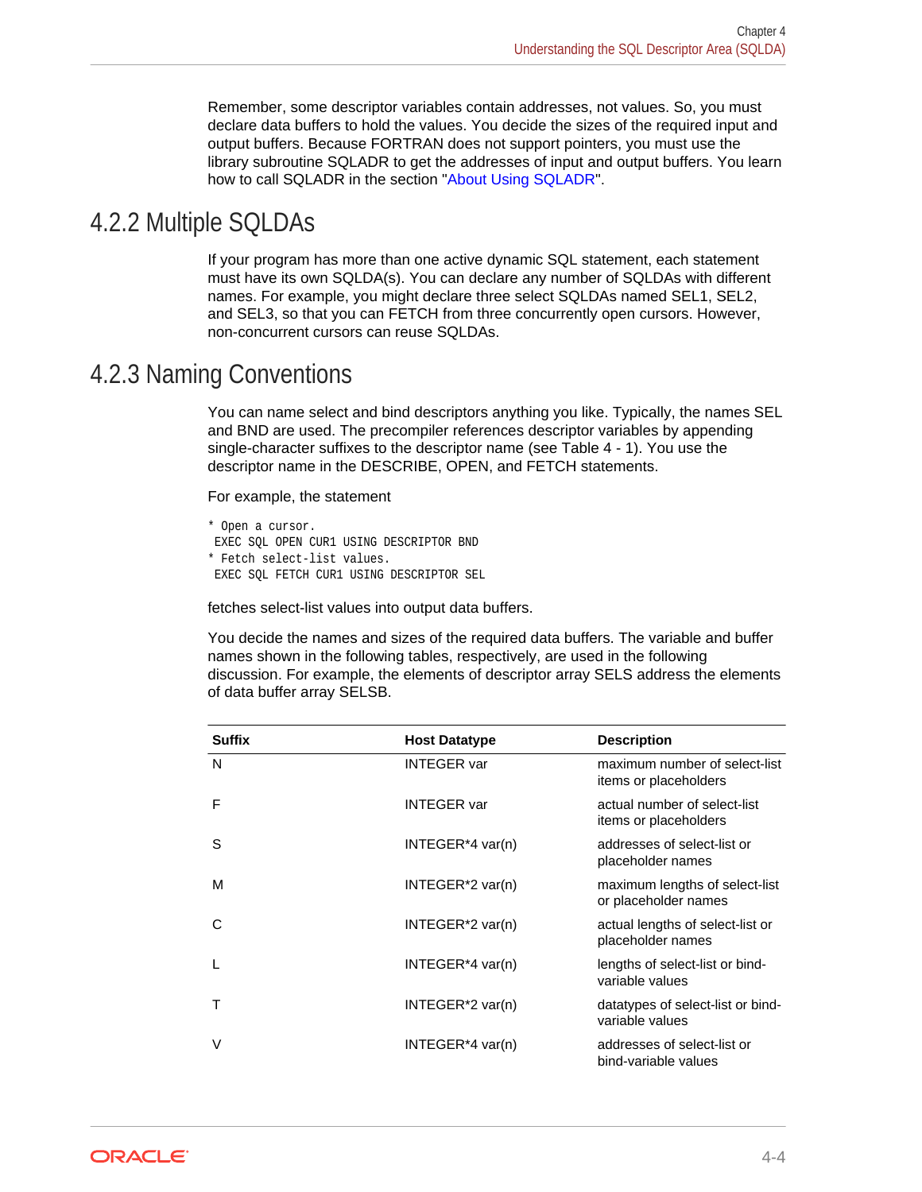Remember, some descriptor variables contain addresses, not values. So, you must declare data buffers to hold the values. You decide the sizes of the required input and output buffers. Because FORTRAN does not support pointers, you must use the library subroutine SQLADR to get the addresses of input and output buffers. You learn how to call SQLADR in the section "About Using SQLADR".

## 4.2.2 Multiple SQLDAs

If your program has more than one active dynamic SQL statement, each statement must have its own SQLDA(s). You can declare any number of SQLDAs with different names. For example, you might declare three select SQLDAs named SEL1, SEL2, and SEL3, so that you can FETCH from three concurrently open cursors. However, non-concurrent cursors can reuse SQLDAs.

## 4.2.3 Naming Conventions

You can name select and bind descriptors anything you like. Typically, the names SEL and BND are used. The precompiler references descriptor variables by appending single-character suffixes to the descriptor name (see Table 4 - 1). You use the descriptor name in the DESCRIBE, OPEN, and FETCH statements.

For example, the statement

```
* Open a cursor.
 EXEC SQL OPEN CUR1 USING DESCRIPTOR BND
* Fetch select-list values.
 EXEC SQL FETCH CUR1 USING DESCRIPTOR SEL
```

fetches select-list values into output data buffers.

You decide the names and sizes of the required data buffers. The variable and buffer names shown in the following tables, respectively, are used in the following discussion. For example, the elements of descriptor array SELS address the elements of data buffer array SELSB.

| Suffix | Host Datatype | Description |
|---|---|---|
| N | INTEGER var | maximum number of select-list items or placeholders |
| F | INTEGER var | actual number of select-list items or placeholders |
| S | INTEGER*4 var(n) | addresses of select-list or placeholder names |
| M | INTEGER*2 var(n) | maximum lengths of select-list or placeholder names |
| C | INTEGER*2 var(n) | actual lengths of select-list or placeholder names |
| L | INTEGER*4 var(n) | lengths of select-list or bind-variable values |
| T | INTEGER*2 var(n) | datatypes of select-list or bind-variable values |
| V | INTEGER*4 var(n) | addresses of select-list or bind-variable values |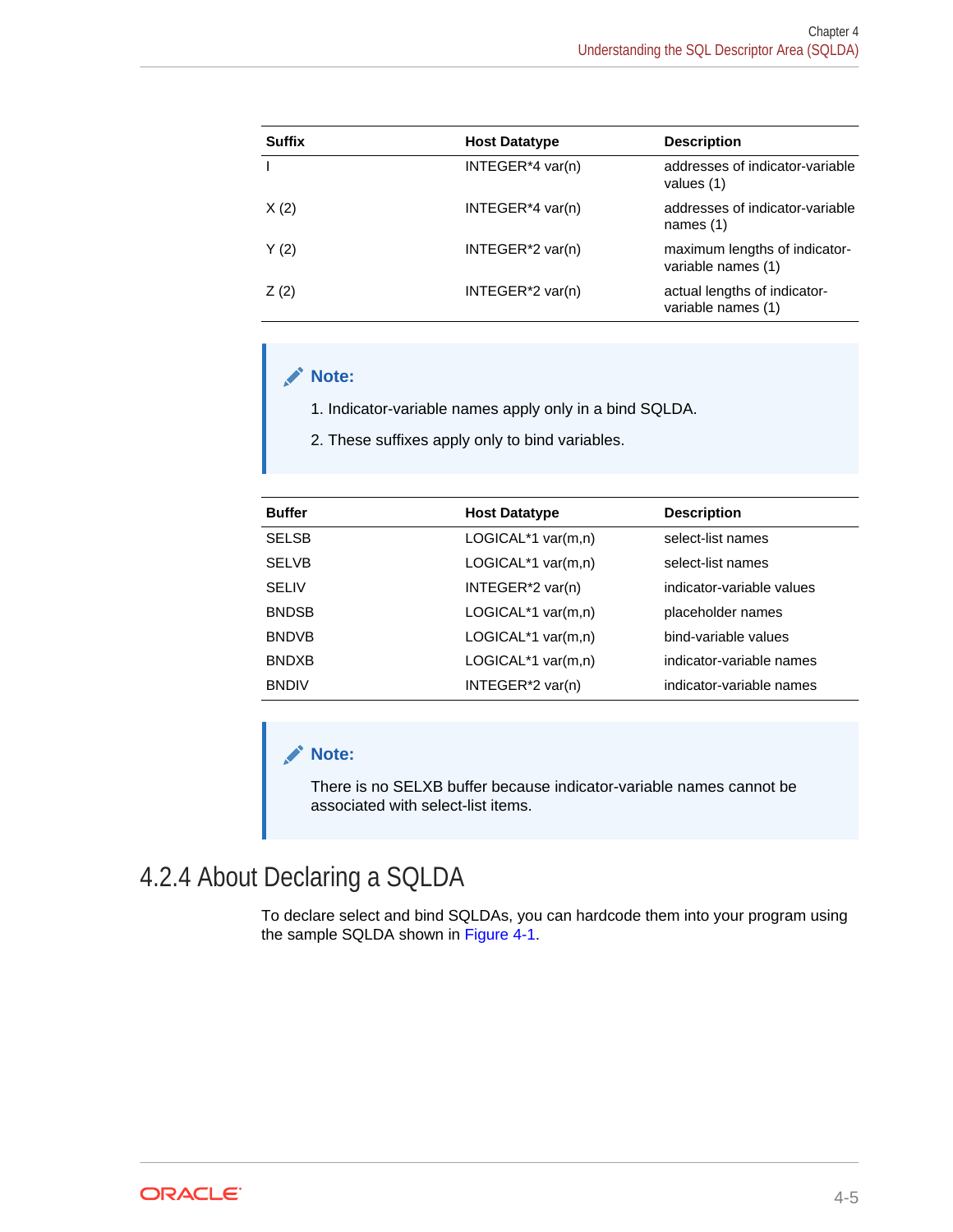| Suffix | Host Datatype | Description |
| --- | --- | --- |
| I | INTEGER*4 var(n) | addresses of indicator-variable values (1) |
| X (2) | INTEGER*4 var(n) | addresses of indicator-variable names (1) |
| Y (2) | INTEGER*2 var(n) | maximum lengths of indicator-variable names (1) |
| Z (2) | INTEGER*2 var(n) | actual lengths of indicator-variable names (1) |

> **Note:**
>
> 1. Indicator-variable names apply only in a bind SQLDA.
> 2. These suffixes apply only to bind variables.

| Buffer | Host Datatype | Description |
| --- | --- | --- |
| SELSB | LOGICAL*1 var(m,n) | select-list names |
| SELVB | LOGICAL*1 var(m,n) | select-list names |
| SELIV | INTEGER*2 var(n) | indicator-variable values |
| BNDSB | LOGICAL*1 var(m,n) | placeholder names |
| BNDVB | LOGICAL*1 var(m,n) | bind-variable values |
| BNDXB | LOGICAL*1 var(m,n) | indicator-variable names |
| BNDIV | INTEGER*2 var(n) | indicator-variable names |

> **Note:**
>
> There is no SELXB buffer because indicator-variable names cannot be associated with select-list items.

## 4.2.4 About Declaring a SQLDA

To declare select and bind SQLDAs, you can hardcode them into your program using the sample SQLDA shown in Figure 4-1.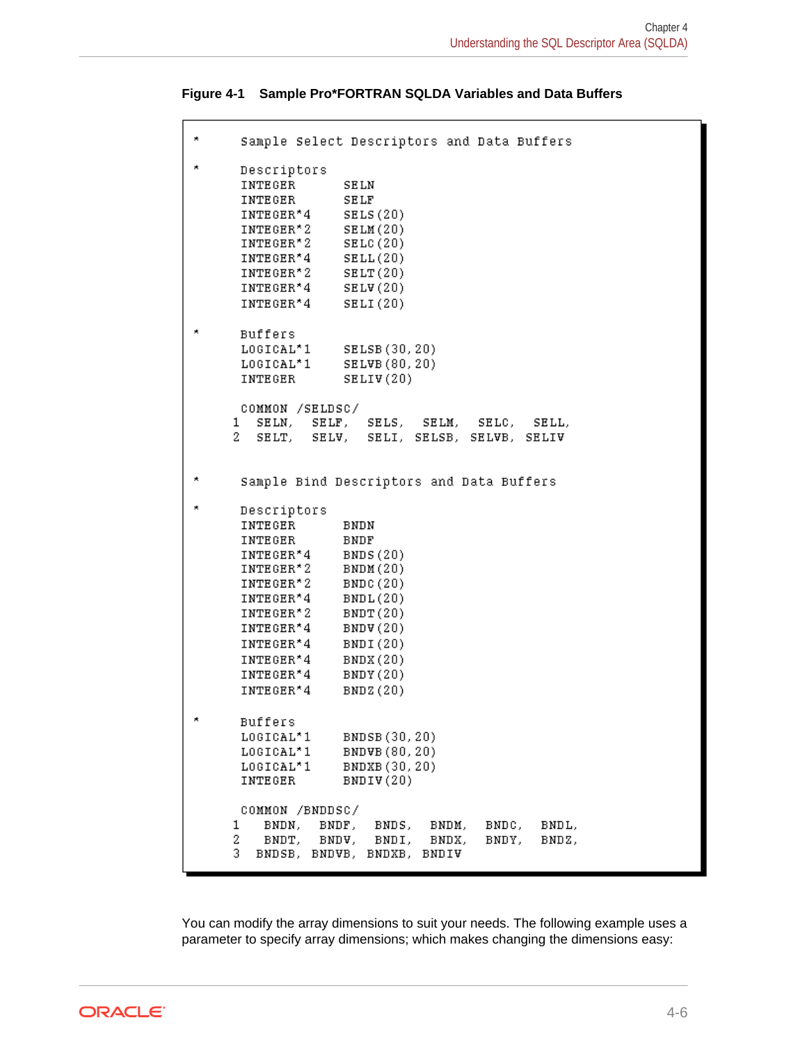**Figure 4-1    Sample Pro*FORTRAN SQLDA Variables and Data Buffers**

```
*     Sample Select Descriptors and Data Buffers

*     Descriptors
      INTEGER       SELN
      INTEGER       SELF
      INTEGER*4     SELS(20)
      INTEGER*2     SELM(20)
      INTEGER*2     SELC(20)
      INTEGER*4     SELL(20)
      INTEGER*2     SELT(20)
      INTEGER*4     SELV(20)
      INTEGER*4     SELI(20)

*     Buffers
      LOGICAL*1     SELSB(30,20)
      LOGICAL*1     SELVB(80,20)
      INTEGER       SELIV(20)

      COMMON /SELDSC/
     1  SELN,  SELF,  SELS,  SELM,  SELC,  SELL,
     2  SELT,  SELV,  SELI, SELSB, SELVB, SELIV


*     Sample Bind Descriptors and Data Buffers

*     Descriptors
      INTEGER       BNDN
      INTEGER       BNDF
      INTEGER*4     BNDS(20)
      INTEGER*2     BNDM(20)
      INTEGER*2     BNDC(20)
      INTEGER*4     BNDL(20)
      INTEGER*2     BNDT(20)
      INTEGER*4     BNDV(20)
      INTEGER*4     BNDI(20)
      INTEGER*4     BNDX(20)
      INTEGER*4     BNDY(20)
      INTEGER*4     BNDZ(20)

*     Buffers
      LOGICAL*1     BNDSB(30,20)
      LOGICAL*1     BNDVB(80,20)
      LOGICAL*1     BNDXB(30,20)
      INTEGER       BNDIV(20)

      COMMON /BNDDSC/
     1   BNDN,  BNDF,  BNDS,  BNDM,  BNDC,  BNDL,
     2   BNDT,  BNDV,  BNDI,  BNDX,  BNDY,  BNDZ,
     3  BNDSB, BNDVB, BNDXB, BNDIV
```

You can modify the array dimensions to suit your needs. The following example uses a parameter to specify array dimensions; which makes changing the dimensions easy: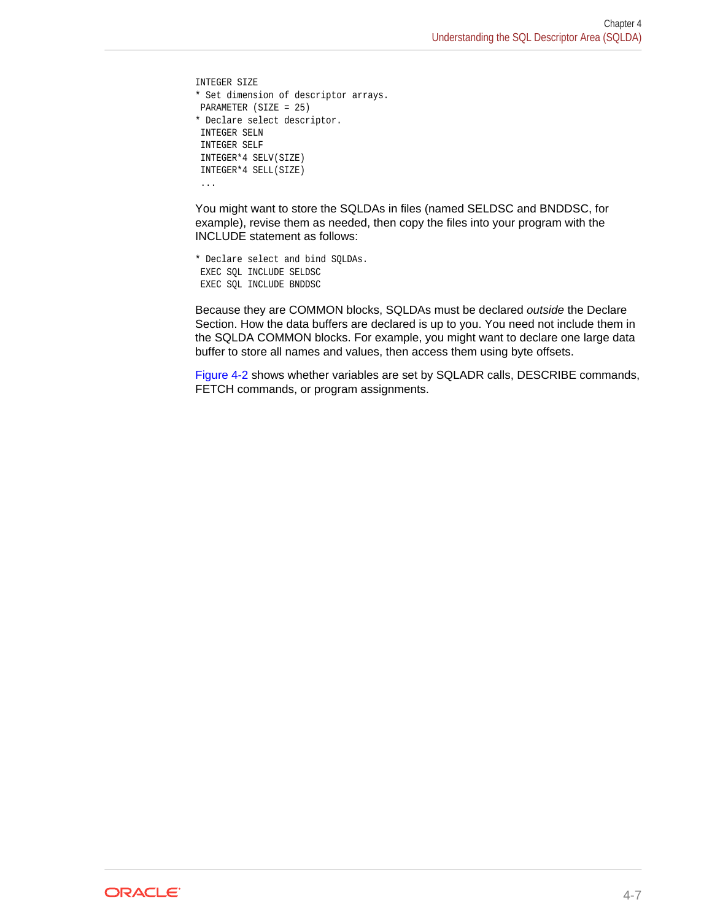```
INTEGER SIZE
* Set dimension of descriptor arrays.
 PARAMETER (SIZE = 25)
* Declare select descriptor.
 INTEGER SELN
 INTEGER SELF
 INTEGER*4 SELV(SIZE)
 INTEGER*4 SELL(SIZE)
 ...
```

You might want to store the SQLDAs in files (named SELDSC and BNDDSC, for example), revise them as needed, then copy the files into your program with the INCLUDE statement as follows:

```
* Declare select and bind SQLDAs.
 EXEC SQL INCLUDE SELDSC
 EXEC SQL INCLUDE BNDDSC
```

Because they are COMMON blocks, SQLDAs must be declared *outside* the Declare Section. How the data buffers are declared is up to you. You need not include them in the SQLDA COMMON blocks. For example, you might want to declare one large data buffer to store all names and values, then access them using byte offsets.

Figure 4-2 shows whether variables are set by SQLADR calls, DESCRIBE commands, FETCH commands, or program assignments.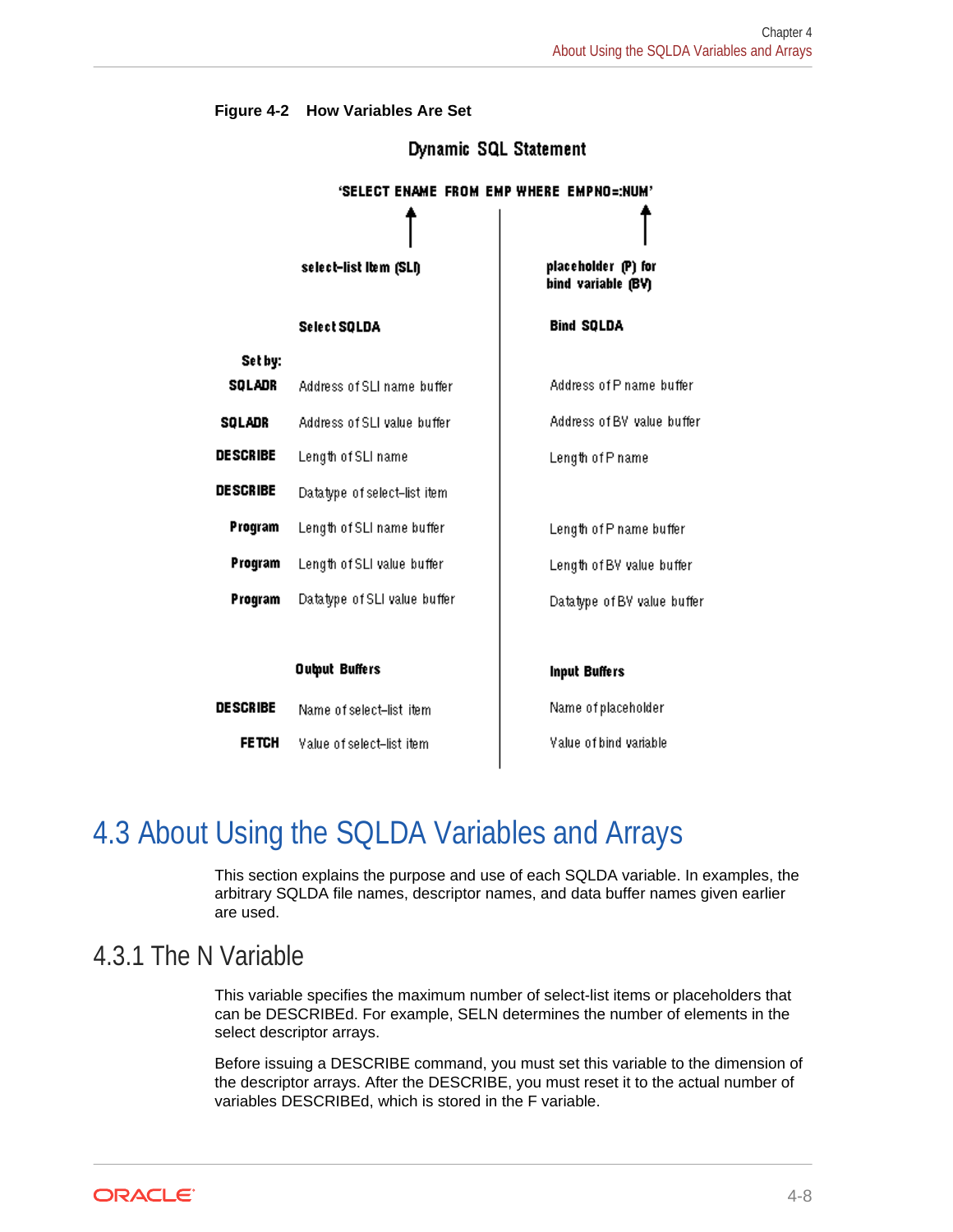**Figure 4-2 How Variables Are Set**

Dynamic SQL Statement

'SELECT ENAME FROM EMP WHERE EMPNO=:NUM'

| Set by: | select-list item (SLI) — Select SQLDA | placeholder (P) for bind variable (BV) — Bind SQLDA |
|---|---|---|
| SQLADR | Address of SLI name buffer | Address of P name buffer |
| SQLADR | Address of SLI value buffer | Address of BV value buffer |
| DESCRIBE | Length of SLI name | Length of P name |
| DESCRIBE | Datatype of select-list item | |
| Program | Length of SLI name buffer | Length of P name buffer |
| Program | Length of SLI value buffer | Length of BV value buffer |
| Program | Datatype of SLI value buffer | Datatype of BV value buffer |
| | **Output Buffers** | **Input Buffers** |
| DESCRIBE | Name of select-list item | Name of placeholder |
| FETCH | Value of select-list item | Value of bind variable |

# 4.3 About Using the SQLDA Variables and Arrays

This section explains the purpose and use of each SQLDA variable. In examples, the arbitrary SQLDA file names, descriptor names, and data buffer names given earlier are used.

## 4.3.1 The N Variable

This variable specifies the maximum number of select-list items or placeholders that can be DESCRIBEd. For example, SELN determines the number of elements in the select descriptor arrays.

Before issuing a DESCRIBE command, you must set this variable to the dimension of the descriptor arrays. After the DESCRIBE, you must reset it to the actual number of variables DESCRIBEd, which is stored in the F variable.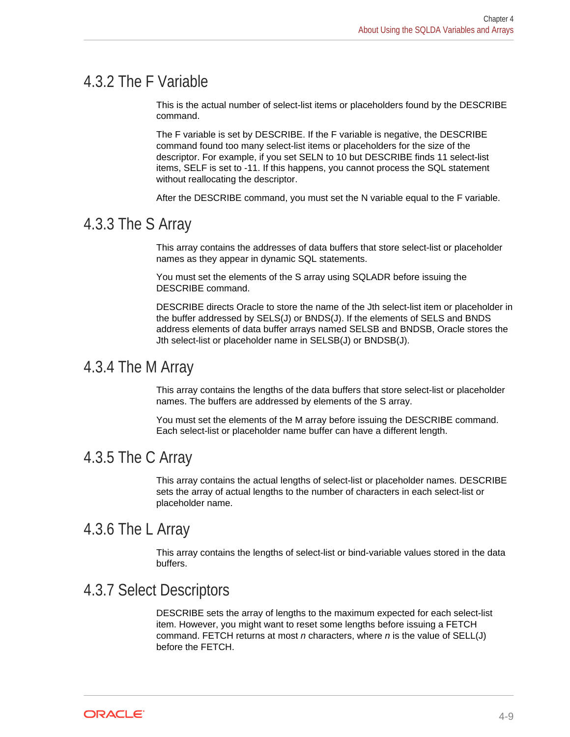## 4.3.2 The F Variable

This is the actual number of select-list items or placeholders found by the DESCRIBE command.

The F variable is set by DESCRIBE. If the F variable is negative, the DESCRIBE command found too many select-list items or placeholders for the size of the descriptor. For example, if you set SELN to 10 but DESCRIBE finds 11 select-list items, SELF is set to -11. If this happens, you cannot process the SQL statement without reallocating the descriptor.

After the DESCRIBE command, you must set the N variable equal to the F variable.

## 4.3.3 The S Array

This array contains the addresses of data buffers that store select-list or placeholder names as they appear in dynamic SQL statements.

You must set the elements of the S array using SQLADR before issuing the DESCRIBE command.

DESCRIBE directs Oracle to store the name of the Jth select-list item or placeholder in the buffer addressed by SELS(J) or BNDS(J). If the elements of SELS and BNDS address elements of data buffer arrays named SELSB and BNDSB, Oracle stores the Jth select-list or placeholder name in SELSB(J) or BNDSB(J).

## 4.3.4 The M Array

This array contains the lengths of the data buffers that store select-list or placeholder names. The buffers are addressed by elements of the S array.

You must set the elements of the M array before issuing the DESCRIBE command. Each select-list or placeholder name buffer can have a different length.

## 4.3.5 The C Array

This array contains the actual lengths of select-list or placeholder names. DESCRIBE sets the array of actual lengths to the number of characters in each select-list or placeholder name.

## 4.3.6 The L Array

This array contains the lengths of select-list or bind-variable values stored in the data buffers.

## 4.3.7 Select Descriptors

DESCRIBE sets the array of lengths to the maximum expected for each select-list item. However, you might want to reset some lengths before issuing a FETCH command. FETCH returns at most *n* characters, where *n* is the value of SELL(J) before the FETCH.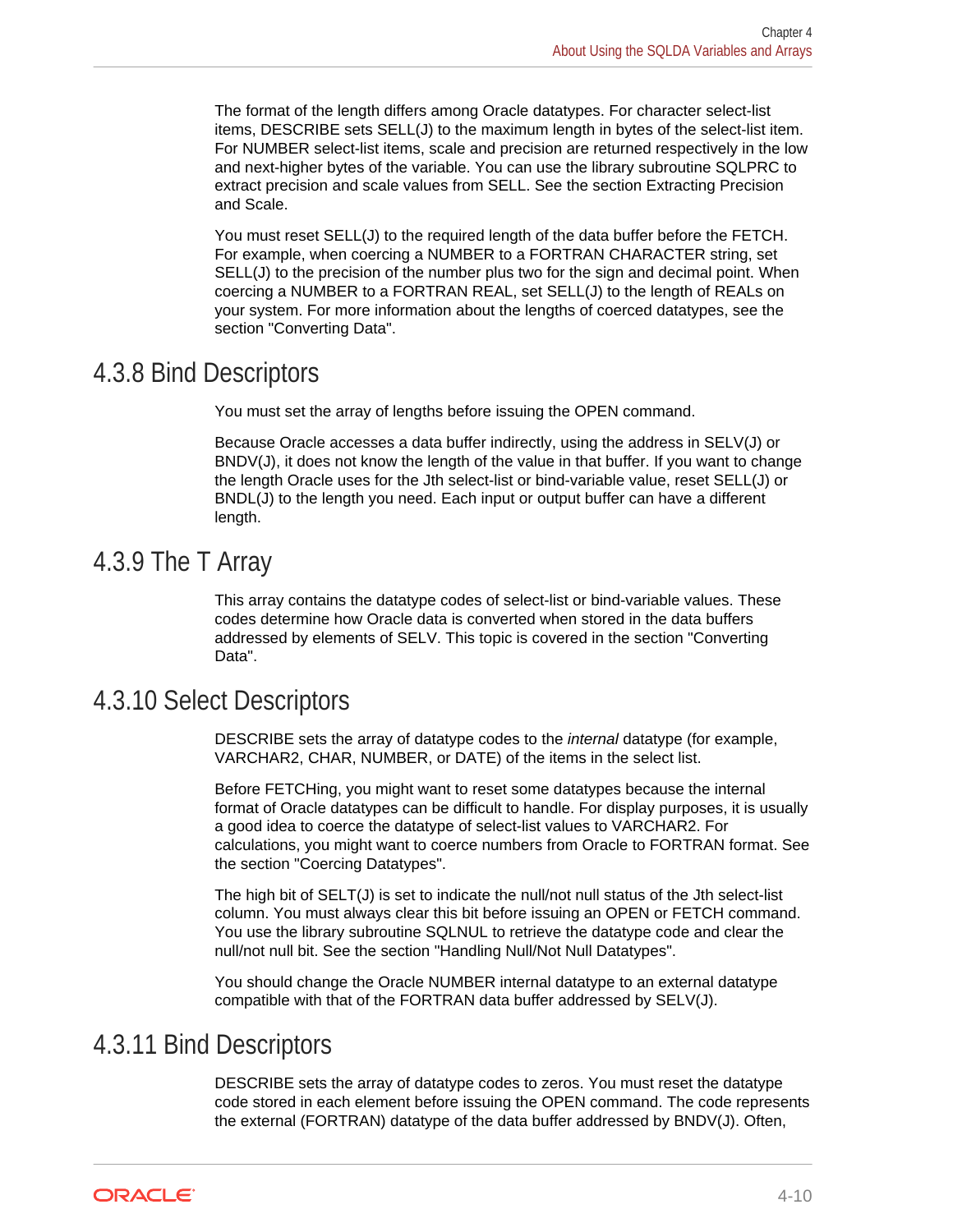The format of the length differs among Oracle datatypes. For character select-list items, DESCRIBE sets SELL(J) to the maximum length in bytes of the select-list item. For NUMBER select-list items, scale and precision are returned respectively in the low and next-higher bytes of the variable. You can use the library subroutine SQLPRC to extract precision and scale values from SELL. See the section Extracting Precision and Scale.

You must reset SELL(J) to the required length of the data buffer before the FETCH. For example, when coercing a NUMBER to a FORTRAN CHARACTER string, set SELL(J) to the precision of the number plus two for the sign and decimal point. When coercing a NUMBER to a FORTRAN REAL, set SELL(J) to the length of REALs on your system. For more information about the lengths of coerced datatypes, see the section "Converting Data".

### 4.3.8 Bind Descriptors

You must set the array of lengths before issuing the OPEN command.

Because Oracle accesses a data buffer indirectly, using the address in SELV(J) or BNDV(J), it does not know the length of the value in that buffer. If you want to change the length Oracle uses for the Jth select-list or bind-variable value, reset SELL(J) or BNDL(J) to the length you need. Each input or output buffer can have a different length.

### 4.3.9 The T Array

This array contains the datatype codes of select-list or bind-variable values. These codes determine how Oracle data is converted when stored in the data buffers addressed by elements of SELV. This topic is covered in the section "Converting Data".

### 4.3.10 Select Descriptors

DESCRIBE sets the array of datatype codes to the *internal* datatype (for example, VARCHAR2, CHAR, NUMBER, or DATE) of the items in the select list.

Before FETCHing, you might want to reset some datatypes because the internal format of Oracle datatypes can be difficult to handle. For display purposes, it is usually a good idea to coerce the datatype of select-list values to VARCHAR2. For calculations, you might want to coerce numbers from Oracle to FORTRAN format. See the section "Coercing Datatypes".

The high bit of SELT(J) is set to indicate the null/not null status of the Jth select-list column. You must always clear this bit before issuing an OPEN or FETCH command. You use the library subroutine SQLNUL to retrieve the datatype code and clear the null/not null bit. See the section "Handling Null/Not Null Datatypes".

You should change the Oracle NUMBER internal datatype to an external datatype compatible with that of the FORTRAN data buffer addressed by SELV(J).

### 4.3.11 Bind Descriptors

DESCRIBE sets the array of datatype codes to zeros. You must reset the datatype code stored in each element before issuing the OPEN command. The code represents the external (FORTRAN) datatype of the data buffer addressed by BNDV(J). Often,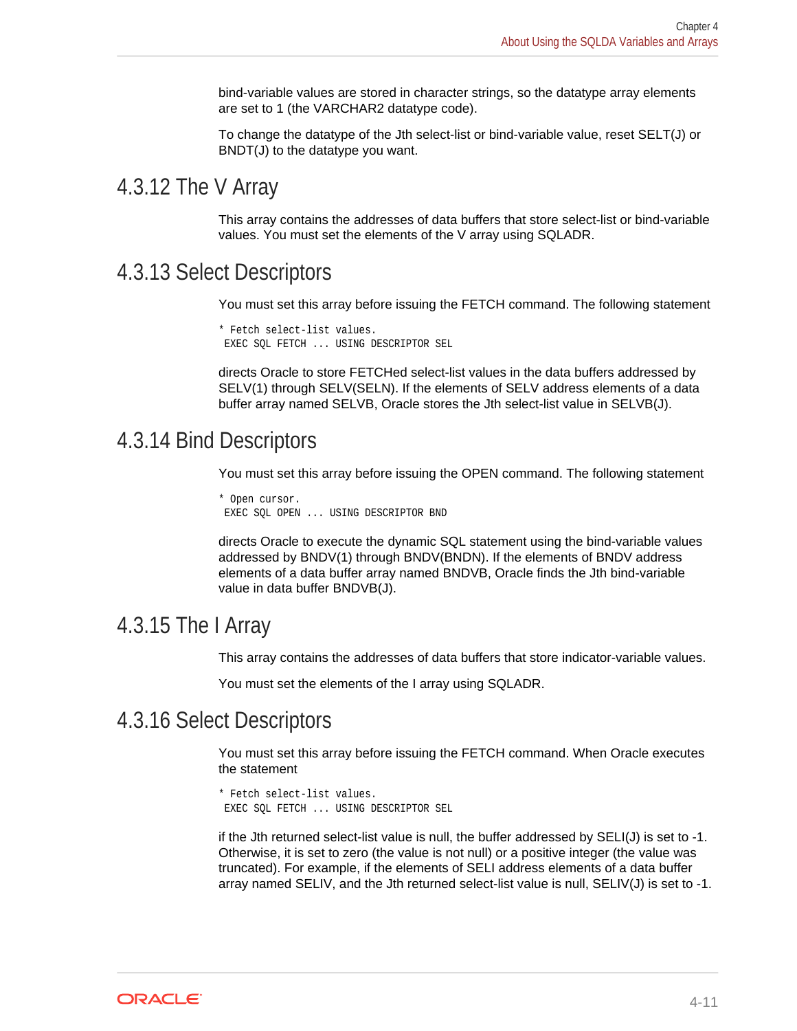bind-variable values are stored in character strings, so the datatype array elements are set to 1 (the VARCHAR2 datatype code).

To change the datatype of the Jth select-list or bind-variable value, reset SELT(J) or BNDT(J) to the datatype you want.

## 4.3.12 The V Array

This array contains the addresses of data buffers that store select-list or bind-variable values. You must set the elements of the V array using SQLADR.

## 4.3.13 Select Descriptors

You must set this array before issuing the FETCH command. The following statement

```
* Fetch select-list values.
 EXEC SQL FETCH ... USING DESCRIPTOR SEL
```

directs Oracle to store FETCHed select-list values in the data buffers addressed by SELV(1) through SELV(SELN). If the elements of SELV address elements of a data buffer array named SELVB, Oracle stores the Jth select-list value in SELVB(J).

## 4.3.14 Bind Descriptors

You must set this array before issuing the OPEN command. The following statement

```
* Open cursor.
 EXEC SQL OPEN ... USING DESCRIPTOR BND
```

directs Oracle to execute the dynamic SQL statement using the bind-variable values addressed by BNDV(1) through BNDV(BNDN). If the elements of BNDV address elements of a data buffer array named BNDVB, Oracle finds the Jth bind-variable value in data buffer BNDVB(J).

## 4.3.15 The I Array

This array contains the addresses of data buffers that store indicator-variable values.

You must set the elements of the I array using SQLADR.

## 4.3.16 Select Descriptors

You must set this array before issuing the FETCH command. When Oracle executes the statement

```
* Fetch select-list values.
 EXEC SQL FETCH ... USING DESCRIPTOR SEL
```

if the Jth returned select-list value is null, the buffer addressed by SELI(J) is set to -1. Otherwise, it is set to zero (the value is not null) or a positive integer (the value was truncated). For example, if the elements of SELI address elements of a data buffer array named SELIV, and the Jth returned select-list value is null, SELIV(J) is set to -1.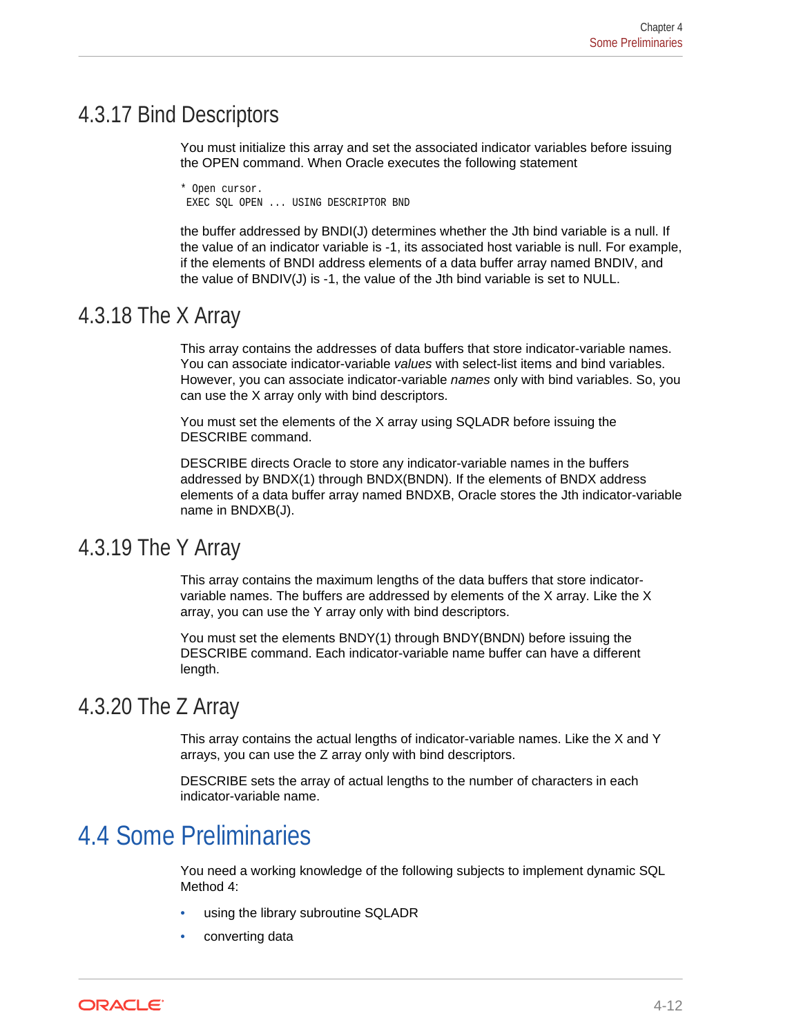### 4.3.17 Bind Descriptors

You must initialize this array and set the associated indicator variables before issuing the OPEN command. When Oracle executes the following statement

```
* Open cursor.
 EXEC SQL OPEN ... USING DESCRIPTOR BND
```

the buffer addressed by BNDI(J) determines whether the Jth bind variable is a null. If the value of an indicator variable is -1, its associated host variable is null. For example, if the elements of BNDI address elements of a data buffer array named BNDIV, and the value of BNDIV(J) is -1, the value of the Jth bind variable is set to NULL.

### 4.3.18 The X Array

This array contains the addresses of data buffers that store indicator-variable names. You can associate indicator-variable *values* with select-list items and bind variables. However, you can associate indicator-variable *names* only with bind variables. So, you can use the X array only with bind descriptors.

You must set the elements of the X array using SQLADR before issuing the DESCRIBE command.

DESCRIBE directs Oracle to store any indicator-variable names in the buffers addressed by BNDX(1) through BNDX(BNDN). If the elements of BNDX address elements of a data buffer array named BNDXB, Oracle stores the Jth indicator-variable name in BNDXB(J).

### 4.3.19 The Y Array

This array contains the maximum lengths of the data buffers that store indicator-variable names. The buffers are addressed by elements of the X array. Like the X array, you can use the Y array only with bind descriptors.

You must set the elements BNDY(1) through BNDY(BNDN) before issuing the DESCRIBE command. Each indicator-variable name buffer can have a different length.

### 4.3.20 The Z Array

This array contains the actual lengths of indicator-variable names. Like the X and Y arrays, you can use the Z array only with bind descriptors.

DESCRIBE sets the array of actual lengths to the number of characters in each indicator-variable name.

## 4.4 Some Preliminaries

You need a working knowledge of the following subjects to implement dynamic SQL Method 4:

- using the library subroutine SQLADR
- converting data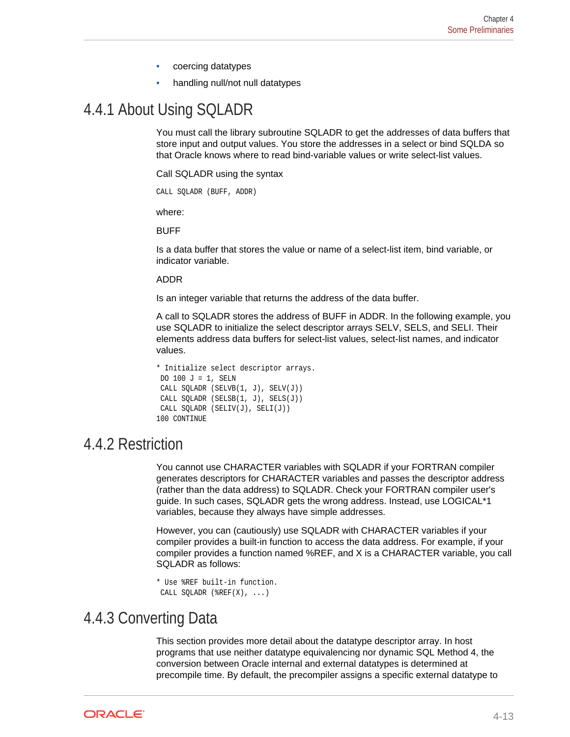- coercing datatypes
- handling null/not null datatypes

## 4.4.1 About Using SQLADR

You must call the library subroutine SQLADR to get the addresses of data buffers that store input and output values. You store the addresses in a select or bind SQLDA so that Oracle knows where to read bind-variable values or write select-list values.

Call SQLADR using the syntax

```
CALL SQLADR (BUFF, ADDR)
```

where:

BUFF

Is a data buffer that stores the value or name of a select-list item, bind variable, or indicator variable.

ADDR

Is an integer variable that returns the address of the data buffer.

A call to SQLADR stores the address of BUFF in ADDR. In the following example, you use SQLADR to initialize the select descriptor arrays SELV, SELS, and SELI. Their elements address data buffers for select-list values, select-list names, and indicator values.

```
* Initialize select descriptor arrays.
 DO 100 J = 1, SELN
 CALL SQLADR (SELVB(1, J), SELV(J))
 CALL SQLADR (SELSB(1, J), SELS(J))
 CALL SQLADR (SELIV(J), SELI(J))
100 CONTINUE
```

## 4.4.2 Restriction

You cannot use CHARACTER variables with SQLADR if your FORTRAN compiler generates descriptors for CHARACTER variables and passes the descriptor address (rather than the data address) to SQLADR. Check your FORTRAN compiler user's guide. In such cases, SQLADR gets the wrong address. Instead, use LOGICAL*1 variables, because they always have simple addresses.

However, you can (cautiously) use SQLADR with CHARACTER variables if your compiler provides a built-in function to access the data address. For example, if your compiler provides a function named %REF, and X is a CHARACTER variable, you call SQLADR as follows:

```
* Use %REF built-in function.
 CALL SQLADR (%REF(X), ...)
```

## 4.4.3 Converting Data

This section provides more detail about the datatype descriptor array. In host programs that use neither datatype equivalencing nor dynamic SQL Method 4, the conversion between Oracle internal and external datatypes is determined at precompile time. By default, the precompiler assigns a specific external datatype to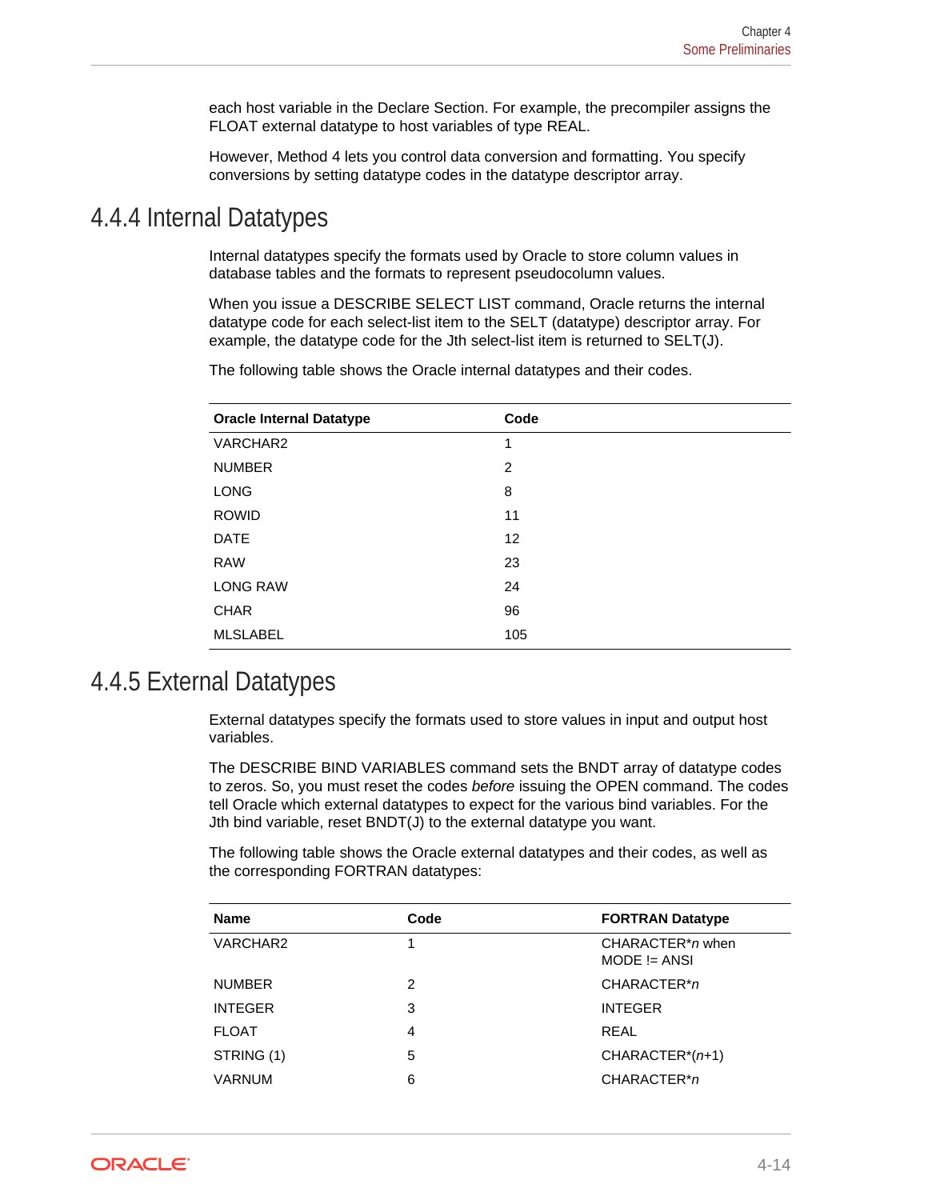each host variable in the Declare Section. For example, the precompiler assigns the FLOAT external datatype to host variables of type REAL.

However, Method 4 lets you control data conversion and formatting. You specify conversions by setting datatype codes in the datatype descriptor array.

## 4.4.4 Internal Datatypes

Internal datatypes specify the formats used by Oracle to store column values in database tables and the formats to represent pseudocolumn values.

When you issue a DESCRIBE SELECT LIST command, Oracle returns the internal datatype code for each select-list item to the SELT (datatype) descriptor array. For example, the datatype code for the Jth select-list item is returned to SELT(J).

The following table shows the Oracle internal datatypes and their codes.

| Oracle Internal Datatype | Code |
| --- | --- |
| VARCHAR2 | 1 |
| NUMBER | 2 |
| LONG | 8 |
| ROWID | 11 |
| DATE | 12 |
| RAW | 23 |
| LONG RAW | 24 |
| CHAR | 96 |
| MLSLABEL | 105 |

## 4.4.5 External Datatypes

External datatypes specify the formats used to store values in input and output host variables.

The DESCRIBE BIND VARIABLES command sets the BNDT array of datatype codes to zeros. So, you must reset the codes *before* issuing the OPEN command. The codes tell Oracle which external datatypes to expect for the various bind variables. For the Jth bind variable, reset BNDT(J) to the external datatype you want.

The following table shows the Oracle external datatypes and their codes, as well as the corresponding FORTRAN datatypes:

| Name | Code | FORTRAN Datatype |
| --- | --- | --- |
| VARCHAR2 | 1 | CHARACTER**n* when MODE != ANSI |
| NUMBER | 2 | CHARACTER**n* |
| INTEGER | 3 | INTEGER |
| FLOAT | 4 | REAL |
| STRING (1) | 5 | CHARACTER*(*n*+1) |
| VARNUM | 6 | CHARACTER**n* |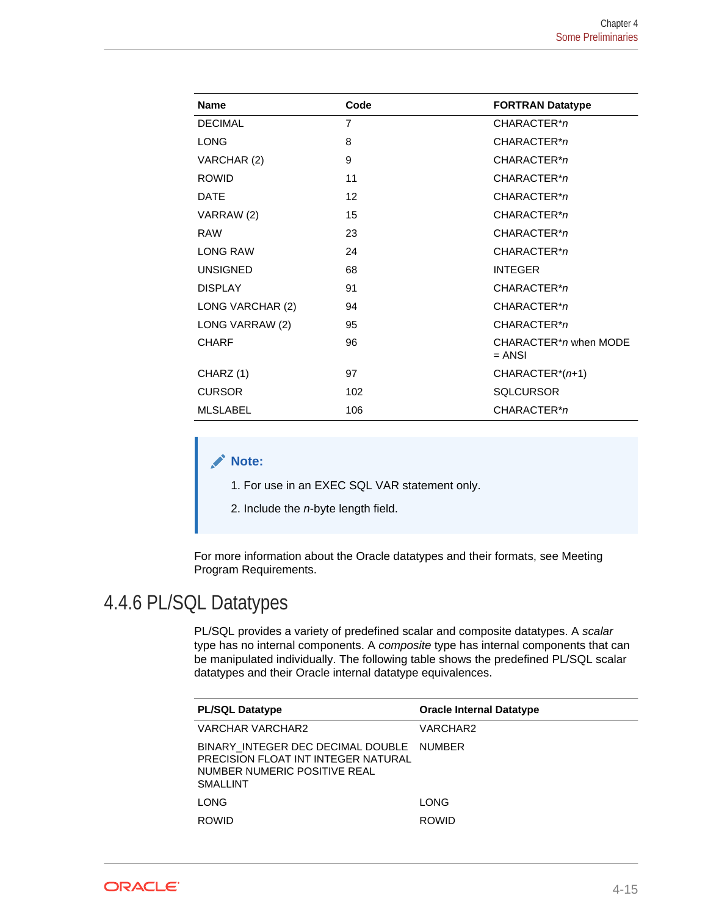| Name | Code | FORTRAN Datatype |
|---|---|---|
| DECIMAL | 7 | CHARACTER**n* |
| LONG | 8 | CHARACTER**n* |
| VARCHAR (2) | 9 | CHARACTER**n* |
| ROWID | 11 | CHARACTER**n* |
| DATE | 12 | CHARACTER**n* |
| VARRAW (2) | 15 | CHARACTER**n* |
| RAW | 23 | CHARACTER**n* |
| LONG RAW | 24 | CHARACTER**n* |
| UNSIGNED | 68 | INTEGER |
| DISPLAY | 91 | CHARACTER**n* |
| LONG VARCHAR (2) | 94 | CHARACTER**n* |
| LONG VARRAW (2) | 95 | CHARACTER**n* |
| CHARF | 96 | CHARACTER**n* when MODE = ANSI |
| CHARZ (1) | 97 | CHARACTER*(*n*+1) |
| CURSOR | 102 | SQLCURSOR |
| MLSLABEL | 106 | CHARACTER**n* |

> **Note:**
>
> 1. For use in an EXEC SQL VAR statement only.
>
> 2. Include the *n*-byte length field.

For more information about the Oracle datatypes and their formats, see Meeting Program Requirements.

## 4.4.6 PL/SQL Datatypes

PL/SQL provides a variety of predefined scalar and composite datatypes. A *scalar* type has no internal components. A *composite* type has internal components that can be manipulated individually. The following table shows the predefined PL/SQL scalar datatypes and their Oracle internal datatype equivalences.

| PL/SQL Datatype | Oracle Internal Datatype |
|---|---|
| VARCHAR VARCHAR2 | VARCHAR2 |
| BINARY_INTEGER DEC DECIMAL DOUBLE PRECISION FLOAT INT INTEGER NATURAL NUMBER NUMERIC POSITIVE REAL SMALLINT | NUMBER |
| LONG | LONG |
| ROWID | ROWID |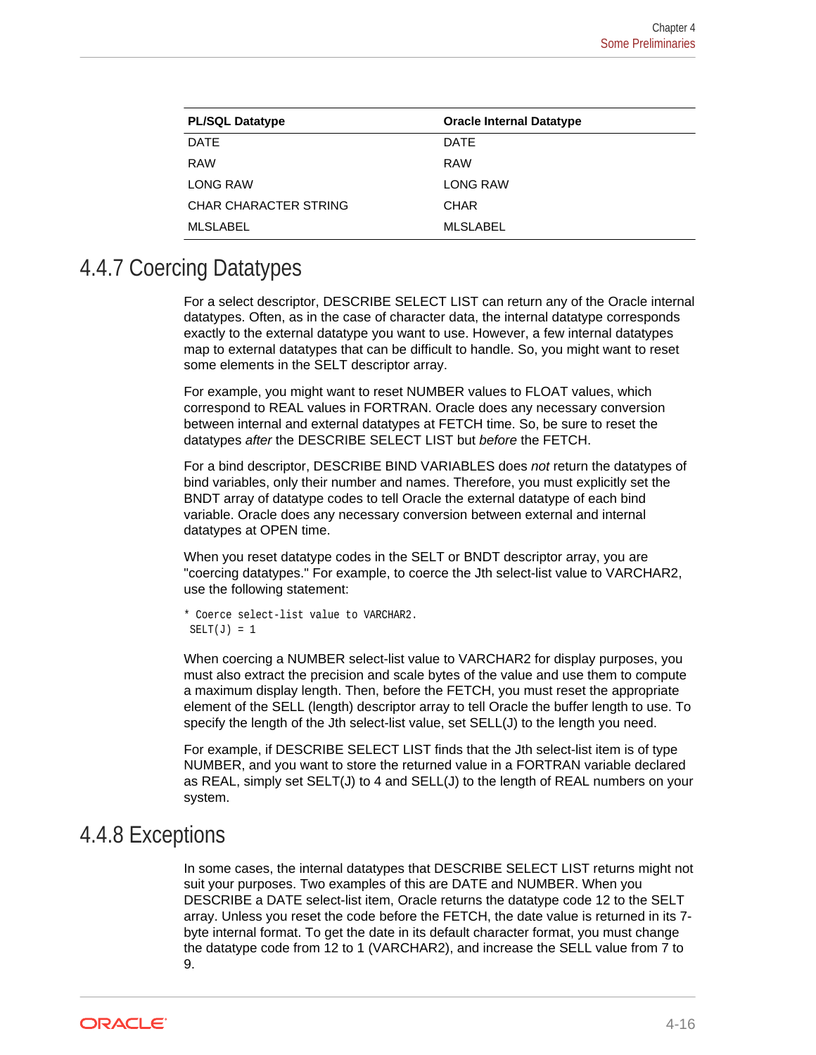| PL/SQL Datatype | Oracle Internal Datatype |
| --- | --- |
| DATE | DATE |
| RAW | RAW |
| LONG RAW | LONG RAW |
| CHAR CHARACTER STRING | CHAR |
| MLSLABEL | MLSLABEL |

## 4.4.7 Coercing Datatypes

For a select descriptor, DESCRIBE SELECT LIST can return any of the Oracle internal datatypes. Often, as in the case of character data, the internal datatype corresponds exactly to the external datatype you want to use. However, a few internal datatypes map to external datatypes that can be difficult to handle. So, you might want to reset some elements in the SELT descriptor array.

For example, you might want to reset NUMBER values to FLOAT values, which correspond to REAL values in FORTRAN. Oracle does any necessary conversion between internal and external datatypes at FETCH time. So, be sure to reset the datatypes *after* the DESCRIBE SELECT LIST but *before* the FETCH.

For a bind descriptor, DESCRIBE BIND VARIABLES does *not* return the datatypes of bind variables, only their number and names. Therefore, you must explicitly set the BNDT array of datatype codes to tell Oracle the external datatype of each bind variable. Oracle does any necessary conversion between external and internal datatypes at OPEN time.

When you reset datatype codes in the SELT or BNDT descriptor array, you are "coercing datatypes." For example, to coerce the Jth select-list value to VARCHAR2, use the following statement:

```
* Coerce select-list value to VARCHAR2.
 SELT(J) = 1
```

When coercing a NUMBER select-list value to VARCHAR2 for display purposes, you must also extract the precision and scale bytes of the value and use them to compute a maximum display length. Then, before the FETCH, you must reset the appropriate element of the SELL (length) descriptor array to tell Oracle the buffer length to use. To specify the length of the Jth select-list value, set SELL(J) to the length you need.

For example, if DESCRIBE SELECT LIST finds that the Jth select-list item is of type NUMBER, and you want to store the returned value in a FORTRAN variable declared as REAL, simply set SELT(J) to 4 and SELL(J) to the length of REAL numbers on your system.

## 4.4.8 Exceptions

In some cases, the internal datatypes that DESCRIBE SELECT LIST returns might not suit your purposes. Two examples of this are DATE and NUMBER. When you DESCRIBE a DATE select-list item, Oracle returns the datatype code 12 to the SELT array. Unless you reset the code before the FETCH, the date value is returned in its 7-byte internal format. To get the date in its default character format, you must change the datatype code from 12 to 1 (VARCHAR2), and increase the SELL value from 7 to 9.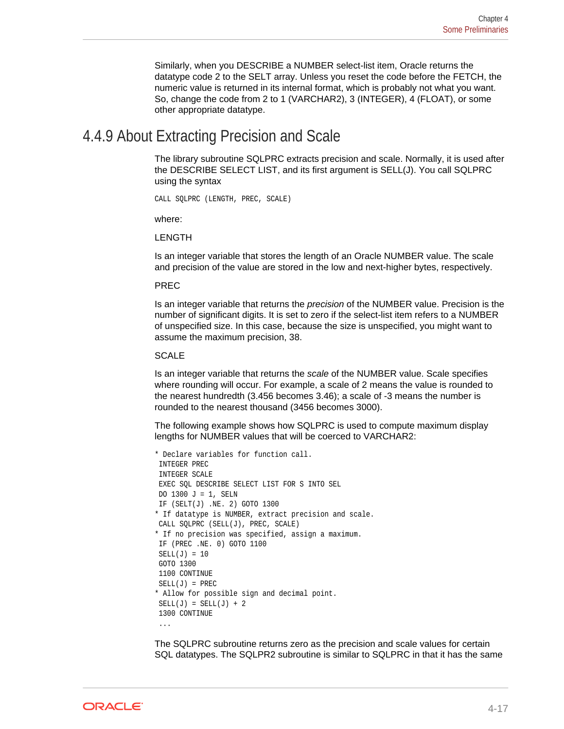Similarly, when you DESCRIBE a NUMBER select-list item, Oracle returns the datatype code 2 to the SELT array. Unless you reset the code before the FETCH, the numeric value is returned in its internal format, which is probably not what you want. So, change the code from 2 to 1 (VARCHAR2), 3 (INTEGER), 4 (FLOAT), or some other appropriate datatype.

## 4.4.9 About Extracting Precision and Scale

The library subroutine SQLPRC extracts precision and scale. Normally, it is used after the DESCRIBE SELECT LIST, and its first argument is SELL(J). You call SQLPRC using the syntax

```
CALL SQLPRC (LENGTH, PREC, SCALE)
```

where:

LENGTH

Is an integer variable that stores the length of an Oracle NUMBER value. The scale and precision of the value are stored in the low and next-higher bytes, respectively.

PREC

Is an integer variable that returns the *precision* of the NUMBER value. Precision is the number of significant digits. It is set to zero if the select-list item refers to a NUMBER of unspecified size. In this case, because the size is unspecified, you might want to assume the maximum precision, 38.

SCALE

Is an integer variable that returns the *scale* of the NUMBER value. Scale specifies where rounding will occur. For example, a scale of 2 means the value is rounded to the nearest hundredth (3.456 becomes 3.46); a scale of -3 means the number is rounded to the nearest thousand (3456 becomes 3000).

The following example shows how SQLPRC is used to compute maximum display lengths for NUMBER values that will be coerced to VARCHAR2:

```
* Declare variables for function call.
 INTEGER PREC
 INTEGER SCALE
 EXEC SQL DESCRIBE SELECT LIST FOR S INTO SEL
 DO 1300 J = 1, SELN
 IF (SELT(J) .NE. 2) GOTO 1300
* If datatype is NUMBER, extract precision and scale.
 CALL SQLPRC (SELL(J), PREC, SCALE)
* If no precision was specified, assign a maximum.
 IF (PREC .NE. 0) GOTO 1100
 SELL(J) = 10
 GOTO 1300
 1100 CONTINUE
 SELL(J) = PREC
* Allow for possible sign and decimal point.
 SELL(J) = SELL(J) + 2
 1300 CONTINUE
 ...
```

The SQLPRC subroutine returns zero as the precision and scale values for certain SQL datatypes. The SQLPR2 subroutine is similar to SQLPRC in that it has the same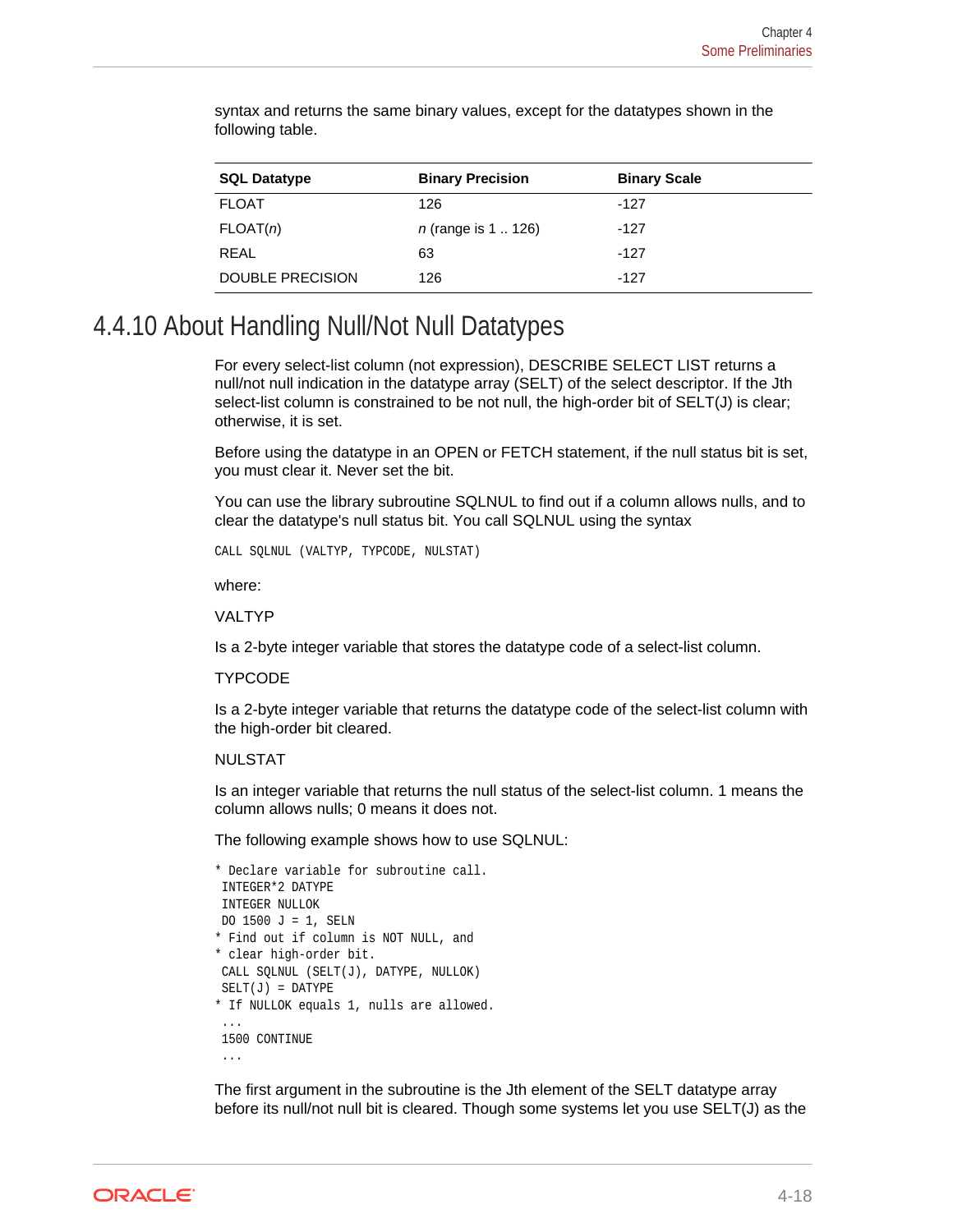syntax and returns the same binary values, except for the datatypes shown in the following table.

| SQL Datatype | Binary Precision | Binary Scale |
| --- | --- | --- |
| FLOAT | 126 | -127 |
| FLOAT(*n*) | *n* (range is 1 .. 126) | -127 |
| REAL | 63 | -127 |
| DOUBLE PRECISION | 126 | -127 |

## 4.4.10 About Handling Null/Not Null Datatypes

For every select-list column (not expression), DESCRIBE SELECT LIST returns a null/not null indication in the datatype array (SELT) of the select descriptor. If the Jth select-list column is constrained to be not null, the high-order bit of SELT(J) is clear; otherwise, it is set.

Before using the datatype in an OPEN or FETCH statement, if the null status bit is set, you must clear it. Never set the bit.

You can use the library subroutine SQLNUL to find out if a column allows nulls, and to clear the datatype's null status bit. You call SQLNUL using the syntax

```
CALL SQLNUL (VALTYP, TYPCODE, NULSTAT)
```

where:

VALTYP

Is a 2-byte integer variable that stores the datatype code of a select-list column.

TYPCODE

Is a 2-byte integer variable that returns the datatype code of the select-list column with the high-order bit cleared.

NULSTAT

Is an integer variable that returns the null status of the select-list column. 1 means the column allows nulls; 0 means it does not.

The following example shows how to use SQLNUL:

```
* Declare variable for subroutine call.
 INTEGER*2 DATYPE
 INTEGER NULLOK
 DO 1500 J = 1, SELN
* Find out if column is NOT NULL, and
* clear high-order bit.
 CALL SQLNUL (SELT(J), DATYPE, NULLOK)
 SELT(J) = DATYPE
* If NULLOK equals 1, nulls are allowed.
 ...
 1500 CONTINUE
 ...
```

The first argument in the subroutine is the Jth element of the SELT datatype array before its null/not null bit is cleared. Though some systems let you use SELT(J) as the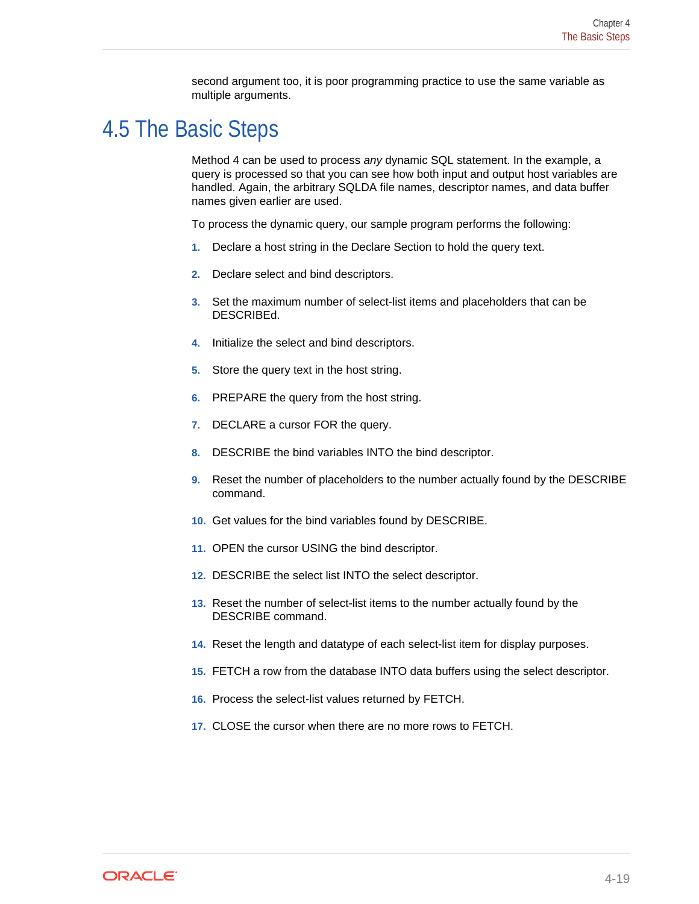second argument too, it is poor programming practice to use the same variable as multiple arguments.

## 4.5 The Basic Steps

Method 4 can be used to process *any* dynamic SQL statement. In the example, a query is processed so that you can see how both input and output host variables are handled. Again, the arbitrary SQLDA file names, descriptor names, and data buffer names given earlier are used.

To process the dynamic query, our sample program performs the following:

1. Declare a host string in the Declare Section to hold the query text.
2. Declare select and bind descriptors.
3. Set the maximum number of select-list items and placeholders that can be DESCRIBEd.
4. Initialize the select and bind descriptors.
5. Store the query text in the host string.
6. PREPARE the query from the host string.
7. DECLARE a cursor FOR the query.
8. DESCRIBE the bind variables INTO the bind descriptor.
9. Reset the number of placeholders to the number actually found by the DESCRIBE command.
10. Get values for the bind variables found by DESCRIBE.
11. OPEN the cursor USING the bind descriptor.
12. DESCRIBE the select list INTO the select descriptor.
13. Reset the number of select-list items to the number actually found by the DESCRIBE command.
14. Reset the length and datatype of each select-list item for display purposes.
15. FETCH a row from the database INTO data buffers using the select descriptor.
16. Process the select-list values returned by FETCH.
17. CLOSE the cursor when there are no more rows to FETCH.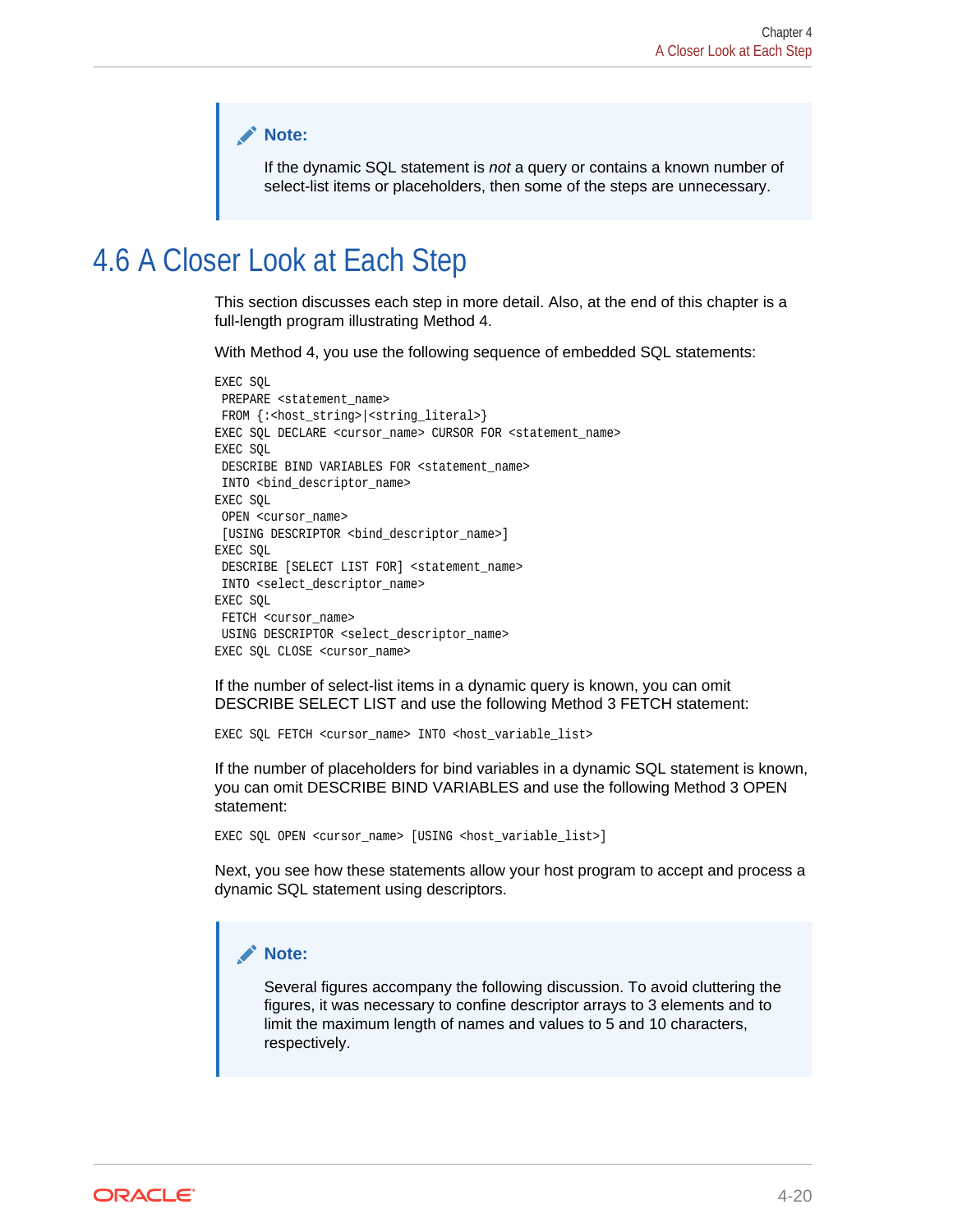> **Note:**
>
> If the dynamic SQL statement is *not* a query or contains a known number of select-list items or placeholders, then some of the steps are unnecessary.

## 4.6 A Closer Look at Each Step

This section discusses each step in more detail. Also, at the end of this chapter is a full-length program illustrating Method 4.

With Method 4, you use the following sequence of embedded SQL statements:

```
EXEC SQL
 PREPARE <statement_name>
 FROM {:<host_string>|<string_literal>}
EXEC SQL DECLARE <cursor_name> CURSOR FOR <statement_name>
EXEC SQL
 DESCRIBE BIND VARIABLES FOR <statement_name>
 INTO <bind_descriptor_name>
EXEC SQL
 OPEN <cursor_name>
 [USING DESCRIPTOR <bind_descriptor_name>]
EXEC SQL
 DESCRIBE [SELECT LIST FOR] <statement_name>
 INTO <select_descriptor_name>
EXEC SQL
 FETCH <cursor_name>
 USING DESCRIPTOR <select_descriptor_name>
EXEC SQL CLOSE <cursor_name>
```

If the number of select-list items in a dynamic query is known, you can omit DESCRIBE SELECT LIST and use the following Method 3 FETCH statement:

```
EXEC SQL FETCH <cursor_name> INTO <host_variable_list>
```

If the number of placeholders for bind variables in a dynamic SQL statement is known, you can omit DESCRIBE BIND VARIABLES and use the following Method 3 OPEN statement:

```
EXEC SQL OPEN <cursor_name> [USING <host_variable_list>]
```

Next, you see how these statements allow your host program to accept and process a dynamic SQL statement using descriptors.

> **Note:**
>
> Several figures accompany the following discussion. To avoid cluttering the figures, it was necessary to confine descriptor arrays to 3 elements and to limit the maximum length of names and values to 5 and 10 characters, respectively.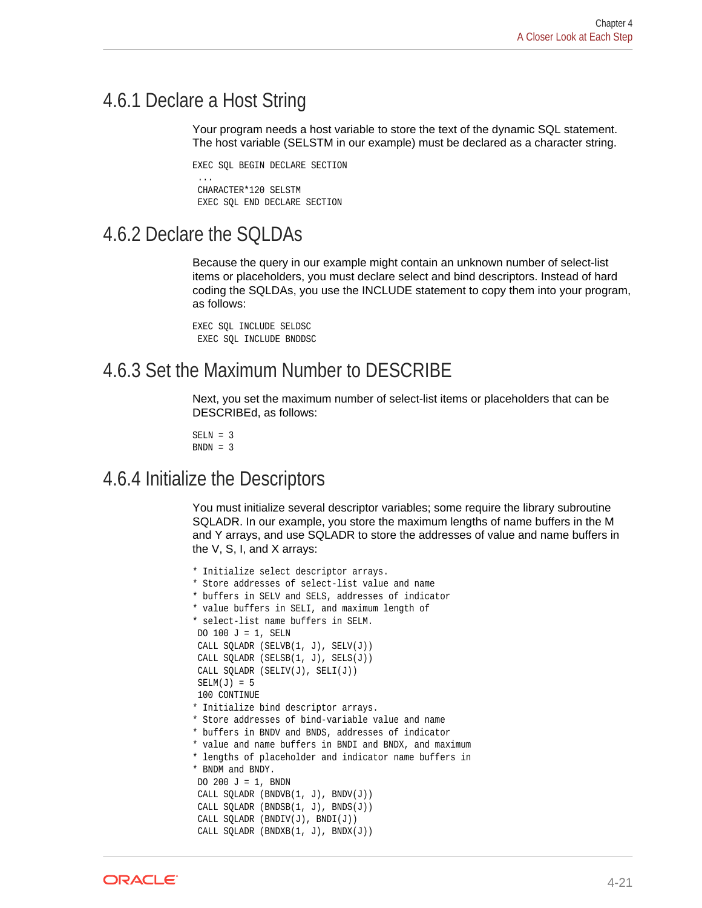## 4.6.1 Declare a Host String

Your program needs a host variable to store the text of the dynamic SQL statement. The host variable (SELSTM in our example) must be declared as a character string.

```
EXEC SQL BEGIN DECLARE SECTION
 ...
 CHARACTER*120 SELSTM
 EXEC SQL END DECLARE SECTION
```

## 4.6.2 Declare the SQLDAs

Because the query in our example might contain an unknown number of select-list items or placeholders, you must declare select and bind descriptors. Instead of hard coding the SQLDAs, you use the INCLUDE statement to copy them into your program, as follows:

```
EXEC SQL INCLUDE SELDSC
 EXEC SQL INCLUDE BNDDSC
```

## 4.6.3 Set the Maximum Number to DESCRIBE

Next, you set the maximum number of select-list items or placeholders that can be DESCRIBEd, as follows:

```
SELN = 3
BNDN = 3
```

## 4.6.4 Initialize the Descriptors

You must initialize several descriptor variables; some require the library subroutine SQLADR. In our example, you store the maximum lengths of name buffers in the M and Y arrays, and use SQLADR to store the addresses of value and name buffers in the V, S, I, and X arrays:

```
* Initialize select descriptor arrays.
* Store addresses of select-list value and name
* buffers in SELV and SELS, addresses of indicator
* value buffers in SELI, and maximum length of
* select-list name buffers in SELM.
 DO 100 J = 1, SELN
 CALL SQLADR (SELVB(1, J), SELV(J))
 CALL SQLADR (SELSB(1, J), SELS(J))
 CALL SQLADR (SELIV(J), SELI(J))
 SELM(J) = 5
 100 CONTINUE
* Initialize bind descriptor arrays.
* Store addresses of bind-variable value and name
* buffers in BNDV and BNDS, addresses of indicator
* value and name buffers in BNDI and BNDX, and maximum
* lengths of placeholder and indicator name buffers in
* BNDM and BNDY.
 DO 200 J = 1, BNDN
 CALL SQLADR (BNDVB(1, J), BNDV(J))
 CALL SQLADR (BNDSB(1, J), BNDS(J))
 CALL SQLADR (BNDIV(J), BNDI(J))
 CALL SQLADR (BNDXB(1, J), BNDX(J))
```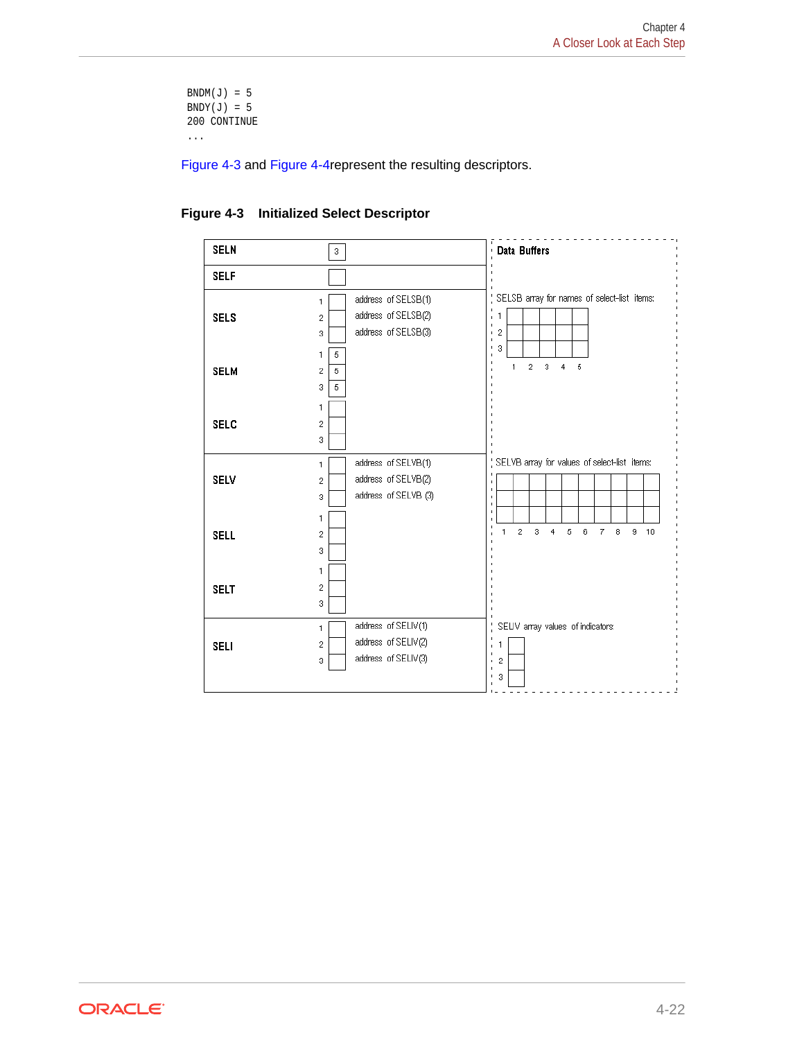```
BNDM(J) = 5
BNDY(J) = 5
200 CONTINUE
...
```

Figure 4-3 and Figure 4-4represent the resulting descriptors.

**Figure 4-3    Initialized Select Descriptor**

SELN 3

SELF

SELS 1 address of SELSB(1) 2 address of SELSB(2) 3 address of SELSB(3)

SELM 1 5 2 5 3 5

SELC 1 2 3

SELV 1 address of SELVB(1) 2 address of SELVB(2) 3 address of SELVB (3)

SELL 1 2 3

SELT 1 2 3

SELI 1 address of SELIV(1) 2 address of SELIV(2) 3 address of SELIV(3)

Data Buffers

SELSB array for names of select-list items:

1 2 3

1 2 3 4 5

SELVB array for values of select-list items:

1 2 3 4 5 6 7 8 9 10

SELIV array values of indicators

1 2 3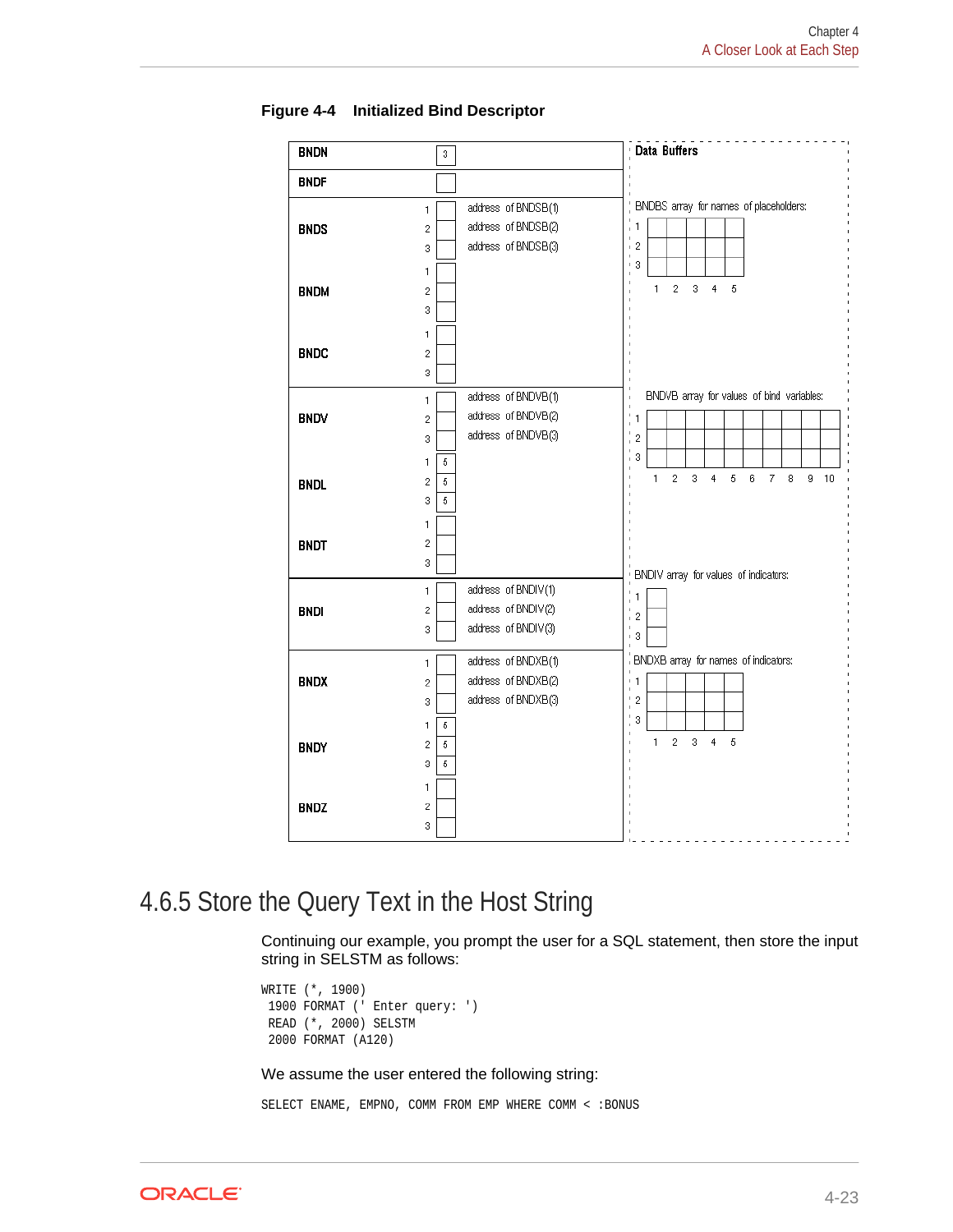**Figure 4-4 Initialized Bind Descriptor**

| | | | Data Buffers |
|---|---|---|---|
| BNDN | | 3 | |
| BNDF | | | |
| BNDS | 1 | address of BNDSB(1) | BNDSB array for names of placeholders: |
| | 2 | address of BNDSB(2) | |
| | 3 | address of BNDSB(3) | |
| BNDM | 1 | | |
| | 2 | | |
| | 3 | | |
| BNDC | 1 | | |
| | 2 | | |
| | 3 | | |
| BNDV | 1 | address of BNDVB(1) | BNDVB array for values of bind variables: |
| | 2 | address of BNDVB(2) | |
| | 3 | address of BNDVB(3) | |
| BNDL | 1 | 5 | |
| | 2 | 5 | |
| | 3 | 5 | |
| BNDT | 1 | | |
| | 2 | | |
| | 3 | | |
| BNDI | 1 | address of BNDIV(1) | BNDIV array for values of indicators: |
| | 2 | address of BNDIV(2) | |
| | 3 | address of BNDIV(3) | |
| BNDX | 1 | address of BNDXB(1) | BNDXB array for names of indicators: |
| | 2 | address of BNDXB(2) | |
| | 3 | address of BNDXB(3) | |
| BNDY | 1 | 5 | |
| | 2 | 5 | |
| | 3 | 5 | |
| BNDZ | 1 | | |
| | 2 | | |
| | 3 | | |

## 4.6.5 Store the Query Text in the Host String

Continuing our example, you prompt the user for a SQL statement, then store the input string in SELSTM as follows:

```
WRITE (*, 1900)
 1900 FORMAT (' Enter query: ')
 READ (*, 2000) SELSTM
 2000 FORMAT (A120)
```

We assume the user entered the following string:

```
SELECT ENAME, EMPNO, COMM FROM EMP WHERE COMM < :BONUS
```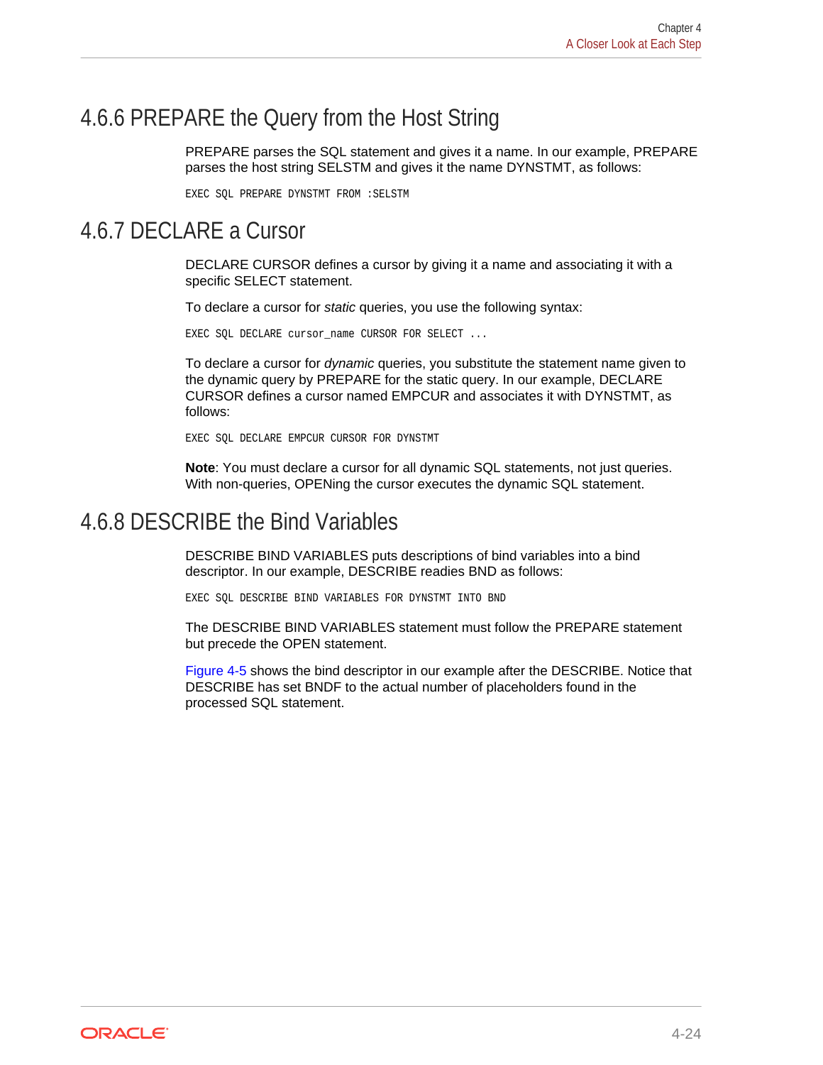## 4.6.6 PREPARE the Query from the Host String

PREPARE parses the SQL statement and gives it a name. In our example, PREPARE parses the host string SELSTM and gives it the name DYNSTMT, as follows:

```
EXEC SQL PREPARE DYNSTMT FROM :SELSTM
```

## 4.6.7 DECLARE a Cursor

DECLARE CURSOR defines a cursor by giving it a name and associating it with a specific SELECT statement.

To declare a cursor for *static* queries, you use the following syntax:

```
EXEC SQL DECLARE cursor_name CURSOR FOR SELECT ...
```

To declare a cursor for *dynamic* queries, you substitute the statement name given to the dynamic query by PREPARE for the static query. In our example, DECLARE CURSOR defines a cursor named EMPCUR and associates it with DYNSTMT, as follows:

```
EXEC SQL DECLARE EMPCUR CURSOR FOR DYNSTMT
```

**Note**: You must declare a cursor for all dynamic SQL statements, not just queries. With non-queries, OPENing the cursor executes the dynamic SQL statement.

## 4.6.8 DESCRIBE the Bind Variables

DESCRIBE BIND VARIABLES puts descriptions of bind variables into a bind descriptor. In our example, DESCRIBE readies BND as follows:

```
EXEC SQL DESCRIBE BIND VARIABLES FOR DYNSTMT INTO BND
```

The DESCRIBE BIND VARIABLES statement must follow the PREPARE statement but precede the OPEN statement.

Figure 4-5 shows the bind descriptor in our example after the DESCRIBE. Notice that DESCRIBE has set BNDF to the actual number of placeholders found in the processed SQL statement.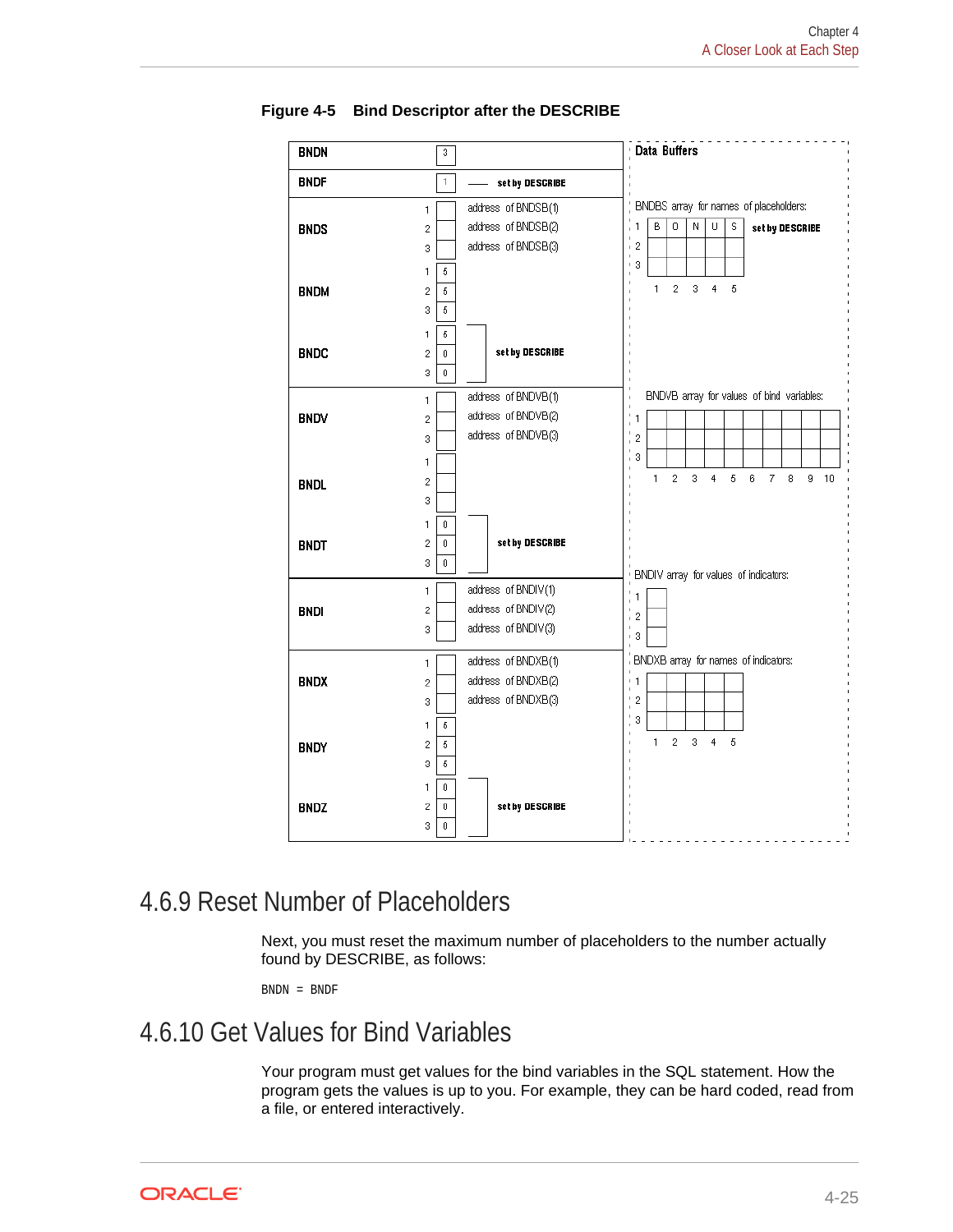**Figure 4-5 Bind Descriptor after the DESCRIBE**

## 4.6.9 Reset Number of Placeholders

Next, you must reset the maximum number of placeholders to the number actually found by DESCRIBE, as follows:

```
BNDN = BNDF
```

## 4.6.10 Get Values for Bind Variables

Your program must get values for the bind variables in the SQL statement. How the program gets the values is up to you. For example, they can be hard coded, read from a file, or entered interactively.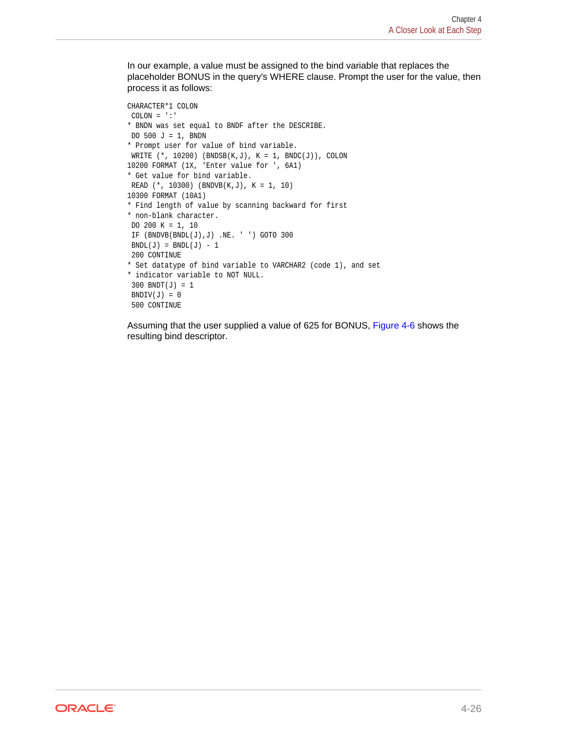In our example, a value must be assigned to the bind variable that replaces the placeholder BONUS in the query's WHERE clause. Prompt the user for the value, then process it as follows:

```
CHARACTER*1 COLON
 COLON = ':'
* BNDN was set equal to BNDF after the DESCRIBE.
 DO 500 J = 1, BNDN
* Prompt user for value of bind variable.
 WRITE (*, 10200) (BNDSB(K,J), K = 1, BNDC(J)), COLON
10200 FORMAT (1X, 'Enter value for ', 6A1)
* Get value for bind variable.
 READ (*, 10300) (BNDVB(K,J), K = 1, 10)
10300 FORMAT (10A1)
* Find length of value by scanning backward for first
* non-blank character.
 DO 200 K = 1, 10
 IF (BNDVB(BNDL(J),J) .NE. ' ') GOTO 300
 BNDL(J) = BNDL(J) - 1
 200 CONTINUE
* Set datatype of bind variable to VARCHAR2 (code 1), and set
* indicator variable to NOT NULL.
 300 BNDT(J) = 1
 BNDIV(J) = 0
 500 CONTINUE
```

Assuming that the user supplied a value of 625 for BONUS, Figure 4-6 shows the resulting bind descriptor.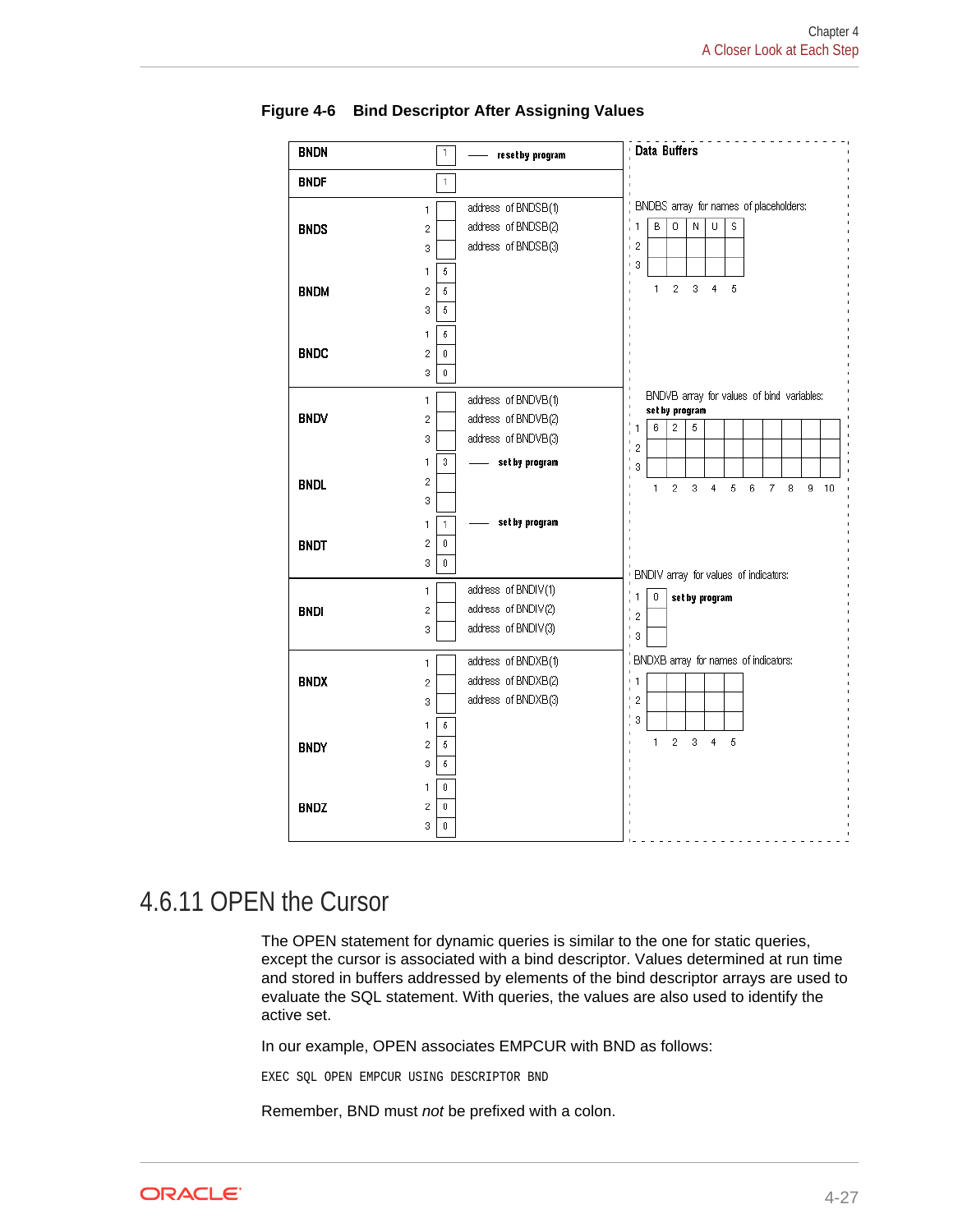**Figure 4-6 Bind Descriptor After Assigning Values**

| Field | Index | Value | Note |
|---|---|---|---|
| BNDN | | 1 | reset by program |
| BNDF | | 1 | |
| BNDS | 1 | | address of BNDSB(1) |
| | 2 | | address of BNDSB(2) |
| | 3 | | address of BNDSB(3) |
| BNDM | 1 | 5 | |
| | 2 | 5 | |
| | 3 | 5 | |
| BNDC | 1 | 5 | |
| | 2 | 0 | |
| | 3 | 0 | |
| BNDV | 1 | | address of BNDVB(1) |
| | 2 | | address of BNDVB(2) |
| | 3 | | address of BNDVB(3) |
| BNDL | 1 | 3 | set by program |
| | 2 | | |
| | 3 | | |
| BNDT | 1 | 1 | set by program |
| | 2 | 0 | |
| | 3 | 0 | |
| BNDI | 1 | | address of BNDIV(1) |
| | 2 | | address of BNDIV(2) |
| | 3 | | address of BNDIV(3) |
| BNDX | 1 | | address of BNDXB(1) |
| | 2 | | address of BNDXB(2) |
| | 3 | | address of BNDXB(3) |
| BNDY | 1 | 5 | |
| | 2 | 5 | |
| | 3 | 5 | |
| BNDZ | 1 | 0 | |
| | 2 | 0 | |
| | 3 | 0 | |

Data Buffers

BNDSB array for names of placeholders:

| | 1 | 2 | 3 | 4 | 5 |
|---|---|---|---|---|---|
| 1 | B | O | N | U | S |
| 2 | | | | | |
| 3 | | | | | |

BNDVB array for values of bind variables: set by program

| | 1 | 2 | 3 | 4 | 5 | 6 | 7 | 8 | 9 | 10 |
|---|---|---|---|---|---|---|---|---|---|---|
| 1 | 6 | 2 | 5 | | | | | | | |
| 2 | | | | | | | | | | |
| 3 | | | | | | | | | | |

BNDIV array for values of indicators:

| | |
|---|---|
| 1 | 0 (set by program) |
| 2 | |
| 3 | |

BNDXB array for names of indicators:

| | 1 | 2 | 3 | 4 | 5 |
|---|---|---|---|---|---|
| 1 | | | | | |
| 2 | | | | | |
| 3 | | | | | |

## 4.6.11 OPEN the Cursor

The OPEN statement for dynamic queries is similar to the one for static queries, except the cursor is associated with a bind descriptor. Values determined at run time and stored in buffers addressed by elements of the bind descriptor arrays are used to evaluate the SQL statement. With queries, the values are also used to identify the active set.

In our example, OPEN associates EMPCUR with BND as follows:

```
EXEC SQL OPEN EMPCUR USING DESCRIPTOR BND
```

Remember, BND must *not* be prefixed with a colon.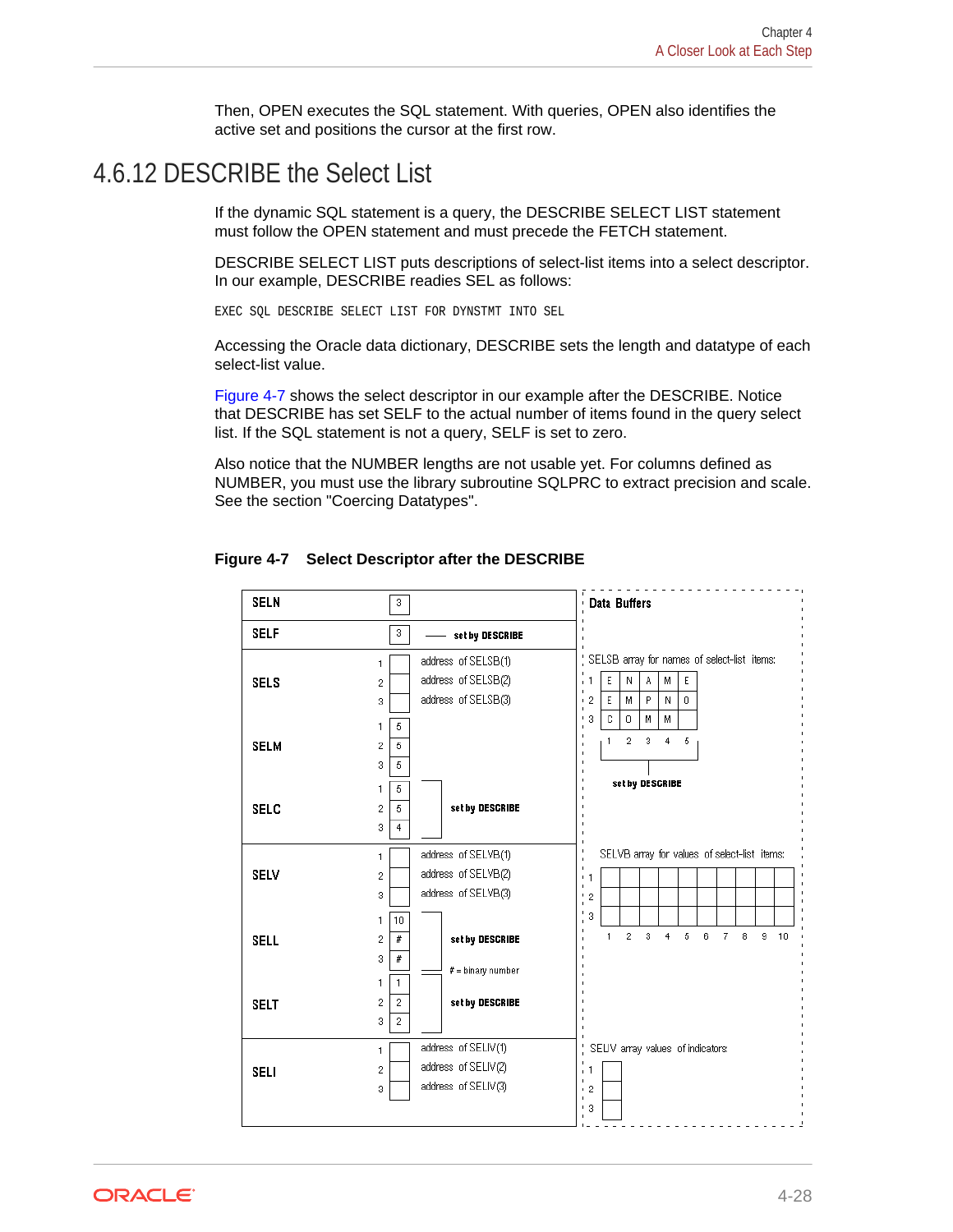Then, OPEN executes the SQL statement. With queries, OPEN also identifies the active set and positions the cursor at the first row.

## 4.6.12 DESCRIBE the Select List

If the dynamic SQL statement is a query, the DESCRIBE SELECT LIST statement must follow the OPEN statement and must precede the FETCH statement.

DESCRIBE SELECT LIST puts descriptions of select-list items into a select descriptor. In our example, DESCRIBE readies SEL as follows:

```
EXEC SQL DESCRIBE SELECT LIST FOR DYNSTMT INTO SEL
```

Accessing the Oracle data dictionary, DESCRIBE sets the length and datatype of each select-list value.

Figure 4-7 shows the select descriptor in our example after the DESCRIBE. Notice that DESCRIBE has set SELF to the actual number of items found in the query select list. If the SQL statement is not a query, SELF is set to zero.

Also notice that the NUMBER lengths are not usable yet. For columns defined as NUMBER, you must use the library subroutine SQLPRC to extract precision and scale. See the section "Coercing Datatypes".

**Figure 4-7 Select Descriptor after the DESCRIBE**

| Field | Index | Value | Notes |
|---|---|---|---|
| SELN | | 3 | |
| SELF | | 3 | set by DESCRIBE |
| SELS | 1 | | address of SELSB(1) |
| | 2 | | address of SELSB(2) |
| | 3 | | address of SELSB(3) |
| SELM | 1 | 5 | |
| | 2 | 5 | |
| | 3 | 5 | |
| SELC | 1 | 5 | set by DESCRIBE |
| | 2 | 5 | |
| | 3 | 4 | |
| SELV | 1 | | address of SELVB(1) |
| | 2 | | address of SELVB(2) |
| | 3 | | address of SELVB(3) |
| SELL | 1 | 10 | set by DESCRIBE |
| | 2 | # | # = binary number |
| | 3 | # | |
| SELT | 1 | 1 | set by DESCRIBE |
| | 2 | 2 | |
| | 3 | 2 | |
| SELI | 1 | | address of SELIV(1) |
| | 2 | | address of SELIV(2) |
| | 3 | | address of SELIV(3) |

Data Buffers

SELSB array for names of select-list items (set by DESCRIBE):

| | 1 | 2 | 3 | 4 | 5 |
|---|---|---|---|---|---|
| 1 | E | N | A | M | E |
| 2 | E | M | P | N | O |
| 3 | C | O | M | M | |

SELVB array for values of select-list items:

| | 1 | 2 | 3 | 4 | 5 | 6 | 7 | 8 | 9 | 10 |
|---|---|---|---|---|---|---|---|---|---|---|
| 1 | | | | | | | | | | |
| 2 | | | | | | | | | | |
| 3 | | | | | | | | | | |

SELIV array values of indicators:

| | |
|---|---|
| 1 | |
| 2 | |
| 3 | |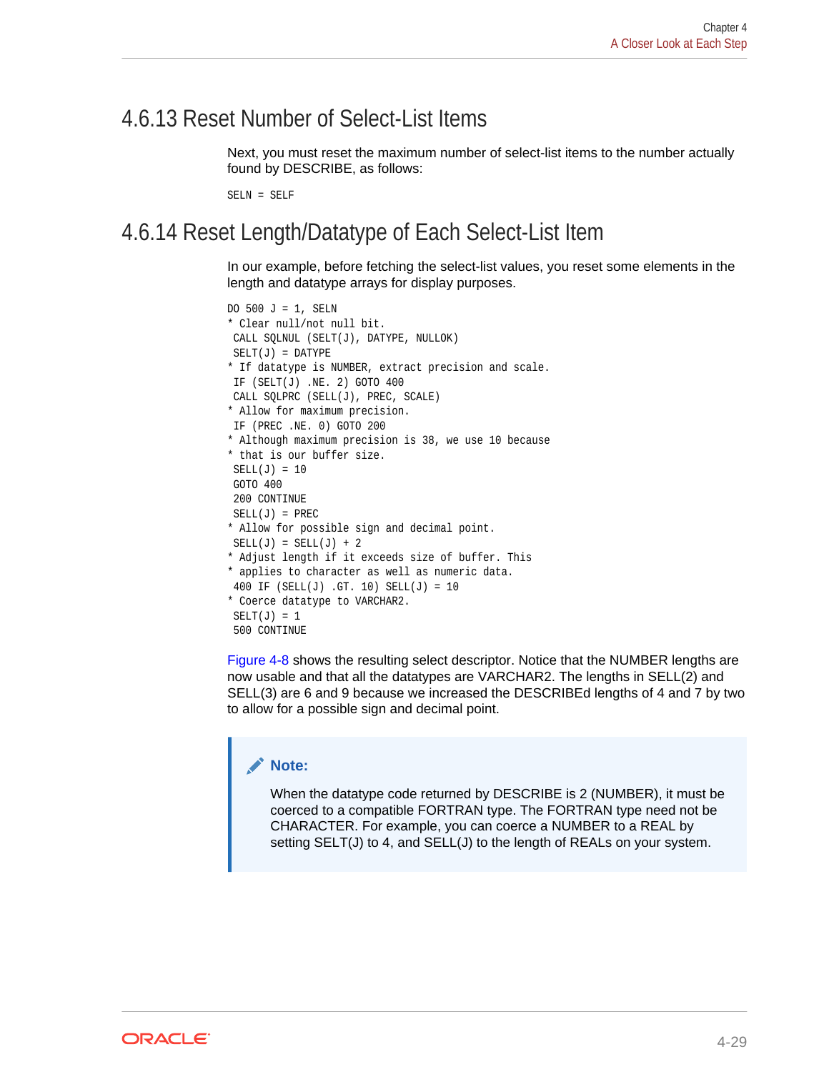## 4.6.13 Reset Number of Select-List Items

Next, you must reset the maximum number of select-list items to the number actually found by DESCRIBE, as follows:

```
SELN = SELF
```

## 4.6.14 Reset Length/Datatype of Each Select-List Item

In our example, before fetching the select-list values, you reset some elements in the length and datatype arrays for display purposes.

```
DO 500 J = 1, SELN
* Clear null/not null bit.
 CALL SQLNUL (SELT(J), DATYPE, NULLOK)
 SELT(J) = DATYPE
* If datatype is NUMBER, extract precision and scale.
 IF (SELT(J) .NE. 2) GOTO 400
 CALL SQLPRC (SELL(J), PREC, SCALE)
* Allow for maximum precision.
 IF (PREC .NE. 0) GOTO 200
* Although maximum precision is 38, we use 10 because
* that is our buffer size.
 SELL(J) = 10
 GOTO 400
 200 CONTINUE
 SELL(J) = PREC
* Allow for possible sign and decimal point.
 SELL(J) = SELL(J) + 2
* Adjust length if it exceeds size of buffer. This
* applies to character as well as numeric data.
 400 IF (SELL(J) .GT. 10) SELL(J) = 10
* Coerce datatype to VARCHAR2.
 SELT(J) = 1
 500 CONTINUE
```

Figure 4-8 shows the resulting select descriptor. Notice that the NUMBER lengths are now usable and that all the datatypes are VARCHAR2. The lengths in SELL(2) and SELL(3) are 6 and 9 because we increased the DESCRIBEd lengths of 4 and 7 by two to allow for a possible sign and decimal point.

> **Note:**
>
> When the datatype code returned by DESCRIBE is 2 (NUMBER), it must be coerced to a compatible FORTRAN type. The FORTRAN type need not be CHARACTER. For example, you can coerce a NUMBER to a REAL by setting SELT(J) to 4, and SELL(J) to the length of REALs on your system.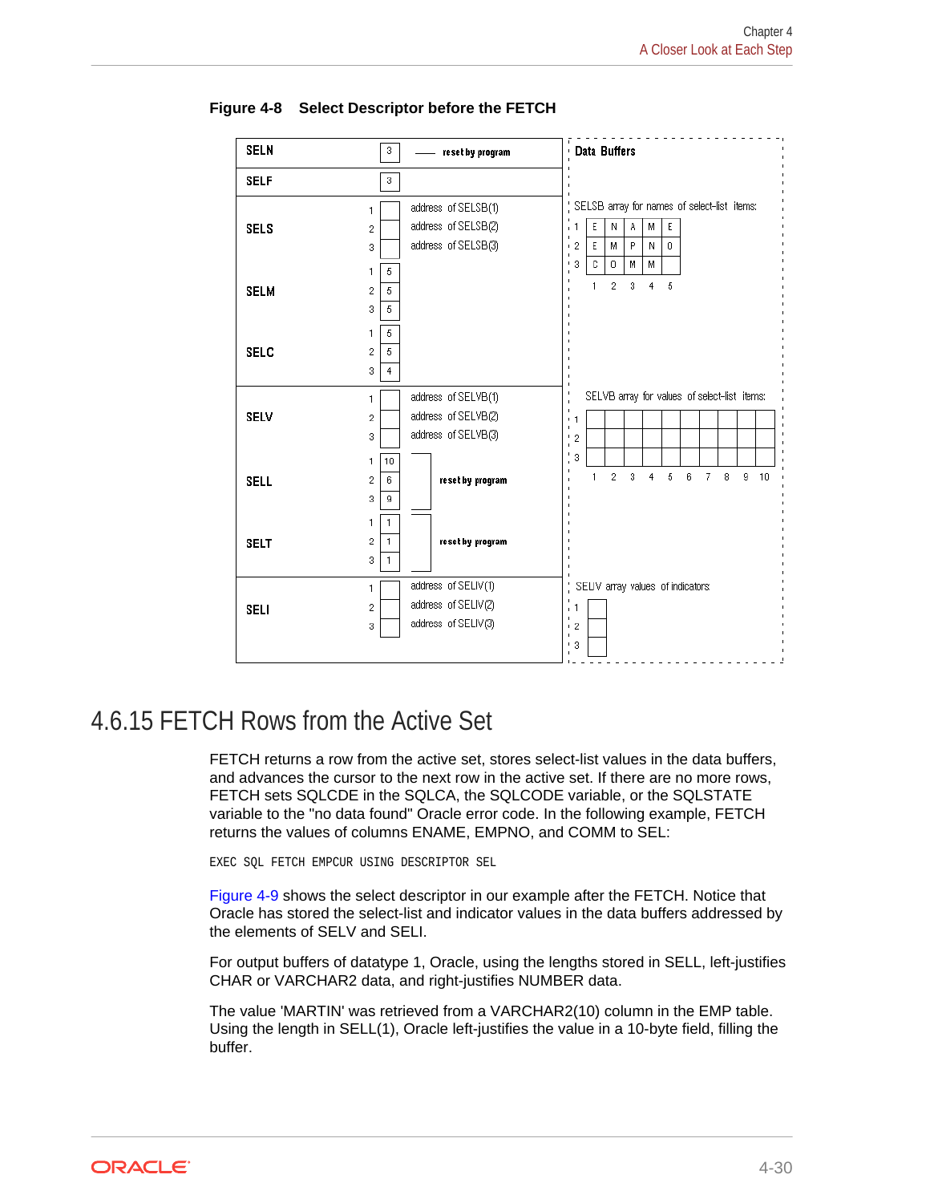**Figure 4-8 Select Descriptor before the FETCH**

| | | | Data Buffers |
|---|---|---|---|
| SELN | | 3 — reset by program | |
| SELF | | 3 | |
| SELS | 1 | address of SELSB(1) | SELSB array for names of select-list items: 1: E N A M E |
| | 2 | address of SELSB(2) | 2: E M P N O |
| | 3 | address of SELSB(3) | 3: C O M M |
| SELM | 1 | 5 | |
| | 2 | 5 | |
| | 3 | 5 | |
| SELC | 1 | 5 | |
| | 2 | 5 | |
| | 3 | 4 | |
| SELV | 1 | address of SELVB(1) | SELVB array for values of select-list items: 1 |
| | 2 | address of SELVB(2) | 2 |
| | 3 | address of SELVB(3) | 3 |
| SELL | 1 | 10 — reset by program | |
| | 2 | 6 | |
| | 3 | 9 | |
| SELT | 1 | 1 — reset by program | |
| | 2 | 1 | |
| | 3 | 1 | |
| SELI | 1 | address of SELIV(1) | SELIV array values of indicators: 1 |
| | 2 | address of SELIV(2) | 2 |
| | 3 | address of SELIV(3) | 3 |

## 4.6.15 FETCH Rows from the Active Set

FETCH returns a row from the active set, stores select-list values in the data buffers, and advances the cursor to the next row in the active set. If there are no more rows, FETCH sets SQLCDE in the SQLCA, the SQLCODE variable, or the SQLSTATE variable to the "no data found" Oracle error code. In the following example, FETCH returns the values of columns ENAME, EMPNO, and COMM to SEL:

```
EXEC SQL FETCH EMPCUR USING DESCRIPTOR SEL
```

Figure 4-9 shows the select descriptor in our example after the FETCH. Notice that Oracle has stored the select-list and indicator values in the data buffers addressed by the elements of SELV and SELI.

For output buffers of datatype 1, Oracle, using the lengths stored in SELL, left-justifies CHAR or VARCHAR2 data, and right-justifies NUMBER data.

The value 'MARTIN' was retrieved from a VARCHAR2(10) column in the EMP table. Using the length in SELL(1), Oracle left-justifies the value in a 10-byte field, filling the buffer.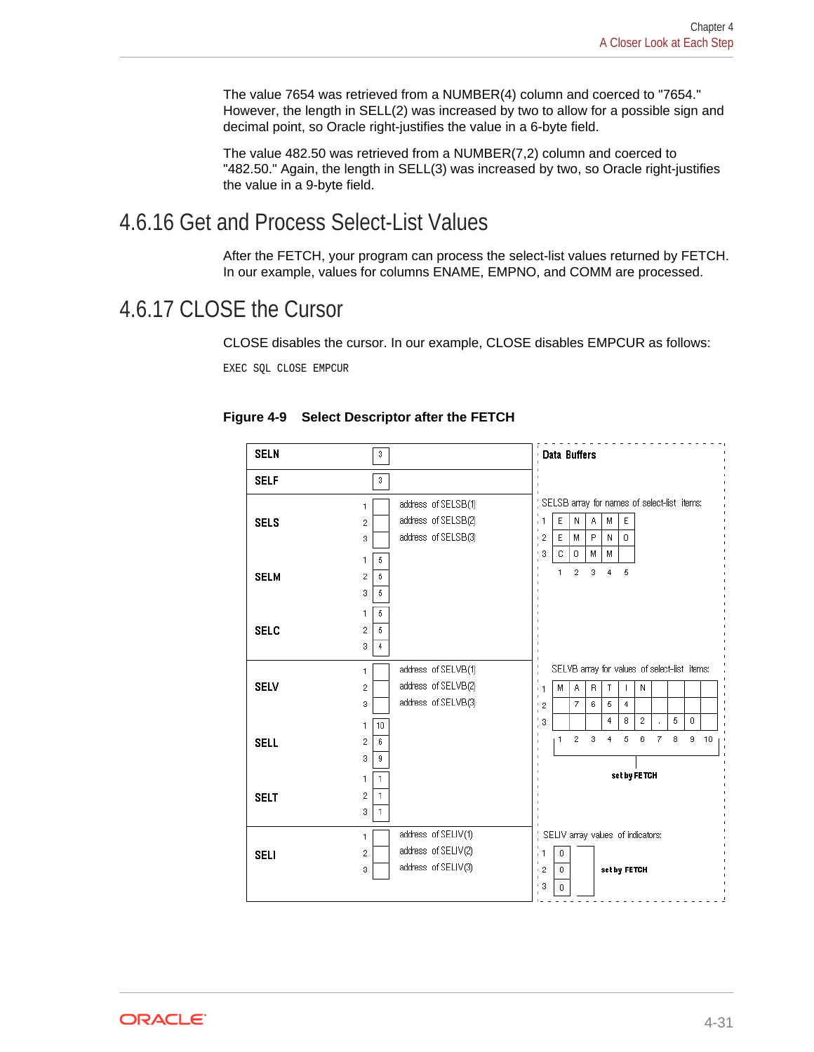The value 7654 was retrieved from a NUMBER(4) column and coerced to "7654." However, the length in SELL(2) was increased by two to allow for a possible sign and decimal point, so Oracle right-justifies the value in a 6-byte field.

The value 482.50 was retrieved from a NUMBER(7,2) column and coerced to "482.50." Again, the length in SELL(3) was increased by two, so Oracle right-justifies the value in a 9-byte field.

## 4.6.16 Get and Process Select-List Values

After the FETCH, your program can process the select-list values returned by FETCH. In our example, values for columns ENAME, EMPNO, and COMM are processed.

## 4.6.17 CLOSE the Cursor

CLOSE disables the cursor. In our example, CLOSE disables EMPCUR as follows:

```
EXEC SQL CLOSE EMPCUR
```

**Figure 4-9 Select Descriptor after the FETCH**

| Descriptor | Index | Value |
|---|---|---|
| SELN | | 3 |
| SELF | | 3 |
| SELS | 1 | address of SELSB(1) |
| | 2 | address of SELSB(2) |
| | 3 | address of SELSB(3) |
| SELM | 1 | 5 |
| | 2 | 5 |
| | 3 | 5 |
| SELC | 1 | 5 |
| | 2 | 5 |
| | 3 | 4 |
| SELV | 1 | address of SELVB(1) |
| | 2 | address of SELVB(2) |
| | 3 | address of SELVB(3) |
| SELL | 1 | 10 |
| | 2 | 6 |
| | 3 | 9 |
| SELT | 1 | 1 |
| | 2 | 1 |
| | 3 | 1 |
| SELI | 1 | address of SELIV(1) |
| | 2 | address of SELIV(2) |
| | 3 | address of SELIV(3) |

Data Buffers

SELSB array for names of select-list items:

| | 1 | 2 | 3 | 4 | 5 |
|---|---|---|---|---|---|
| 1 | E | N | A | M | E |
| 2 | E | M | P | N | O |
| 3 | C | O | M | M | |

SELVB array for values of select-list items (set by FETCH):

| | 1 | 2 | 3 | 4 | 5 | 6 | 7 | 8 | 9 | 10 |
|---|---|---|---|---|---|---|---|---|---|---|
| 1 | M | A | R | T | I | N | | | | |
| 2 | | 7 | 6 | 5 | 4 | | | | | |
| 3 | | | 4 | 8 | 2 | . | 5 | 0 | | |

SELIV array values of indicators (set by FETCH):

| | |
|---|---|
| 1 | 0 |
| 2 | 0 |
| 3 | 0 |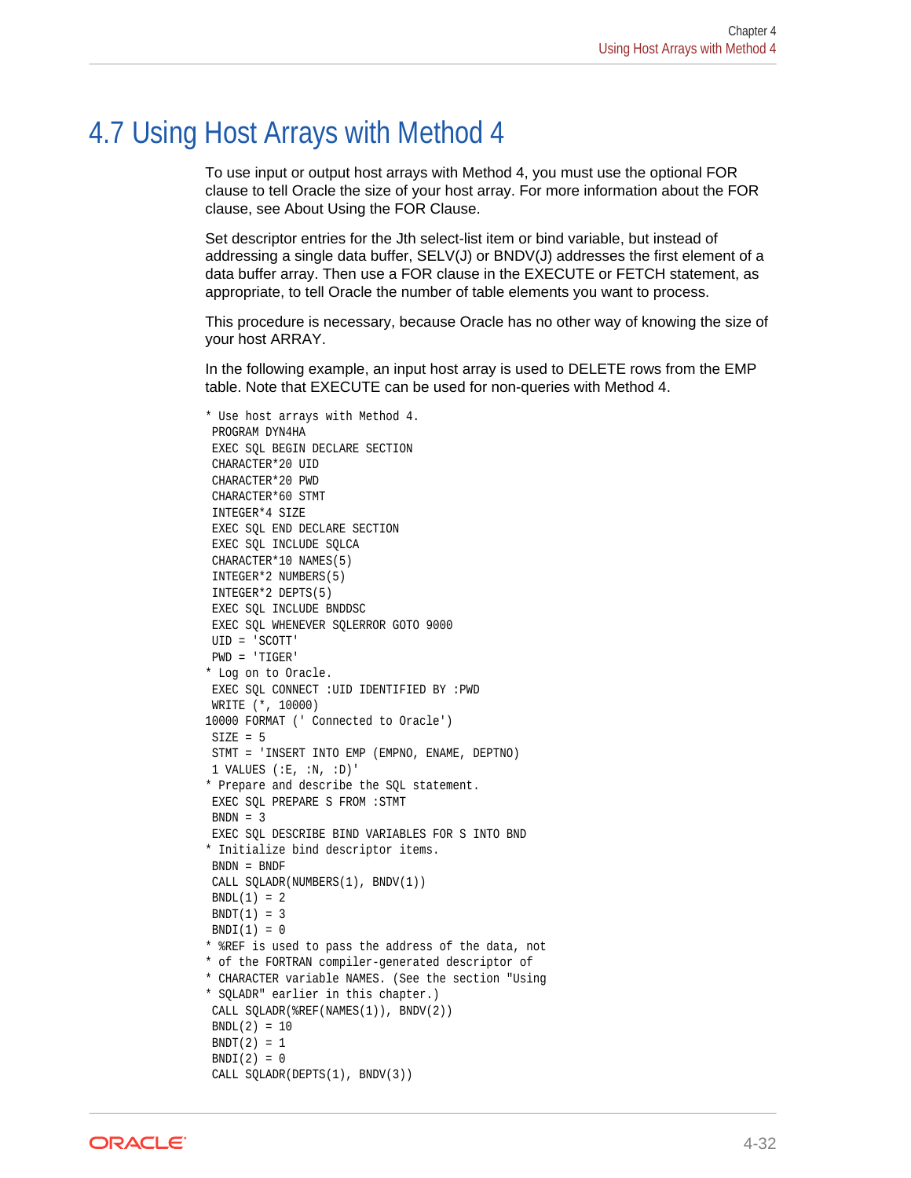## 4.7 Using Host Arrays with Method 4

To use input or output host arrays with Method 4, you must use the optional FOR clause to tell Oracle the size of your host array. For more information about the FOR clause, see About Using the FOR Clause.

Set descriptor entries for the Jth select-list item or bind variable, but instead of addressing a single data buffer, SELV(J) or BNDV(J) addresses the first element of a data buffer array. Then use a FOR clause in the EXECUTE or FETCH statement, as appropriate, to tell Oracle the number of table elements you want to process.

This procedure is necessary, because Oracle has no other way of knowing the size of your host ARRAY.

In the following example, an input host array is used to DELETE rows from the EMP table. Note that EXECUTE can be used for non-queries with Method 4.

```
* Use host arrays with Method 4.
 PROGRAM DYN4HA
 EXEC SQL BEGIN DECLARE SECTION
 CHARACTER*20 UID
 CHARACTER*20 PWD
 CHARACTER*60 STMT
 INTEGER*4 SIZE
 EXEC SQL END DECLARE SECTION
 EXEC SQL INCLUDE SQLCA
 CHARACTER*10 NAMES(5)
 INTEGER*2 NUMBERS(5)
 INTEGER*2 DEPTS(5)
 EXEC SQL INCLUDE BNDDSC
 EXEC SQL WHENEVER SQLERROR GOTO 9000
 UID = 'SCOTT'
 PWD = 'TIGER'
* Log on to Oracle.
 EXEC SQL CONNECT :UID IDENTIFIED BY :PWD
 WRITE (*, 10000)
10000 FORMAT (' Connected to Oracle')
 SIZE = 5
 STMT = 'INSERT INTO EMP (EMPNO, ENAME, DEPTNO)
 1 VALUES (:E, :N, :D)'
* Prepare and describe the SQL statement.
 EXEC SQL PREPARE S FROM :STMT
 BNDN = 3
 EXEC SQL DESCRIBE BIND VARIABLES FOR S INTO BND
* Initialize bind descriptor items.
 BNDN = BNDF
 CALL SQLADR(NUMBERS(1), BNDV(1))
 BNDL(1) = 2
 BNDT(1) = 3
 BNDI(1) = 0
* %REF is used to pass the address of the data, not
* of the FORTRAN compiler-generated descriptor of
* CHARACTER variable NAMES. (See the section "Using
* SQLADR" earlier in this chapter.)
 CALL SQLADR(%REF(NAMES(1)), BNDV(2))
 BNDL(2) = 10
 BNDT(2) = 1
 BNDI(2) = 0
 CALL SQLADR(DEPTS(1), BNDV(3))
```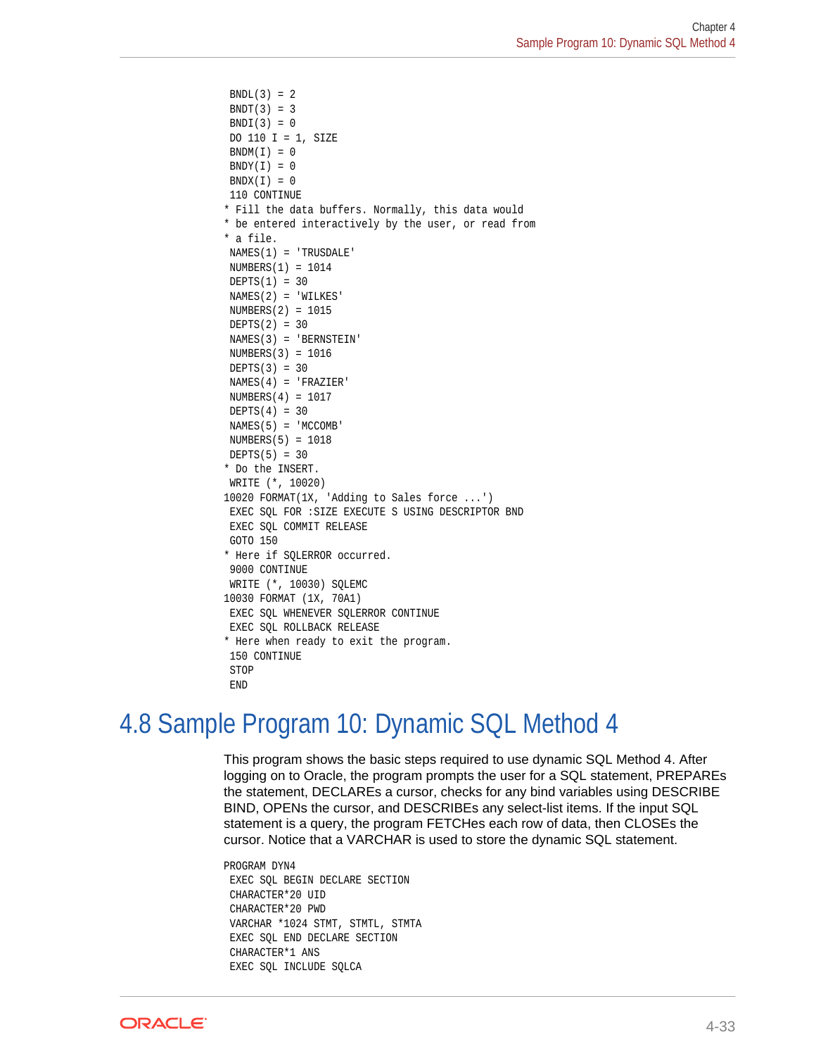```
 BNDL(3) = 2
 BNDT(3) = 3
 BNDI(3) = 0
 DO 110 I = 1, SIZE
 BNDM(I) = 0
 BNDY(I) = 0
 BNDX(I) = 0
 110 CONTINUE
* Fill the data buffers. Normally, this data would
* be entered interactively by the user, or read from
* a file.
 NAMES(1) = 'TRUSDALE'
 NUMBERS(1) = 1014
 DEPTS(1) = 30
 NAMES(2) = 'WILKES'
 NUMBERS(2) = 1015
 DEPTS(2) = 30
 NAMES(3) = 'BERNSTEIN'
 NUMBERS(3) = 1016
 DEPTS(3) = 30
 NAMES(4) = 'FRAZIER'
 NUMBERS(4) = 1017
 DEPTS(4) = 30
 NAMES(5) = 'MCCOMB'
 NUMBERS(5) = 1018
 DEPTS(5) = 30
* Do the INSERT.
 WRITE (*, 10020)
10020 FORMAT(1X, 'Adding to Sales force ...')
 EXEC SQL FOR :SIZE EXECUTE S USING DESCRIPTOR BND
 EXEC SQL COMMIT RELEASE
 GOTO 150
* Here if SQLERROR occurred.
 9000 CONTINUE
 WRITE (*, 10030) SQLEMC
10030 FORMAT (1X, 70A1)
 EXEC SQL WHENEVER SQLERROR CONTINUE
 EXEC SQL ROLLBACK RELEASE
* Here when ready to exit the program.
 150 CONTINUE
 STOP
 END
```

## 4.8 Sample Program 10: Dynamic SQL Method 4

This program shows the basic steps required to use dynamic SQL Method 4. After logging on to Oracle, the program prompts the user for a SQL statement, PREPAREs the statement, DECLAREs a cursor, checks for any bind variables using DESCRIBE BIND, OPENs the cursor, and DESCRIBEs any select-list items. If the input SQL statement is a query, the program FETCHes each row of data, then CLOSEs the cursor. Notice that a VARCHAR is used to store the dynamic SQL statement.

```
PROGRAM DYN4
 EXEC SQL BEGIN DECLARE SECTION
 CHARACTER*20 UID
 CHARACTER*20 PWD
 VARCHAR *1024 STMT, STMTL, STMTA
 EXEC SQL END DECLARE SECTION
 CHARACTER*1 ANS
 EXEC SQL INCLUDE SQLCA
```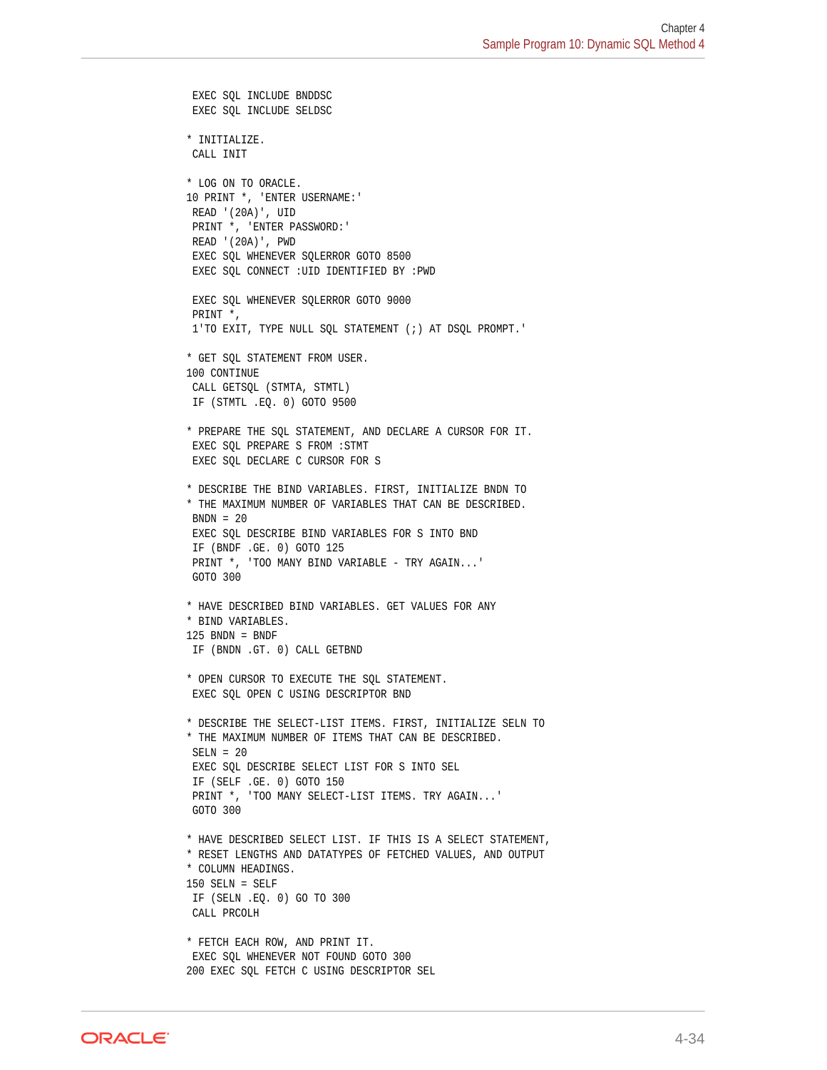```
      EXEC SQL INCLUDE BNDDSC
      EXEC SQL INCLUDE SELDSC

*     INITIALIZE.
      CALL INIT

*     LOG ON TO ORACLE.
10    PRINT *, 'ENTER USERNAME:'
      READ '(20A)', UID
      PRINT *, 'ENTER PASSWORD:'
      READ '(20A)', PWD
      EXEC SQL WHENEVER SQLERROR GOTO 8500
      EXEC SQL CONNECT :UID IDENTIFIED BY :PWD

      EXEC SQL WHENEVER SQLERROR GOTO 9000
      PRINT *,
     1'TO EXIT, TYPE NULL SQL STATEMENT (;) AT DSQL PROMPT.'

*     GET SQL STATEMENT FROM USER.
100   CONTINUE
      CALL GETSQL (STMTA, STMTL)
      IF (STMTL .EQ. 0) GOTO 9500

*     PREPARE THE SQL STATEMENT, AND DECLARE A CURSOR FOR IT.
      EXEC SQL PREPARE S FROM :STMT
      EXEC SQL DECLARE C CURSOR FOR S

*     DESCRIBE THE BIND VARIABLES. FIRST, INITIALIZE BNDN TO
*     THE MAXIMUM NUMBER OF VARIABLES THAT CAN BE DESCRIBED.
      BNDN = 20
      EXEC SQL DESCRIBE BIND VARIABLES FOR S INTO BND
      IF (BNDF .GE. 0) GOTO 125
      PRINT *, 'TOO MANY BIND VARIABLE - TRY AGAIN...'
      GOTO 300

*     HAVE DESCRIBED BIND VARIABLES. GET VALUES FOR ANY
*     BIND VARIABLES.
125   BNDN = BNDF
      IF (BNDN .GT. 0) CALL GETBND

*     OPEN CURSOR TO EXECUTE THE SQL STATEMENT.
      EXEC SQL OPEN C USING DESCRIPTOR BND

*     DESCRIBE THE SELECT-LIST ITEMS. FIRST, INITIALIZE SELN TO
*     THE MAXIMUM NUMBER OF ITEMS THAT CAN BE DESCRIBED.
      SELN = 20
      EXEC SQL DESCRIBE SELECT LIST FOR S INTO SEL
      IF (SELF .GE. 0) GOTO 150
      PRINT *, 'TOO MANY SELECT-LIST ITEMS. TRY AGAIN...'
      GOTO 300

*     HAVE DESCRIBED SELECT LIST. IF THIS IS A SELECT STATEMENT,
*     RESET LENGTHS AND DATATYPES OF FETCHED VALUES, AND OUTPUT
*     COLUMN HEADINGS.
150   SELN = SELF
      IF (SELN .EQ. 0) GO TO 300
      CALL PRCOLH

*     FETCH EACH ROW, AND PRINT IT.
      EXEC SQL WHENEVER NOT FOUND GOTO 300
200   EXEC SQL FETCH C USING DESCRIPTOR SEL
```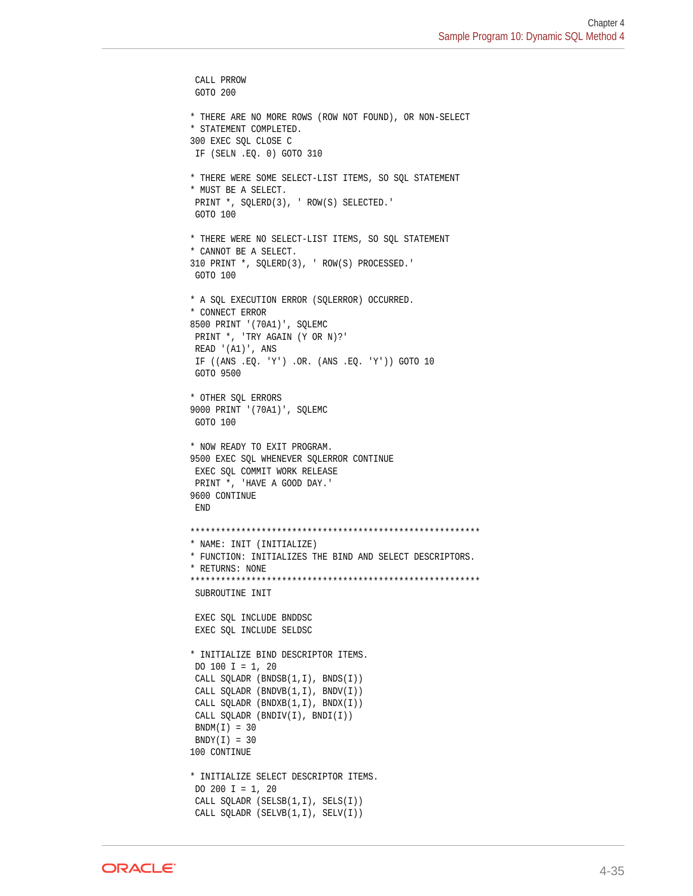```
 CALL PRROW
 GOTO 200

* THERE ARE NO MORE ROWS (ROW NOT FOUND), OR NON-SELECT
* STATEMENT COMPLETED.
300 EXEC SQL CLOSE C
 IF (SELN .EQ. 0) GOTO 310

* THERE WERE SOME SELECT-LIST ITEMS, SO SQL STATEMENT
* MUST BE A SELECT.
 PRINT *, SQLERD(3), ' ROW(S) SELECTED.'
 GOTO 100

* THERE WERE NO SELECT-LIST ITEMS, SO SQL STATEMENT
* CANNOT BE A SELECT.
310 PRINT *, SQLERD(3), ' ROW(S) PROCESSED.'
 GOTO 100

* A SQL EXECUTION ERROR (SQLERROR) OCCURRED.
* CONNECT ERROR
8500 PRINT '(70A1)', SQLEMC
 PRINT *, 'TRY AGAIN (Y OR N)?'
 READ '(A1)', ANS
 IF ((ANS .EQ. 'Y') .OR. (ANS .EQ. 'Y')) GOTO 10
 GOTO 9500

* OTHER SQL ERRORS
9000 PRINT '(70A1)', SQLEMC
 GOTO 100

* NOW READY TO EXIT PROGRAM.
9500 EXEC SQL WHENEVER SQLERROR CONTINUE
 EXEC SQL COMMIT WORK RELEASE
 PRINT *, 'HAVE A GOOD DAY.'
9600 CONTINUE
 END

*********************************************************
* NAME: INIT (INITIALIZE)
* FUNCTION: INITIALIZES THE BIND AND SELECT DESCRIPTORS.
* RETURNS: NONE
*********************************************************
 SUBROUTINE INIT

 EXEC SQL INCLUDE BNDDSC
 EXEC SQL INCLUDE SELDSC

* INITIALIZE BIND DESCRIPTOR ITEMS.
 DO 100 I = 1, 20
 CALL SQLADR (BNDSB(1,I), BNDS(I))
 CALL SQLADR (BNDVB(1,I), BNDV(I))
 CALL SQLADR (BNDXB(1,I), BNDX(I))
 CALL SQLADR (BNDIV(I), BNDI(I))
 BNDM(I) = 30
 BNDY(I) = 30
100 CONTINUE

* INITIALIZE SELECT DESCRIPTOR ITEMS.
 DO 200 I = 1, 20
 CALL SQLADR (SELSB(1,I), SELS(I))
 CALL SQLADR (SELVB(1,I), SELV(I))
```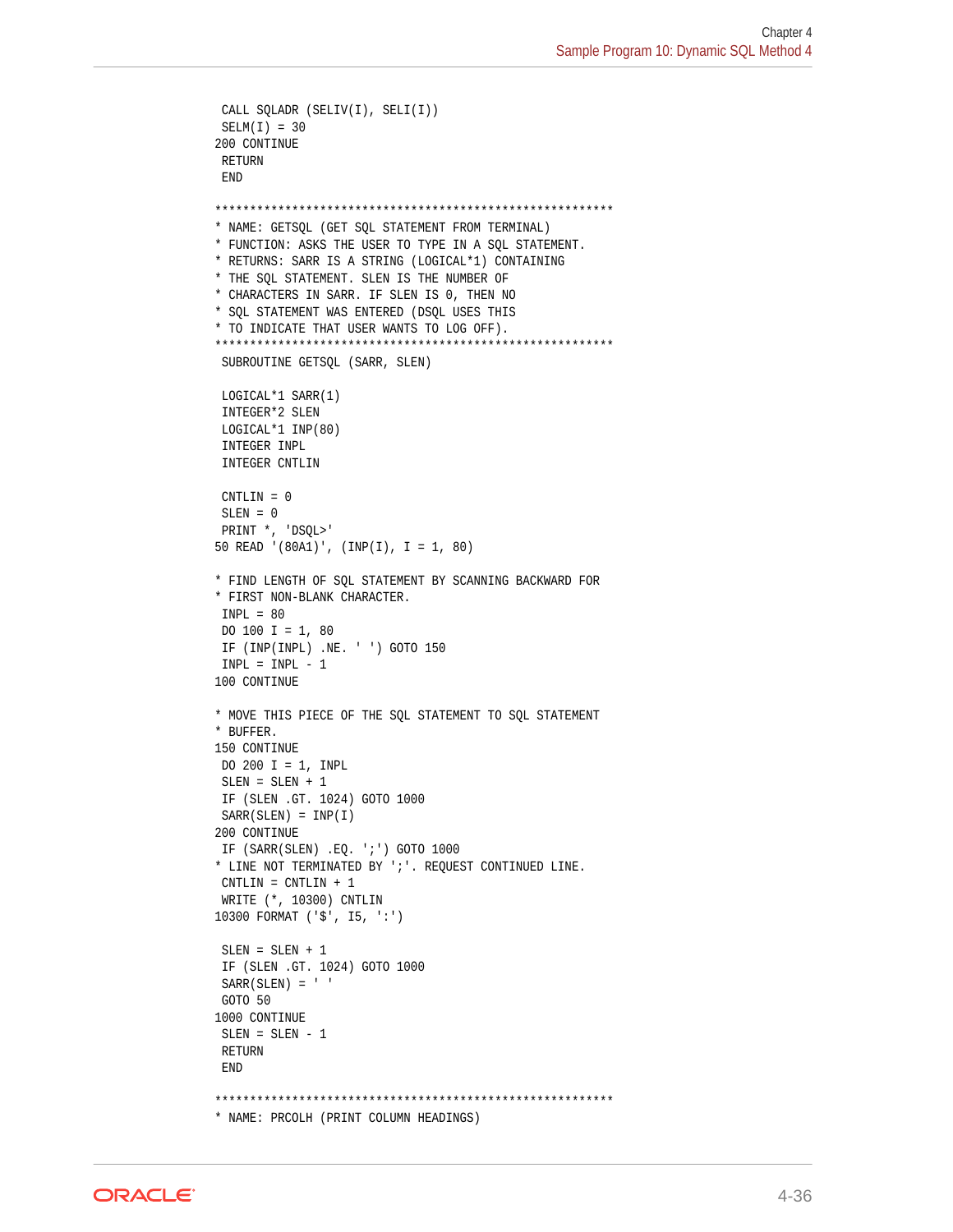```
      CALL SQLADR (SELIV(I), SELI(I))
      SELM(I) = 30
200   CONTINUE
      RETURN
      END

*********************************************************
* NAME: GETSQL (GET SQL STATEMENT FROM TERMINAL)
* FUNCTION: ASKS THE USER TO TYPE IN A SQL STATEMENT.
* RETURNS: SARR IS A STRING (LOGICAL*1) CONTAINING
* THE SQL STATEMENT. SLEN IS THE NUMBER OF
* CHARACTERS IN SARR. IF SLEN IS 0, THEN NO
* SQL STATEMENT WAS ENTERED (DSQL USES THIS
* TO INDICATE THAT USER WANTS TO LOG OFF).
*********************************************************
      SUBROUTINE GETSQL (SARR, SLEN)

      LOGICAL*1 SARR(1)
      INTEGER*2 SLEN
      LOGICAL*1 INP(80)
      INTEGER INPL
      INTEGER CNTLIN

      CNTLIN = 0
      SLEN = 0
      PRINT *, 'DSQL>'
50    READ '(80A1)', (INP(I), I = 1, 80)

* FIND LENGTH OF SQL STATEMENT BY SCANNING BACKWARD FOR
* FIRST NON-BLANK CHARACTER.
      INPL = 80
      DO 100 I = 1, 80
      IF (INP(INPL) .NE. ' ') GOTO 150
      INPL = INPL - 1
100   CONTINUE

* MOVE THIS PIECE OF THE SQL STATEMENT TO SQL STATEMENT
* BUFFER.
150   CONTINUE
      DO 200 I = 1, INPL
      SLEN = SLEN + 1
      IF (SLEN .GT. 1024) GOTO 1000
      SARR(SLEN) = INP(I)
200   CONTINUE
      IF (SARR(SLEN) .EQ. ';') GOTO 1000
* LINE NOT TERMINATED BY ';'. REQUEST CONTINUED LINE.
      CNTLIN = CNTLIN + 1
      WRITE (*, 10300) CNTLIN
10300 FORMAT ('$', I5, ':')

      SLEN = SLEN + 1
      IF (SLEN .GT. 1024) GOTO 1000
      SARR(SLEN) = ' '
      GOTO 50
1000  CONTINUE
      SLEN = SLEN - 1
      RETURN
      END

*********************************************************
* NAME: PRCOLH (PRINT COLUMN HEADINGS)
```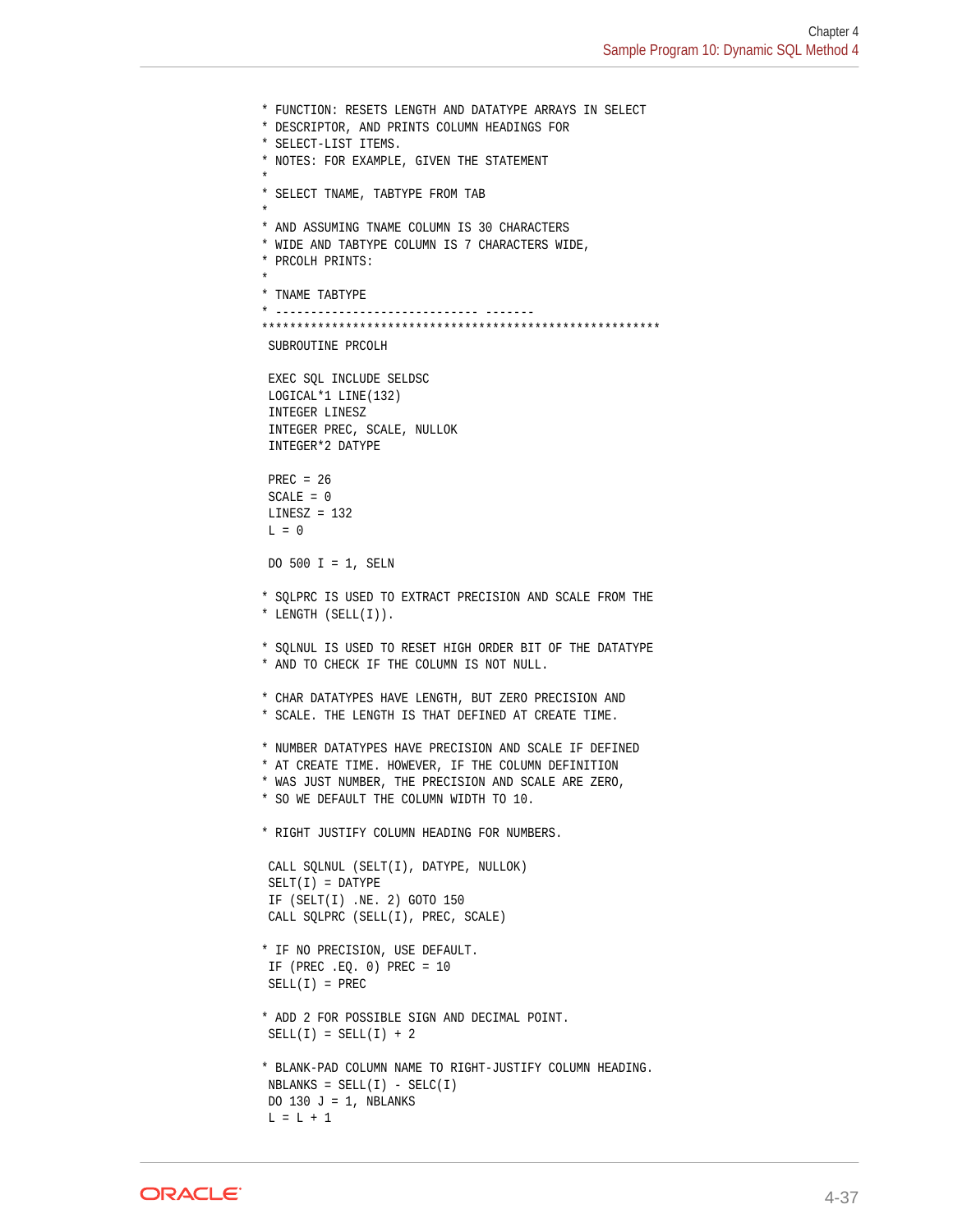```
* FUNCTION: RESETS LENGTH AND DATATYPE ARRAYS IN SELECT
* DESCRIPTOR, AND PRINTS COLUMN HEADINGS FOR
* SELECT-LIST ITEMS.
* NOTES: FOR EXAMPLE, GIVEN THE STATEMENT
*
* SELECT TNAME, TABTYPE FROM TAB
*
* AND ASSUMING TNAME COLUMN IS 30 CHARACTERS
* WIDE AND TABTYPE COLUMN IS 7 CHARACTERS WIDE,
* PRCOLH PRINTS:
*
* TNAME TABTYPE
* ----------------------------- -------
*********************************************************
 SUBROUTINE PRCOLH

 EXEC SQL INCLUDE SELDSC
 LOGICAL*1 LINE(132)
 INTEGER LINESZ
 INTEGER PREC, SCALE, NULLOK
 INTEGER*2 DATYPE

 PREC = 26
 SCALE = 0
 LINESZ = 132
 L = 0

 DO 500 I = 1, SELN

* SQLPRC IS USED TO EXTRACT PRECISION AND SCALE FROM THE
* LENGTH (SELL(I)).

* SQLNUL IS USED TO RESET HIGH ORDER BIT OF THE DATATYPE
* AND TO CHECK IF THE COLUMN IS NOT NULL.

* CHAR DATATYPES HAVE LENGTH, BUT ZERO PRECISION AND
* SCALE. THE LENGTH IS THAT DEFINED AT CREATE TIME.

* NUMBER DATATYPES HAVE PRECISION AND SCALE IF DEFINED
* AT CREATE TIME. HOWEVER, IF THE COLUMN DEFINITION
* WAS JUST NUMBER, THE PRECISION AND SCALE ARE ZERO,
* SO WE DEFAULT THE COLUMN WIDTH TO 10.

* RIGHT JUSTIFY COLUMN HEADING FOR NUMBERS.

 CALL SQLNUL (SELT(I), DATYPE, NULLOK)
 SELT(I) = DATYPE
 IF (SELT(I) .NE. 2) GOTO 150
 CALL SQLPRC (SELL(I), PREC, SCALE)

* IF NO PRECISION, USE DEFAULT.
 IF (PREC .EQ. 0) PREC = 10
 SELL(I) = PREC

* ADD 2 FOR POSSIBLE SIGN AND DECIMAL POINT.
 SELL(I) = SELL(I) + 2

* BLANK-PAD COLUMN NAME TO RIGHT-JUSTIFY COLUMN HEADING.
 NBLANKS = SELL(I) - SELC(I)
 DO 130 J = 1, NBLANKS
 L = L + 1
```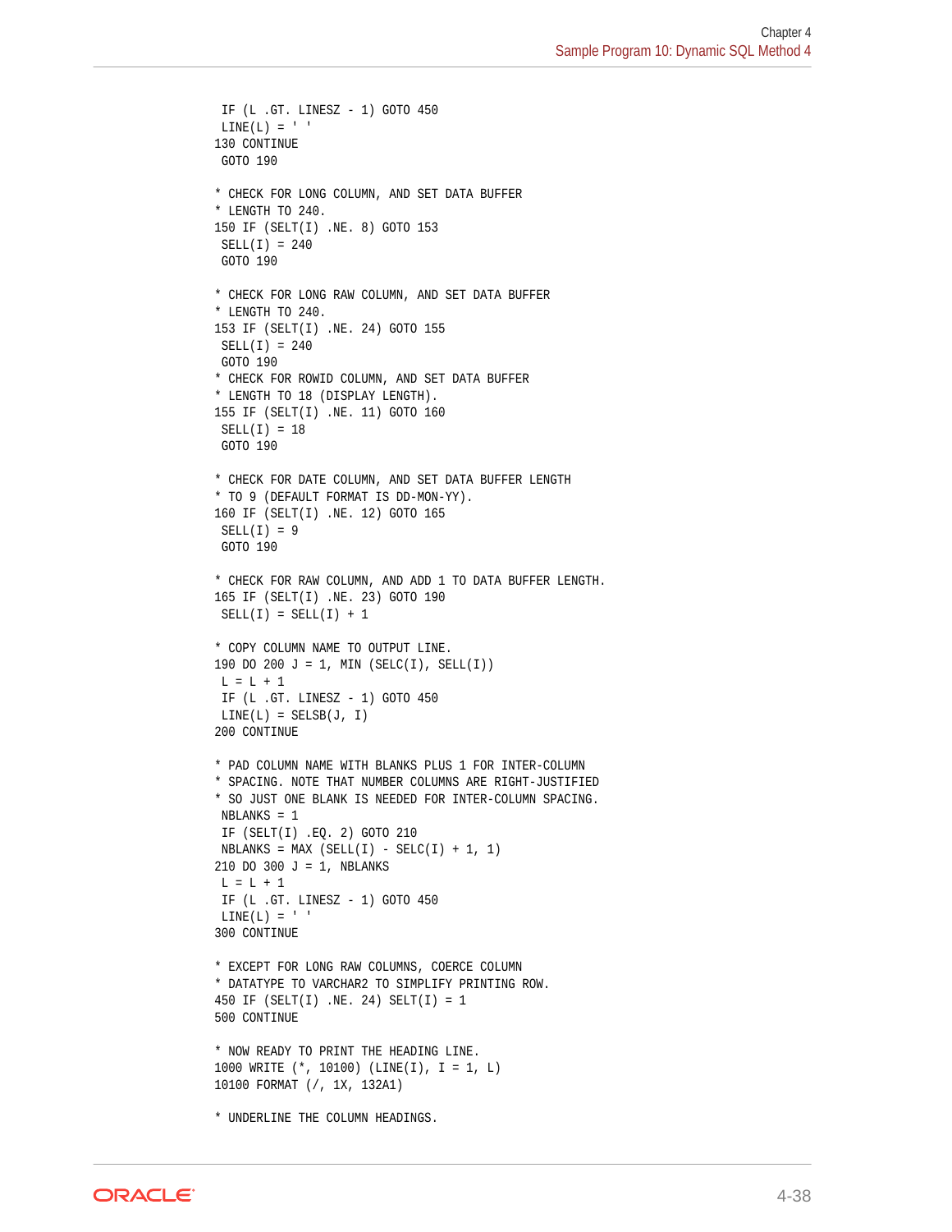```
 IF (L .GT. LINESZ - 1) GOTO 450
 LINE(L) = ' '
130 CONTINUE
 GOTO 190

* CHECK FOR LONG COLUMN, AND SET DATA BUFFER
* LENGTH TO 240.
150 IF (SELT(I) .NE. 8) GOTO 153
 SELL(I) = 240
 GOTO 190

* CHECK FOR LONG RAW COLUMN, AND SET DATA BUFFER
* LENGTH TO 240.
153 IF (SELT(I) .NE. 24) GOTO 155
 SELL(I) = 240
 GOTO 190
* CHECK FOR ROWID COLUMN, AND SET DATA BUFFER
* LENGTH TO 18 (DISPLAY LENGTH).
155 IF (SELT(I) .NE. 11) GOTO 160
 SELL(I) = 18
 GOTO 190

* CHECK FOR DATE COLUMN, AND SET DATA BUFFER LENGTH
* TO 9 (DEFAULT FORMAT IS DD-MON-YY).
160 IF (SELT(I) .NE. 12) GOTO 165
 SELL(I) = 9
 GOTO 190

* CHECK FOR RAW COLUMN, AND ADD 1 TO DATA BUFFER LENGTH.
165 IF (SELT(I) .NE. 23) GOTO 190
 SELL(I) = SELL(I) + 1

* COPY COLUMN NAME TO OUTPUT LINE.
190 DO 200 J = 1, MIN (SELC(I), SELL(I))
 L = L + 1
 IF (L .GT. LINESZ - 1) GOTO 450
 LINE(L) = SELSB(J, I)
200 CONTINUE

* PAD COLUMN NAME WITH BLANKS PLUS 1 FOR INTER-COLUMN
* SPACING. NOTE THAT NUMBER COLUMNS ARE RIGHT-JUSTIFIED
* SO JUST ONE BLANK IS NEEDED FOR INTER-COLUMN SPACING.
 NBLANKS = 1
 IF (SELT(I) .EQ. 2) GOTO 210
 NBLANKS = MAX (SELL(I) - SELC(I) + 1, 1)
210 DO 300 J = 1, NBLANKS
 L = L + 1
 IF (L .GT. LINESZ - 1) GOTO 450
 LINE(L) = ' '
300 CONTINUE

* EXCEPT FOR LONG RAW COLUMNS, COERCE COLUMN
* DATATYPE TO VARCHAR2 TO SIMPLIFY PRINTING ROW.
450 IF (SELT(I) .NE. 24) SELT(I) = 1
500 CONTINUE

* NOW READY TO PRINT THE HEADING LINE.
1000 WRITE (*, 10100) (LINE(I), I = 1, L)
10100 FORMAT (/, 1X, 132A1)

* UNDERLINE THE COLUMN HEADINGS.
```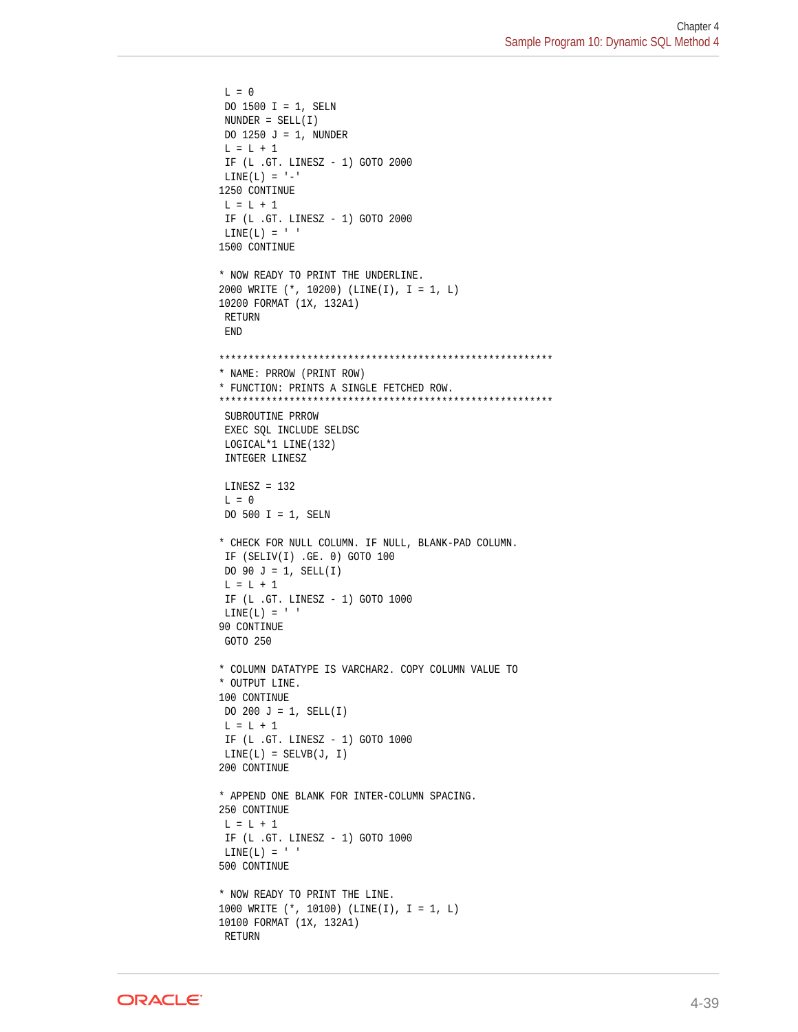```
 L = 0
 DO 1500 I = 1, SELN
 NUNDER = SELL(I)
 DO 1250 J = 1, NUNDER
 L = L + 1
 IF (L .GT. LINESZ - 1) GOTO 2000
 LINE(L) = '-'
1250 CONTINUE
 L = L + 1
 IF (L .GT. LINESZ - 1) GOTO 2000
 LINE(L) = ' '
1500 CONTINUE

* NOW READY TO PRINT THE UNDERLINE.
2000 WRITE (*, 10200) (LINE(I), I = 1, L)
10200 FORMAT (1X, 132A1)
 RETURN
 END

*********************************************************
* NAME: PRROW (PRINT ROW)
* FUNCTION: PRINTS A SINGLE FETCHED ROW.
*********************************************************
 SUBROUTINE PRROW
 EXEC SQL INCLUDE SELDSC
 LOGICAL*1 LINE(132)
 INTEGER LINESZ

 LINESZ = 132
 L = 0
 DO 500 I = 1, SELN

* CHECK FOR NULL COLUMN. IF NULL, BLANK-PAD COLUMN.
 IF (SELIV(I) .GE. 0) GOTO 100
 DO 90 J = 1, SELL(I)
 L = L + 1
 IF (L .GT. LINESZ - 1) GOTO 1000
 LINE(L) = ' '
90 CONTINUE
 GOTO 250

* COLUMN DATATYPE IS VARCHAR2. COPY COLUMN VALUE TO
* OUTPUT LINE.
100 CONTINUE
 DO 200 J = 1, SELL(I)
 L = L + 1
 IF (L .GT. LINESZ - 1) GOTO 1000
 LINE(L) = SELVB(J, I)
200 CONTINUE

* APPEND ONE BLANK FOR INTER-COLUMN SPACING.
250 CONTINUE
 L = L + 1
 IF (L .GT. LINESZ - 1) GOTO 1000
 LINE(L) = ' '
500 CONTINUE

* NOW READY TO PRINT THE LINE.
1000 WRITE (*, 10100) (LINE(I), I = 1, L)
10100 FORMAT (1X, 132A1)
 RETURN
```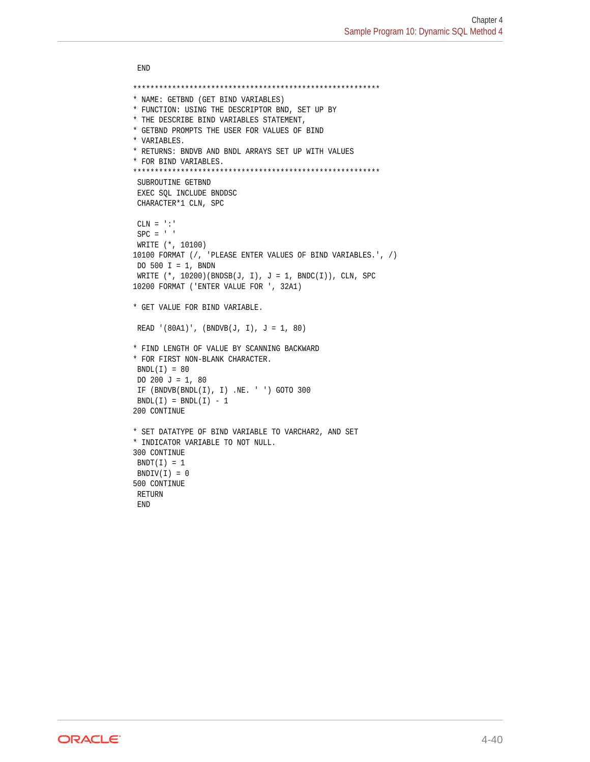```
      END

*********************************************************
* NAME: GETBND (GET BIND VARIABLES)
* FUNCTION: USING THE DESCRIPTOR BND, SET UP BY
* THE DESCRIBE BIND VARIABLES STATEMENT,
* GETBND PROMPTS THE USER FOR VALUES OF BIND
* VARIABLES.
* RETURNS: BNDVB AND BNDL ARRAYS SET UP WITH VALUES
* FOR BIND VARIABLES.
*********************************************************
      SUBROUTINE GETBND
      EXEC SQL INCLUDE BNDDSC
      CHARACTER*1 CLN, SPC

      CLN = ':'
      SPC = ' '
      WRITE (*, 10100)
10100 FORMAT (/, 'PLEASE ENTER VALUES OF BIND VARIABLES.', /)
      DO 500 I = 1, BNDN
      WRITE (*, 10200)(BNDSB(J, I), J = 1, BNDC(I)), CLN, SPC
10200 FORMAT ('ENTER VALUE FOR ', 32A1)

* GET VALUE FOR BIND VARIABLE.

      READ '(80A1)', (BNDVB(J, I), J = 1, 80)

* FIND LENGTH OF VALUE BY SCANNING BACKWARD
* FOR FIRST NON-BLANK CHARACTER.
      BNDL(I) = 80
      DO 200 J = 1, 80
      IF (BNDVB(BNDL(I), I) .NE. ' ') GOTO 300
      BNDL(I) = BNDL(I) - 1
200 CONTINUE

* SET DATATYPE OF BIND VARIABLE TO VARCHAR2, AND SET
* INDICATOR VARIABLE TO NOT NULL.
300 CONTINUE
      BNDT(I) = 1
      BNDIV(I) = 0
500 CONTINUE
      RETURN
      END
```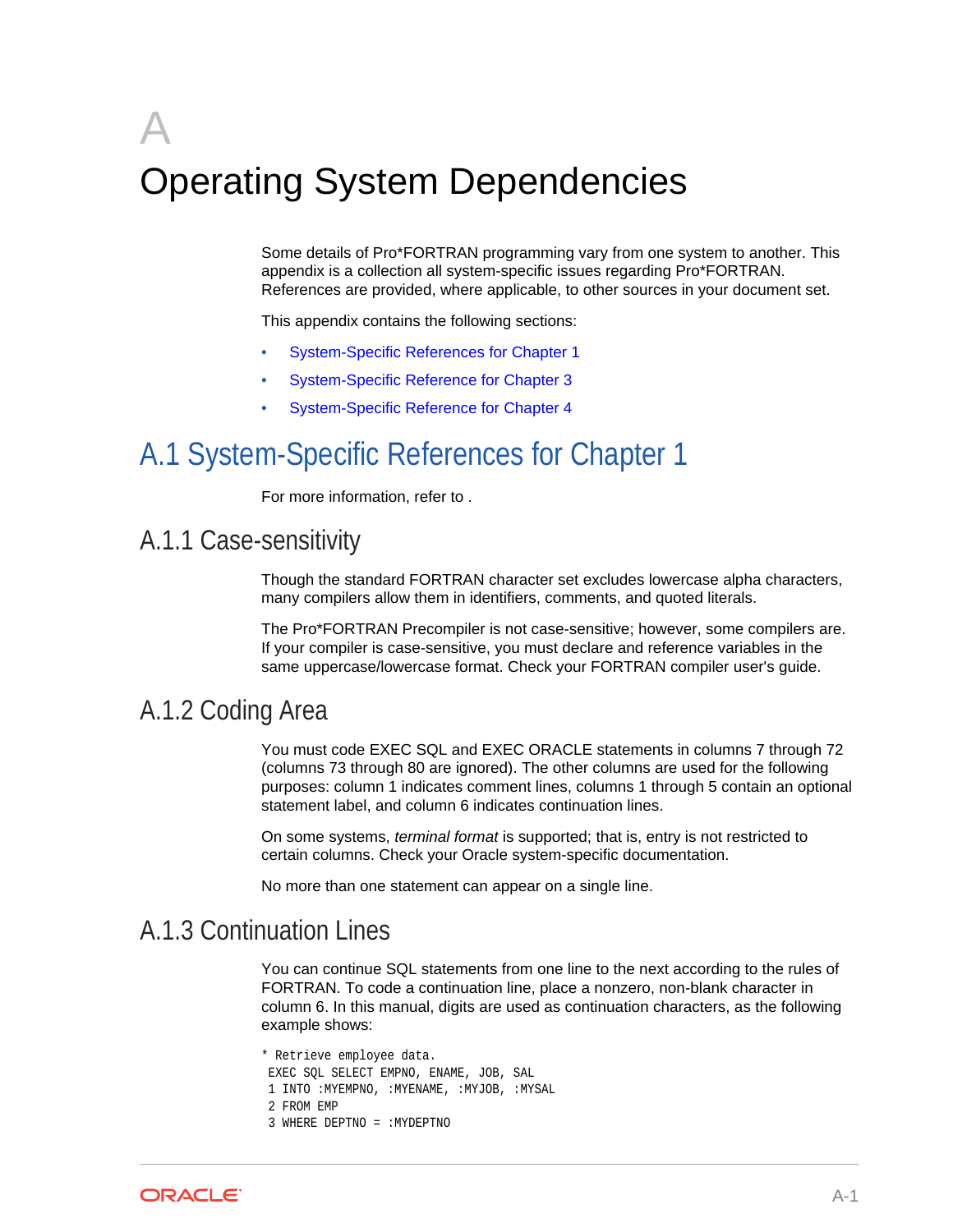# A Operating System Dependencies

Some details of Pro*FORTRAN programming vary from one system to another. This appendix is a collection all system-specific issues regarding Pro*FORTRAN. References are provided, where applicable, to other sources in your document set.

This appendix contains the following sections:

- System-Specific References for Chapter 1
- System-Specific Reference for Chapter 3
- System-Specific Reference for Chapter 4

## A.1 System-Specific References for Chapter 1

For more information, refer to .

### A.1.1 Case-sensitivity

Though the standard FORTRAN character set excludes lowercase alpha characters, many compilers allow them in identifiers, comments, and quoted literals.

The Pro*FORTRAN Precompiler is not case-sensitive; however, some compilers are. If your compiler is case-sensitive, you must declare and reference variables in the same uppercase/lowercase format. Check your FORTRAN compiler user's guide.

### A.1.2 Coding Area

You must code EXEC SQL and EXEC ORACLE statements in columns 7 through 72 (columns 73 through 80 are ignored). The other columns are used for the following purposes: column 1 indicates comment lines, columns 1 through 5 contain an optional statement label, and column 6 indicates continuation lines.

On some systems, *terminal format* is supported; that is, entry is not restricted to certain columns. Check your Oracle system-specific documentation.

No more than one statement can appear on a single line.

### A.1.3 Continuation Lines

You can continue SQL statements from one line to the next according to the rules of FORTRAN. To code a continuation line, place a nonzero, non-blank character in column 6. In this manual, digits are used as continuation characters, as the following example shows:

```
* Retrieve employee data.
 EXEC SQL SELECT EMPNO, ENAME, JOB, SAL
 1 INTO :MYEMPNO, :MYENAME, :MYJOB, :MYSAL
 2 FROM EMP
 3 WHERE DEPTNO = :MYDEPTNO
```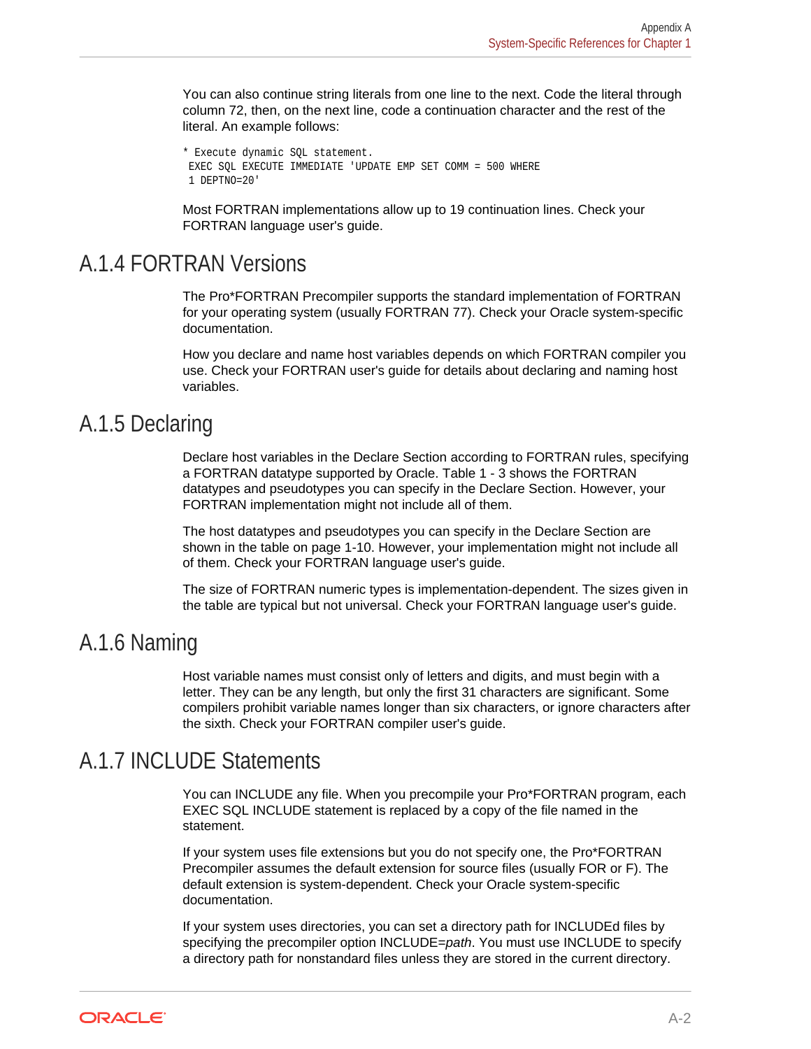You can also continue string literals from one line to the next. Code the literal through column 72, then, on the next line, code a continuation character and the rest of the literal. An example follows:

```
* Execute dynamic SQL statement.
 EXEC SQL EXECUTE IMMEDIATE 'UPDATE EMP SET COMM = 500 WHERE
 1 DEPTNO=20'
```

Most FORTRAN implementations allow up to 19 continuation lines. Check your FORTRAN language user's guide.

## A.1.4 FORTRAN Versions

The Pro*FORTRAN Precompiler supports the standard implementation of FORTRAN for your operating system (usually FORTRAN 77). Check your Oracle system-specific documentation.

How you declare and name host variables depends on which FORTRAN compiler you use. Check your FORTRAN user's guide for details about declaring and naming host variables.

## A.1.5 Declaring

Declare host variables in the Declare Section according to FORTRAN rules, specifying a FORTRAN datatype supported by Oracle. Table 1 - 3 shows the FORTRAN datatypes and pseudotypes you can specify in the Declare Section. However, your FORTRAN implementation might not include all of them.

The host datatypes and pseudotypes you can specify in the Declare Section are shown in the table on page 1-10. However, your implementation might not include all of them. Check your FORTRAN language user's guide.

The size of FORTRAN numeric types is implementation-dependent. The sizes given in the table are typical but not universal. Check your FORTRAN language user's guide.

## A.1.6 Naming

Host variable names must consist only of letters and digits, and must begin with a letter. They can be any length, but only the first 31 characters are significant. Some compilers prohibit variable names longer than six characters, or ignore characters after the sixth. Check your FORTRAN compiler user's guide.

## A.1.7 INCLUDE Statements

You can INCLUDE any file. When you precompile your Pro*FORTRAN program, each EXEC SQL INCLUDE statement is replaced by a copy of the file named in the statement.

If your system uses file extensions but you do not specify one, the Pro*FORTRAN Precompiler assumes the default extension for source files (usually FOR or F). The default extension is system-dependent. Check your Oracle system-specific documentation.

If your system uses directories, you can set a directory path for INCLUDEd files by specifying the precompiler option INCLUDE=*path*. You must use INCLUDE to specify a directory path for nonstandard files unless they are stored in the current directory.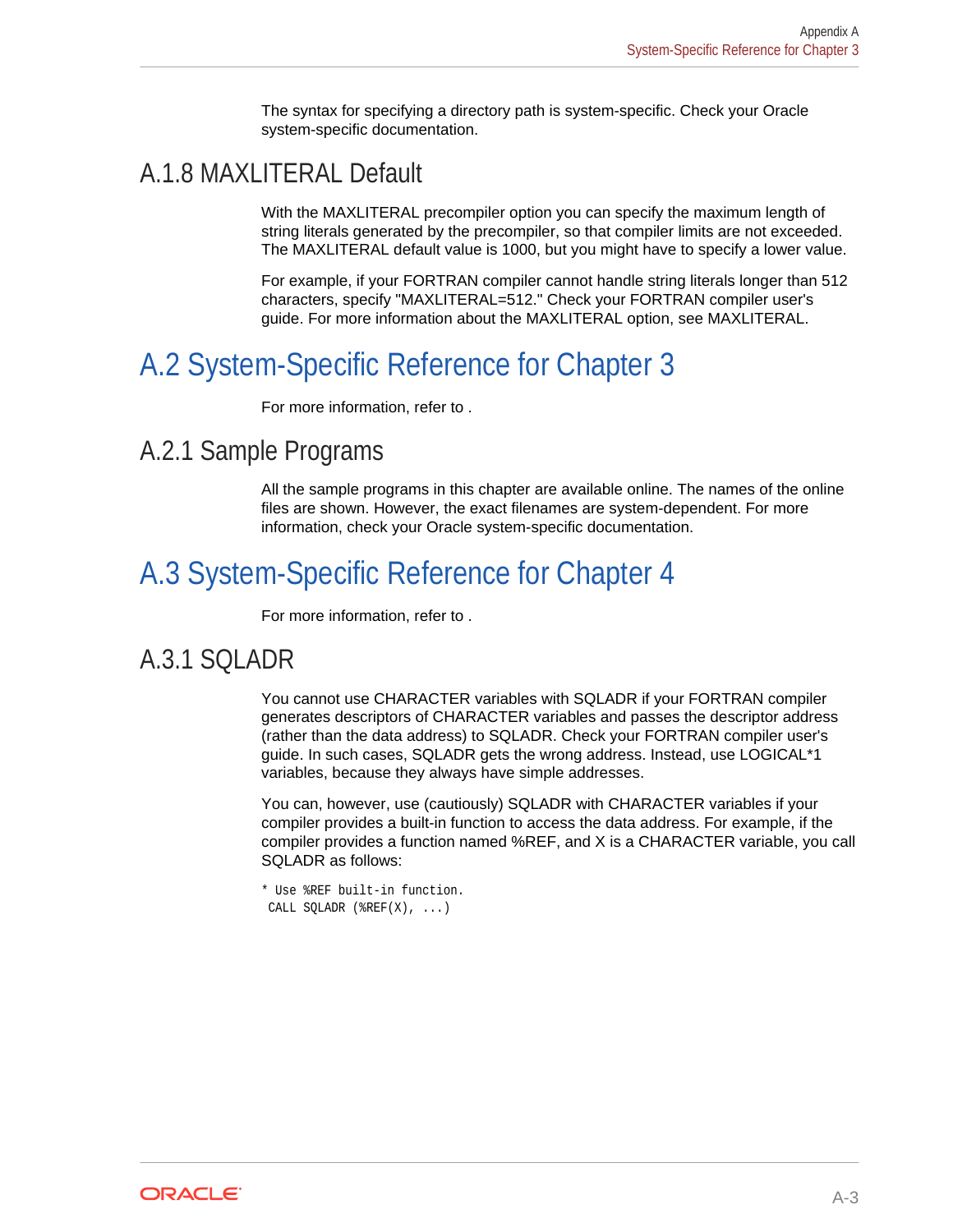The syntax for specifying a directory path is system-specific. Check your Oracle system-specific documentation.

### A.1.8 MAXLITERAL Default

With the MAXLITERAL precompiler option you can specify the maximum length of string literals generated by the precompiler, so that compiler limits are not exceeded. The MAXLITERAL default value is 1000, but you might have to specify a lower value.

For example, if your FORTRAN compiler cannot handle string literals longer than 512 characters, specify "MAXLITERAL=512." Check your FORTRAN compiler user's guide. For more information about the MAXLITERAL option, see MAXLITERAL.

## A.2 System-Specific Reference for Chapter 3

For more information, refer to .

### A.2.1 Sample Programs

All the sample programs in this chapter are available online. The names of the online files are shown. However, the exact filenames are system-dependent. For more information, check your Oracle system-specific documentation.

## A.3 System-Specific Reference for Chapter 4

For more information, refer to .

### A.3.1 SQLADR

You cannot use CHARACTER variables with SQLADR if your FORTRAN compiler generates descriptors of CHARACTER variables and passes the descriptor address (rather than the data address) to SQLADR. Check your FORTRAN compiler user's guide. In such cases, SQLADR gets the wrong address. Instead, use LOGICAL*1 variables, because they always have simple addresses.

You can, however, use (cautiously) SQLADR with CHARACTER variables if your compiler provides a built-in function to access the data address. For example, if the compiler provides a function named %REF, and X is a CHARACTER variable, you call SQLADR as follows:

```
* Use %REF built-in function.
 CALL SQLADR (%REF(X), ...)
```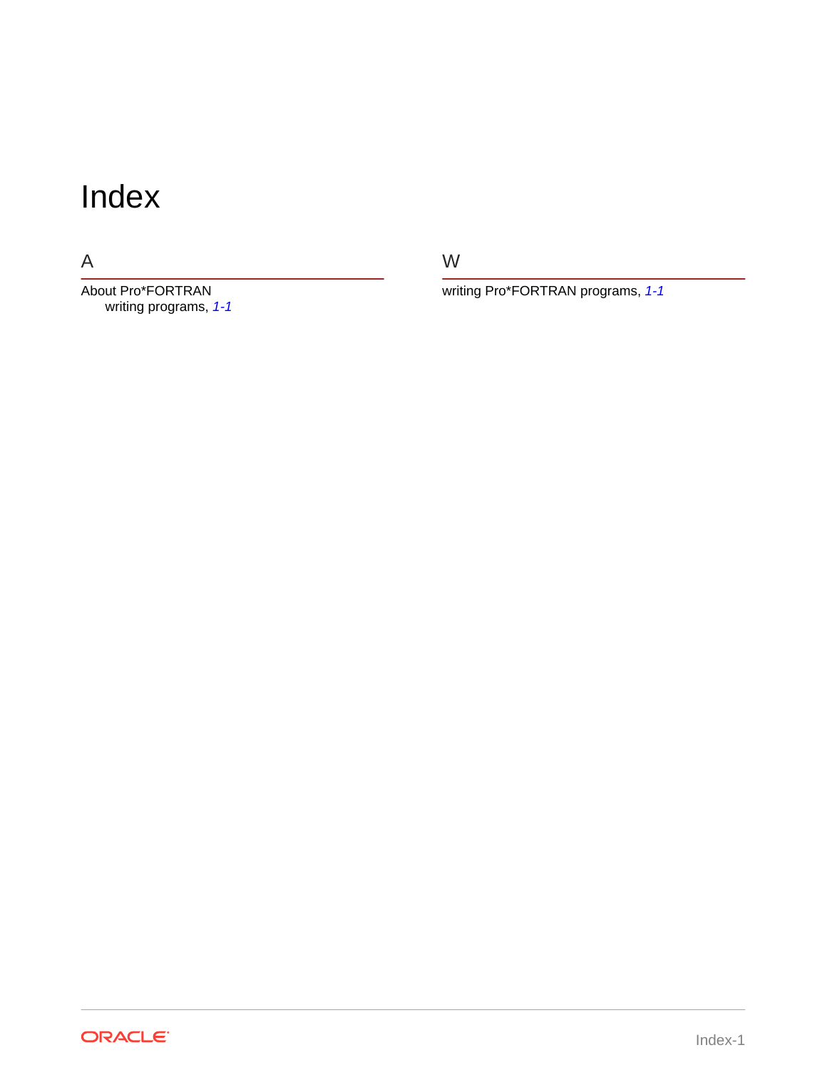# Index

## A

About Pro*FORTRAN
    writing programs, *1-1*

## W

writing Pro*FORTRAN programs, *1-1*